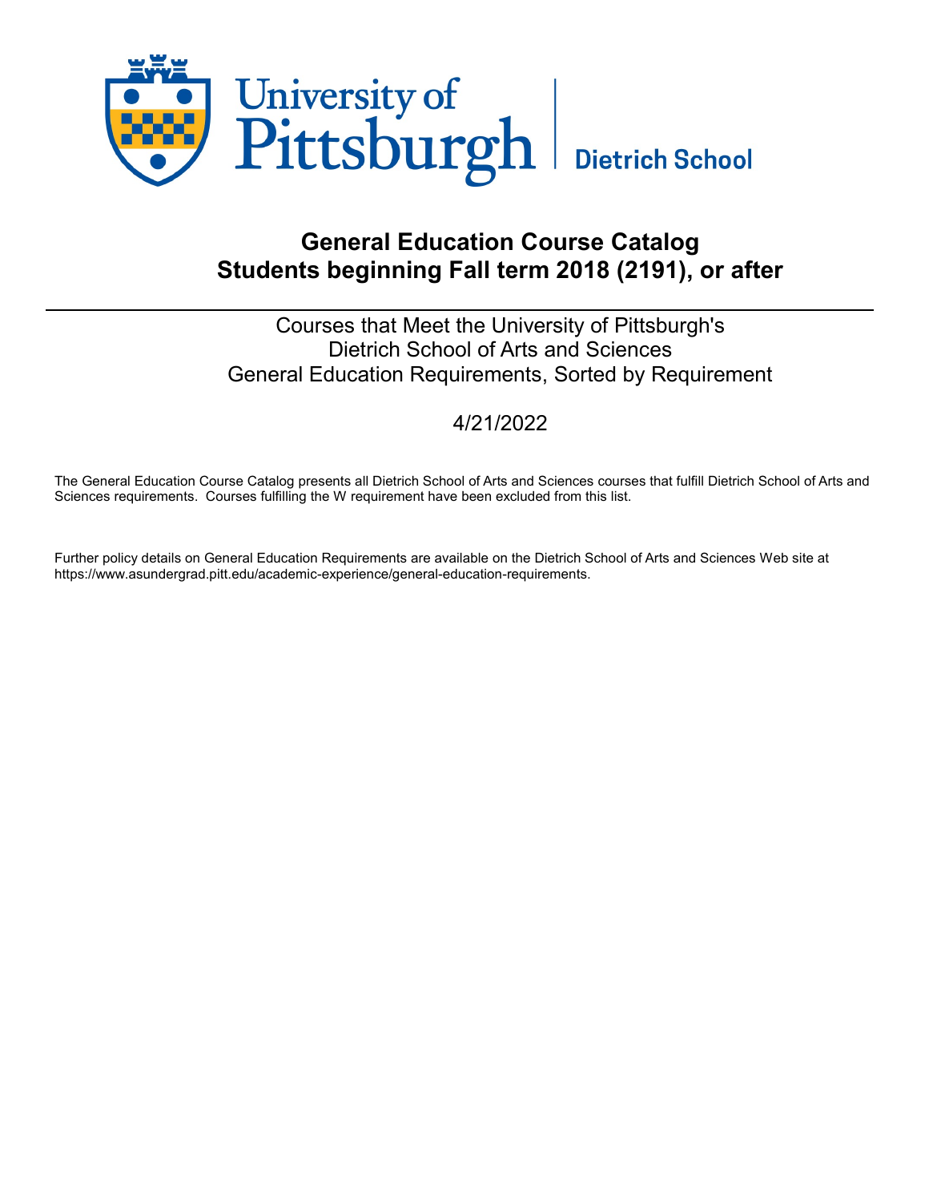University of Pittsburgh | Dietrich School

# General Education Course Catalog
# Students beginning Fall term 2018 (2191), or after

Courses that Meet the University of Pittsburgh's
Dietrich School of Arts and Sciences
General Education Requirements, Sorted by Requirement

4/21/2022

The General Education Course Catalog presents all Dietrich School of Arts and Sciences courses that fulfill Dietrich School of Arts and Sciences requirements. Courses fulfilling the W requirement have been excluded from this list.

Further policy details on General Education Requirements are available on the Dietrich School of Arts and Sciences Web site at https://www.asundergrad.pitt.edu/academic-experience/general-education-requirements.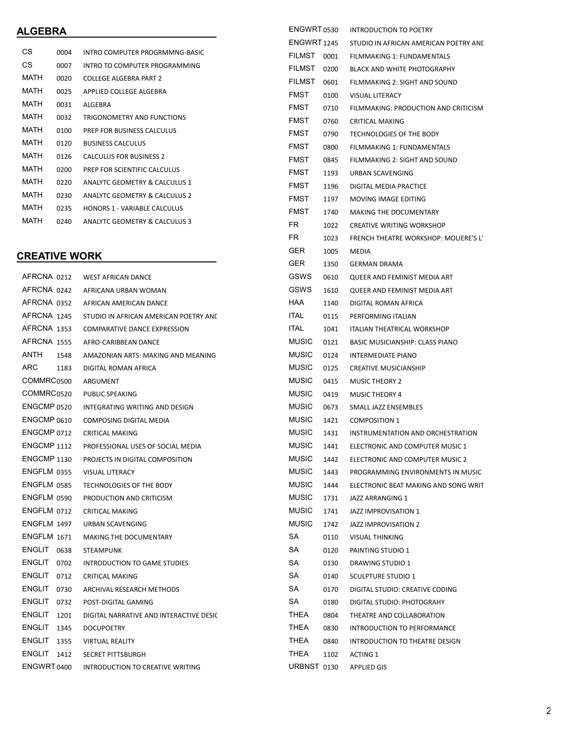## ALGEBRA

| | | |
|---|---|---|
| CS | 0004 | INTRO COMPUTER PROGRMMNG-BASIC |
| CS | 0007 | INTRO TO COMPUTER PROGRAMMING |
| MATH | 0020 | COLLEGE ALGEBRA PART 2 |
| MATH | 0025 | APPLIED COLLEGE ALGEBRA |
| MATH | 0031 | ALGEBRA |
| MATH | 0032 | TRIGONOMETRY AND FUNCTIONS |
| MATH | 0100 | PREP FOR BUSINESS CALCULUS |
| MATH | 0120 | BUSINESS CALCULUS |
| MATH | 0126 | CALCULUS FOR BUSINESS 2 |
| MATH | 0200 | PREP FOR SCIENTIFIC CALCULUS |
| MATH | 0220 | ANALYTC GEOMETRY & CALCULUS 1 |
| MATH | 0230 | ANALYTC GEOMETRY & CALCULUS 2 |
| MATH | 0235 | HONORS 1 - VARIABLE CALCULUS |
| MATH | 0240 | ANALYTC GEOMETRY & CALCULUS 3 |

## CREATIVE WORK

| | | |
|---|---|---|
| AFRCNA | 0212 | WEST AFRICAN DANCE |
| AFRCNA | 0242 | AFRICANA URBAN WOMAN |
| AFRCNA | 0352 | AFRICAN AMERICAN DANCE |
| AFRCNA | 1245 | STUDIO IN AFRICAN AMERICAN POETRY ANI |
| AFRCNA | 1353 | COMPARATIVE DANCE EXPRESSION |
| AFRCNA | 1555 | AFRO-CARIBBEAN DANCE |
| ANTH | 1548 | AMAZONIAN ARTS: MAKING AND MEANING |
| ARC | 1183 | DIGITAL ROMAN AFRICA |
| COMMRC | 0500 | ARGUMENT |
| COMMRC | 0520 | PUBLIC SPEAKING |
| ENGCMP | 0520 | INTEGRATING WRITING AND DESIGN |
| ENGCMP | 0610 | COMPOSING DIGITAL MEDIA |
| ENGCMP | 0712 | CRITICAL MAKING |
| ENGCMP | 1112 | PROFESSIONAL USES OF SOCIAL MEDIA |
| ENGCMP | 1130 | PROJECTS IN DIGITAL COMPOSITION |
| ENGFLM | 0355 | VISUAL LITERACY |
| ENGFLM | 0585 | TECHNOLOGIES OF THE BODY |
| ENGFLM | 0590 | PRODUCTION AND CRITICISM |
| ENGFLM | 0712 | CRITICAL MAKING |
| ENGFLM | 1497 | URBAN SCAVENGING |
| ENGFLM | 1671 | MAKING THE DOCUMENTARY |
| ENGLIT | 0638 | STEAMPUNK |
| ENGLIT | 0702 | INTRODUCTION TO GAME STUDIES |
| ENGLIT | 0712 | CRITICAL MAKING |
| ENGLIT | 0730 | ARCHIVAL RESEARCH METHODS |
| ENGLIT | 0732 | POST-DIGITAL GAMING |
| ENGLIT | 1201 | DIGITAL NARRATIVE AND INTERACTIVE DESIC |
| ENGLIT | 1345 | DOCUPOETRY |
| ENGLIT | 1355 | VIRTUAL REALITY |
| ENGLIT | 1412 | SECRET PITTSBURGH |
| ENGWRT | 0400 | INTRODUCTION TO CREATIVE WRITING |
| ENGWRT | 0530 | INTRODUCTION TO POETRY |
| ENGWRT | 1245 | STUDIO IN AFRICAN AMERICAN POETRY ANI |
| FILMST | 0001 | FILMMAKING 1: FUNDAMENTALS |
| FILMST | 0200 | BLACK AND WHITE PHOTOGRAPHY |
| FILMST | 0601 | FILMMAKING 2: SIGHT AND SOUND |
| FMST | 0100 | VISUAL LITERACY |
| FMST | 0710 | FILMMAKING: PRODUCTION AND CRITICISM |
| FMST | 0760 | CRITICAL MAKING |
| FMST | 0790 | TECHNOLOGIES OF THE BODY |
| FMST | 0800 | FILMMAKING 1: FUNDAMENTALS |
| FMST | 0845 | FILMMAKING 2: SIGHT AND SOUND |
| FMST | 1193 | URBAN SCAVENGING |
| FMST | 1196 | DIGITAL MEDIA PRACTICE |
| FMST | 1197 | MOVING IMAGE EDITING |
| FMST | 1740 | MAKING THE DOCUMENTARY |
| FR | 1022 | CREATIVE WRITING WORKSHOP |
| FR | 1023 | FRENCH THEATRE WORKSHOP: MOLIERE'S L' |
| GER | 1005 | MEDIA |
| GER | 1350 | GERMAN DRAMA |
| GSWS | 0610 | QUEER AND FEMINIST MEDIA ART |
| GSWS | 1610 | QUEER AND FEMINIST MEDIA ART |
| HAA | 1140 | DIGITAL ROMAN AFRICA |
| ITAL | 0115 | PERFORMING ITALIAN |
| ITAL | 1041 | ITALIAN THEATRICAL WORKSHOP |
| MUSIC | 0121 | BASIC MUSICIANSHIP: CLASS PIANO |
| MUSIC | 0124 | INTERMEDIATE PIANO |
| MUSIC | 0125 | CREATIVE MUSICIANSHIP |
| MUSIC | 0415 | MUSIC THEORY 2 |
| MUSIC | 0419 | MUSIC THEORY 4 |
| MUSIC | 0673 | SMALL JAZZ ENSEMBLES |
| MUSIC | 1421 | COMPOSITION 1 |
| MUSIC | 1431 | INSTRUMENTATION AND ORCHESTRATION |
| MUSIC | 1441 | ELECTRONIC AND COMPUTER MUSIC 1 |
| MUSIC | 1442 | ELECTRONIC AND COMPUTER MUSIC 2 |
| MUSIC | 1443 | PROGRAMMING ENVIRONMENTS IN MUSIC |
| MUSIC | 1444 | ELECTRONIC BEAT MAKING AND SONG WRIT |
| MUSIC | 1731 | JAZZ ARRANGING 1 |
| MUSIC | 1741 | JAZZ IMPROVISATION 1 |
| MUSIC | 1742 | JAZZ IMPROVISATION 2 |
| SA | 0110 | VISUAL THINKING |
| SA | 0120 | PAINTING STUDIO 1 |
| SA | 0130 | DRAWING STUDIO 1 |
| SA | 0140 | SCULPTURE STUDIO 1 |
| SA | 0170 | DIGITAL STUDIO: CREATIVE CODING |
| SA | 0180 | DIGITAL STUDIO: PHOTOGRAHY |
| THEA | 0804 | THEATRE AND COLLABORATION |
| THEA | 0830 | INTRODUCTION TO PERFORMANCE |
| THEA | 0840 | INTRODUCTION TO THEATRE DESIGN |
| THEA | 1102 | ACTING 1 |
| URBNST | 0130 | APPLIED GIS |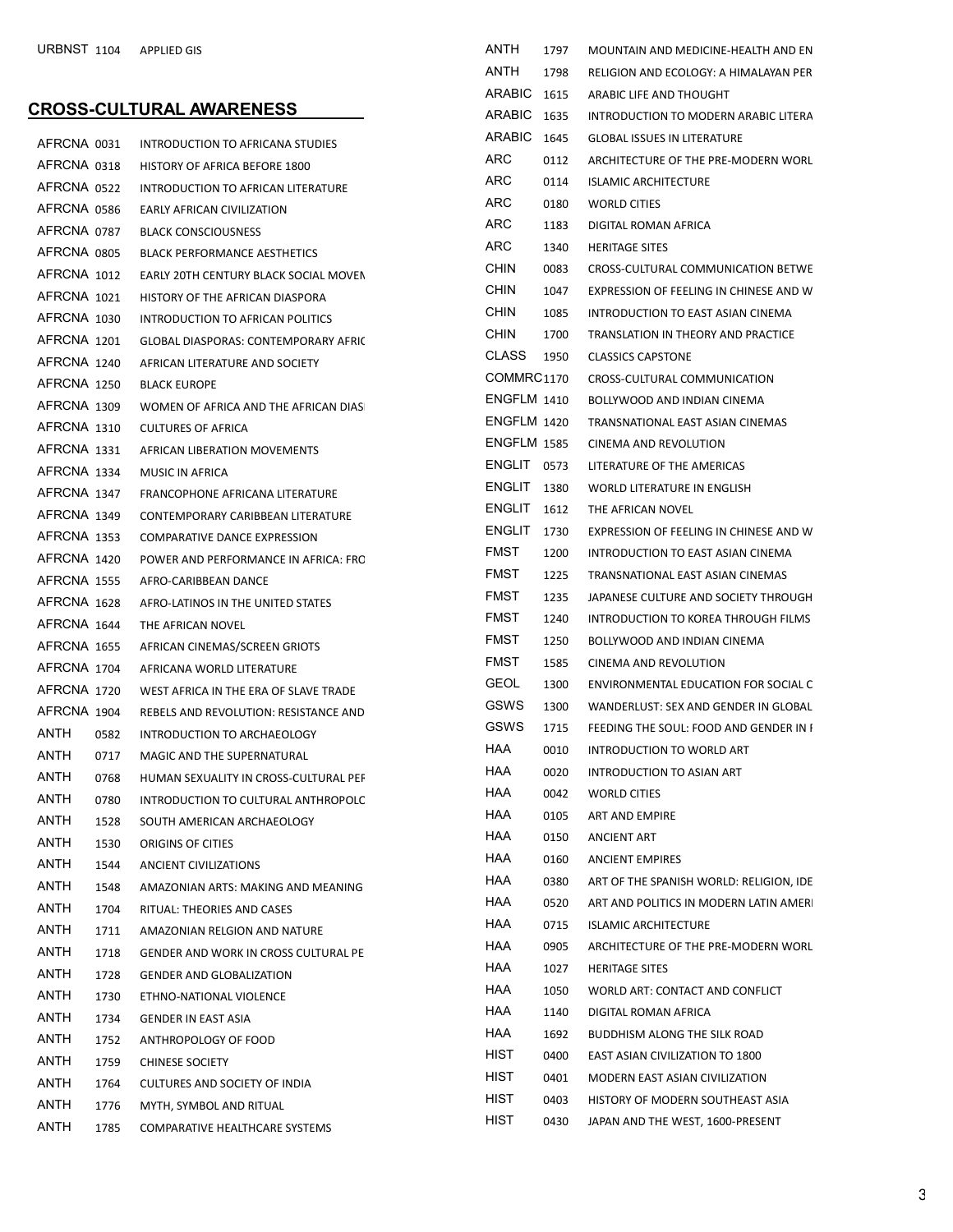| | | |
|---|---|---|
| URBNST | 1104 | APPLIED GIS |

## CROSS-CULTURAL AWARENESS

| | | |
|---|---|---|
| AFRCNA | 0031 | INTRODUCTION TO AFRICANA STUDIES |
| AFRCNA | 0318 | HISTORY OF AFRICA BEFORE 1800 |
| AFRCNA | 0522 | INTRODUCTION TO AFRICAN LITERATURE |
| AFRCNA | 0586 | EARLY AFRICAN CIVILIZATION |
| AFRCNA | 0787 | BLACK CONSCIOUSNESS |
| AFRCNA | 0805 | BLACK PERFORMANCE AESTHETICS |
| AFRCNA | 1012 | EARLY 20TH CENTURY BLACK SOCIAL MOVEN |
| AFRCNA | 1021 | HISTORY OF THE AFRICAN DIASPORA |
| AFRCNA | 1030 | INTRODUCTION TO AFRICAN POLITICS |
| AFRCNA | 1201 | GLOBAL DIASPORAS: CONTEMPORARY AFRIC |
| AFRCNA | 1240 | AFRICAN LITERATURE AND SOCIETY |
| AFRCNA | 1250 | BLACK EUROPE |
| AFRCNA | 1309 | WOMEN OF AFRICA AND THE AFRICAN DIAS |
| AFRCNA | 1310 | CULTURES OF AFRICA |
| AFRCNA | 1331 | AFRICAN LIBERATION MOVEMENTS |
| AFRCNA | 1334 | MUSIC IN AFRICA |
| AFRCNA | 1347 | FRANCOPHONE AFRICANA LITERATURE |
| AFRCNA | 1349 | CONTEMPORARY CARIBBEAN LITERATURE |
| AFRCNA | 1353 | COMPARATIVE DANCE EXPRESSION |
| AFRCNA | 1420 | POWER AND PERFORMANCE IN AFRICA: FRO |
| AFRCNA | 1555 | AFRO-CARIBBEAN DANCE |
| AFRCNA | 1628 | AFRO-LATINOS IN THE UNITED STATES |
| AFRCNA | 1644 | THE AFRICAN NOVEL |
| AFRCNA | 1655 | AFRICAN CINEMAS/SCREEN GRIOTS |
| AFRCNA | 1704 | AFRICANA WORLD LITERATURE |
| AFRCNA | 1720 | WEST AFRICA IN THE ERA OF SLAVE TRADE |
| AFRCNA | 1904 | REBELS AND REVOLUTION: RESISTANCE AND |
| ANTH | 0582 | INTRODUCTION TO ARCHAEOLOGY |
| ANTH | 0717 | MAGIC AND THE SUPERNATURAL |
| ANTH | 0768 | HUMAN SEXUALITY IN CROSS-CULTURAL PEF |
| ANTH | 0780 | INTRODUCTION TO CULTURAL ANTHROPOLC |
| ANTH | 1528 | SOUTH AMERICAN ARCHAEOLOGY |
| ANTH | 1530 | ORIGINS OF CITIES |
| ANTH | 1544 | ANCIENT CIVILIZATIONS |
| ANTH | 1548 | AMAZONIAN ARTS: MAKING AND MEANING |
| ANTH | 1704 | RITUAL: THEORIES AND CASES |
| ANTH | 1711 | AMAZONIAN RELGION AND NATURE |
| ANTH | 1718 | GENDER AND WORK IN CROSS CULTURAL PE |
| ANTH | 1728 | GENDER AND GLOBALIZATION |
| ANTH | 1730 | ETHNO-NATIONAL VIOLENCE |
| ANTH | 1734 | GENDER IN EAST ASIA |
| ANTH | 1752 | ANTHROPOLOGY OF FOOD |
| ANTH | 1759 | CHINESE SOCIETY |
| ANTH | 1764 | CULTURES AND SOCIETY OF INDIA |
| ANTH | 1776 | MYTH, SYMBOL AND RITUAL |
| ANTH | 1785 | COMPARATIVE HEALTHCARE SYSTEMS |
| ANTH | 1797 | MOUNTAIN AND MEDICINE-HEALTH AND EN |
| ANTH | 1798 | RELIGION AND ECOLOGY: A HIMALAYAN PER |
| ARABIC | 1615 | ARABIC LIFE AND THOUGHT |
| ARABIC | 1635 | INTRODUCTION TO MODERN ARABIC LITERA |
| ARABIC | 1645 | GLOBAL ISSUES IN LITERATURE |
| ARC | 0112 | ARCHITECTURE OF THE PRE-MODERN WORL |
| ARC | 0114 | ISLAMIC ARCHITECTURE |
| ARC | 0180 | WORLD CITIES |
| ARC | 1183 | DIGITAL ROMAN AFRICA |
| ARC | 1340 | HERITAGE SITES |
| CHIN | 0083 | CROSS-CULTURAL COMMUNICATION BETWE |
| CHIN | 1047 | EXPRESSION OF FEELING IN CHINESE AND W |
| CHIN | 1085 | INTRODUCTION TO EAST ASIAN CINEMA |
| CHIN | 1700 | TRANSLATION IN THEORY AND PRACTICE |
| CLASS | 1950 | CLASSICS CAPSTONE |
| COMMRC | 1170 | CROSS-CULTURAL COMMUNICATION |
| ENGFLM | 1410 | BOLLYWOOD AND INDIAN CINEMA |
| ENGFLM | 1420 | TRANSNATIONAL EAST ASIAN CINEMAS |
| ENGFLM | 1585 | CINEMA AND REVOLUTION |
| ENGLIT | 0573 | LITERATURE OF THE AMERICAS |
| ENGLIT | 1380 | WORLD LITERATURE IN ENGLISH |
| ENGLIT | 1612 | THE AFRICAN NOVEL |
| ENGLIT | 1730 | EXPRESSION OF FEELING IN CHINESE AND W |
| FMST | 1200 | INTRODUCTION TO EAST ASIAN CINEMA |
| FMST | 1225 | TRANSNATIONAL EAST ASIAN CINEMAS |
| FMST | 1235 | JAPANESE CULTURE AND SOCIETY THROUGH |
| FMST | 1240 | INTRODUCTION TO KOREA THROUGH FILMS |
| FMST | 1250 | BOLLYWOOD AND INDIAN CINEMA |
| FMST | 1585 | CINEMA AND REVOLUTION |
| GEOL | 1300 | ENVIRONMENTAL EDUCATION FOR SOCIAL C |
| GSWS | 1300 | WANDERLUST: SEX AND GENDER IN GLOBAL |
| GSWS | 1715 | FEEDING THE SOUL: FOOD AND GENDER IN I |
| HAA | 0010 | INTRODUCTION TO WORLD ART |
| HAA | 0020 | INTRODUCTION TO ASIAN ART |
| HAA | 0042 | WORLD CITIES |
| HAA | 0105 | ART AND EMPIRE |
| HAA | 0150 | ANCIENT ART |
| HAA | 0160 | ANCIENT EMPIRES |
| HAA | 0380 | ART OF THE SPANISH WORLD: RELIGION, IDE |
| HAA | 0520 | ART AND POLITICS IN MODERN LATIN AMERI |
| HAA | 0715 | ISLAMIC ARCHITECTURE |
| HAA | 0905 | ARCHITECTURE OF THE PRE-MODERN WORL |
| HAA | 1027 | HERITAGE SITES |
| HAA | 1050 | WORLD ART: CONTACT AND CONFLICT |
| HAA | 1140 | DIGITAL ROMAN AFRICA |
| HAA | 1692 | BUDDHISM ALONG THE SILK ROAD |
| HIST | 0400 | EAST ASIAN CIVILIZATION TO 1800 |
| HIST | 0401 | MODERN EAST ASIAN CIVILIZATION |
| HIST | 0403 | HISTORY OF MODERN SOUTHEAST ASIA |
| HIST | 0430 | JAPAN AND THE WEST, 1600-PRESENT |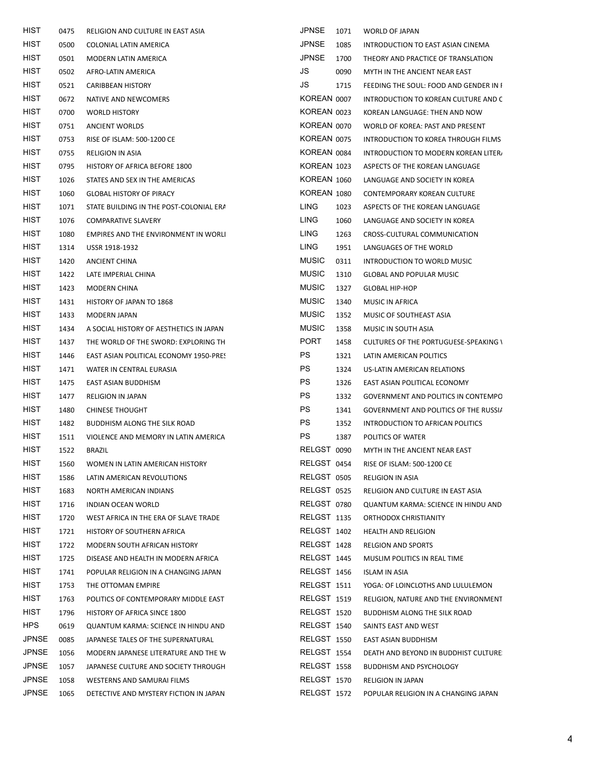| | | |
|---|---|---|
| HIST | 0475 | RELIGION AND CULTURE IN EAST ASIA |
| HIST | 0500 | COLONIAL LATIN AMERICA |
| HIST | 0501 | MODERN LATIN AMERICA |
| HIST | 0502 | AFRO-LATIN AMERICA |
| HIST | 0521 | CARIBBEAN HISTORY |
| HIST | 0672 | NATIVE AND NEWCOMERS |
| HIST | 0700 | WORLD HISTORY |
| HIST | 0751 | ANCIENT WORLDS |
| HIST | 0753 | RISE OF ISLAM: 500-1200 CE |
| HIST | 0755 | RELIGION IN ASIA |
| HIST | 0795 | HISTORY OF AFRICA BEFORE 1800 |
| HIST | 1026 | STATES AND SEX IN THE AMERICAS |
| HIST | 1060 | GLOBAL HISTORY OF PIRACY |
| HIST | 1071 | STATE BUILDING IN THE POST-COLONIAL ERA |
| HIST | 1076 | COMPARATIVE SLAVERY |
| HIST | 1080 | EMPIRES AND THE ENVIRONMENT IN WORLI |
| HIST | 1314 | USSR 1918-1932 |
| HIST | 1420 | ANCIENT CHINA |
| HIST | 1422 | LATE IMPERIAL CHINA |
| HIST | 1423 | MODERN CHINA |
| HIST | 1431 | HISTORY OF JAPAN TO 1868 |
| HIST | 1433 | MODERN JAPAN |
| HIST | 1434 | A SOCIAL HISTORY OF AESTHETICS IN JAPAN |
| HIST | 1437 | THE WORLD OF THE SWORD: EXPLORING TH |
| HIST | 1446 | EAST ASIAN POLITICAL ECONOMY 1950-PRES |
| HIST | 1471 | WATER IN CENTRAL EURASIA |
| HIST | 1475 | EAST ASIAN BUDDHISM |
| HIST | 1477 | RELIGION IN JAPAN |
| HIST | 1480 | CHINESE THOUGHT |
| HIST | 1482 | BUDDHISM ALONG THE SILK ROAD |
| HIST | 1511 | VIOLENCE AND MEMORY IN LATIN AMERICA |
| HIST | 1522 | BRAZIL |
| HIST | 1560 | WOMEN IN LATIN AMERICAN HISTORY |
| HIST | 1586 | LATIN AMERICAN REVOLUTIONS |
| HIST | 1683 | NORTH AMERICAN INDIANS |
| HIST | 1716 | INDIAN OCEAN WORLD |
| HIST | 1720 | WEST AFRICA IN THE ERA OF SLAVE TRADE |
| HIST | 1721 | HISTORY OF SOUTHERN AFRICA |
| HIST | 1722 | MODERN SOUTH AFRICAN HISTORY |
| HIST | 1725 | DISEASE AND HEALTH IN MODERN AFRICA |
| HIST | 1741 | POPULAR RELIGION IN A CHANGING JAPAN |
| HIST | 1753 | THE OTTOMAN EMPIRE |
| HIST | 1763 | POLITICS OF CONTEMPORARY MIDDLE EAST |
| HIST | 1796 | HISTORY OF AFRICA SINCE 1800 |
| HPS | 0619 | QUANTUM KARMA: SCIENCE IN HINDU AND |
| JPNSE | 0085 | JAPANESE TALES OF THE SUPERNATURAL |
| JPNSE | 1056 | MODERN JAPANESE LITERATURE AND THE W |
| JPNSE | 1057 | JAPANESE CULTURE AND SOCIETY THROUGH |
| JPNSE | 1058 | WESTERNS AND SAMURAI FILMS |
| JPNSE | 1065 | DETECTIVE AND MYSTERY FICTION IN JAPAN |
| JPNSE | 1071 | WORLD OF JAPAN |
| JPNSE | 1085 | INTRODUCTION TO EAST ASIAN CINEMA |
| JPNSE | 1700 | THEORY AND PRACTICE OF TRANSLATION |
| JS | 0090 | MYTH IN THE ANCIENT NEAR EAST |
| JS | 1715 | FEEDING THE SOUL: FOOD AND GENDER IN I |
| KOREAN | 0007 | INTRODUCTION TO KOREAN CULTURE AND C |
| KOREAN | 0023 | KOREAN LANGUAGE: THEN AND NOW |
| KOREAN | 0070 | WORLD OF KOREA: PAST AND PRESENT |
| KOREAN | 0075 | INTRODUCTION TO KOREA THROUGH FILMS |
| KOREAN | 0084 | INTRODUCTION TO MODERN KOREAN LITERA |
| KOREAN | 1023 | ASPECTS OF THE KOREAN LANGUAGE |
| KOREAN | 1060 | LANGUAGE AND SOCIETY IN KOREA |
| KOREAN | 1080 | CONTEMPORARY KOREAN CULTURE |
| LING | 1023 | ASPECTS OF THE KOREAN LANGUAGE |
| LING | 1060 | LANGUAGE AND SOCIETY IN KOREA |
| LING | 1263 | CROSS-CULTURAL COMMUNICATION |
| LING | 1951 | LANGUAGES OF THE WORLD |
| MUSIC | 0311 | INTRODUCTION TO WORLD MUSIC |
| MUSIC | 1310 | GLOBAL AND POPULAR MUSIC |
| MUSIC | 1327 | GLOBAL HIP-HOP |
| MUSIC | 1340 | MUSIC IN AFRICA |
| MUSIC | 1352 | MUSIC OF SOUTHEAST ASIA |
| MUSIC | 1358 | MUSIC IN SOUTH ASIA |
| PORT | 1458 | CULTURES OF THE PORTUGUESE-SPEAKING \ |
| PS | 1321 | LATIN AMERICAN POLITICS |
| PS | 1324 | US-LATIN AMERICAN RELATIONS |
| PS | 1326 | EAST ASIAN POLITICAL ECONOMY |
| PS | 1332 | GOVERNMENT AND POLITICS IN CONTEMPO |
| PS | 1341 | GOVERNMENT AND POLITICS OF THE RUSSIA |
| PS | 1352 | INTRODUCTION TO AFRICAN POLITICS |
| PS | 1387 | POLITICS OF WATER |
| RELGST | 0090 | MYTH IN THE ANCIENT NEAR EAST |
| RELGST | 0454 | RISE OF ISLAM: 500-1200 CE |
| RELGST | 0505 | RELIGION IN ASIA |
| RELGST | 0525 | RELIGION AND CULTURE IN EAST ASIA |
| RELGST | 0780 | QUANTUM KARMA: SCIENCE IN HINDU AND |
| RELGST | 1135 | ORTHODOX CHRISTIANITY |
| RELGST | 1402 | HEALTH AND RELIGION |
| RELGST | 1428 | RELGION AND SPORTS |
| RELGST | 1445 | MUSLIM POLITICS IN REAL TIME |
| RELGST | 1456 | ISLAM IN ASIA |
| RELGST | 1511 | YOGA: OF LOINCLOTHS AND LULULEMON |
| RELGST | 1519 | RELIGION, NATURE AND THE ENVIRONMENT |
| RELGST | 1520 | BUDDHISM ALONG THE SILK ROAD |
| RELGST | 1540 | SAINTS EAST AND WEST |
| RELGST | 1550 | EAST ASIAN BUDDHISM |
| RELGST | 1554 | DEATH AND BEYOND IN BUDDHIST CULTURE |
| RELGST | 1558 | BUDDHISM AND PSYCHOLOGY |
| RELGST | 1570 | RELIGION IN JAPAN |
| RELGST | 1572 | POPULAR RELIGION IN A CHANGING JAPAN |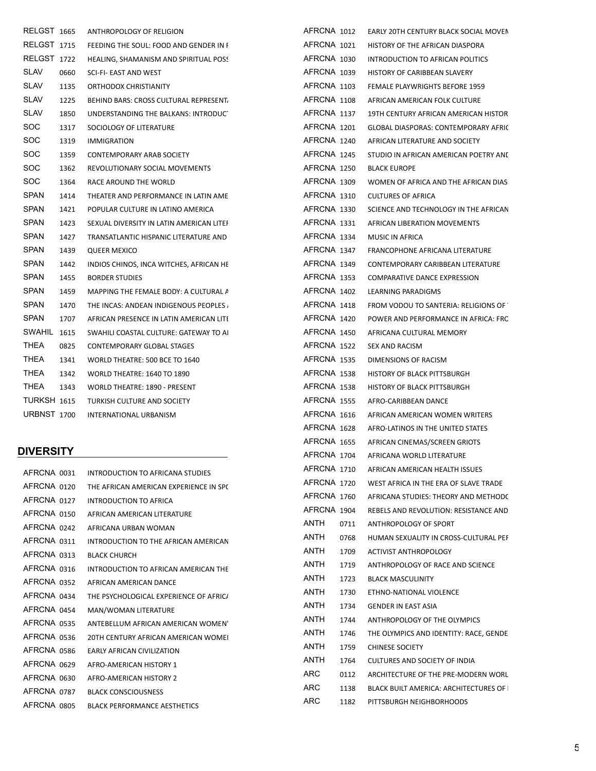| | | |
|---|---|---|
| RELGST | 1665 | ANTHROPOLOGY OF RELIGION |
| RELGST | 1715 | FEEDING THE SOUL: FOOD AND GENDER IN F |
| RELGST | 1722 | HEALING, SHAMANISM AND SPIRITUAL POSS |
| SLAV | 0660 | SCI-FI- EAST AND WEST |
| SLAV | 1135 | ORTHODOX CHRISTIANITY |
| SLAV | 1225 | BEHIND BARS: CROSS CULTURAL REPRESENTA |
| SLAV | 1850 | UNDERSTANDING THE BALKANS: INTRODUCT |
| SOC | 1317 | SOCIOLOGY OF LITERATURE |
| SOC | 1319 | IMMIGRATION |
| SOC | 1359 | CONTEMPORARY ARAB SOCIETY |
| SOC | 1362 | REVOLUTIONARY SOCIAL MOVEMENTS |
| SOC | 1364 | RACE AROUND THE WORLD |
| SPAN | 1414 | THEATER AND PERFORMANCE IN LATIN AME |
| SPAN | 1421 | POPULAR CULTURE IN LATINO AMERICA |
| SPAN | 1423 | SEXUAL DIVERSITY IN LATIN AMERICAN LITER |
| SPAN | 1427 | TRANSATLANTIC HISPANIC LITERATURE AND |
| SPAN | 1439 | QUEER MEXICO |
| SPAN | 1442 | INDIOS CHINOS, INCA WITCHES, AFRICAN HE |
| SPAN | 1455 | BORDER STUDIES |
| SPAN | 1459 | MAPPING THE FEMALE BODY: A CULTURAL A |
| SPAN | 1470 | THE INCAS: ANDEAN INDIGENOUS PEOPLES A |
| SPAN | 1707 | AFRICAN PRESENCE IN LATIN AMERICAN LITE |
| SWAHIL | 1615 | SWAHILI COASTAL CULTURE: GATEWAY TO AI |
| THEA | 0825 | CONTEMPORARY GLOBAL STAGES |
| THEA | 1341 | WORLD THEATRE: 500 BCE TO 1640 |
| THEA | 1342 | WORLD THEATRE: 1640 TO 1890 |
| THEA | 1343 | WORLD THEATRE: 1890 - PRESENT |
| TURKSH | 1615 | TURKISH CULTURE AND SOCIETY |
| URBNST | 1700 | INTERNATIONAL URBANISM |

## DIVERSITY

| | | |
|---|---|---|
| AFRCNA | 0031 | INTRODUCTION TO AFRICANA STUDIES |
| AFRCNA | 0120 | THE AFRICAN AMERICAN EXPERIENCE IN SPO |
| AFRCNA | 0127 | INTRODUCTION TO AFRICA |
| AFRCNA | 0150 | AFRICAN AMERICAN LITERATURE |
| AFRCNA | 0242 | AFRICANA URBAN WOMAN |
| AFRCNA | 0311 | INTRODUCTION TO THE AFRICAN AMERICAN |
| AFRCNA | 0313 | BLACK CHURCH |
| AFRCNA | 0316 | INTRODUCTION TO AFRICAN AMERICAN THE |
| AFRCNA | 0352 | AFRICAN AMERICAN DANCE |
| AFRCNA | 0434 | THE PSYCHOLOGICAL EXPERIENCE OF AFRICA |
| AFRCNA | 0454 | MAN/WOMAN LITERATURE |
| AFRCNA | 0535 | ANTEBELLUM AFRICAN AMERICAN WOMEN' |
| AFRCNA | 0536 | 20TH CENTURY AFRICAN AMERICAN WOMEI |
| AFRCNA | 0586 | EARLY AFRICAN CIVILIZATION |
| AFRCNA | 0629 | AFRO-AMERICAN HISTORY 1 |
| AFRCNA | 0630 | AFRO-AMERICAN HISTORY 2 |
| AFRCNA | 0787 | BLACK CONSCIOUSNESS |
| AFRCNA | 0805 | BLACK PERFORMANCE AESTHETICS |
| AFRCNA | 1012 | EARLY 20TH CENTURY BLACK SOCIAL MOVEN |
| AFRCNA | 1021 | HISTORY OF THE AFRICAN DIASPORA |
| AFRCNA | 1030 | INTRODUCTION TO AFRICAN POLITICS |
| AFRCNA | 1039 | HISTORY OF CARIBBEAN SLAVERY |
| AFRCNA | 1103 | FEMALE PLAYWRIGHTS BEFORE 1959 |
| AFRCNA | 1108 | AFRICAN AMERICAN FOLK CULTURE |
| AFRCNA | 1137 | 19TH CENTURY AFRICAN AMERICAN HISTOR |
| AFRCNA | 1201 | GLOBAL DIASPORAS: CONTEMPORARY AFRIC |
| AFRCNA | 1240 | AFRICAN LITERATURE AND SOCIETY |
| AFRCNA | 1245 | STUDIO IN AFRICAN AMERICAN POETRY AND |
| AFRCNA | 1250 | BLACK EUROPE |
| AFRCNA | 1309 | WOMEN OF AFRICA AND THE AFRICAN DIAS |
| AFRCNA | 1310 | CULTURES OF AFRICA |
| AFRCNA | 1330 | SCIENCE AND TECHNOLOGY IN THE AFRICAN |
| AFRCNA | 1331 | AFRICAN LIBERATION MOVEMENTS |
| AFRCNA | 1334 | MUSIC IN AFRICA |
| AFRCNA | 1347 | FRANCOPHONE AFRICANA LITERATURE |
| AFRCNA | 1349 | CONTEMPORARY CARIBBEAN LITERATURE |
| AFRCNA | 1353 | COMPARATIVE DANCE EXPRESSION |
| AFRCNA | 1402 | LEARNING PARADIGMS |
| AFRCNA | 1418 | FROM VODOU TO SANTERIA: RELIGIONS OF T |
| AFRCNA | 1420 | POWER AND PERFORMANCE IN AFRICA: FRC |
| AFRCNA | 1450 | AFRICANA CULTURAL MEMORY |
| AFRCNA | 1522 | SEX AND RACISM |
| AFRCNA | 1535 | DIMENSIONS OF RACISM |
| AFRCNA | 1538 | HISTORY OF BLACK PITTSBURGH |
| AFRCNA | 1538 | HISTORY OF BLACK PITTSBURGH |
| AFRCNA | 1555 | AFRO-CARIBBEAN DANCE |
| AFRCNA | 1616 | AFRICAN AMERICAN WOMEN WRITERS |
| AFRCNA | 1628 | AFRO-LATINOS IN THE UNITED STATES |
| AFRCNA | 1655 | AFRICAN CINEMAS/SCREEN GRIOTS |
| AFRCNA | 1704 | AFRICANA WORLD LITERATURE |
| AFRCNA | 1710 | AFRICAN AMERICAN HEALTH ISSUES |
| AFRCNA | 1720 | WEST AFRICA IN THE ERA OF SLAVE TRADE |
| AFRCNA | 1760 | AFRICANA STUDIES: THEORY AND METHODO |
| AFRCNA | 1904 | REBELS AND REVOLUTION: RESISTANCE AND |
| ANTH | 0711 | ANTHROPOLOGY OF SPORT |
| ANTH | 0768 | HUMAN SEXUALITY IN CROSS-CULTURAL PEF |
| ANTH | 1709 | ACTIVIST ANTHROPOLOGY |
| ANTH | 1719 | ANTHROPOLOGY OF RACE AND SCIENCE |
| ANTH | 1723 | BLACK MASCULINITY |
| ANTH | 1730 | ETHNO-NATIONAL VIOLENCE |
| ANTH | 1734 | GENDER IN EAST ASIA |
| ANTH | 1744 | ANTHROPOLOGY OF THE OLYMPICS |
| ANTH | 1746 | THE OLYMPICS AND IDENTITY: RACE, GENDE |
| ANTH | 1759 | CHINESE SOCIETY |
| ANTH | 1764 | CULTURES AND SOCIETY OF INDIA |
| ARC | 0112 | ARCHITECTURE OF THE PRE-MODERN WORL |
| ARC | 1138 | BLACK BUILT AMERICA: ARCHITECTURES OF I |
| ARC | 1182 | PITTSBURGH NEIGHBORHOODS |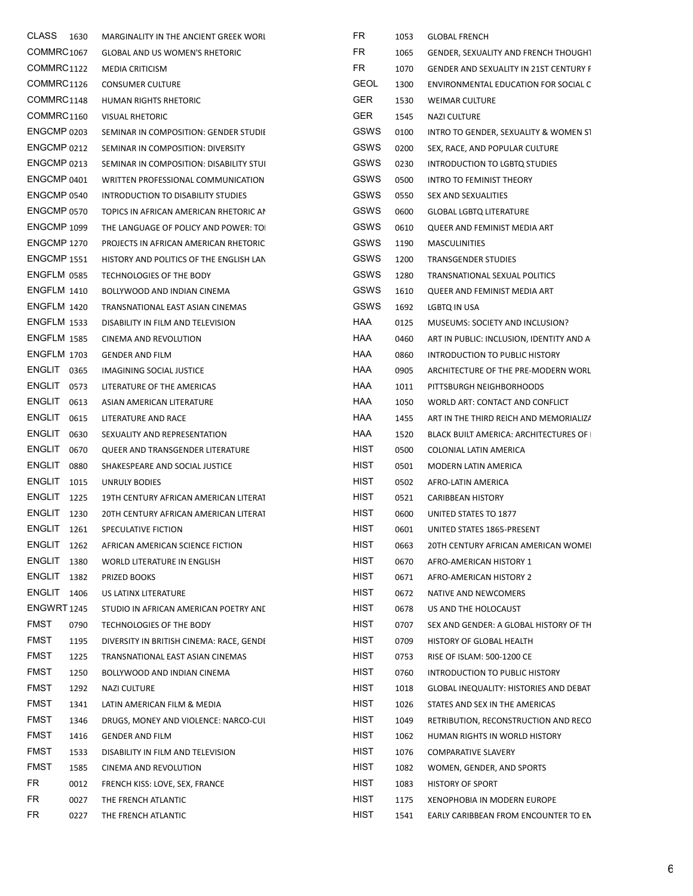| | | |
|---|---|---|
| CLASS | 1630 | MARGINALITY IN THE ANCIENT GREEK WORL |
| COMMRC | 1067 | GLOBAL AND US WOMEN'S RHETORIC |
| COMMRC | 1122 | MEDIA CRITICISM |
| COMMRC | 1126 | CONSUMER CULTURE |
| COMMRC | 1148 | HUMAN RIGHTS RHETORIC |
| COMMRC | 1160 | VISUAL RHETORIC |
| ENGCMP | 0203 | SEMINAR IN COMPOSITION: GENDER STUDIE |
| ENGCMP | 0212 | SEMINAR IN COMPOSITION: DIVERSITY |
| ENGCMP | 0213 | SEMINAR IN COMPOSITION: DISABILITY STUI |
| ENGCMP | 0401 | WRITTEN PROFESSIONAL COMMUNICATION |
| ENGCMP | 0540 | INTRODUCTION TO DISABILITY STUDIES |
| ENGCMP | 0570 | TOPICS IN AFRICAN AMERICAN RHETORIC AI |
| ENGCMP | 1099 | THE LANGUAGE OF POLICY AND POWER: TOI |
| ENGCMP | 1270 | PROJECTS IN AFRICAN AMERICAN RHETORIC |
| ENGCMP | 1551 | HISTORY AND POLITICS OF THE ENGLISH LAN |
| ENGFLM | 0585 | TECHNOLOGIES OF THE BODY |
| ENGFLM | 1410 | BOLLYWOOD AND INDIAN CINEMA |
| ENGFLM | 1420 | TRANSNATIONAL EAST ASIAN CINEMAS |
| ENGFLM | 1533 | DISABILITY IN FILM AND TELEVISION |
| ENGFLM | 1585 | CINEMA AND REVOLUTION |
| ENGFLM | 1703 | GENDER AND FILM |
| ENGLIT | 0365 | IMAGINING SOCIAL JUSTICE |
| ENGLIT | 0573 | LITERATURE OF THE AMERICAS |
| ENGLIT | 0613 | ASIAN AMERICAN LITERATURE |
| ENGLIT | 0615 | LITERATURE AND RACE |
| ENGLIT | 0630 | SEXUALITY AND REPRESENTATION |
| ENGLIT | 0670 | QUEER AND TRANSGENDER LITERATURE |
| ENGLIT | 0880 | SHAKESPEARE AND SOCIAL JUSTICE |
| ENGLIT | 1015 | UNRULY BODIES |
| ENGLIT | 1225 | 19TH CENTURY AFRICAN AMERICAN LITERAT |
| ENGLIT | 1230 | 20TH CENTURY AFRICAN AMERICAN LITERAT |
| ENGLIT | 1261 | SPECULATIVE FICTION |
| ENGLIT | 1262 | AFRICAN AMERICAN SCIENCE FICTION |
| ENGLIT | 1380 | WORLD LITERATURE IN ENGLISH |
| ENGLIT | 1382 | PRIZED BOOKS |
| ENGLIT | 1406 | US LATINX LITERATURE |
| ENGWRT | 1245 | STUDIO IN AFRICAN AMERICAN POETRY ANI |
| FMST | 0790 | TECHNOLOGIES OF THE BODY |
| FMST | 1195 | DIVERSITY IN BRITISH CINEMA: RACE, GENDI |
| FMST | 1225 | TRANSNATIONAL EAST ASIAN CINEMAS |
| FMST | 1250 | BOLLYWOOD AND INDIAN CINEMA |
| FMST | 1292 | NAZI CULTURE |
| FMST | 1341 | LATIN AMERICAN FILM & MEDIA |
| FMST | 1346 | DRUGS, MONEY AND VIOLENCE: NARCO-CUL |
| FMST | 1416 | GENDER AND FILM |
| FMST | 1533 | DISABILITY IN FILM AND TELEVISION |
| FMST | 1585 | CINEMA AND REVOLUTION |
| FR | 0012 | FRENCH KISS: LOVE, SEX, FRANCE |
| FR | 0027 | THE FRENCH ATLANTIC |
| FR | 0227 | THE FRENCH ATLANTIC |
| FR | 1053 | GLOBAL FRENCH |
| FR | 1065 | GENDER, SEXUALITY AND FRENCH THOUGHT |
| FR | 1070 | GENDER AND SEXUALITY IN 21ST CENTURY F |
| GEOL | 1300 | ENVIRONMENTAL EDUCATION FOR SOCIAL C |
| GER | 1530 | WEIMAR CULTURE |
| GER | 1545 | NAZI CULTURE |
| GSWS | 0100 | INTRO TO GENDER, SEXUALITY & WOMEN ST |
| GSWS | 0200 | SEX, RACE, AND POPULAR CULTURE |
| GSWS | 0230 | INTRODUCTION TO LGBTQ STUDIES |
| GSWS | 0500 | INTRO TO FEMINIST THEORY |
| GSWS | 0550 | SEX AND SEXUALITIES |
| GSWS | 0600 | GLOBAL LGBTQ LITERATURE |
| GSWS | 0610 | QUEER AND FEMINIST MEDIA ART |
| GSWS | 1190 | MASCULINITIES |
| GSWS | 1200 | TRANSGENDER STUDIES |
| GSWS | 1280 | TRANSNATIONAL SEXUAL POLITICS |
| GSWS | 1610 | QUEER AND FEMINIST MEDIA ART |
| GSWS | 1692 | LGBTQ IN USA |
| HAA | 0125 | MUSEUMS: SOCIETY AND INCLUSION? |
| HAA | 0460 | ART IN PUBLIC: INCLUSION, IDENTITY AND A |
| HAA | 0860 | INTRODUCTION TO PUBLIC HISTORY |
| HAA | 0905 | ARCHITECTURE OF THE PRE-MODERN WORL |
| HAA | 1011 | PITTSBURGH NEIGHBORHOODS |
| HAA | 1050 | WORLD ART: CONTACT AND CONFLICT |
| HAA | 1455 | ART IN THE THIRD REICH AND MEMORIALIZA |
| HAA | 1520 | BLACK BUILT AMERICA: ARCHITECTURES OF I |
| HIST | 0500 | COLONIAL LATIN AMERICA |
| HIST | 0501 | MODERN LATIN AMERICA |
| HIST | 0502 | AFRO-LATIN AMERICA |
| HIST | 0521 | CARIBBEAN HISTORY |
| HIST | 0600 | UNITED STATES TO 1877 |
| HIST | 0601 | UNITED STATES 1865-PRESENT |
| HIST | 0663 | 20TH CENTURY AFRICAN AMERICAN WOMEI |
| HIST | 0670 | AFRO-AMERICAN HISTORY 1 |
| HIST | 0671 | AFRO-AMERICAN HISTORY 2 |
| HIST | 0672 | NATIVE AND NEWCOMERS |
| HIST | 0678 | US AND THE HOLOCAUST |
| HIST | 0707 | SEX AND GENDER: A GLOBAL HISTORY OF TH |
| HIST | 0709 | HISTORY OF GLOBAL HEALTH |
| HIST | 0753 | RISE OF ISLAM: 500-1200 CE |
| HIST | 0760 | INTRODUCTION TO PUBLIC HISTORY |
| HIST | 1018 | GLOBAL INEQUALITY: HISTORIES AND DEBAT |
| HIST | 1026 | STATES AND SEX IN THE AMERICAS |
| HIST | 1049 | RETRIBUTION, RECONSTRUCTION AND RECO |
| HIST | 1062 | HUMAN RIGHTS IN WORLD HISTORY |
| HIST | 1076 | COMPARATIVE SLAVERY |
| HIST | 1082 | WOMEN, GENDER, AND SPORTS |
| HIST | 1083 | HISTORY OF SPORT |
| HIST | 1175 | XENOPHOBIA IN MODERN EUROPE |
| HIST | 1541 | EARLY CARIBBEAN FROM ENCOUNTER TO EN |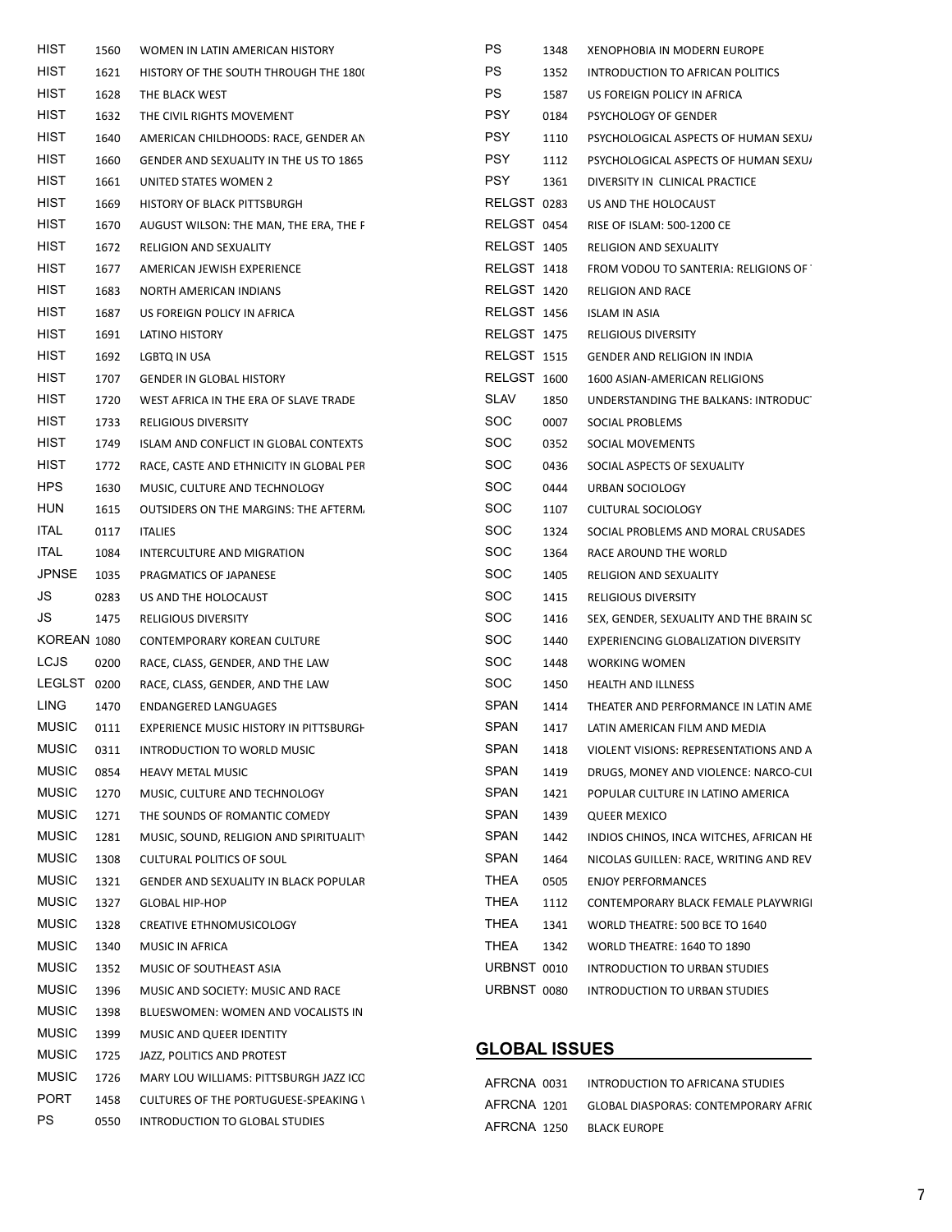| | | |
|---|---|---|
| HIST | 1560 | WOMEN IN LATIN AMERICAN HISTORY |
| HIST | 1621 | HISTORY OF THE SOUTH THROUGH THE 180( |
| HIST | 1628 | THE BLACK WEST |
| HIST | 1632 | THE CIVIL RIGHTS MOVEMENT |
| HIST | 1640 | AMERICAN CHILDHOODS: RACE, GENDER AN |
| HIST | 1660 | GENDER AND SEXUALITY IN THE US TO 1865 |
| HIST | 1661 | UNITED STATES WOMEN 2 |
| HIST | 1669 | HISTORY OF BLACK PITTSBURGH |
| HIST | 1670 | AUGUST WILSON: THE MAN, THE ERA, THE F |
| HIST | 1672 | RELIGION AND SEXUALITY |
| HIST | 1677 | AMERICAN JEWISH EXPERIENCE |
| HIST | 1683 | NORTH AMERICAN INDIANS |
| HIST | 1687 | US FOREIGN POLICY IN AFRICA |
| HIST | 1691 | LATINO HISTORY |
| HIST | 1692 | LGBTQ IN USA |
| HIST | 1707 | GENDER IN GLOBAL HISTORY |
| HIST | 1720 | WEST AFRICA IN THE ERA OF SLAVE TRADE |
| HIST | 1733 | RELIGIOUS DIVERSITY |
| HIST | 1749 | ISLAM AND CONFLICT IN GLOBAL CONTEXTS |
| HIST | 1772 | RACE, CASTE AND ETHNICITY IN GLOBAL PER |
| HPS | 1630 | MUSIC, CULTURE AND TECHNOLOGY |
| HUN | 1615 | OUTSIDERS ON THE MARGINS: THE AFTERM |
| ITAL | 0117 | ITALIES |
| ITAL | 1084 | INTERCULTURE AND MIGRATION |
| JPNSE | 1035 | PRAGMATICS OF JAPANESE |
| JS | 0283 | US AND THE HOLOCAUST |
| JS | 1475 | RELIGIOUS DIVERSITY |
| KOREAN | 1080 | CONTEMPORARY KOREAN CULTURE |
| LCJS | 0200 | RACE, CLASS, GENDER, AND THE LAW |
| LEGLST | 0200 | RACE, CLASS, GENDER, AND THE LAW |
| LING | 1470 | ENDANGERED LANGUAGES |
| MUSIC | 0111 | EXPERIENCE MUSIC HISTORY IN PITTSBURGH |
| MUSIC | 0311 | INTRODUCTION TO WORLD MUSIC |
| MUSIC | 0854 | HEAVY METAL MUSIC |
| MUSIC | 1270 | MUSIC, CULTURE AND TECHNOLOGY |
| MUSIC | 1271 | THE SOUNDS OF ROMANTIC COMEDY |
| MUSIC | 1281 | MUSIC, SOUND, RELIGION AND SPIRITUALITY |
| MUSIC | 1308 | CULTURAL POLITICS OF SOUL |
| MUSIC | 1321 | GENDER AND SEXUALITY IN BLACK POPULAR |
| MUSIC | 1327 | GLOBAL HIP-HOP |
| MUSIC | 1328 | CREATIVE ETHNOMUSICOLOGY |
| MUSIC | 1340 | MUSIC IN AFRICA |
| MUSIC | 1352 | MUSIC OF SOUTHEAST ASIA |
| MUSIC | 1396 | MUSIC AND SOCIETY: MUSIC AND RACE |
| MUSIC | 1398 | BLUESWOMEN: WOMEN AND VOCALISTS IN |
| MUSIC | 1399 | MUSIC AND QUEER IDENTITY |
| MUSIC | 1725 | JAZZ, POLITICS AND PROTEST |
| MUSIC | 1726 | MARY LOU WILLIAMS: PITTSBURGH JAZZ ICO |
| PORT | 1458 | CULTURES OF THE PORTUGUESE-SPEAKING \ |
| PS | 0550 | INTRODUCTION TO GLOBAL STUDIES |
| PS | 1348 | XENOPHOBIA IN MODERN EUROPE |
| PS | 1352 | INTRODUCTION TO AFRICAN POLITICS |
| PS | 1587 | US FOREIGN POLICY IN AFRICA |
| PSY | 0184 | PSYCHOLOGY OF GENDER |
| PSY | 1110 | PSYCHOLOGICAL ASPECTS OF HUMAN SEXU/ |
| PSY | 1112 | PSYCHOLOGICAL ASPECTS OF HUMAN SEXU/ |
| PSY | 1361 | DIVERSITY IN CLINICAL PRACTICE |
| RELGST | 0283 | US AND THE HOLOCAUST |
| RELGST | 0454 | RISE OF ISLAM: 500-1200 CE |
| RELGST | 1405 | RELIGION AND SEXUALITY |
| RELGST | 1418 | FROM VODOU TO SANTERIA: RELIGIONS OF |
| RELGST | 1420 | RELIGION AND RACE |
| RELGST | 1456 | ISLAM IN ASIA |
| RELGST | 1475 | RELIGIOUS DIVERSITY |
| RELGST | 1515 | GENDER AND RELIGION IN INDIA |
| RELGST | 1600 | 1600 ASIAN-AMERICAN RELIGIONS |
| SLAV | 1850 | UNDERSTANDING THE BALKANS: INTRODUCT |
| SOC | 0007 | SOCIAL PROBLEMS |
| SOC | 0352 | SOCIAL MOVEMENTS |
| SOC | 0436 | SOCIAL ASPECTS OF SEXUALITY |
| SOC | 0444 | URBAN SOCIOLOGY |
| SOC | 1107 | CULTURAL SOCIOLOGY |
| SOC | 1324 | SOCIAL PROBLEMS AND MORAL CRUSADES |
| SOC | 1364 | RACE AROUND THE WORLD |
| SOC | 1405 | RELIGION AND SEXUALITY |
| SOC | 1415 | RELIGIOUS DIVERSITY |
| SOC | 1416 | SEX, GENDER, SEXUALITY AND THE BRAIN SC |
| SOC | 1440 | EXPERIENCING GLOBALIZATION DIVERSITY |
| SOC | 1448 | WORKING WOMEN |
| SOC | 1450 | HEALTH AND ILLNESS |
| SPAN | 1414 | THEATER AND PERFORMANCE IN LATIN AME |
| SPAN | 1417 | LATIN AMERICAN FILM AND MEDIA |
| SPAN | 1418 | VIOLENT VISIONS: REPRESENTATIONS AND A |
| SPAN | 1419 | DRUGS, MONEY AND VIOLENCE: NARCO-CUI |
| SPAN | 1421 | POPULAR CULTURE IN LATINO AMERICA |
| SPAN | 1439 | QUEER MEXICO |
| SPAN | 1442 | INDIOS CHINOS, INCA WITCHES, AFRICAN HE |
| SPAN | 1464 | NICOLAS GUILLEN: RACE, WRITING AND REV |
| THEA | 0505 | ENJOY PERFORMANCES |
| THEA | 1112 | CONTEMPORARY BLACK FEMALE PLAYWRIGI |
| THEA | 1341 | WORLD THEATRE: 500 BCE TO 1640 |
| THEA | 1342 | WORLD THEATRE: 1640 TO 1890 |
| URBNST | 0010 | INTRODUCTION TO URBAN STUDIES |
| URBNST | 0080 | INTRODUCTION TO URBAN STUDIES |

## GLOBAL ISSUES

| | | |
|---|---|---|
| AFRCNA | 0031 | INTRODUCTION TO AFRICANA STUDIES |
| AFRCNA | 1201 | GLOBAL DIASPORAS: CONTEMPORARY AFRIC |
| AFRCNA | 1250 | BLACK EUROPE |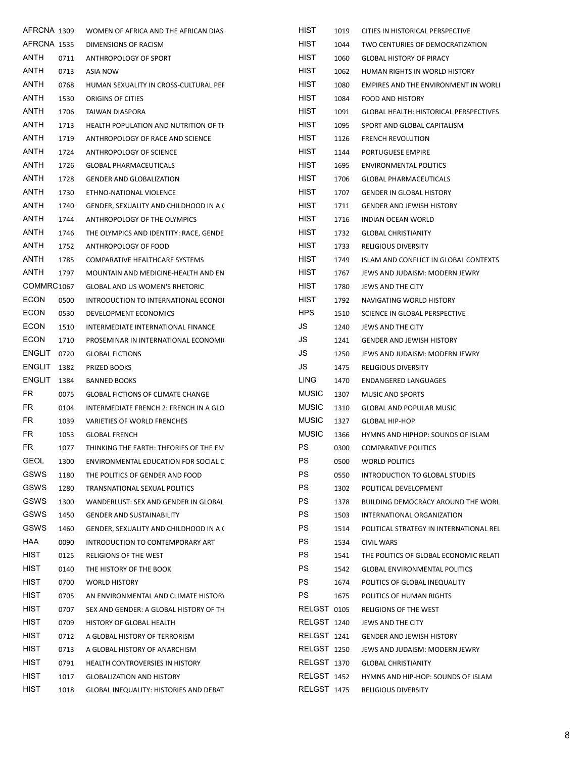| | | |
|---|---|---|
| AFRCNA | 1309 | WOMEN OF AFRICA AND THE AFRICAN DIASI |
| AFRCNA | 1535 | DIMENSIONS OF RACISM |
| ANTH | 0711 | ANTHROPOLOGY OF SPORT |
| ANTH | 0713 | ASIA NOW |
| ANTH | 0768 | HUMAN SEXUALITY IN CROSS-CULTURAL PEF |
| ANTH | 1530 | ORIGINS OF CITIES |
| ANTH | 1706 | TAIWAN DIASPORA |
| ANTH | 1713 | HEALTH POPULATION AND NUTRITION OF TH |
| ANTH | 1719 | ANTHROPOLOGY OF RACE AND SCIENCE |
| ANTH | 1724 | ANTHROPOLOGY OF SCIENCE |
| ANTH | 1726 | GLOBAL PHARMACEUTICALS |
| ANTH | 1728 | GENDER AND GLOBALIZATION |
| ANTH | 1730 | ETHNO-NATIONAL VIOLENCE |
| ANTH | 1740 | GENDER, SEXUALITY AND CHILDHOOD IN A ( |
| ANTH | 1744 | ANTHROPOLOGY OF THE OLYMPICS |
| ANTH | 1746 | THE OLYMPICS AND IDENTITY: RACE, GENDE |
| ANTH | 1752 | ANTHROPOLOGY OF FOOD |
| ANTH | 1785 | COMPARATIVE HEALTHCARE SYSTEMS |
| ANTH | 1797 | MOUNTAIN AND MEDICINE-HEALTH AND EN |
| COMMRC | 1067 | GLOBAL AND US WOMEN'S RHETORIC |
| ECON | 0500 | INTRODUCTION TO INTERNATIONAL ECONOI |
| ECON | 0530 | DEVELOPMENT ECONOMICS |
| ECON | 1510 | INTERMEDIATE INTERNATIONAL FINANCE |
| ECON | 1710 | PROSEMINAR IN INTERNATIONAL ECONOMI( |
| ENGLIT | 0720 | GLOBAL FICTIONS |
| ENGLIT | 1382 | PRIZED BOOKS |
| ENGLIT | 1384 | BANNED BOOKS |
| FR | 0075 | GLOBAL FICTIONS OF CLIMATE CHANGE |
| FR | 0104 | INTERMEDIATE FRENCH 2: FRENCH IN A GLO |
| FR | 1039 | VARIETIES OF WORLD FRENCHES |
| FR | 1053 | GLOBAL FRENCH |
| FR | 1077 | THINKING THE EARTH: THEORIES OF THE EN' |
| GEOL | 1300 | ENVIRONMENTAL EDUCATION FOR SOCIAL C |
| GSWS | 1180 | THE POLITICS OF GENDER AND FOOD |
| GSWS | 1280 | TRANSNATIONAL SEXUAL POLITICS |
| GSWS | 1300 | WANDERLUST: SEX AND GENDER IN GLOBAL |
| GSWS | 1450 | GENDER AND SUSTAINABILITY |
| GSWS | 1460 | GENDER, SEXUALITY AND CHILDHOOD IN A ( |
| HAA | 0090 | INTRODUCTION TO CONTEMPORARY ART |
| HIST | 0125 | RELIGIONS OF THE WEST |
| HIST | 0140 | THE HISTORY OF THE BOOK |
| HIST | 0700 | WORLD HISTORY |
| HIST | 0705 | AN ENVIRONMENTAL AND CLIMATE HISTORY |
| HIST | 0707 | SEX AND GENDER: A GLOBAL HISTORY OF TH |
| HIST | 0709 | HISTORY OF GLOBAL HEALTH |
| HIST | 0712 | A GLOBAL HISTORY OF TERRORISM |
| HIST | 0713 | A GLOBAL HISTORY OF ANARCHISM |
| HIST | 0791 | HEALTH CONTROVERSIES IN HISTORY |
| HIST | 1017 | GLOBALIZATION AND HISTORY |
| HIST | 1018 | GLOBAL INEQUALITY: HISTORIES AND DEBAT |
| HIST | 1019 | CITIES IN HISTORICAL PERSPECTIVE |
| HIST | 1044 | TWO CENTURIES OF DEMOCRATIZATION |
| HIST | 1060 | GLOBAL HISTORY OF PIRACY |
| HIST | 1062 | HUMAN RIGHTS IN WORLD HISTORY |
| HIST | 1080 | EMPIRES AND THE ENVIRONMENT IN WORLI |
| HIST | 1084 | FOOD AND HISTORY |
| HIST | 1091 | GLOBAL HEALTH: HISTORICAL PERSPECTIVES |
| HIST | 1095 | SPORT AND GLOBAL CAPITALISM |
| HIST | 1126 | FRENCH REVOLUTION |
| HIST | 1144 | PORTUGUESE EMPIRE |
| HIST | 1695 | ENVIRONMENTAL POLITICS |
| HIST | 1706 | GLOBAL PHARMACEUTICALS |
| HIST | 1707 | GENDER IN GLOBAL HISTORY |
| HIST | 1711 | GENDER AND JEWISH HISTORY |
| HIST | 1716 | INDIAN OCEAN WORLD |
| HIST | 1732 | GLOBAL CHRISTIANITY |
| HIST | 1733 | RELIGIOUS DIVERSITY |
| HIST | 1749 | ISLAM AND CONFLICT IN GLOBAL CONTEXTS |
| HIST | 1767 | JEWS AND JUDAISM: MODERN JEWRY |
| HIST | 1780 | JEWS AND THE CITY |
| HIST | 1792 | NAVIGATING WORLD HISTORY |
| HPS | 1510 | SCIENCE IN GLOBAL PERSPECTIVE |
| JS | 1240 | JEWS AND THE CITY |
| JS | 1241 | GENDER AND JEWISH HISTORY |
| JS | 1250 | JEWS AND JUDAISM: MODERN JEWRY |
| JS | 1475 | RELIGIOUS DIVERSITY |
| LING | 1470 | ENDANGERED LANGUAGES |
| MUSIC | 1307 | MUSIC AND SPORTS |
| MUSIC | 1310 | GLOBAL AND POPULAR MUSIC |
| MUSIC | 1327 | GLOBAL HIP-HOP |
| MUSIC | 1366 | HYMNS AND HIPHOP: SOUNDS OF ISLAM |
| PS | 0300 | COMPARATIVE POLITICS |
| PS | 0500 | WORLD POLITICS |
| PS | 0550 | INTRODUCTION TO GLOBAL STUDIES |
| PS | 1302 | POLITICAL DEVELOPMENT |
| PS | 1378 | BUILDING DEMOCRACY AROUND THE WORL |
| PS | 1503 | INTERNATIONAL ORGANIZATION |
| PS | 1514 | POLITICAL STRATEGY IN INTERNATIONAL REL |
| PS | 1534 | CIVIL WARS |
| PS | 1541 | THE POLITICS OF GLOBAL ECONOMIC RELATI |
| PS | 1542 | GLOBAL ENVIRONMENTAL POLITICS |
| PS | 1674 | POLITICS OF GLOBAL INEQUALITY |
| PS | 1675 | POLITICS OF HUMAN RIGHTS |
| RELGST | 0105 | RELIGIONS OF THE WEST |
| RELGST | 1240 | JEWS AND THE CITY |
| RELGST | 1241 | GENDER AND JEWISH HISTORY |
| RELGST | 1250 | JEWS AND JUDAISM: MODERN JEWRY |
| RELGST | 1370 | GLOBAL CHRISTIANITY |
| RELGST | 1452 | HYMNS AND HIP-HOP: SOUNDS OF ISLAM |
| RELGST | 1475 | RELIGIOUS DIVERSITY |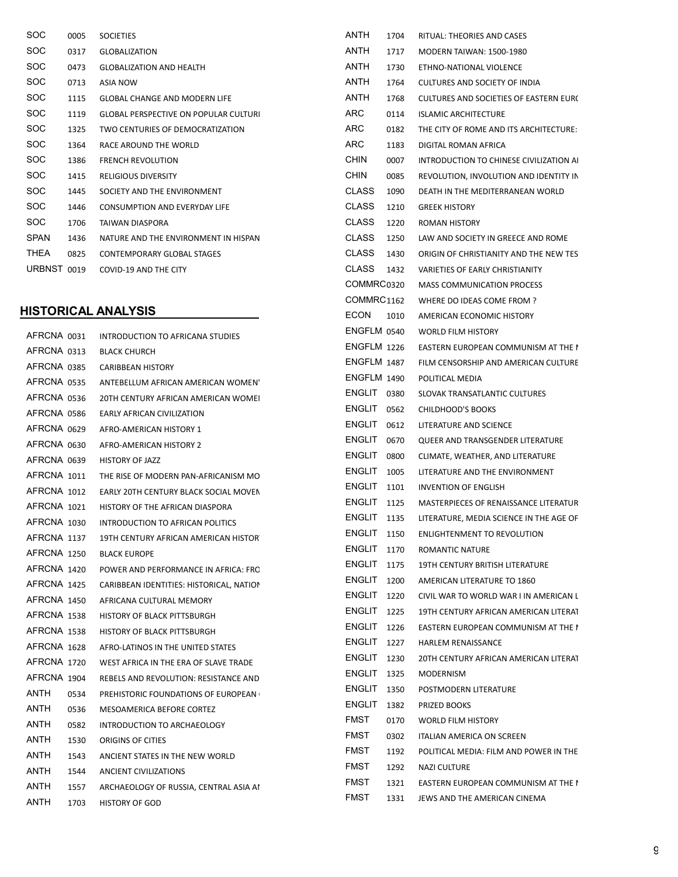| | | |
|---|---|---|
| SOC | 0005 | SOCIETIES |
| SOC | 0317 | GLOBALIZATION |
| SOC | 0473 | GLOBALIZATION AND HEALTH |
| SOC | 0713 | ASIA NOW |
| SOC | 1115 | GLOBAL CHANGE AND MODERN LIFE |
| SOC | 1119 | GLOBAL PERSPECTIVE ON POPULAR CULTURI |
| SOC | 1325 | TWO CENTURIES OF DEMOCRATIZATION |
| SOC | 1364 | RACE AROUND THE WORLD |
| SOC | 1386 | FRENCH REVOLUTION |
| SOC | 1415 | RELIGIOUS DIVERSITY |
| SOC | 1445 | SOCIETY AND THE ENVIRONMENT |
| SOC | 1446 | CONSUMPTION AND EVERYDAY LIFE |
| SOC | 1706 | TAIWAN DIASPORA |
| SPAN | 1436 | NATURE AND THE ENVIRONMENT IN HISPAN |
| THEA | 0825 | CONTEMPORARY GLOBAL STAGES |
| URBNST | 0019 | COVID-19 AND THE CITY |

## HISTORICAL ANALYSIS

| | | |
|---|---|---|
| AFRCNA | 0031 | INTRODUCTION TO AFRICANA STUDIES |
| AFRCNA | 0313 | BLACK CHURCH |
| AFRCNA | 0385 | CARIBBEAN HISTORY |
| AFRCNA | 0535 | ANTEBELLUM AFRICAN AMERICAN WOMEN' |
| AFRCNA | 0536 | 20TH CENTURY AFRICAN AMERICAN WOMEI |
| AFRCNA | 0586 | EARLY AFRICAN CIVILIZATION |
| AFRCNA | 0629 | AFRO-AMERICAN HISTORY 1 |
| AFRCNA | 0630 | AFRO-AMERICAN HISTORY 2 |
| AFRCNA | 0639 | HISTORY OF JAZZ |
| AFRCNA | 1011 | THE RISE OF MODERN PAN-AFRICANISM MO |
| AFRCNA | 1012 | EARLY 20TH CENTURY BLACK SOCIAL MOVEN |
| AFRCNA | 1021 | HISTORY OF THE AFRICAN DIASPORA |
| AFRCNA | 1030 | INTRODUCTION TO AFRICAN POLITICS |
| AFRCNA | 1137 | 19TH CENTURY AFRICAN AMERICAN HISTOR |
| AFRCNA | 1250 | BLACK EUROPE |
| AFRCNA | 1420 | POWER AND PERFORMANCE IN AFRICA: FRO |
| AFRCNA | 1425 | CARIBBEAN IDENTITIES: HISTORICAL, NATION |
| AFRCNA | 1450 | AFRICANA CULTURAL MEMORY |
| AFRCNA | 1538 | HISTORY OF BLACK PITTSBURGH |
| AFRCNA | 1538 | HISTORY OF BLACK PITTSBURGH |
| AFRCNA | 1628 | AFRO-LATINOS IN THE UNITED STATES |
| AFRCNA | 1720 | WEST AFRICA IN THE ERA OF SLAVE TRADE |
| AFRCNA | 1904 | REBELS AND REVOLUTION: RESISTANCE AND |
| ANTH | 0534 | PREHISTORIC FOUNDATIONS OF EUROPEAN |
| ANTH | 0536 | MESOAMERICA BEFORE CORTEZ |
| ANTH | 0582 | INTRODUCTION TO ARCHAEOLOGY |
| ANTH | 1530 | ORIGINS OF CITIES |
| ANTH | 1543 | ANCIENT STATES IN THE NEW WORLD |
| ANTH | 1544 | ANCIENT CIVILIZATIONS |
| ANTH | 1557 | ARCHAEOLOGY OF RUSSIA, CENTRAL ASIA AI |
| ANTH | 1703 | HISTORY OF GOD |
| ANTH | 1704 | RITUAL: THEORIES AND CASES |
| ANTH | 1717 | MODERN TAIWAN: 1500-1980 |
| ANTH | 1730 | ETHNO-NATIONAL VIOLENCE |
| ANTH | 1764 | CULTURES AND SOCIETY OF INDIA |
| ANTH | 1768 | CULTURES AND SOCIETIES OF EASTERN EURO |
| ARC | 0114 | ISLAMIC ARCHITECTURE |
| ARC | 0182 | THE CITY OF ROME AND ITS ARCHITECTURE: |
| ARC | 1183 | DIGITAL ROMAN AFRICA |
| CHIN | 0007 | INTRODUCTION TO CHINESE CIVILIZATION AI |
| CHIN | 0085 | REVOLUTION, INVOLUTION AND IDENTITY IN |
| CLASS | 1090 | DEATH IN THE MEDITERRANEAN WORLD |
| CLASS | 1210 | GREEK HISTORY |
| CLASS | 1220 | ROMAN HISTORY |
| CLASS | 1250 | LAW AND SOCIETY IN GREECE AND ROME |
| CLASS | 1430 | ORIGIN OF CHRISTIANITY AND THE NEW TES |
| CLASS | 1432 | VARIETIES OF EARLY CHRISTIANITY |
| COMMRC | 0320 | MASS COMMUNICATION PROCESS |
| COMMRC | 1162 | WHERE DO IDEAS COME FROM ? |
| ECON | 1010 | AMERICAN ECONOMIC HISTORY |
| ENGFLM | 0540 | WORLD FILM HISTORY |
| ENGFLM | 1226 | EASTERN EUROPEAN COMMUNISM AT THE I |
| ENGFLM | 1487 | FILM CENSORSHIP AND AMERICAN CULTURE |
| ENGFLM | 1490 | POLITICAL MEDIA |
| ENGLIT | 0380 | SLOVAK TRANSATLANTIC CULTURES |
| ENGLIT | 0562 | CHILDHOOD'S BOOKS |
| ENGLIT | 0612 | LITERATURE AND SCIENCE |
| ENGLIT | 0670 | QUEER AND TRANSGENDER LITERATURE |
| ENGLIT | 0800 | CLIMATE, WEATHER, AND LITERATURE |
| ENGLIT | 1005 | LITERATURE AND THE ENVIRONMENT |
| ENGLIT | 1101 | INVENTION OF ENGLISH |
| ENGLIT | 1125 | MASTERPIECES OF RENAISSANCE LITERATUR |
| ENGLIT | 1135 | LITERATURE, MEDIA SCIENCE IN THE AGE OF |
| ENGLIT | 1150 | ENLIGHTENMENT TO REVOLUTION |
| ENGLIT | 1170 | ROMANTIC NATURE |
| ENGLIT | 1175 | 19TH CENTURY BRITISH LITERATURE |
| ENGLIT | 1200 | AMERICAN LITERATURE TO 1860 |
| ENGLIT | 1220 | CIVIL WAR TO WORLD WAR I IN AMERICAN L |
| ENGLIT | 1225 | 19TH CENTURY AFRICAN AMERICAN LITERAT |
| ENGLIT | 1226 | EASTERN EUROPEAN COMMUNISM AT THE I |
| ENGLIT | 1227 | HARLEM RENAISSANCE |
| ENGLIT | 1230 | 20TH CENTURY AFRICAN AMERICAN LITERAT |
| ENGLIT | 1325 | MODERNISM |
| ENGLIT | 1350 | POSTMODERN LITERATURE |
| ENGLIT | 1382 | PRIZED BOOKS |
| FMST | 0170 | WORLD FILM HISTORY |
| FMST | 0302 | ITALIAN AMERICA ON SCREEN |
| FMST | 1192 | POLITICAL MEDIA: FILM AND POWER IN THE |
| FMST | 1292 | NAZI CULTURE |
| FMST | 1321 | EASTERN EUROPEAN COMMUNISM AT THE I |
| FMST | 1331 | JEWS AND THE AMERICAN CINEMA |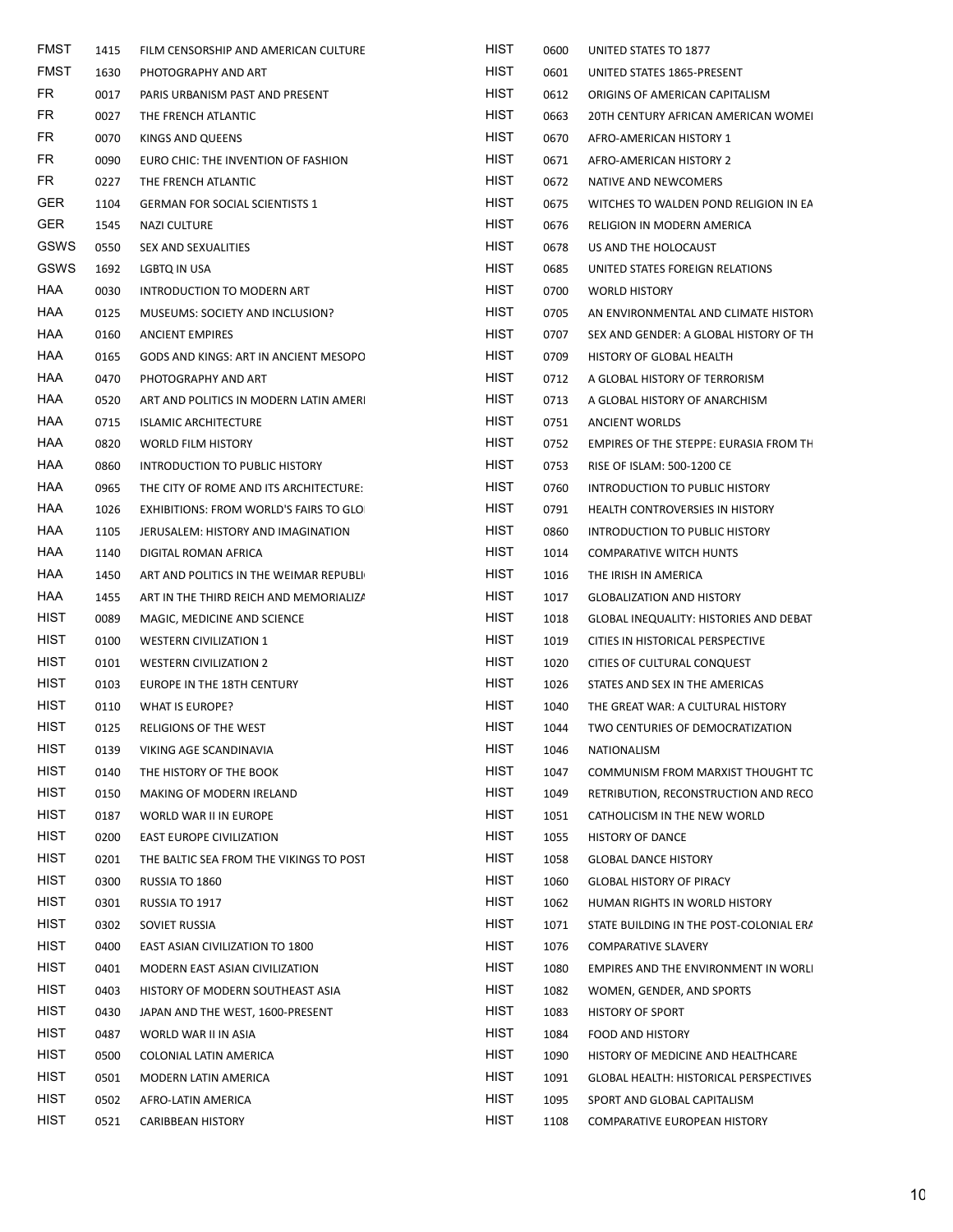| | | |
|---|---|---|
| FMST | 1415 | FILM CENSORSHIP AND AMERICAN CULTURE |
| FMST | 1630 | PHOTOGRAPHY AND ART |
| FR | 0017 | PARIS URBANISM PAST AND PRESENT |
| FR | 0027 | THE FRENCH ATLANTIC |
| FR | 0070 | KINGS AND QUEENS |
| FR | 0090 | EURO CHIC: THE INVENTION OF FASHION |
| FR | 0227 | THE FRENCH ATLANTIC |
| GER | 1104 | GERMAN FOR SOCIAL SCIENTISTS 1 |
| GER | 1545 | NAZI CULTURE |
| GSWS | 0550 | SEX AND SEXUALITIES |
| GSWS | 1692 | LGBTQ IN USA |
| HAA | 0030 | INTRODUCTION TO MODERN ART |
| HAA | 0125 | MUSEUMS: SOCIETY AND INCLUSION? |
| HAA | 0160 | ANCIENT EMPIRES |
| HAA | 0165 | GODS AND KINGS: ART IN ANCIENT MESOPO |
| HAA | 0470 | PHOTOGRAPHY AND ART |
| HAA | 0520 | ART AND POLITICS IN MODERN LATIN AMERI |
| HAA | 0715 | ISLAMIC ARCHITECTURE |
| HAA | 0820 | WORLD FILM HISTORY |
| HAA | 0860 | INTRODUCTION TO PUBLIC HISTORY |
| HAA | 0965 | THE CITY OF ROME AND ITS ARCHITECTURE: |
| HAA | 1026 | EXHIBITIONS: FROM WORLD'S FAIRS TO GLO |
| HAA | 1105 | JERUSALEM: HISTORY AND IMAGINATION |
| HAA | 1140 | DIGITAL ROMAN AFRICA |
| HAA | 1450 | ART AND POLITICS IN THE WEIMAR REPUBLI |
| HAA | 1455 | ART IN THE THIRD REICH AND MEMORIALIZA |
| HIST | 0089 | MAGIC, MEDICINE AND SCIENCE |
| HIST | 0100 | WESTERN CIVILIZATION 1 |
| HIST | 0101 | WESTERN CIVILIZATION 2 |
| HIST | 0103 | EUROPE IN THE 18TH CENTURY |
| HIST | 0110 | WHAT IS EUROPE? |
| HIST | 0125 | RELIGIONS OF THE WEST |
| HIST | 0139 | VIKING AGE SCANDINAVIA |
| HIST | 0140 | THE HISTORY OF THE BOOK |
| HIST | 0150 | MAKING OF MODERN IRELAND |
| HIST | 0187 | WORLD WAR II IN EUROPE |
| HIST | 0200 | EAST EUROPE CIVILIZATION |
| HIST | 0201 | THE BALTIC SEA FROM THE VIKINGS TO POST |
| HIST | 0300 | RUSSIA TO 1860 |
| HIST | 0301 | RUSSIA TO 1917 |
| HIST | 0302 | SOVIET RUSSIA |
| HIST | 0400 | EAST ASIAN CIVILIZATION TO 1800 |
| HIST | 0401 | MODERN EAST ASIAN CIVILIZATION |
| HIST | 0403 | HISTORY OF MODERN SOUTHEAST ASIA |
| HIST | 0430 | JAPAN AND THE WEST, 1600-PRESENT |
| HIST | 0487 | WORLD WAR II IN ASIA |
| HIST | 0500 | COLONIAL LATIN AMERICA |
| HIST | 0501 | MODERN LATIN AMERICA |
| HIST | 0502 | AFRO-LATIN AMERICA |
| HIST | 0521 | CARIBBEAN HISTORY |
| HIST | 0600 | UNITED STATES TO 1877 |
| HIST | 0601 | UNITED STATES 1865-PRESENT |
| HIST | 0612 | ORIGINS OF AMERICAN CAPITALISM |
| HIST | 0663 | 20TH CENTURY AFRICAN AMERICAN WOMEI |
| HIST | 0670 | AFRO-AMERICAN HISTORY 1 |
| HIST | 0671 | AFRO-AMERICAN HISTORY 2 |
| HIST | 0672 | NATIVE AND NEWCOMERS |
| HIST | 0675 | WITCHES TO WALDEN POND RELIGION IN EA |
| HIST | 0676 | RELIGION IN MODERN AMERICA |
| HIST | 0678 | US AND THE HOLOCAUST |
| HIST | 0685 | UNITED STATES FOREIGN RELATIONS |
| HIST | 0700 | WORLD HISTORY |
| HIST | 0705 | AN ENVIRONMENTAL AND CLIMATE HISTORY |
| HIST | 0707 | SEX AND GENDER: A GLOBAL HISTORY OF TH |
| HIST | 0709 | HISTORY OF GLOBAL HEALTH |
| HIST | 0712 | A GLOBAL HISTORY OF TERRORISM |
| HIST | 0713 | A GLOBAL HISTORY OF ANARCHISM |
| HIST | 0751 | ANCIENT WORLDS |
| HIST | 0752 | EMPIRES OF THE STEPPE: EURASIA FROM TH |
| HIST | 0753 | RISE OF ISLAM: 500-1200 CE |
| HIST | 0760 | INTRODUCTION TO PUBLIC HISTORY |
| HIST | 0791 | HEALTH CONTROVERSIES IN HISTORY |
| HIST | 0860 | INTRODUCTION TO PUBLIC HISTORY |
| HIST | 1014 | COMPARATIVE WITCH HUNTS |
| HIST | 1016 | THE IRISH IN AMERICA |
| HIST | 1017 | GLOBALIZATION AND HISTORY |
| HIST | 1018 | GLOBAL INEQUALITY: HISTORIES AND DEBAT |
| HIST | 1019 | CITIES IN HISTORICAL PERSPECTIVE |
| HIST | 1020 | CITIES OF CULTURAL CONQUEST |
| HIST | 1026 | STATES AND SEX IN THE AMERICAS |
| HIST | 1040 | THE GREAT WAR: A CULTURAL HISTORY |
| HIST | 1044 | TWO CENTURIES OF DEMOCRATIZATION |
| HIST | 1046 | NATIONALISM |
| HIST | 1047 | COMMUNISM FROM MARXIST THOUGHT TC |
| HIST | 1049 | RETRIBUTION, RECONSTRUCTION AND RECO |
| HIST | 1051 | CATHOLICISM IN THE NEW WORLD |
| HIST | 1055 | HISTORY OF DANCE |
| HIST | 1058 | GLOBAL DANCE HISTORY |
| HIST | 1060 | GLOBAL HISTORY OF PIRACY |
| HIST | 1062 | HUMAN RIGHTS IN WORLD HISTORY |
| HIST | 1071 | STATE BUILDING IN THE POST-COLONIAL ERA |
| HIST | 1076 | COMPARATIVE SLAVERY |
| HIST | 1080 | EMPIRES AND THE ENVIRONMENT IN WORLI |
| HIST | 1082 | WOMEN, GENDER, AND SPORTS |
| HIST | 1083 | HISTORY OF SPORT |
| HIST | 1084 | FOOD AND HISTORY |
| HIST | 1090 | HISTORY OF MEDICINE AND HEALTHCARE |
| HIST | 1091 | GLOBAL HEALTH: HISTORICAL PERSPECTIVES |
| HIST | 1095 | SPORT AND GLOBAL CAPITALISM |
| HIST | 1108 | COMPARATIVE EUROPEAN HISTORY |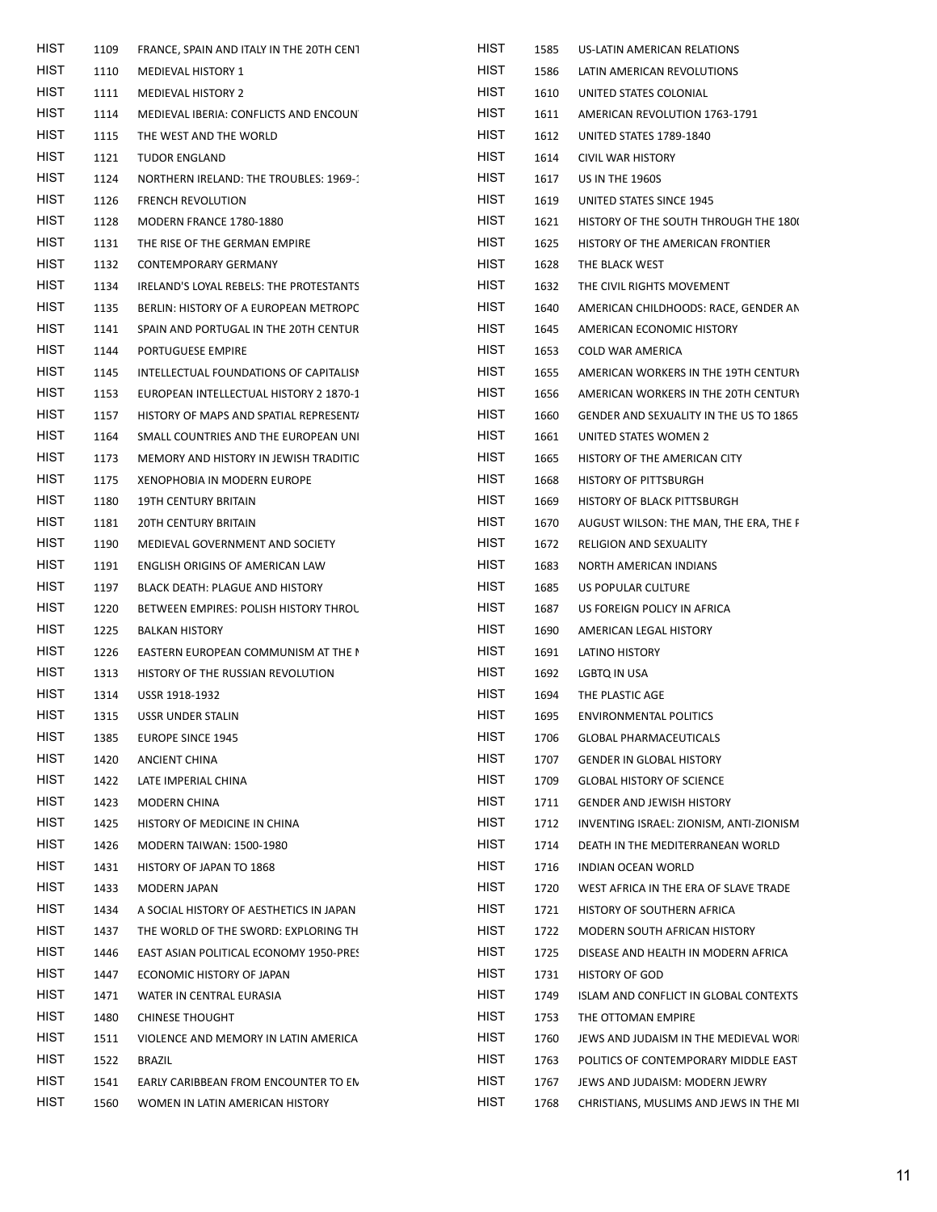| | | |
|---|---|---|
| HIST | 1109 | FRANCE, SPAIN AND ITALY IN THE 20TH CENT |
| HIST | 1110 | MEDIEVAL HISTORY 1 |
| HIST | 1111 | MEDIEVAL HISTORY 2 |
| HIST | 1114 | MEDIEVAL IBERIA: CONFLICTS AND ENCOUN |
| HIST | 1115 | THE WEST AND THE WORLD |
| HIST | 1121 | TUDOR ENGLAND |
| HIST | 1124 | NORTHERN IRELAND: THE TROUBLES: 1969-1 |
| HIST | 1126 | FRENCH REVOLUTION |
| HIST | 1128 | MODERN FRANCE 1780-1880 |
| HIST | 1131 | THE RISE OF THE GERMAN EMPIRE |
| HIST | 1132 | CONTEMPORARY GERMANY |
| HIST | 1134 | IRELAND'S LOYAL REBELS: THE PROTESTANTS |
| HIST | 1135 | BERLIN: HISTORY OF A EUROPEAN METROPC |
| HIST | 1141 | SPAIN AND PORTUGAL IN THE 20TH CENTUR |
| HIST | 1144 | PORTUGUESE EMPIRE |
| HIST | 1145 | INTELLECTUAL FOUNDATIONS OF CAPITALISN |
| HIST | 1153 | EUROPEAN INTELLECTUAL HISTORY 2 1870-1 |
| HIST | 1157 | HISTORY OF MAPS AND SPATIAL REPRESENTA |
| HIST | 1164 | SMALL COUNTRIES AND THE EUROPEAN UNI |
| HIST | 1173 | MEMORY AND HISTORY IN JEWISH TRADITIC |
| HIST | 1175 | XENOPHOBIA IN MODERN EUROPE |
| HIST | 1180 | 19TH CENTURY BRITAIN |
| HIST | 1181 | 20TH CENTURY BRITAIN |
| HIST | 1190 | MEDIEVAL GOVERNMENT AND SOCIETY |
| HIST | 1191 | ENGLISH ORIGINS OF AMERICAN LAW |
| HIST | 1197 | BLACK DEATH: PLAGUE AND HISTORY |
| HIST | 1220 | BETWEEN EMPIRES: POLISH HISTORY THROU |
| HIST | 1225 | BALKAN HISTORY |
| HIST | 1226 | EASTERN EUROPEAN COMMUNISM AT THE N |
| HIST | 1313 | HISTORY OF THE RUSSIAN REVOLUTION |
| HIST | 1314 | USSR 1918-1932 |
| HIST | 1315 | USSR UNDER STALIN |
| HIST | 1385 | EUROPE SINCE 1945 |
| HIST | 1420 | ANCIENT CHINA |
| HIST | 1422 | LATE IMPERIAL CHINA |
| HIST | 1423 | MODERN CHINA |
| HIST | 1425 | HISTORY OF MEDICINE IN CHINA |
| HIST | 1426 | MODERN TAIWAN: 1500-1980 |
| HIST | 1431 | HISTORY OF JAPAN TO 1868 |
| HIST | 1433 | MODERN JAPAN |
| HIST | 1434 | A SOCIAL HISTORY OF AESTHETICS IN JAPAN |
| HIST | 1437 | THE WORLD OF THE SWORD: EXPLORING TH |
| HIST | 1446 | EAST ASIAN POLITICAL ECONOMY 1950-PRES |
| HIST | 1447 | ECONOMIC HISTORY OF JAPAN |
| HIST | 1471 | WATER IN CENTRAL EURASIA |
| HIST | 1480 | CHINESE THOUGHT |
| HIST | 1511 | VIOLENCE AND MEMORY IN LATIN AMERICA |
| HIST | 1522 | BRAZIL |
| HIST | 1541 | EARLY CARIBBEAN FROM ENCOUNTER TO EN |
| HIST | 1560 | WOMEN IN LATIN AMERICAN HISTORY |
| HIST | 1585 | US-LATIN AMERICAN RELATIONS |
| HIST | 1586 | LATIN AMERICAN REVOLUTIONS |
| HIST | 1610 | UNITED STATES COLONIAL |
| HIST | 1611 | AMERICAN REVOLUTION 1763-1791 |
| HIST | 1612 | UNITED STATES 1789-1840 |
| HIST | 1614 | CIVIL WAR HISTORY |
| HIST | 1617 | US IN THE 1960S |
| HIST | 1619 | UNITED STATES SINCE 1945 |
| HIST | 1621 | HISTORY OF THE SOUTH THROUGH THE 180( |
| HIST | 1625 | HISTORY OF THE AMERICAN FRONTIER |
| HIST | 1628 | THE BLACK WEST |
| HIST | 1632 | THE CIVIL RIGHTS MOVEMENT |
| HIST | 1640 | AMERICAN CHILDHOODS: RACE, GENDER AN |
| HIST | 1645 | AMERICAN ECONOMIC HISTORY |
| HIST | 1653 | COLD WAR AMERICA |
| HIST | 1655 | AMERICAN WORKERS IN THE 19TH CENTURY |
| HIST | 1656 | AMERICAN WORKERS IN THE 20TH CENTURY |
| HIST | 1660 | GENDER AND SEXUALITY IN THE US TO 1865 |
| HIST | 1661 | UNITED STATES WOMEN 2 |
| HIST | 1665 | HISTORY OF THE AMERICAN CITY |
| HIST | 1668 | HISTORY OF PITTSBURGH |
| HIST | 1669 | HISTORY OF BLACK PITTSBURGH |
| HIST | 1670 | AUGUST WILSON: THE MAN, THE ERA, THE F |
| HIST | 1672 | RELIGION AND SEXUALITY |
| HIST | 1683 | NORTH AMERICAN INDIANS |
| HIST | 1685 | US POPULAR CULTURE |
| HIST | 1687 | US FOREIGN POLICY IN AFRICA |
| HIST | 1690 | AMERICAN LEGAL HISTORY |
| HIST | 1691 | LATINO HISTORY |
| HIST | 1692 | LGBTQ IN USA |
| HIST | 1694 | THE PLASTIC AGE |
| HIST | 1695 | ENVIRONMENTAL POLITICS |
| HIST | 1706 | GLOBAL PHARMACEUTICALS |
| HIST | 1707 | GENDER IN GLOBAL HISTORY |
| HIST | 1709 | GLOBAL HISTORY OF SCIENCE |
| HIST | 1711 | GENDER AND JEWISH HISTORY |
| HIST | 1712 | INVENTING ISRAEL: ZIONISM, ANTI-ZIONISM |
| HIST | 1714 | DEATH IN THE MEDITERRANEAN WORLD |
| HIST | 1716 | INDIAN OCEAN WORLD |
| HIST | 1720 | WEST AFRICA IN THE ERA OF SLAVE TRADE |
| HIST | 1721 | HISTORY OF SOUTHERN AFRICA |
| HIST | 1722 | MODERN SOUTH AFRICAN HISTORY |
| HIST | 1725 | DISEASE AND HEALTH IN MODERN AFRICA |
| HIST | 1731 | HISTORY OF GOD |
| HIST | 1749 | ISLAM AND CONFLICT IN GLOBAL CONTEXTS |
| HIST | 1753 | THE OTTOMAN EMPIRE |
| HIST | 1760 | JEWS AND JUDAISM IN THE MEDIEVAL WORI |
| HIST | 1763 | POLITICS OF CONTEMPORARY MIDDLE EAST |
| HIST | 1767 | JEWS AND JUDAISM: MODERN JEWRY |
| HIST | 1768 | CHRISTIANS, MUSLIMS AND JEWS IN THE MI |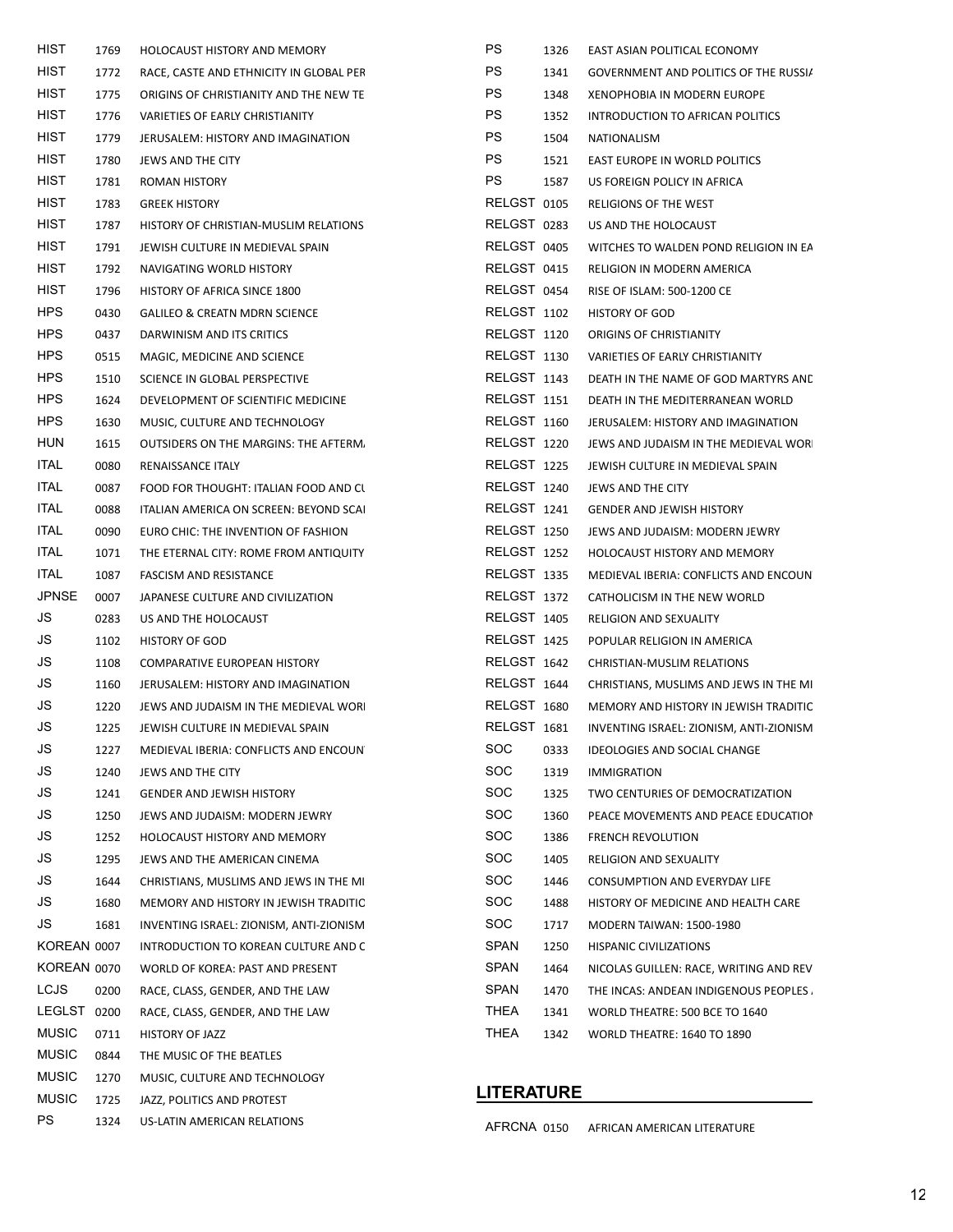| | | |
|---|---|---|
| HIST | 1769 | HOLOCAUST HISTORY AND MEMORY |
| HIST | 1772 | RACE, CASTE AND ETHNICITY IN GLOBAL PER |
| HIST | 1775 | ORIGINS OF CHRISTIANITY AND THE NEW TE |
| HIST | 1776 | VARIETIES OF EARLY CHRISTIANITY |
| HIST | 1779 | JERUSALEM: HISTORY AND IMAGINATION |
| HIST | 1780 | JEWS AND THE CITY |
| HIST | 1781 | ROMAN HISTORY |
| HIST | 1783 | GREEK HISTORY |
| HIST | 1787 | HISTORY OF CHRISTIAN-MUSLIM RELATIONS |
| HIST | 1791 | JEWISH CULTURE IN MEDIEVAL SPAIN |
| HIST | 1792 | NAVIGATING WORLD HISTORY |
| HIST | 1796 | HISTORY OF AFRICA SINCE 1800 |
| HPS | 0430 | GALILEO & CREATN MDRN SCIENCE |
| HPS | 0437 | DARWINISM AND ITS CRITICS |
| HPS | 0515 | MAGIC, MEDICINE AND SCIENCE |
| HPS | 1510 | SCIENCE IN GLOBAL PERSPECTIVE |
| HPS | 1624 | DEVELOPMENT OF SCIENTIFIC MEDICINE |
| HPS | 1630 | MUSIC, CULTURE AND TECHNOLOGY |
| HUN | 1615 | OUTSIDERS ON THE MARGINS: THE AFTERM |
| ITAL | 0080 | RENAISSANCE ITALY |
| ITAL | 0087 | FOOD FOR THOUGHT: ITALIAN FOOD AND CU |
| ITAL | 0088 | ITALIAN AMERICA ON SCREEN: BEYOND SCAI |
| ITAL | 0090 | EURO CHIC: THE INVENTION OF FASHION |
| ITAL | 1071 | THE ETERNAL CITY: ROME FROM ANTIQUITY |
| ITAL | 1087 | FASCISM AND RESISTANCE |
| JPNSE | 0007 | JAPANESE CULTURE AND CIVILIZATION |
| JS | 0283 | US AND THE HOLOCAUST |
| JS | 1102 | HISTORY OF GOD |
| JS | 1108 | COMPARATIVE EUROPEAN HISTORY |
| JS | 1160 | JERUSALEM: HISTORY AND IMAGINATION |
| JS | 1220 | JEWS AND JUDAISM IN THE MEDIEVAL WORI |
| JS | 1225 | JEWISH CULTURE IN MEDIEVAL SPAIN |
| JS | 1227 | MEDIEVAL IBERIA: CONFLICTS AND ENCOUN |
| JS | 1240 | JEWS AND THE CITY |
| JS | 1241 | GENDER AND JEWISH HISTORY |
| JS | 1250 | JEWS AND JUDAISM: MODERN JEWRY |
| JS | 1252 | HOLOCAUST HISTORY AND MEMORY |
| JS | 1295 | JEWS AND THE AMERICAN CINEMA |
| JS | 1644 | CHRISTIANS, MUSLIMS AND JEWS IN THE MI |
| JS | 1680 | MEMORY AND HISTORY IN JEWISH TRADITIC |
| JS | 1681 | INVENTING ISRAEL: ZIONISM, ANTI-ZIONISM |
| KOREAN | 0007 | INTRODUCTION TO KOREAN CULTURE AND C |
| KOREAN | 0070 | WORLD OF KOREA: PAST AND PRESENT |
| LCJS | 0200 | RACE, CLASS, GENDER, AND THE LAW |
| LEGLST | 0200 | RACE, CLASS, GENDER, AND THE LAW |
| MUSIC | 0711 | HISTORY OF JAZZ |
| MUSIC | 0844 | THE MUSIC OF THE BEATLES |
| MUSIC | 1270 | MUSIC, CULTURE AND TECHNOLOGY |
| MUSIC | 1725 | JAZZ, POLITICS AND PROTEST |
| PS | 1324 | US-LATIN AMERICAN RELATIONS |
| PS | 1326 | EAST ASIAN POLITICAL ECONOMY |
| PS | 1341 | GOVERNMENT AND POLITICS OF THE RUSSIA |
| PS | 1348 | XENOPHOBIA IN MODERN EUROPE |
| PS | 1352 | INTRODUCTION TO AFRICAN POLITICS |
| PS | 1504 | NATIONALISM |
| PS | 1521 | EAST EUROPE IN WORLD POLITICS |
| PS | 1587 | US FOREIGN POLICY IN AFRICA |
| RELGST | 0105 | RELIGIONS OF THE WEST |
| RELGST | 0283 | US AND THE HOLOCAUST |
| RELGST | 0405 | WITCHES TO WALDEN POND RELIGION IN EA |
| RELGST | 0415 | RELIGION IN MODERN AMERICA |
| RELGST | 0454 | RISE OF ISLAM: 500-1200 CE |
| RELGST | 1102 | HISTORY OF GOD |
| RELGST | 1120 | ORIGINS OF CHRISTIANITY |
| RELGST | 1130 | VARIETIES OF EARLY CHRISTIANITY |
| RELGST | 1143 | DEATH IN THE NAME OF GOD MARTYRS AND |
| RELGST | 1151 | DEATH IN THE MEDITERRANEAN WORLD |
| RELGST | 1160 | JERUSALEM: HISTORY AND IMAGINATION |
| RELGST | 1220 | JEWS AND JUDAISM IN THE MEDIEVAL WORI |
| RELGST | 1225 | JEWISH CULTURE IN MEDIEVAL SPAIN |
| RELGST | 1240 | JEWS AND THE CITY |
| RELGST | 1241 | GENDER AND JEWISH HISTORY |
| RELGST | 1250 | JEWS AND JUDAISM: MODERN JEWRY |
| RELGST | 1252 | HOLOCAUST HISTORY AND MEMORY |
| RELGST | 1335 | MEDIEVAL IBERIA: CONFLICTS AND ENCOUN |
| RELGST | 1372 | CATHOLICISM IN THE NEW WORLD |
| RELGST | 1405 | RELIGION AND SEXUALITY |
| RELGST | 1425 | POPULAR RELIGION IN AMERICA |
| RELGST | 1642 | CHRISTIAN-MUSLIM RELATIONS |
| RELGST | 1644 | CHRISTIANS, MUSLIMS AND JEWS IN THE MI |
| RELGST | 1680 | MEMORY AND HISTORY IN JEWISH TRADITIC |
| RELGST | 1681 | INVENTING ISRAEL: ZIONISM, ANTI-ZIONISM |
| SOC | 0333 | IDEOLOGIES AND SOCIAL CHANGE |
| SOC | 1319 | IMMIGRATION |
| SOC | 1325 | TWO CENTURIES OF DEMOCRATIZATION |
| SOC | 1360 | PEACE MOVEMENTS AND PEACE EDUCATION |
| SOC | 1386 | FRENCH REVOLUTION |
| SOC | 1405 | RELIGION AND SEXUALITY |
| SOC | 1446 | CONSUMPTION AND EVERYDAY LIFE |
| SOC | 1488 | HISTORY OF MEDICINE AND HEALTH CARE |
| SOC | 1717 | MODERN TAIWAN: 1500-1980 |
| SPAN | 1250 | HISPANIC CIVILIZATIONS |
| SPAN | 1464 | NICOLAS GUILLEN: RACE, WRITING AND REV |
| SPAN | 1470 | THE INCAS: ANDEAN INDIGENOUS PEOPLES |
| THEA | 1341 | WORLD THEATRE: 500 BCE TO 1640 |
| THEA | 1342 | WORLD THEATRE: 1640 TO 1890 |

## LITERATURE

| | | |
|---|---|---|
| AFRCNA | 0150 | AFRICAN AMERICAN LITERATURE |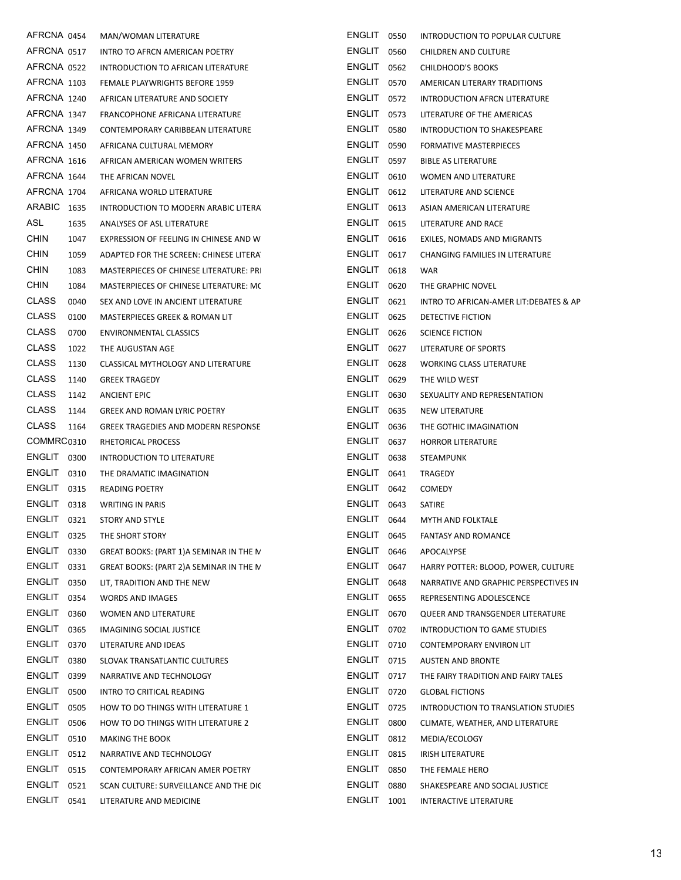| Subject | Number | Title |
|---|---|---|
| AFRCNA | 0454 | MAN/WOMAN LITERATURE |
| AFRCNA | 0517 | INTRO TO AFRCN AMERICAN POETRY |
| AFRCNA | 0522 | INTRODUCTION TO AFRICAN LITERATURE |
| AFRCNA | 1103 | FEMALE PLAYWRIGHTS BEFORE 1959 |
| AFRCNA | 1240 | AFRICAN LITERATURE AND SOCIETY |
| AFRCNA | 1347 | FRANCOPHONE AFRICANA LITERATURE |
| AFRCNA | 1349 | CONTEMPORARY CARIBBEAN LITERATURE |
| AFRCNA | 1450 | AFRICANA CULTURAL MEMORY |
| AFRCNA | 1616 | AFRICAN AMERICAN WOMEN WRITERS |
| AFRCNA | 1644 | THE AFRICAN NOVEL |
| AFRCNA | 1704 | AFRICANA WORLD LITERATURE |
| ARABIC | 1635 | INTRODUCTION TO MODERN ARABIC LITERA |
| ASL | 1635 | ANALYSES OF ASL LITERATURE |
| CHIN | 1047 | EXPRESSION OF FEELING IN CHINESE AND W |
| CHIN | 1059 | ADAPTED FOR THE SCREEN: CHINESE LITERA |
| CHIN | 1083 | MASTERPIECES OF CHINESE LITERATURE: PRI |
| CHIN | 1084 | MASTERPIECES OF CHINESE LITERATURE: MC |
| CLASS | 0040 | SEX AND LOVE IN ANCIENT LITERATURE |
| CLASS | 0100 | MASTERPIECES GREEK & ROMAN LIT |
| CLASS | 0700 | ENVIRONMENTAL CLASSICS |
| CLASS | 1022 | THE AUGUSTAN AGE |
| CLASS | 1130 | CLASSICAL MYTHOLOGY AND LITERATURE |
| CLASS | 1140 | GREEK TRAGEDY |
| CLASS | 1142 | ANCIENT EPIC |
| CLASS | 1144 | GREEK AND ROMAN LYRIC POETRY |
| CLASS | 1164 | GREEK TRAGEDIES AND MODERN RESPONSE |
| COMMRC | 0310 | RHETORICAL PROCESS |
| ENGLIT | 0300 | INTRODUCTION TO LITERATURE |
| ENGLIT | 0310 | THE DRAMATIC IMAGINATION |
| ENGLIT | 0315 | READING POETRY |
| ENGLIT | 0318 | WRITING IN PARIS |
| ENGLIT | 0321 | STORY AND STYLE |
| ENGLIT | 0325 | THE SHORT STORY |
| ENGLIT | 0330 | GREAT BOOKS: (PART 1)A SEMINAR IN THE M |
| ENGLIT | 0331 | GREAT BOOKS: (PART 2)A SEMINAR IN THE M |
| ENGLIT | 0350 | LIT, TRADITION AND THE NEW |
| ENGLIT | 0354 | WORDS AND IMAGES |
| ENGLIT | 0360 | WOMEN AND LITERATURE |
| ENGLIT | 0365 | IMAGINING SOCIAL JUSTICE |
| ENGLIT | 0370 | LITERATURE AND IDEAS |
| ENGLIT | 0380 | SLOVAK TRANSATLANTIC CULTURES |
| ENGLIT | 0399 | NARRATIVE AND TECHNOLOGY |
| ENGLIT | 0500 | INTRO TO CRITICAL READING |
| ENGLIT | 0505 | HOW TO DO THINGS WITH LITERATURE 1 |
| ENGLIT | 0506 | HOW TO DO THINGS WITH LITERATURE 2 |
| ENGLIT | 0510 | MAKING THE BOOK |
| ENGLIT | 0512 | NARRATIVE AND TECHNOLOGY |
| ENGLIT | 0515 | CONTEMPORARY AFRICAN AMER POETRY |
| ENGLIT | 0521 | SCAN CULTURE: SURVEILLANCE AND THE DIC |
| ENGLIT | 0541 | LITERATURE AND MEDICINE |
| ENGLIT | 0550 | INTRODUCTION TO POPULAR CULTURE |
| ENGLIT | 0560 | CHILDREN AND CULTURE |
| ENGLIT | 0562 | CHILDHOOD'S BOOKS |
| ENGLIT | 0570 | AMERICAN LITERARY TRADITIONS |
| ENGLIT | 0572 | INTRODUCTION AFRCN LITERATURE |
| ENGLIT | 0573 | LITERATURE OF THE AMERICAS |
| ENGLIT | 0580 | INTRODUCTION TO SHAKESPEARE |
| ENGLIT | 0590 | FORMATIVE MASTERPIECES |
| ENGLIT | 0597 | BIBLE AS LITERATURE |
| ENGLIT | 0610 | WOMEN AND LITERATURE |
| ENGLIT | 0612 | LITERATURE AND SCIENCE |
| ENGLIT | 0613 | ASIAN AMERICAN LITERATURE |
| ENGLIT | 0615 | LITERATURE AND RACE |
| ENGLIT | 0616 | EXILES, NOMADS AND MIGRANTS |
| ENGLIT | 0617 | CHANGING FAMILIES IN LITERATURE |
| ENGLIT | 0618 | WAR |
| ENGLIT | 0620 | THE GRAPHIC NOVEL |
| ENGLIT | 0621 | INTRO TO AFRICAN-AMER LIT:DEBATES & AP |
| ENGLIT | 0625 | DETECTIVE FICTION |
| ENGLIT | 0626 | SCIENCE FICTION |
| ENGLIT | 0627 | LITERATURE OF SPORTS |
| ENGLIT | 0628 | WORKING CLASS LITERATURE |
| ENGLIT | 0629 | THE WILD WEST |
| ENGLIT | 0630 | SEXUALITY AND REPRESENTATION |
| ENGLIT | 0635 | NEW LITERATURE |
| ENGLIT | 0636 | THE GOTHIC IMAGINATION |
| ENGLIT | 0637 | HORROR LITERATURE |
| ENGLIT | 0638 | STEAMPUNK |
| ENGLIT | 0641 | TRAGEDY |
| ENGLIT | 0642 | COMEDY |
| ENGLIT | 0643 | SATIRE |
| ENGLIT | 0644 | MYTH AND FOLKTALE |
| ENGLIT | 0645 | FANTASY AND ROMANCE |
| ENGLIT | 0646 | APOCALYPSE |
| ENGLIT | 0647 | HARRY POTTER: BLOOD, POWER, CULTURE |
| ENGLIT | 0648 | NARRATIVE AND GRAPHIC PERSPECTIVES IN |
| ENGLIT | 0655 | REPRESENTING ADOLESCENCE |
| ENGLIT | 0670 | QUEER AND TRANSGENDER LITERATURE |
| ENGLIT | 0702 | INTRODUCTION TO GAME STUDIES |
| ENGLIT | 0710 | CONTEMPORARY ENVIRON LIT |
| ENGLIT | 0715 | AUSTEN AND BRONTE |
| ENGLIT | 0717 | THE FAIRY TRADITION AND FAIRY TALES |
| ENGLIT | 0720 | GLOBAL FICTIONS |
| ENGLIT | 0725 | INTRODUCTION TO TRANSLATION STUDIES |
| ENGLIT | 0800 | CLIMATE, WEATHER, AND LITERATURE |
| ENGLIT | 0812 | MEDIA/ECOLOGY |
| ENGLIT | 0815 | IRISH LITERATURE |
| ENGLIT | 0850 | THE FEMALE HERO |
| ENGLIT | 0880 | SHAKESPEARE AND SOCIAL JUSTICE |
| ENGLIT | 1001 | INTERACTIVE LITERATURE |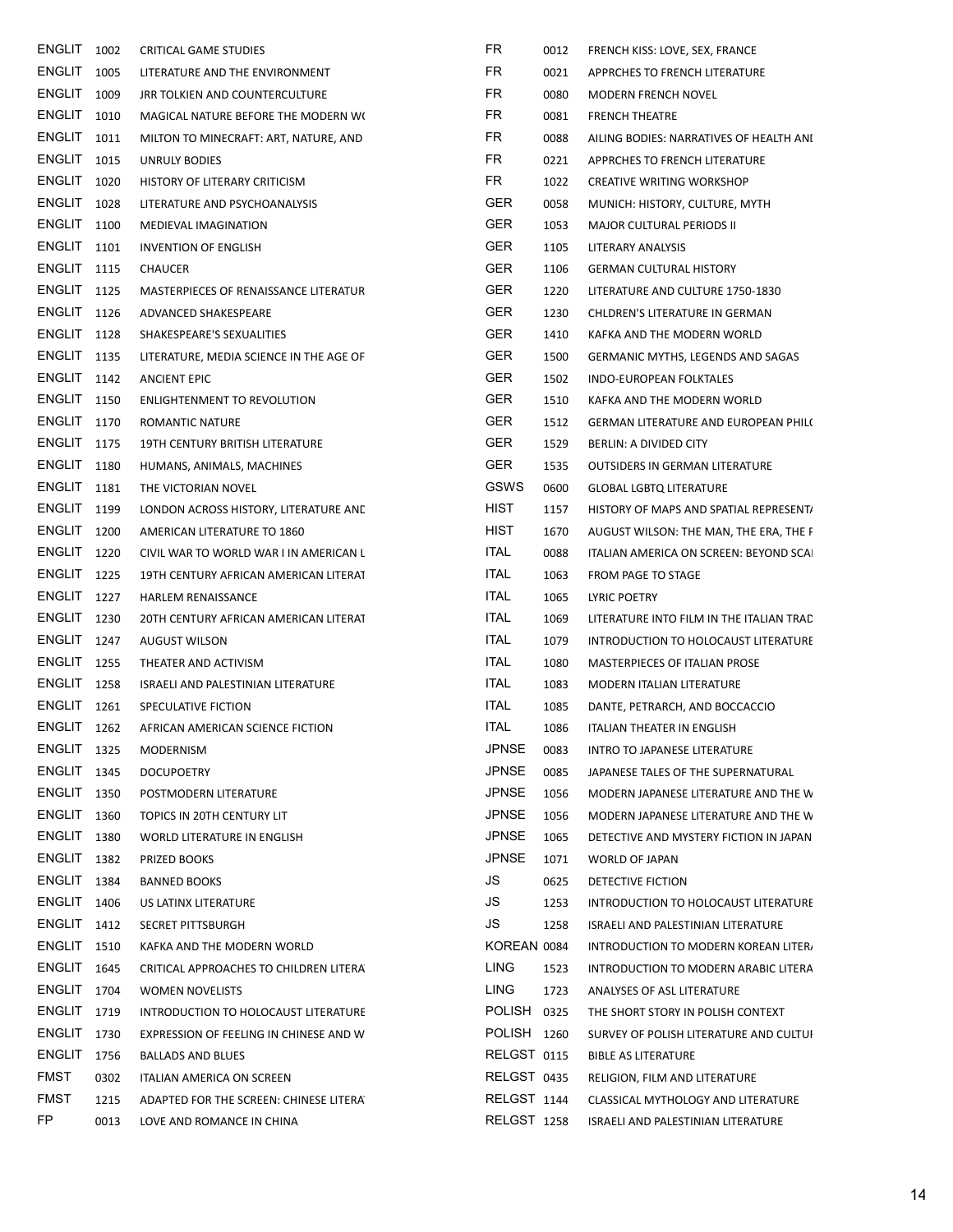| | | |
|---|---|---|
| ENGLIT | 1002 | CRITICAL GAME STUDIES |
| ENGLIT | 1005 | LITERATURE AND THE ENVIRONMENT |
| ENGLIT | 1009 | JRR TOLKIEN AND COUNTERCULTURE |
| ENGLIT | 1010 | MAGICAL NATURE BEFORE THE MODERN WO |
| ENGLIT | 1011 | MILTON TO MINECRAFT: ART, NATURE, AND |
| ENGLIT | 1015 | UNRULY BODIES |
| ENGLIT | 1020 | HISTORY OF LITERARY CRITICISM |
| ENGLIT | 1028 | LITERATURE AND PSYCHOANALYSIS |
| ENGLIT | 1100 | MEDIEVAL IMAGINATION |
| ENGLIT | 1101 | INVENTION OF ENGLISH |
| ENGLIT | 1115 | CHAUCER |
| ENGLIT | 1125 | MASTERPIECES OF RENAISSANCE LITERATUR |
| ENGLIT | 1126 | ADVANCED SHAKESPEARE |
| ENGLIT | 1128 | SHAKESPEARE'S SEXUALITIES |
| ENGLIT | 1135 | LITERATURE, MEDIA SCIENCE IN THE AGE OF |
| ENGLIT | 1142 | ANCIENT EPIC |
| ENGLIT | 1150 | ENLIGHTENMENT TO REVOLUTION |
| ENGLIT | 1170 | ROMANTIC NATURE |
| ENGLIT | 1175 | 19TH CENTURY BRITISH LITERATURE |
| ENGLIT | 1180 | HUMANS, ANIMALS, MACHINES |
| ENGLIT | 1181 | THE VICTORIAN NOVEL |
| ENGLIT | 1199 | LONDON ACROSS HISTORY, LITERATURE AND |
| ENGLIT | 1200 | AMERICAN LITERATURE TO 1860 |
| ENGLIT | 1220 | CIVIL WAR TO WORLD WAR I IN AMERICAN L |
| ENGLIT | 1225 | 19TH CENTURY AFRICAN AMERICAN LITERAT |
| ENGLIT | 1227 | HARLEM RENAISSANCE |
| ENGLIT | 1230 | 20TH CENTURY AFRICAN AMERICAN LITERAT |
| ENGLIT | 1247 | AUGUST WILSON |
| ENGLIT | 1255 | THEATER AND ACTIVISM |
| ENGLIT | 1258 | ISRAELI AND PALESTINIAN LITERATURE |
| ENGLIT | 1261 | SPECULATIVE FICTION |
| ENGLIT | 1262 | AFRICAN AMERICAN SCIENCE FICTION |
| ENGLIT | 1325 | MODERNISM |
| ENGLIT | 1345 | DOCUPOETRY |
| ENGLIT | 1350 | POSTMODERN LITERATURE |
| ENGLIT | 1360 | TOPICS IN 20TH CENTURY LIT |
| ENGLIT | 1380 | WORLD LITERATURE IN ENGLISH |
| ENGLIT | 1382 | PRIZED BOOKS |
| ENGLIT | 1384 | BANNED BOOKS |
| ENGLIT | 1406 | US LATINX LITERATURE |
| ENGLIT | 1412 | SECRET PITTSBURGH |
| ENGLIT | 1510 | KAFKA AND THE MODERN WORLD |
| ENGLIT | 1645 | CRITICAL APPROACHES TO CHILDREN LITERA |
| ENGLIT | 1704 | WOMEN NOVELISTS |
| ENGLIT | 1719 | INTRODUCTION TO HOLOCAUST LITERATURE |
| ENGLIT | 1730 | EXPRESSION OF FEELING IN CHINESE AND W |
| ENGLIT | 1756 | BALLADS AND BLUES |
| FMST | 0302 | ITALIAN AMERICA ON SCREEN |
| FMST | 1215 | ADAPTED FOR THE SCREEN: CHINESE LITERA |
| FP | 0013 | LOVE AND ROMANCE IN CHINA |
| FR | 0012 | FRENCH KISS: LOVE, SEX, FRANCE |
| FR | 0021 | APPRCHES TO FRENCH LITERATURE |
| FR | 0080 | MODERN FRENCH NOVEL |
| FR | 0081 | FRENCH THEATRE |
| FR | 0088 | AILING BODIES: NARRATIVES OF HEALTH ANI |
| FR | 0221 | APPRCHES TO FRENCH LITERATURE |
| FR | 1022 | CREATIVE WRITING WORKSHOP |
| GER | 0058 | MUNICH: HISTORY, CULTURE, MYTH |
| GER | 1053 | MAJOR CULTURAL PERIODS II |
| GER | 1105 | LITERARY ANALYSIS |
| GER | 1106 | GERMAN CULTURAL HISTORY |
| GER | 1220 | LITERATURE AND CULTURE 1750-1830 |
| GER | 1230 | CHLDREN'S LITERATURE IN GERMAN |
| GER | 1410 | KAFKA AND THE MODERN WORLD |
| GER | 1500 | GERMANIC MYTHS, LEGENDS AND SAGAS |
| GER | 1502 | INDO-EUROPEAN FOLKTALES |
| GER | 1510 | KAFKA AND THE MODERN WORLD |
| GER | 1512 | GERMAN LITERATURE AND EUROPEAN PHILO |
| GER | 1529 | BERLIN: A DIVIDED CITY |
| GER | 1535 | OUTSIDERS IN GERMAN LITERATURE |
| GSWS | 0600 | GLOBAL LGBTQ LITERATURE |
| HIST | 1157 | HISTORY OF MAPS AND SPATIAL REPRESENTA |
| HIST | 1670 | AUGUST WILSON: THE MAN, THE ERA, THE F |
| ITAL | 0088 | ITALIAN AMERICA ON SCREEN: BEYOND SCAI |
| ITAL | 1063 | FROM PAGE TO STAGE |
| ITAL | 1065 | LYRIC POETRY |
| ITAL | 1069 | LITERATURE INTO FILM IN THE ITALIAN TRAD |
| ITAL | 1079 | INTRODUCTION TO HOLOCAUST LITERATURE |
| ITAL | 1080 | MASTERPIECES OF ITALIAN PROSE |
| ITAL | 1083 | MODERN ITALIAN LITERATURE |
| ITAL | 1085 | DANTE, PETRARCH, AND BOCCACCIO |
| ITAL | 1086 | ITALIAN THEATER IN ENGLISH |
| JPNSE | 0083 | INTRO TO JAPANESE LITERATURE |
| JPNSE | 0085 | JAPANESE TALES OF THE SUPERNATURAL |
| JPNSE | 1056 | MODERN JAPANESE LITERATURE AND THE W |
| JPNSE | 1056 | MODERN JAPANESE LITERATURE AND THE W |
| JPNSE | 1065 | DETECTIVE AND MYSTERY FICTION IN JAPAN |
| JPNSE | 1071 | WORLD OF JAPAN |
| JS | 0625 | DETECTIVE FICTION |
| JS | 1253 | INTRODUCTION TO HOLOCAUST LITERATURE |
| JS | 1258 | ISRAELI AND PALESTINIAN LITERATURE |
| KOREAN | 0084 | INTRODUCTION TO MODERN KOREAN LITERA |
| LING | 1523 | INTRODUCTION TO MODERN ARABIC LITERA |
| LING | 1723 | ANALYSES OF ASL LITERATURE |
| POLISH | 0325 | THE SHORT STORY IN POLISH CONTEXT |
| POLISH | 1260 | SURVEY OF POLISH LITERATURE AND CULTUI |
| RELGST | 0115 | BIBLE AS LITERATURE |
| RELGST | 0435 | RELIGION, FILM AND LITERATURE |
| RELGST | 1144 | CLASSICAL MYTHOLOGY AND LITERATURE |
| RELGST | 1258 | ISRAELI AND PALESTINIAN LITERATURE |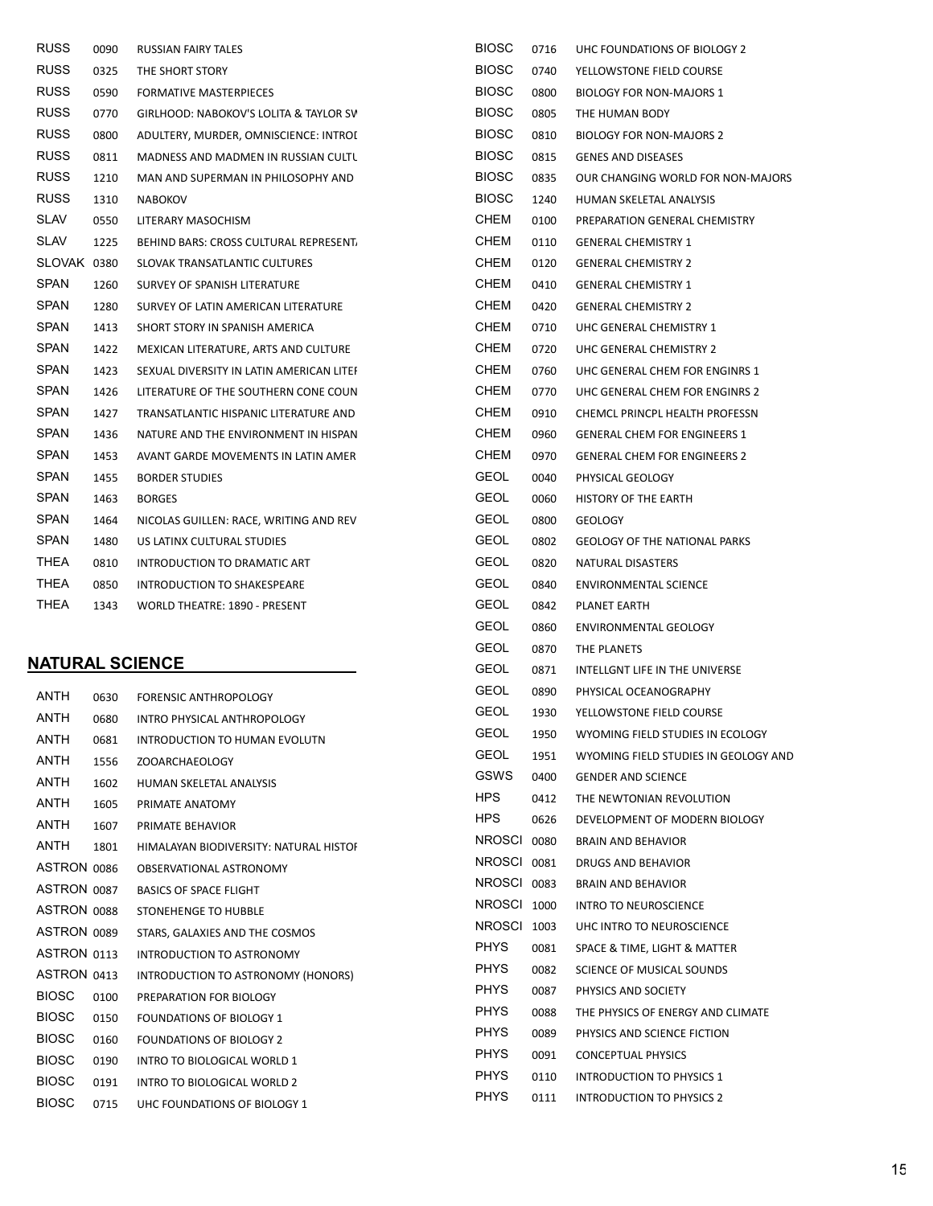| | | |
|---|---|---|
| RUSS | 0090 | RUSSIAN FAIRY TALES |
| RUSS | 0325 | THE SHORT STORY |
| RUSS | 0590 | FORMATIVE MASTERPIECES |
| RUSS | 0770 | GIRLHOOD: NABOKOV'S LOLITA & TAYLOR SV |
| RUSS | 0800 | ADULTERY, MURDER, OMNISCIENCE: INTROI |
| RUSS | 0811 | MADNESS AND MADMEN IN RUSSIAN CULTU |
| RUSS | 1210 | MAN AND SUPERMAN IN PHILOSOPHY AND |
| RUSS | 1310 | NABOKOV |
| SLAV | 0550 | LITERARY MASOCHISM |
| SLAV | 1225 | BEHIND BARS: CROSS CULTURAL REPRESENT/ |
| SLOVAK | 0380 | SLOVAK TRANSATLANTIC CULTURES |
| SPAN | 1260 | SURVEY OF SPANISH LITERATURE |
| SPAN | 1280 | SURVEY OF LATIN AMERICAN LITERATURE |
| SPAN | 1413 | SHORT STORY IN SPANISH AMERICA |
| SPAN | 1422 | MEXICAN LITERATURE, ARTS AND CULTURE |
| SPAN | 1423 | SEXUAL DIVERSITY IN LATIN AMERICAN LITEI |
| SPAN | 1426 | LITERATURE OF THE SOUTHERN CONE COUN |
| SPAN | 1427 | TRANSATLANTIC HISPANIC LITERATURE AND |
| SPAN | 1436 | NATURE AND THE ENVIRONMENT IN HISPAN |
| SPAN | 1453 | AVANT GARDE MOVEMENTS IN LATIN AMER |
| SPAN | 1455 | BORDER STUDIES |
| SPAN | 1463 | BORGES |
| SPAN | 1464 | NICOLAS GUILLEN: RACE, WRITING AND REV |
| SPAN | 1480 | US LATINX CULTURAL STUDIES |
| THEA | 0810 | INTRODUCTION TO DRAMATIC ART |
| THEA | 0850 | INTRODUCTION TO SHAKESPEARE |
| THEA | 1343 | WORLD THEATRE: 1890 - PRESENT |

## NATURAL SCIENCE

| | | |
|---|---|---|
| ANTH | 0630 | FORENSIC ANTHROPOLOGY |
| ANTH | 0680 | INTRO PHYSICAL ANTHROPOLOGY |
| ANTH | 0681 | INTRODUCTION TO HUMAN EVOLUTN |
| ANTH | 1556 | ZOOARCHAEOLOGY |
| ANTH | 1602 | HUMAN SKELETAL ANALYSIS |
| ANTH | 1605 | PRIMATE ANATOMY |
| ANTH | 1607 | PRIMATE BEHAVIOR |
| ANTH | 1801 | HIMALAYAN BIODIVERSITY: NATURAL HISTOI |
| ASTRON | 0086 | OBSERVATIONAL ASTRONOMY |
| ASTRON | 0087 | BASICS OF SPACE FLIGHT |
| ASTRON | 0088 | STONEHENGE TO HUBBLE |
| ASTRON | 0089 | STARS, GALAXIES AND THE COSMOS |
| ASTRON | 0113 | INTRODUCTION TO ASTRONOMY |
| ASTRON | 0413 | INTRODUCTION TO ASTRONOMY (HONORS) |
| BIOSC | 0100 | PREPARATION FOR BIOLOGY |
| BIOSC | 0150 | FOUNDATIONS OF BIOLOGY 1 |
| BIOSC | 0160 | FOUNDATIONS OF BIOLOGY 2 |
| BIOSC | 0190 | INTRO TO BIOLOGICAL WORLD 1 |
| BIOSC | 0191 | INTRO TO BIOLOGICAL WORLD 2 |
| BIOSC | 0715 | UHC FOUNDATIONS OF BIOLOGY 1 |
| BIOSC | 0716 | UHC FOUNDATIONS OF BIOLOGY 2 |
| BIOSC | 0740 | YELLOWSTONE FIELD COURSE |
| BIOSC | 0800 | BIOLOGY FOR NON-MAJORS 1 |
| BIOSC | 0805 | THE HUMAN BODY |
| BIOSC | 0810 | BIOLOGY FOR NON-MAJORS 2 |
| BIOSC | 0815 | GENES AND DISEASES |
| BIOSC | 0835 | OUR CHANGING WORLD FOR NON-MAJORS |
| BIOSC | 1240 | HUMAN SKELETAL ANALYSIS |
| CHEM | 0100 | PREPARATION GENERAL CHEMISTRY |
| CHEM | 0110 | GENERAL CHEMISTRY 1 |
| CHEM | 0120 | GENERAL CHEMISTRY 2 |
| CHEM | 0410 | GENERAL CHEMISTRY 1 |
| CHEM | 0420 | GENERAL CHEMISTRY 2 |
| CHEM | 0710 | UHC GENERAL CHEMISTRY 1 |
| CHEM | 0720 | UHC GENERAL CHEMISTRY 2 |
| CHEM | 0760 | UHC GENERAL CHEM FOR ENGINRS 1 |
| CHEM | 0770 | UHC GENERAL CHEM FOR ENGINRS 2 |
| CHEM | 0910 | CHEMCL PRINCPL HEALTH PROFESSN |
| CHEM | 0960 | GENERAL CHEM FOR ENGINEERS 1 |
| CHEM | 0970 | GENERAL CHEM FOR ENGINEERS 2 |
| GEOL | 0040 | PHYSICAL GEOLOGY |
| GEOL | 0060 | HISTORY OF THE EARTH |
| GEOL | 0800 | GEOLOGY |
| GEOL | 0802 | GEOLOGY OF THE NATIONAL PARKS |
| GEOL | 0820 | NATURAL DISASTERS |
| GEOL | 0840 | ENVIRONMENTAL SCIENCE |
| GEOL | 0842 | PLANET EARTH |
| GEOL | 0860 | ENVIRONMENTAL GEOLOGY |
| GEOL | 0870 | THE PLANETS |
| GEOL | 0871 | INTELLGNT LIFE IN THE UNIVERSE |
| GEOL | 0890 | PHYSICAL OCEANOGRAPHY |
| GEOL | 1930 | YELLOWSTONE FIELD COURSE |
| GEOL | 1950 | WYOMING FIELD STUDIES IN ECOLOGY |
| GEOL | 1951 | WYOMING FIELD STUDIES IN GEOLOGY AND |
| GSWS | 0400 | GENDER AND SCIENCE |
| HPS | 0412 | THE NEWTONIAN REVOLUTION |
| HPS | 0626 | DEVELOPMENT OF MODERN BIOLOGY |
| NROSCI | 0080 | BRAIN AND BEHAVIOR |
| NROSCI | 0081 | DRUGS AND BEHAVIOR |
| NROSCI | 0083 | BRAIN AND BEHAVIOR |
| NROSCI | 1000 | INTRO TO NEUROSCIENCE |
| NROSCI | 1003 | UHC INTRO TO NEUROSCIENCE |
| PHYS | 0081 | SPACE & TIME, LIGHT & MATTER |
| PHYS | 0082 | SCIENCE OF MUSICAL SOUNDS |
| PHYS | 0087 | PHYSICS AND SOCIETY |
| PHYS | 0088 | THE PHYSICS OF ENERGY AND CLIMATE |
| PHYS | 0089 | PHYSICS AND SCIENCE FICTION |
| PHYS | 0091 | CONCEPTUAL PHYSICS |
| PHYS | 0110 | INTRODUCTION TO PHYSICS 1 |
| PHYS | 0111 | INTRODUCTION TO PHYSICS 2 |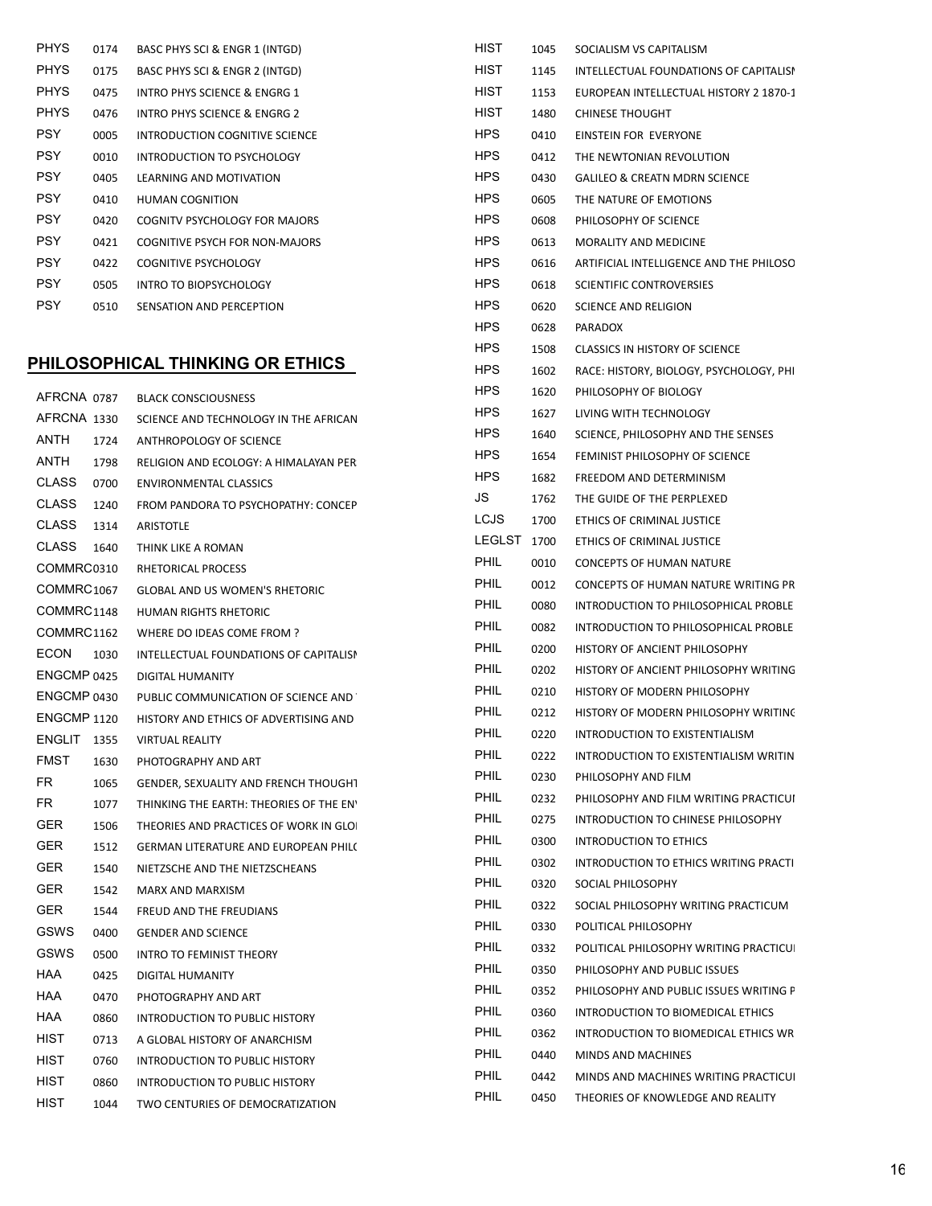| | | |
|---|---|---|
| PHYS | 0174 | BASC PHYS SCI & ENGR 1 (INTGD) |
| PHYS | 0175 | BASC PHYS SCI & ENGR 2 (INTGD) |
| PHYS | 0475 | INTRO PHYS SCIENCE & ENGRG 1 |
| PHYS | 0476 | INTRO PHYS SCIENCE & ENGRG 2 |
| PSY | 0005 | INTRODUCTION COGNITIVE SCIENCE |
| PSY | 0010 | INTRODUCTION TO PSYCHOLOGY |
| PSY | 0405 | LEARNING AND MOTIVATION |
| PSY | 0410 | HUMAN COGNITION |
| PSY | 0420 | COGNITV PSYCHOLOGY FOR MAJORS |
| PSY | 0421 | COGNITIVE PSYCH FOR NON-MAJORS |
| PSY | 0422 | COGNITIVE PSYCHOLOGY |
| PSY | 0505 | INTRO TO BIOPSYCHOLOGY |
| PSY | 0510 | SENSATION AND PERCEPTION |

## PHILOSOPHICAL THINKING OR ETHICS

| | | |
|---|---|---|
| AFRCNA | 0787 | BLACK CONSCIOUSNESS |
| AFRCNA | 1330 | SCIENCE AND TECHNOLOGY IN THE AFRICAN |
| ANTH | 1724 | ANTHROPOLOGY OF SCIENCE |
| ANTH | 1798 | RELIGION AND ECOLOGY: A HIMALAYAN PER |
| CLASS | 0700 | ENVIRONMENTAL CLASSICS |
| CLASS | 1240 | FROM PANDORA TO PSYCHOPATHY: CONCEP |
| CLASS | 1314 | ARISTOTLE |
| CLASS | 1640 | THINK LIKE A ROMAN |
| COMMRC | 0310 | RHETORICAL PROCESS |
| COMMRC | 1067 | GLOBAL AND US WOMEN'S RHETORIC |
| COMMRC | 1148 | HUMAN RIGHTS RHETORIC |
| COMMRC | 1162 | WHERE DO IDEAS COME FROM ? |
| ECON | 1030 | INTELLECTUAL FOUNDATIONS OF CAPITALISM |
| ENGCMP | 0425 | DIGITAL HUMANITY |
| ENGCMP | 0430 | PUBLIC COMMUNICATION OF SCIENCE AND |
| ENGCMP | 1120 | HISTORY AND ETHICS OF ADVERTISING AND |
| ENGLIT | 1355 | VIRTUAL REALITY |
| FMST | 1630 | PHOTOGRAPHY AND ART |
| FR | 1065 | GENDER, SEXUALITY AND FRENCH THOUGHT |
| FR | 1077 | THINKING THE EARTH: THEORIES OF THE EN |
| GER | 1506 | THEORIES AND PRACTICES OF WORK IN GLO |
| GER | 1512 | GERMAN LITERATURE AND EUROPEAN PHIL |
| GER | 1540 | NIETZSCHE AND THE NIETZSCHEANS |
| GER | 1542 | MARX AND MARXISM |
| GER | 1544 | FREUD AND THE FREUDIANS |
| GSWS | 0400 | GENDER AND SCIENCE |
| GSWS | 0500 | INTRO TO FEMINIST THEORY |
| HAA | 0425 | DIGITAL HUMANITY |
| HAA | 0470 | PHOTOGRAPHY AND ART |
| HAA | 0860 | INTRODUCTION TO PUBLIC HISTORY |
| HIST | 0713 | A GLOBAL HISTORY OF ANARCHISM |
| HIST | 0760 | INTRODUCTION TO PUBLIC HISTORY |
| HIST | 0860 | INTRODUCTION TO PUBLIC HISTORY |
| HIST | 1044 | TWO CENTURIES OF DEMOCRATIZATION |
| HIST | 1045 | SOCIALISM VS CAPITALISM |
| HIST | 1145 | INTELLECTUAL FOUNDATIONS OF CAPITALISM |
| HIST | 1153 | EUROPEAN INTELLECTUAL HISTORY 2 1870-1 |
| HIST | 1480 | CHINESE THOUGHT |
| HPS | 0410 | EINSTEIN FOR EVERYONE |
| HPS | 0412 | THE NEWTONIAN REVOLUTION |
| HPS | 0430 | GALILEO & CREATN MDRN SCIENCE |
| HPS | 0605 | THE NATURE OF EMOTIONS |
| HPS | 0608 | PHILOSOPHY OF SCIENCE |
| HPS | 0613 | MORALITY AND MEDICINE |
| HPS | 0616 | ARTIFICIAL INTELLIGENCE AND THE PHILOSO |
| HPS | 0618 | SCIENTIFIC CONTROVERSIES |
| HPS | 0620 | SCIENCE AND RELIGION |
| HPS | 0628 | PARADOX |
| HPS | 1508 | CLASSICS IN HISTORY OF SCIENCE |
| HPS | 1602 | RACE: HISTORY, BIOLOGY, PSYCHOLOGY, PHI |
| HPS | 1620 | PHILOSOPHY OF BIOLOGY |
| HPS | 1627 | LIVING WITH TECHNOLOGY |
| HPS | 1640 | SCIENCE, PHILOSOPHY AND THE SENSES |
| HPS | 1654 | FEMINIST PHILOSOPHY OF SCIENCE |
| HPS | 1682 | FREEDOM AND DETERMINISM |
| JS | 1762 | THE GUIDE OF THE PERPLEXED |
| LCJS | 1700 | ETHICS OF CRIMINAL JUSTICE |
| LEGLST | 1700 | ETHICS OF CRIMINAL JUSTICE |
| PHIL | 0010 | CONCEPTS OF HUMAN NATURE |
| PHIL | 0012 | CONCEPTS OF HUMAN NATURE WRITING PR |
| PHIL | 0080 | INTRODUCTION TO PHILOSOPHICAL PROBLE |
| PHIL | 0082 | INTRODUCTION TO PHILOSOPHICAL PROBLE |
| PHIL | 0200 | HISTORY OF ANCIENT PHILOSOPHY |
| PHIL | 0202 | HISTORY OF ANCIENT PHILOSOPHY WRITING |
| PHIL | 0210 | HISTORY OF MODERN PHILOSOPHY |
| PHIL | 0212 | HISTORY OF MODERN PHILOSOPHY WRITING |
| PHIL | 0220 | INTRODUCTION TO EXISTENTIALISM |
| PHIL | 0222 | INTRODUCTION TO EXISTENTIALISM WRITIN |
| PHIL | 0230 | PHILOSOPHY AND FILM |
| PHIL | 0232 | PHILOSOPHY AND FILM WRITING PRACTICUI |
| PHIL | 0275 | INTRODUCTION TO CHINESE PHILOSOPHY |
| PHIL | 0300 | INTRODUCTION TO ETHICS |
| PHIL | 0302 | INTRODUCTION TO ETHICS WRITING PRACTI |
| PHIL | 0320 | SOCIAL PHILOSOPHY |
| PHIL | 0322 | SOCIAL PHILOSOPHY WRITING PRACTICUM |
| PHIL | 0330 | POLITICAL PHILOSOPHY |
| PHIL | 0332 | POLITICAL PHILOSOPHY WRITING PRACTICUI |
| PHIL | 0350 | PHILOSOPHY AND PUBLIC ISSUES |
| PHIL | 0352 | PHILOSOPHY AND PUBLIC ISSUES WRITING P |
| PHIL | 0360 | INTRODUCTION TO BIOMEDICAL ETHICS |
| PHIL | 0362 | INTRODUCTION TO BIOMEDICAL ETHICS WR |
| PHIL | 0440 | MINDS AND MACHINES |
| PHIL | 0442 | MINDS AND MACHINES WRITING PRACTICUI |
| PHIL | 0450 | THEORIES OF KNOWLEDGE AND REALITY |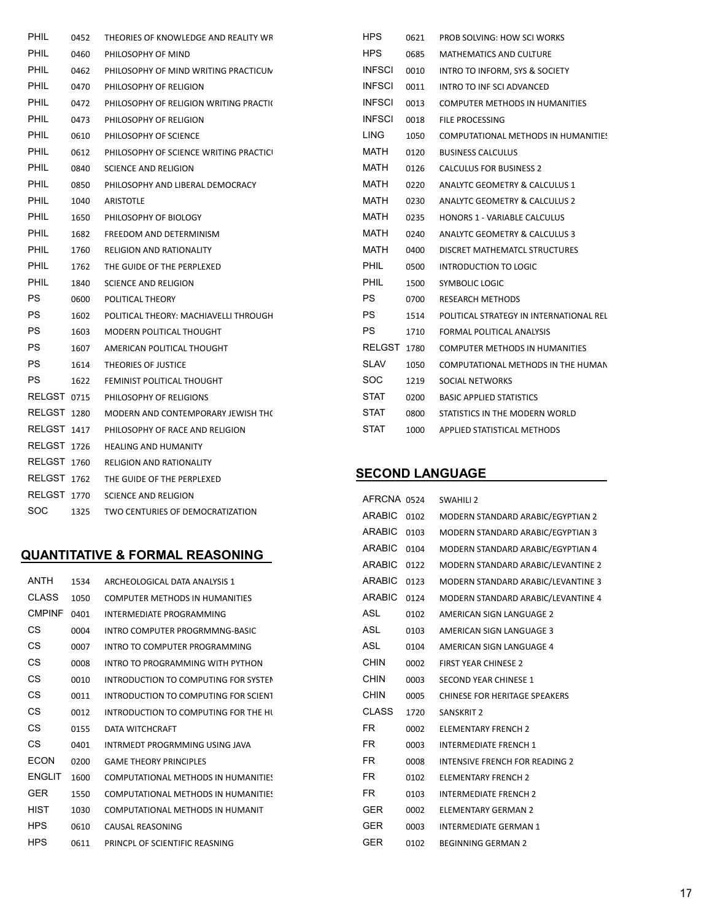| | | |
|---|---|---|
| PHIL | 0452 | THEORIES OF KNOWLEDGE AND REALITY WR |
| PHIL | 0460 | PHILOSOPHY OF MIND |
| PHIL | 0462 | PHILOSOPHY OF MIND WRITING PRACTICUM |
| PHIL | 0470 | PHILOSOPHY OF RELIGION |
| PHIL | 0472 | PHILOSOPHY OF RELIGION WRITING PRACTIC |
| PHIL | 0473 | PHILOSOPHY OF RELIGION |
| PHIL | 0610 | PHILOSOPHY OF SCIENCE |
| PHIL | 0612 | PHILOSOPHY OF SCIENCE WRITING PRACTICI |
| PHIL | 0840 | SCIENCE AND RELIGION |
| PHIL | 0850 | PHILOSOPHY AND LIBERAL DEMOCRACY |
| PHIL | 1040 | ARISTOTLE |
| PHIL | 1650 | PHILOSOPHY OF BIOLOGY |
| PHIL | 1682 | FREEDOM AND DETERMINISM |
| PHIL | 1760 | RELIGION AND RATIONALITY |
| PHIL | 1762 | THE GUIDE OF THE PERPLEXED |
| PHIL | 1840 | SCIENCE AND RELIGION |
| PS | 0600 | POLITICAL THEORY |
| PS | 1602 | POLITICAL THEORY: MACHIAVELLI THROUGH |
| PS | 1603 | MODERN POLITICAL THOUGHT |
| PS | 1607 | AMERICAN POLITICAL THOUGHT |
| PS | 1614 | THEORIES OF JUSTICE |
| PS | 1622 | FEMINIST POLITICAL THOUGHT |
| RELGST | 0715 | PHILOSOPHY OF RELIGIONS |
| RELGST | 1280 | MODERN AND CONTEMPORARY JEWISH THC |
| RELGST | 1417 | PHILOSOPHY OF RACE AND RELIGION |
| RELGST | 1726 | HEALING AND HUMANITY |
| RELGST | 1760 | RELIGION AND RATIONALITY |
| RELGST | 1762 | THE GUIDE OF THE PERPLEXED |
| RELGST | 1770 | SCIENCE AND RELIGION |
| SOC | 1325 | TWO CENTURIES OF DEMOCRATIZATION |

## QUANTITATIVE & FORMAL REASONING

| | | |
|---|---|---|
| ANTH | 1534 | ARCHEOLOGICAL DATA ANALYSIS 1 |
| CLASS | 1050 | COMPUTER METHODS IN HUMANITIES |
| CMPINF | 0401 | INTERMEDIATE PROGRAMMING |
| CS | 0004 | INTRO COMPUTER PROGRMMNG-BASIC |
| CS | 0007 | INTRO TO COMPUTER PROGRAMMING |
| CS | 0008 | INTRO TO PROGRAMMING WITH PYTHON |
| CS | 0010 | INTRODUCTION TO COMPUTING FOR SYSTEM |
| CS | 0011 | INTRODUCTION TO COMPUTING FOR SCIENT |
| CS | 0012 | INTRODUCTION TO COMPUTING FOR THE HU |
| CS | 0155 | DATA WITCHCRAFT |
| CS | 0401 | INTRMEDT PROGRMMING USING JAVA |
| ECON | 0200 | GAME THEORY PRINCIPLES |
| ENGLIT | 1600 | COMPUTATIONAL METHODS IN HUMANITIES |
| GER | 1550 | COMPUTATIONAL METHODS IN HUMANITIES |
| HIST | 1030 | COMPUTATIONAL METHODS IN HUMANIT |
| HPS | 0610 | CAUSAL REASONING |
| HPS | 0611 | PRINCPL OF SCIENTIFIC REASNING |
| HPS | 0621 | PROB SOLVING: HOW SCI WORKS |
| HPS | 0685 | MATHEMATICS AND CULTURE |
| INFSCI | 0010 | INTRO TO INFORM, SYS & SOCIETY |
| INFSCI | 0011 | INTRO TO INF SCI ADVANCED |
| INFSCI | 0013 | COMPUTER METHODS IN HUMANITIES |
| INFSCI | 0018 | FILE PROCESSING |
| LING | 1050 | COMPUTATIONAL METHODS IN HUMANITIES |
| MATH | 0120 | BUSINESS CALCULUS |
| MATH | 0126 | CALCULUS FOR BUSINESS 2 |
| MATH | 0220 | ANALYTC GEOMETRY & CALCULUS 1 |
| MATH | 0230 | ANALYTC GEOMETRY & CALCULUS 2 |
| MATH | 0235 | HONORS 1 - VARIABLE CALCULUS |
| MATH | 0240 | ANALYTC GEOMETRY & CALCULUS 3 |
| MATH | 0400 | DISCRET MATHEMATCL STRUCTURES |
| PHIL | 0500 | INTRODUCTION TO LOGIC |
| PHIL | 1500 | SYMBOLIC LOGIC |
| PS | 0700 | RESEARCH METHODS |
| PS | 1514 | POLITICAL STRATEGY IN INTERNATIONAL REL |
| PS | 1710 | FORMAL POLITICAL ANALYSIS |
| RELGST | 1780 | COMPUTER METHODS IN HUMANITIES |
| SLAV | 1050 | COMPUTATIONAL METHODS IN THE HUMAN |
| SOC | 1219 | SOCIAL NETWORKS |
| STAT | 0200 | BASIC APPLIED STATISTICS |
| STAT | 0800 | STATISTICS IN THE MODERN WORLD |
| STAT | 1000 | APPLIED STATISTICAL METHODS |

## SECOND LANGUAGE

| | | |
|---|---|---|
| AFRCNA | 0524 | SWAHILI 2 |
| ARABIC | 0102 | MODERN STANDARD ARABIC/EGYPTIAN 2 |
| ARABIC | 0103 | MODERN STANDARD ARABIC/EGYPTIAN 3 |
| ARABIC | 0104 | MODERN STANDARD ARABIC/EGYPTIAN 4 |
| ARABIC | 0122 | MODERN STANDARD ARABIC/LEVANTINE 2 |
| ARABIC | 0123 | MODERN STANDARD ARABIC/LEVANTINE 3 |
| ARABIC | 0124 | MODERN STANDARD ARABIC/LEVANTINE 4 |
| ASL | 0102 | AMERICAN SIGN LANGUAGE 2 |
| ASL | 0103 | AMERICAN SIGN LANGUAGE 3 |
| ASL | 0104 | AMERICAN SIGN LANGUAGE 4 |
| CHIN | 0002 | FIRST YEAR CHINESE 2 |
| CHIN | 0003 | SECOND YEAR CHINESE 1 |
| CHIN | 0005 | CHINESE FOR HERITAGE SPEAKERS |
| CLASS | 1720 | SANSKRIT 2 |
| FR | 0002 | ELEMENTARY FRENCH 2 |
| FR | 0003 | INTERMEDIATE FRENCH 1 |
| FR | 0008 | INTENSIVE FRENCH FOR READING 2 |
| FR | 0102 | ELEMENTARY FRENCH 2 |
| FR | 0103 | INTERMEDIATE FRENCH 2 |
| GER | 0002 | ELEMENTARY GERMAN 2 |
| GER | 0003 | INTERMEDIATE GERMAN 1 |
| GER | 0102 | BEGINNING GERMAN 2 |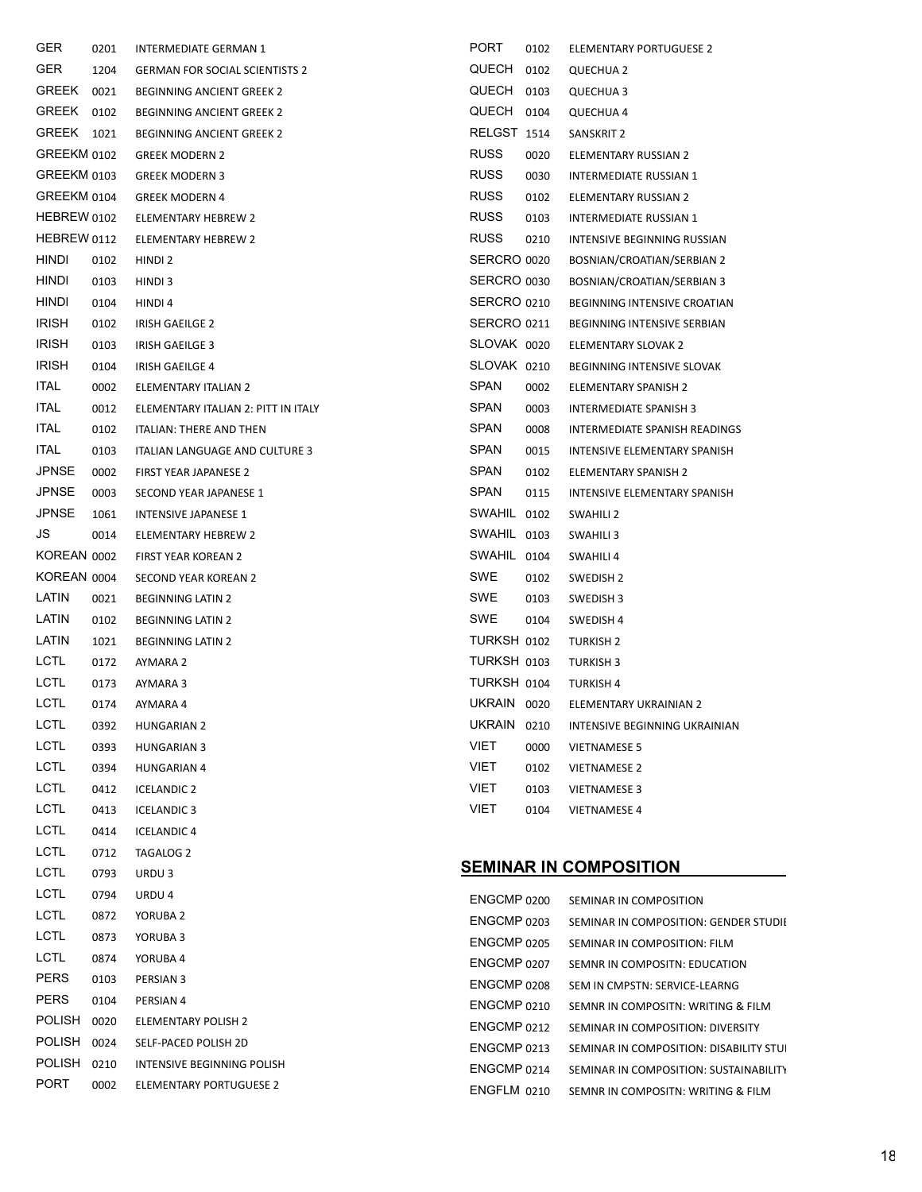| | | |
|---|---|---|
| GER | 0201 | INTERMEDIATE GERMAN 1 |
| GER | 1204 | GERMAN FOR SOCIAL SCIENTISTS 2 |
| GREEK | 0021 | BEGINNING ANCIENT GREEK 2 |
| GREEK | 0102 | BEGINNING ANCIENT GREEK 2 |
| GREEK | 1021 | BEGINNING ANCIENT GREEK 2 |
| GREEKM | 0102 | GREEK MODERN 2 |
| GREEKM | 0103 | GREEK MODERN 3 |
| GREEKM | 0104 | GREEK MODERN 4 |
| HEBREW | 0102 | ELEMENTARY HEBREW 2 |
| HEBREW | 0112 | ELEMENTARY HEBREW 2 |
| HINDI | 0102 | HINDI 2 |
| HINDI | 0103 | HINDI 3 |
| HINDI | 0104 | HINDI 4 |
| IRISH | 0102 | IRISH GAEILGE 2 |
| IRISH | 0103 | IRISH GAEILGE 3 |
| IRISH | 0104 | IRISH GAEILGE 4 |
| ITAL | 0002 | ELEMENTARY ITALIAN 2 |
| ITAL | 0012 | ELEMENTARY ITALIAN 2: PITT IN ITALY |
| ITAL | 0102 | ITALIAN: THERE AND THEN |
| ITAL | 0103 | ITALIAN LANGUAGE AND CULTURE 3 |
| JPNSE | 0002 | FIRST YEAR JAPANESE 2 |
| JPNSE | 0003 | SECOND YEAR JAPANESE 1 |
| JPNSE | 1061 | INTENSIVE JAPANESE 1 |
| JS | 0014 | ELEMENTARY HEBREW 2 |
| KOREAN | 0002 | FIRST YEAR KOREAN 2 |
| KOREAN | 0004 | SECOND YEAR KOREAN 2 |
| LATIN | 0021 | BEGINNING LATIN 2 |
| LATIN | 0102 | BEGINNING LATIN 2 |
| LATIN | 1021 | BEGINNING LATIN 2 |
| LCTL | 0172 | AYMARA 2 |
| LCTL | 0173 | AYMARA 3 |
| LCTL | 0174 | AYMARA 4 |
| LCTL | 0392 | HUNGARIAN 2 |
| LCTL | 0393 | HUNGARIAN 3 |
| LCTL | 0394 | HUNGARIAN 4 |
| LCTL | 0412 | ICELANDIC 2 |
| LCTL | 0413 | ICELANDIC 3 |
| LCTL | 0414 | ICELANDIC 4 |
| LCTL | 0712 | TAGALOG 2 |
| LCTL | 0793 | URDU 3 |
| LCTL | 0794 | URDU 4 |
| LCTL | 0872 | YORUBA 2 |
| LCTL | 0873 | YORUBA 3 |
| LCTL | 0874 | YORUBA 4 |
| PERS | 0103 | PERSIAN 3 |
| PERS | 0104 | PERSIAN 4 |
| POLISH | 0020 | ELEMENTARY POLISH 2 |
| POLISH | 0024 | SELF-PACED POLISH 2D |
| POLISH | 0210 | INTENSIVE BEGINNING POLISH |
| PORT | 0002 | ELEMENTARY PORTUGUESE 2 |
| PORT | 0102 | ELEMENTARY PORTUGUESE 2 |
| QUECH | 0102 | QUECHUA 2 |
| QUECH | 0103 | QUECHUA 3 |
| QUECH | 0104 | QUECHUA 4 |
| RELGST | 1514 | SANSKRIT 2 |
| RUSS | 0020 | ELEMENTARY RUSSIAN 2 |
| RUSS | 0030 | INTERMEDIATE RUSSIAN 1 |
| RUSS | 0102 | ELEMENTARY RUSSIAN 2 |
| RUSS | 0103 | INTERMEDIATE RUSSIAN 1 |
| RUSS | 0210 | INTENSIVE BEGINNING RUSSIAN |
| SERCRO | 0020 | BOSNIAN/CROATIAN/SERBIAN 2 |
| SERCRO | 0030 | BOSNIAN/CROATIAN/SERBIAN 3 |
| SERCRO | 0210 | BEGINNING INTENSIVE CROATIAN |
| SERCRO | 0211 | BEGINNING INTENSIVE SERBIAN |
| SLOVAK | 0020 | ELEMENTARY SLOVAK 2 |
| SLOVAK | 0210 | BEGINNING INTENSIVE SLOVAK |
| SPAN | 0002 | ELEMENTARY SPANISH 2 |
| SPAN | 0003 | INTERMEDIATE SPANISH 3 |
| SPAN | 0008 | INTERMEDIATE SPANISH READINGS |
| SPAN | 0015 | INTENSIVE ELEMENTARY SPANISH |
| SPAN | 0102 | ELEMENTARY SPANISH 2 |
| SPAN | 0115 | INTENSIVE ELEMENTARY SPANISH |
| SWAHIL | 0102 | SWAHILI 2 |
| SWAHIL | 0103 | SWAHILI 3 |
| SWAHIL | 0104 | SWAHILI 4 |
| SWE | 0102 | SWEDISH 2 |
| SWE | 0103 | SWEDISH 3 |
| SWE | 0104 | SWEDISH 4 |
| TURKSH | 0102 | TURKISH 2 |
| TURKSH | 0103 | TURKISH 3 |
| TURKSH | 0104 | TURKISH 4 |
| UKRAIN | 0020 | ELEMENTARY UKRAINIAN 2 |
| UKRAIN | 0210 | INTENSIVE BEGINNING UKRAINIAN |
| VIET | 0000 | VIETNAMESE 5 |
| VIET | 0102 | VIETNAMESE 2 |
| VIET | 0103 | VIETNAMESE 3 |
| VIET | 0104 | VIETNAMESE 4 |

## SEMINAR IN COMPOSITION

| | | |
|---|---|---|
| ENGCMP | 0200 | SEMINAR IN COMPOSITION |
| ENGCMP | 0203 | SEMINAR IN COMPOSITION: GENDER STUDIE |
| ENGCMP | 0205 | SEMINAR IN COMPOSITION: FILM |
| ENGCMP | 0207 | SEMNR IN COMPOSITN: EDUCATION |
| ENGCMP | 0208 | SEM IN CMPSTN: SERVICE-LEARNG |
| ENGCMP | 0210 | SEMNR IN COMPOSITN: WRITING & FILM |
| ENGCMP | 0212 | SEMINAR IN COMPOSITION: DIVERSITY |
| ENGCMP | 0213 | SEMINAR IN COMPOSITION: DISABILITY STUI |
| ENGCMP | 0214 | SEMINAR IN COMPOSITION: SUSTAINABILITY |
| ENGFLM | 0210 | SEMNR IN COMPOSITN: WRITING & FILM |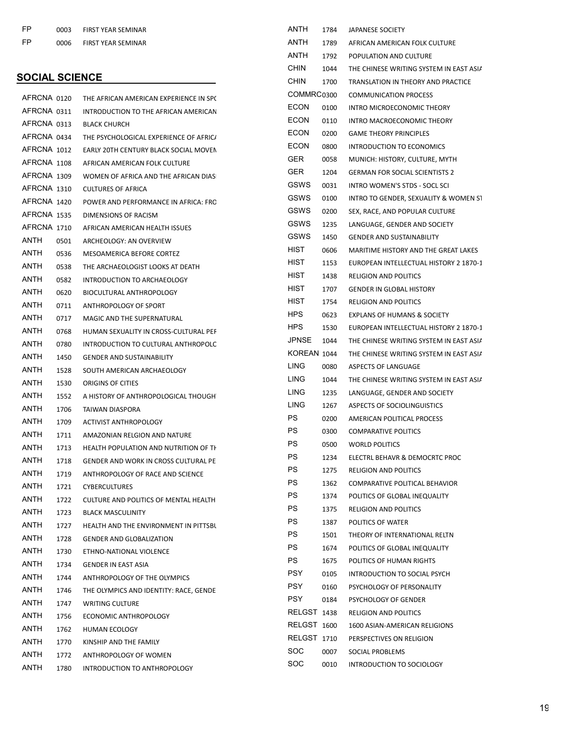| | | |
|---|---|---|
| FP | 0003 | FIRST YEAR SEMINAR |
| FP | 0006 | FIRST YEAR SEMINAR |

## SOCIAL SCIENCE

| | | |
|---|---|---|
| AFRCNA | 0120 | THE AFRICAN AMERICAN EXPERIENCE IN SPO |
| AFRCNA | 0311 | INTRODUCTION TO THE AFRICAN AMERICAN |
| AFRCNA | 0313 | BLACK CHURCH |
| AFRCNA | 0434 | THE PSYCHOLOGICAL EXPERIENCE OF AFRICA |
| AFRCNA | 1012 | EARLY 20TH CENTURY BLACK SOCIAL MOVEN |
| AFRCNA | 1108 | AFRICAN AMERICAN FOLK CULTURE |
| AFRCNA | 1309 | WOMEN OF AFRICA AND THE AFRICAN DIAS |
| AFRCNA | 1310 | CULTURES OF AFRICA |
| AFRCNA | 1420 | POWER AND PERFORMANCE IN AFRICA: FRO |
| AFRCNA | 1535 | DIMENSIONS OF RACISM |
| AFRCNA | 1710 | AFRICAN AMERICAN HEALTH ISSUES |
| ANTH | 0501 | ARCHEOLOGY: AN OVERVIEW |
| ANTH | 0536 | MESOAMERICA BEFORE CORTEZ |
| ANTH | 0538 | THE ARCHAEOLOGIST LOOKS AT DEATH |
| ANTH | 0582 | INTRODUCTION TO ARCHAEOLOGY |
| ANTH | 0620 | BIOCULTURAL ANTHROPOLOGY |
| ANTH | 0711 | ANTHROPOLOGY OF SPORT |
| ANTH | 0717 | MAGIC AND THE SUPERNATURAL |
| ANTH | 0768 | HUMAN SEXUALITY IN CROSS-CULTURAL PER |
| ANTH | 0780 | INTRODUCTION TO CULTURAL ANTHROPOLO |
| ANTH | 1450 | GENDER AND SUSTAINABILITY |
| ANTH | 1528 | SOUTH AMERICAN ARCHAEOLOGY |
| ANTH | 1530 | ORIGINS OF CITIES |
| ANTH | 1552 | A HISTORY OF ANTHROPOLOGICAL THOUGHT |
| ANTH | 1706 | TAIWAN DIASPORA |
| ANTH | 1709 | ACTIVIST ANTHROPOLOGY |
| ANTH | 1711 | AMAZONIAN RELGION AND NATURE |
| ANTH | 1713 | HEALTH POPULATION AND NUTRITION OF TH |
| ANTH | 1718 | GENDER AND WORK IN CROSS CULTURAL PE |
| ANTH | 1719 | ANTHROPOLOGY OF RACE AND SCIENCE |
| ANTH | 1721 | CYBERCULTURES |
| ANTH | 1722 | CULTURE AND POLITICS OF MENTAL HEALTH |
| ANTH | 1723 | BLACK MASCULINITY |
| ANTH | 1727 | HEALTH AND THE ENVIRONMENT IN PITTSBU |
| ANTH | 1728 | GENDER AND GLOBALIZATION |
| ANTH | 1730 | ETHNO-NATIONAL VIOLENCE |
| ANTH | 1734 | GENDER IN EAST ASIA |
| ANTH | 1744 | ANTHROPOLOGY OF THE OLYMPICS |
| ANTH | 1746 | THE OLYMPICS AND IDENTITY: RACE, GENDE |
| ANTH | 1747 | WRITING CULTURE |
| ANTH | 1756 | ECONOMIC ANTHROPOLOGY |
| ANTH | 1762 | HUMAN ECOLOGY |
| ANTH | 1770 | KINSHIP AND THE FAMILY |
| ANTH | 1772 | ANTHROPOLOGY OF WOMEN |
| ANTH | 1780 | INTRODUCTION TO ANTHROPOLOGY |
| ANTH | 1784 | JAPANESE SOCIETY |
| ANTH | 1789 | AFRICAN AMERICAN FOLK CULTURE |
| ANTH | 1792 | POPULATION AND CULTURE |
| CHIN | 1044 | THE CHINESE WRITING SYSTEM IN EAST ASIA |
| CHIN | 1700 | TRANSLATION IN THEORY AND PRACTICE |
| COMMRC | 0300 | COMMUNICATION PROCESS |
| ECON | 0100 | INTRO MICROECONOMIC THEORY |
| ECON | 0110 | INTRO MACROECONOMIC THEORY |
| ECON | 0200 | GAME THEORY PRINCIPLES |
| ECON | 0800 | INTRODUCTION TO ECONOMICS |
| GER | 0058 | MUNICH: HISTORY, CULTURE, MYTH |
| GER | 1204 | GERMAN FOR SOCIAL SCIENTISTS 2 |
| GSWS | 0031 | INTRO WOMEN'S STDS - SOCL SCI |
| GSWS | 0100 | INTRO TO GENDER, SEXUALITY & WOMEN ST |
| GSWS | 0200 | SEX, RACE, AND POPULAR CULTURE |
| GSWS | 1235 | LANGUAGE, GENDER AND SOCIETY |
| GSWS | 1450 | GENDER AND SUSTAINABILITY |
| HIST | 0606 | MARITIME HISTORY AND THE GREAT LAKES |
| HIST | 1153 | EUROPEAN INTELLECTUAL HISTORY 2 1870-1 |
| HIST | 1438 | RELIGION AND POLITICS |
| HIST | 1707 | GENDER IN GLOBAL HISTORY |
| HIST | 1754 | RELIGION AND POLITICS |
| HPS | 0623 | EXPLANS OF HUMANS & SOCIETY |
| HPS | 1530 | EUROPEAN INTELLECTUAL HISTORY 2 1870-1 |
| JPNSE | 1044 | THE CHINESE WRITING SYSTEM IN EAST ASIA |
| KOREAN | 1044 | THE CHINESE WRITING SYSTEM IN EAST ASIA |
| LING | 0080 | ASPECTS OF LANGUAGE |
| LING | 1044 | THE CHINESE WRITING SYSTEM IN EAST ASIA |
| LING | 1235 | LANGUAGE, GENDER AND SOCIETY |
| LING | 1267 | ASPECTS OF SOCIOLINGUISTICS |
| PS | 0200 | AMERICAN POLITICAL PROCESS |
| PS | 0300 | COMPARATIVE POLITICS |
| PS | 0500 | WORLD POLITICS |
| PS | 1234 | ELECTRL BEHAVR & DEMOCRTC PROC |
| PS | 1275 | RELIGION AND POLITICS |
| PS | 1362 | COMPARATIVE POLITICAL BEHAVIOR |
| PS | 1374 | POLITICS OF GLOBAL INEQUALITY |
| PS | 1375 | RELIGION AND POLITICS |
| PS | 1387 | POLITICS OF WATER |
| PS | 1501 | THEORY OF INTERNATIONAL RELTN |
| PS | 1674 | POLITICS OF GLOBAL INEQUALITY |
| PS | 1675 | POLITICS OF HUMAN RIGHTS |
| PSY | 0105 | INTRODUCTION TO SOCIAL PSYCH |
| PSY | 0160 | PSYCHOLOGY OF PERSONALITY |
| PSY | 0184 | PSYCHOLOGY OF GENDER |
| RELGST | 1438 | RELIGION AND POLITICS |
| RELGST | 1600 | 1600 ASIAN-AMERICAN RELIGIONS |
| RELGST | 1710 | PERSPECTIVES ON RELIGION |
| SOC | 0007 | SOCIAL PROBLEMS |
| SOC | 0010 | INTRODUCTION TO SOCIOLOGY |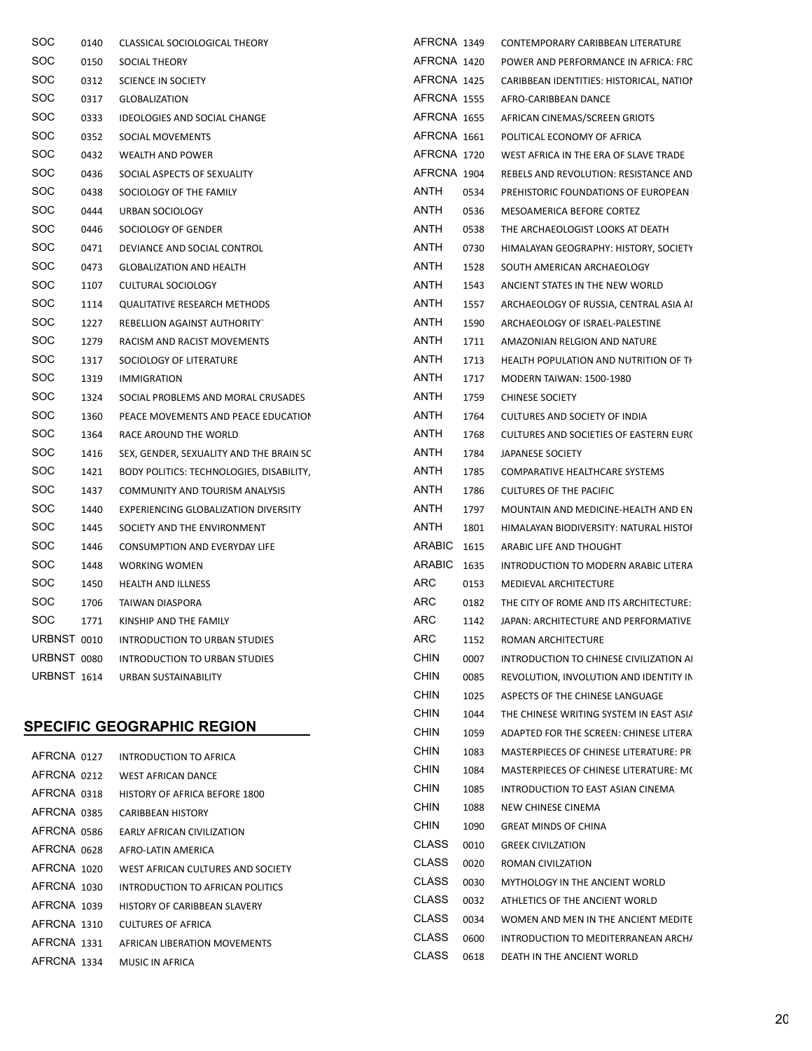| | | |
|---|---|---|
| SOC | 0140 | CLASSICAL SOCIOLOGICAL THEORY |
| SOC | 0150 | SOCIAL THEORY |
| SOC | 0312 | SCIENCE IN SOCIETY |
| SOC | 0317 | GLOBALIZATION |
| SOC | 0333 | IDEOLOGIES AND SOCIAL CHANGE |
| SOC | 0352 | SOCIAL MOVEMENTS |
| SOC | 0432 | WEALTH AND POWER |
| SOC | 0436 | SOCIAL ASPECTS OF SEXUALITY |
| SOC | 0438 | SOCIOLOGY OF THE FAMILY |
| SOC | 0444 | URBAN SOCIOLOGY |
| SOC | 0446 | SOCIOLOGY OF GENDER |
| SOC | 0471 | DEVIANCE AND SOCIAL CONTROL |
| SOC | 0473 | GLOBALIZATION AND HEALTH |
| SOC | 1107 | CULTURAL SOCIOLOGY |
| SOC | 1114 | QUALITATIVE RESEARCH METHODS |
| SOC | 1227 | REBELLION AGAINST AUTHORITY` |
| SOC | 1279 | RACISM AND RACIST MOVEMENTS |
| SOC | 1317 | SOCIOLOGY OF LITERATURE |
| SOC | 1319 | IMMIGRATION |
| SOC | 1324 | SOCIAL PROBLEMS AND MORAL CRUSADES |
| SOC | 1360 | PEACE MOVEMENTS AND PEACE EDUCATION |
| SOC | 1364 | RACE AROUND THE WORLD |
| SOC | 1416 | SEX, GENDER, SEXUALITY AND THE BRAIN SC |
| SOC | 1421 | BODY POLITICS: TECHNOLOGIES, DISABILITY, |
| SOC | 1437 | COMMUNITY AND TOURISM ANALYSIS |
| SOC | 1440 | EXPERIENCING GLOBALIZATION DIVERSITY |
| SOC | 1445 | SOCIETY AND THE ENVIRONMENT |
| SOC | 1446 | CONSUMPTION AND EVERYDAY LIFE |
| SOC | 1448 | WORKING WOMEN |
| SOC | 1450 | HEALTH AND ILLNESS |
| SOC | 1706 | TAIWAN DIASPORA |
| SOC | 1771 | KINSHIP AND THE FAMILY |
| URBNST | 0010 | INTRODUCTION TO URBAN STUDIES |
| URBNST | 0080 | INTRODUCTION TO URBAN STUDIES |
| URBNST | 1614 | URBAN SUSTAINABILITY |

## SPECIFIC GEOGRAPHIC REGION

| | | |
|---|---|---|
| AFRCNA | 0127 | INTRODUCTION TO AFRICA |
| AFRCNA | 0212 | WEST AFRICAN DANCE |
| AFRCNA | 0318 | HISTORY OF AFRICA BEFORE 1800 |
| AFRCNA | 0385 | CARIBBEAN HISTORY |
| AFRCNA | 0586 | EARLY AFRICAN CIVILIZATION |
| AFRCNA | 0628 | AFRO-LATIN AMERICA |
| AFRCNA | 1020 | WEST AFRICAN CULTURES AND SOCIETY |
| AFRCNA | 1030 | INTRODUCTION TO AFRICAN POLITICS |
| AFRCNA | 1039 | HISTORY OF CARIBBEAN SLAVERY |
| AFRCNA | 1310 | CULTURES OF AFRICA |
| AFRCNA | 1331 | AFRICAN LIBERATION MOVEMENTS |
| AFRCNA | 1334 | MUSIC IN AFRICA |
| AFRCNA | 1349 | CONTEMPORARY CARIBBEAN LITERATURE |
| AFRCNA | 1420 | POWER AND PERFORMANCE IN AFRICA: FRC |
| AFRCNA | 1425 | CARIBBEAN IDENTITIES: HISTORICAL, NATIOI |
| AFRCNA | 1555 | AFRO-CARIBBEAN DANCE |
| AFRCNA | 1655 | AFRICAN CINEMAS/SCREEN GRIOTS |
| AFRCNA | 1661 | POLITICAL ECONOMY OF AFRICA |
| AFRCNA | 1720 | WEST AFRICA IN THE ERA OF SLAVE TRADE |
| AFRCNA | 1904 | REBELS AND REVOLUTION: RESISTANCE AND |
| ANTH | 0534 | PREHISTORIC FOUNDATIONS OF EUROPEAN |
| ANTH | 0536 | MESOAMERICA BEFORE CORTEZ |
| ANTH | 0538 | THE ARCHAEOLOGIST LOOKS AT DEATH |
| ANTH | 0730 | HIMALAYAN GEOGRAPHY: HISTORY, SOCIETY |
| ANTH | 1528 | SOUTH AMERICAN ARCHAEOLOGY |
| ANTH | 1543 | ANCIENT STATES IN THE NEW WORLD |
| ANTH | 1557 | ARCHAEOLOGY OF RUSSIA, CENTRAL ASIA AI |
| ANTH | 1590 | ARCHAEOLOGY OF ISRAEL-PALESTINE |
| ANTH | 1711 | AMAZONIAN RELGION AND NATURE |
| ANTH | 1713 | HEALTH POPULATION AND NUTRITION OF TH |
| ANTH | 1717 | MODERN TAIWAN: 1500-1980 |
| ANTH | 1759 | CHINESE SOCIETY |
| ANTH | 1764 | CULTURES AND SOCIETY OF INDIA |
| ANTH | 1768 | CULTURES AND SOCIETIES OF EASTERN EURC |
| ANTH | 1784 | JAPANESE SOCIETY |
| ANTH | 1785 | COMPARATIVE HEALTHCARE SYSTEMS |
| ANTH | 1786 | CULTURES OF THE PACIFIC |
| ANTH | 1797 | MOUNTAIN AND MEDICINE-HEALTH AND EN |
| ANTH | 1801 | HIMALAYAN BIODIVERSITY: NATURAL HISTOI |
| ARABIC | 1615 | ARABIC LIFE AND THOUGHT |
| ARABIC | 1635 | INTRODUCTION TO MODERN ARABIC LITERA |
| ARC | 0153 | MEDIEVAL ARCHITECTURE |
| ARC | 0182 | THE CITY OF ROME AND ITS ARCHITECTURE: |
| ARC | 1142 | JAPAN: ARCHITECTURE AND PERFORMATIVE |
| ARC | 1152 | ROMAN ARCHITECTURE |
| CHIN | 0007 | INTRODUCTION TO CHINESE CIVILIZATION AI |
| CHIN | 0085 | REVOLUTION, INVOLUTION AND IDENTITY IN |
| CHIN | 1025 | ASPECTS OF THE CHINESE LANGUAGE |
| CHIN | 1044 | THE CHINESE WRITING SYSTEM IN EAST ASIA |
| CHIN | 1059 | ADAPTED FOR THE SCREEN: CHINESE LITERA |
| CHIN | 1083 | MASTERPIECES OF CHINESE LITERATURE: PR |
| CHIN | 1084 | MASTERPIECES OF CHINESE LITERATURE: MO |
| CHIN | 1085 | INTRODUCTION TO EAST ASIAN CINEMA |
| CHIN | 1088 | NEW CHINESE CINEMA |
| CHIN | 1090 | GREAT MINDS OF CHINA |
| CLASS | 0010 | GREEK CIVILZATION |
| CLASS | 0020 | ROMAN CIVILZATION |
| CLASS | 0030 | MYTHOLOGY IN THE ANCIENT WORLD |
| CLASS | 0032 | ATHLETICS OF THE ANCIENT WORLD |
| CLASS | 0034 | WOMEN AND MEN IN THE ANCIENT MEDITE |
| CLASS | 0600 | INTRODUCTION TO MEDITERRANEAN ARCHA |
| CLASS | 0618 | DEATH IN THE ANCIENT WORLD |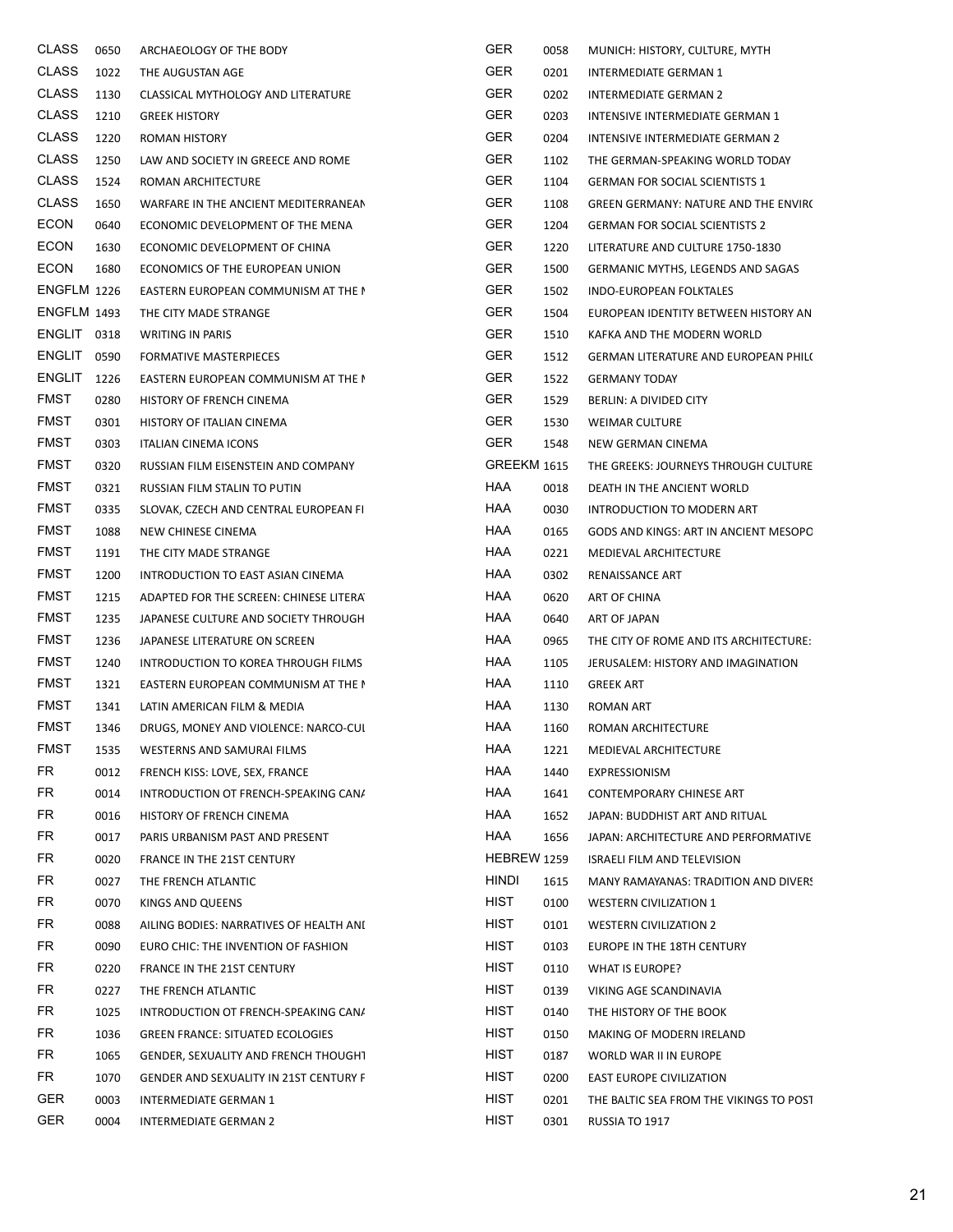| | | |
|---|---|---|
| CLASS | 0650 | ARCHAEOLOGY OF THE BODY |
| CLASS | 1022 | THE AUGUSTAN AGE |
| CLASS | 1130 | CLASSICAL MYTHOLOGY AND LITERATURE |
| CLASS | 1210 | GREEK HISTORY |
| CLASS | 1220 | ROMAN HISTORY |
| CLASS | 1250 | LAW AND SOCIETY IN GREECE AND ROME |
| CLASS | 1524 | ROMAN ARCHITECTURE |
| CLASS | 1650 | WARFARE IN THE ANCIENT MEDITERRANEAN |
| ECON | 0640 | ECONOMIC DEVELOPMENT OF THE MENA |
| ECON | 1630 | ECONOMIC DEVELOPMENT OF CHINA |
| ECON | 1680 | ECONOMICS OF THE EUROPEAN UNION |
| ENGFLM | 1226 | EASTERN EUROPEAN COMMUNISM AT THE M |
| ENGFLM | 1493 | THE CITY MADE STRANGE |
| ENGLIT | 0318 | WRITING IN PARIS |
| ENGLIT | 0590 | FORMATIVE MASTERPIECES |
| ENGLIT | 1226 | EASTERN EUROPEAN COMMUNISM AT THE M |
| FMST | 0280 | HISTORY OF FRENCH CINEMA |
| FMST | 0301 | HISTORY OF ITALIAN CINEMA |
| FMST | 0303 | ITALIAN CINEMA ICONS |
| FMST | 0320 | RUSSIAN FILM EISENSTEIN AND COMPANY |
| FMST | 0321 | RUSSIAN FILM STALIN TO PUTIN |
| FMST | 0335 | SLOVAK, CZECH AND CENTRAL EUROPEAN FI |
| FMST | 1088 | NEW CHINESE CINEMA |
| FMST | 1191 | THE CITY MADE STRANGE |
| FMST | 1200 | INTRODUCTION TO EAST ASIAN CINEMA |
| FMST | 1215 | ADAPTED FOR THE SCREEN: CHINESE LITERA |
| FMST | 1235 | JAPANESE CULTURE AND SOCIETY THROUGH |
| FMST | 1236 | JAPANESE LITERATURE ON SCREEN |
| FMST | 1240 | INTRODUCTION TO KOREA THROUGH FILMS |
| FMST | 1321 | EASTERN EUROPEAN COMMUNISM AT THE M |
| FMST | 1341 | LATIN AMERICAN FILM & MEDIA |
| FMST | 1346 | DRUGS, MONEY AND VIOLENCE: NARCO-CUL |
| FMST | 1535 | WESTERNS AND SAMURAI FILMS |
| FR | 0012 | FRENCH KISS: LOVE, SEX, FRANCE |
| FR | 0014 | INTRODUCTION OT FRENCH-SPEAKING CANA |
| FR | 0016 | HISTORY OF FRENCH CINEMA |
| FR | 0017 | PARIS URBANISM PAST AND PRESENT |
| FR | 0020 | FRANCE IN THE 21ST CENTURY |
| FR | 0027 | THE FRENCH ATLANTIC |
| FR | 0070 | KINGS AND QUEENS |
| FR | 0088 | AILING BODIES: NARRATIVES OF HEALTH ANI |
| FR | 0090 | EURO CHIC: THE INVENTION OF FASHION |
| FR | 0220 | FRANCE IN THE 21ST CENTURY |
| FR | 0227 | THE FRENCH ATLANTIC |
| FR | 1025 | INTRODUCTION OT FRENCH-SPEAKING CANA |
| FR | 1036 | GREEN FRANCE: SITUATED ECOLOGIES |
| FR | 1065 | GENDER, SEXUALITY AND FRENCH THOUGHT |
| FR | 1070 | GENDER AND SEXUALITY IN 21ST CENTURY F |
| GER | 0003 | INTERMEDIATE GERMAN 1 |
| GER | 0004 | INTERMEDIATE GERMAN 2 |
| GER | 0058 | MUNICH: HISTORY, CULTURE, MYTH |
| GER | 0201 | INTERMEDIATE GERMAN 1 |
| GER | 0202 | INTERMEDIATE GERMAN 2 |
| GER | 0203 | INTENSIVE INTERMEDIATE GERMAN 1 |
| GER | 0204 | INTENSIVE INTERMEDIATE GERMAN 2 |
| GER | 1102 | THE GERMAN-SPEAKING WORLD TODAY |
| GER | 1104 | GERMAN FOR SOCIAL SCIENTISTS 1 |
| GER | 1108 | GREEN GERMANY: NATURE AND THE ENVIRO |
| GER | 1204 | GERMAN FOR SOCIAL SCIENTISTS 2 |
| GER | 1220 | LITERATURE AND CULTURE 1750-1830 |
| GER | 1500 | GERMANIC MYTHS, LEGENDS AND SAGAS |
| GER | 1502 | INDO-EUROPEAN FOLKTALES |
| GER | 1504 | EUROPEAN IDENTITY BETWEEN HISTORY AN |
| GER | 1510 | KAFKA AND THE MODERN WORLD |
| GER | 1512 | GERMAN LITERATURE AND EUROPEAN PHILO |
| GER | 1522 | GERMANY TODAY |
| GER | 1529 | BERLIN: A DIVIDED CITY |
| GER | 1530 | WEIMAR CULTURE |
| GER | 1548 | NEW GERMAN CINEMA |
| GREEKM | 1615 | THE GREEKS: JOURNEYS THROUGH CULTURE |
| HAA | 0018 | DEATH IN THE ANCIENT WORLD |
| HAA | 0030 | INTRODUCTION TO MODERN ART |
| HAA | 0165 | GODS AND KINGS: ART IN ANCIENT MESOPO |
| HAA | 0221 | MEDIEVAL ARCHITECTURE |
| HAA | 0302 | RENAISSANCE ART |
| HAA | 0620 | ART OF CHINA |
| HAA | 0640 | ART OF JAPAN |
| HAA | 0965 | THE CITY OF ROME AND ITS ARCHITECTURE: |
| HAA | 1105 | JERUSALEM: HISTORY AND IMAGINATION |
| HAA | 1110 | GREEK ART |
| HAA | 1130 | ROMAN ART |
| HAA | 1160 | ROMAN ARCHITECTURE |
| HAA | 1221 | MEDIEVAL ARCHITECTURE |
| HAA | 1440 | EXPRESSIONISM |
| HAA | 1641 | CONTEMPORARY CHINESE ART |
| HAA | 1652 | JAPAN: BUDDHIST ART AND RITUAL |
| HAA | 1656 | JAPAN: ARCHITECTURE AND PERFORMATIVE |
| HEBREW | 1259 | ISRAELI FILM AND TELEVISION |
| HINDI | 1615 | MANY RAMAYANAS: TRADITION AND DIVERS |
| HIST | 0100 | WESTERN CIVILIZATION 1 |
| HIST | 0101 | WESTERN CIVILIZATION 2 |
| HIST | 0103 | EUROPE IN THE 18TH CENTURY |
| HIST | 0110 | WHAT IS EUROPE? |
| HIST | 0139 | VIKING AGE SCANDINAVIA |
| HIST | 0140 | THE HISTORY OF THE BOOK |
| HIST | 0150 | MAKING OF MODERN IRELAND |
| HIST | 0187 | WORLD WAR II IN EUROPE |
| HIST | 0200 | EAST EUROPE CIVILIZATION |
| HIST | 0201 | THE BALTIC SEA FROM THE VIKINGS TO POST |
| HIST | 0301 | RUSSIA TO 1917 |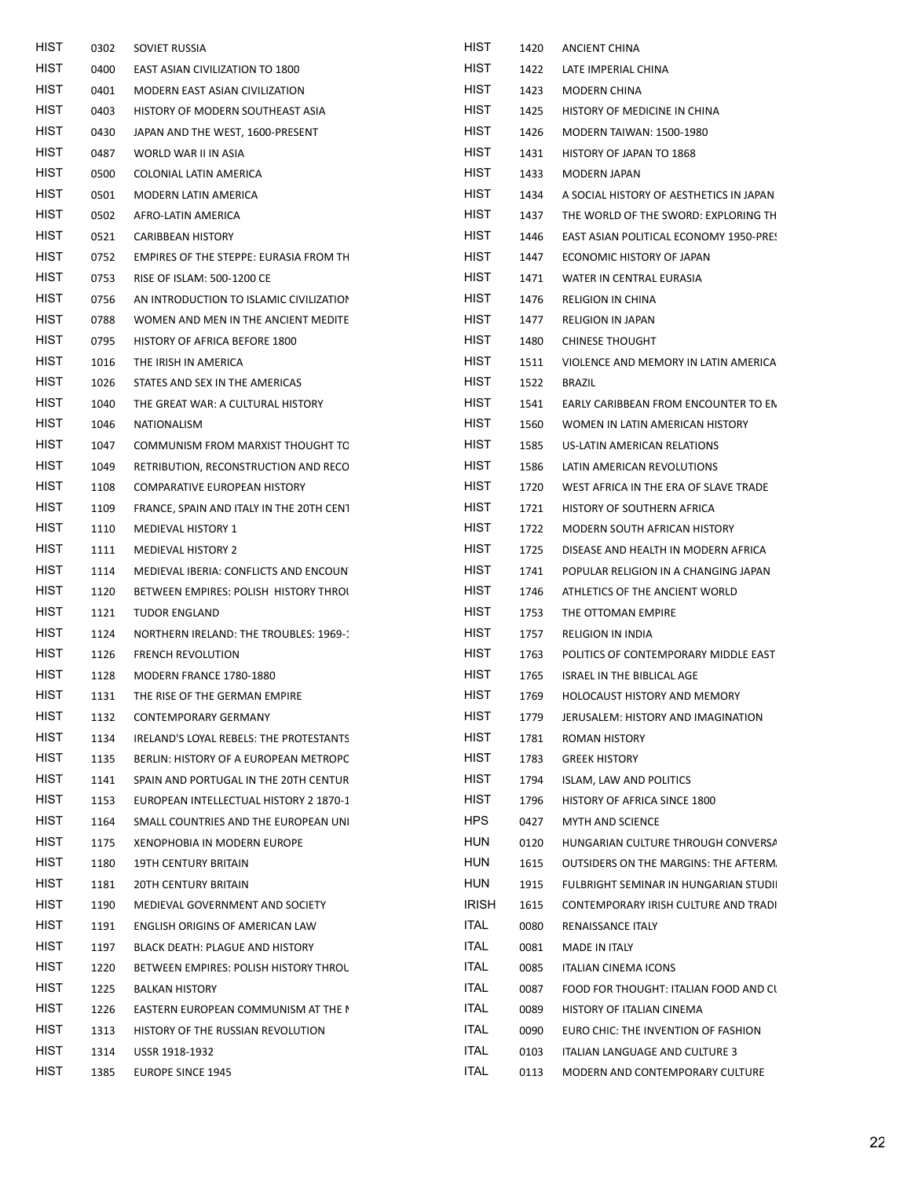| | | |
|---|---|---|
| HIST | 0302 | SOVIET RUSSIA |
| HIST | 0400 | EAST ASIAN CIVILIZATION TO 1800 |
| HIST | 0401 | MODERN EAST ASIAN CIVILIZATION |
| HIST | 0403 | HISTORY OF MODERN SOUTHEAST ASIA |
| HIST | 0430 | JAPAN AND THE WEST, 1600-PRESENT |
| HIST | 0487 | WORLD WAR II IN ASIA |
| HIST | 0500 | COLONIAL LATIN AMERICA |
| HIST | 0501 | MODERN LATIN AMERICA |
| HIST | 0502 | AFRO-LATIN AMERICA |
| HIST | 0521 | CARIBBEAN HISTORY |
| HIST | 0752 | EMPIRES OF THE STEPPE: EURASIA FROM TH |
| HIST | 0753 | RISE OF ISLAM: 500-1200 CE |
| HIST | 0756 | AN INTRODUCTION TO ISLAMIC CIVILIZATIO |
| HIST | 0788 | WOMEN AND MEN IN THE ANCIENT MEDITE |
| HIST | 0795 | HISTORY OF AFRICA BEFORE 1800 |
| HIST | 1016 | THE IRISH IN AMERICA |
| HIST | 1026 | STATES AND SEX IN THE AMERICAS |
| HIST | 1040 | THE GREAT WAR: A CULTURAL HISTORY |
| HIST | 1046 | NATIONALISM |
| HIST | 1047 | COMMUNISM FROM MARXIST THOUGHT TO |
| HIST | 1049 | RETRIBUTION, RECONSTRUCTION AND RECO |
| HIST | 1108 | COMPARATIVE EUROPEAN HISTORY |
| HIST | 1109 | FRANCE, SPAIN AND ITALY IN THE 20TH CENT |
| HIST | 1110 | MEDIEVAL HISTORY 1 |
| HIST | 1111 | MEDIEVAL HISTORY 2 |
| HIST | 1114 | MEDIEVAL IBERIA: CONFLICTS AND ENCOUN |
| HIST | 1120 | BETWEEN EMPIRES: POLISH HISTORY THROU |
| HIST | 1121 | TUDOR ENGLAND |
| HIST | 1124 | NORTHERN IRELAND: THE TROUBLES: 1969-1 |
| HIST | 1126 | FRENCH REVOLUTION |
| HIST | 1128 | MODERN FRANCE 1780-1880 |
| HIST | 1131 | THE RISE OF THE GERMAN EMPIRE |
| HIST | 1132 | CONTEMPORARY GERMANY |
| HIST | 1134 | IRELAND'S LOYAL REBELS: THE PROTESTANTS |
| HIST | 1135 | BERLIN: HISTORY OF A EUROPEAN METROPO |
| HIST | 1141 | SPAIN AND PORTUGAL IN THE 20TH CENTUR |
| HIST | 1153 | EUROPEAN INTELLECTUAL HISTORY 2 1870-1 |
| HIST | 1164 | SMALL COUNTRIES AND THE EUROPEAN UNI |
| HIST | 1175 | XENOPHOBIA IN MODERN EUROPE |
| HIST | 1180 | 19TH CENTURY BRITAIN |
| HIST | 1181 | 20TH CENTURY BRITAIN |
| HIST | 1190 | MEDIEVAL GOVERNMENT AND SOCIETY |
| HIST | 1191 | ENGLISH ORIGINS OF AMERICAN LAW |
| HIST | 1197 | BLACK DEATH: PLAGUE AND HISTORY |
| HIST | 1220 | BETWEEN EMPIRES: POLISH HISTORY THROU |
| HIST | 1225 | BALKAN HISTORY |
| HIST | 1226 | EASTERN EUROPEAN COMMUNISM AT THE M |
| HIST | 1313 | HISTORY OF THE RUSSIAN REVOLUTION |
| HIST | 1314 | USSR 1918-1932 |
| HIST | 1385 | EUROPE SINCE 1945 |
| HIST | 1420 | ANCIENT CHINA |
| HIST | 1422 | LATE IMPERIAL CHINA |
| HIST | 1423 | MODERN CHINA |
| HIST | 1425 | HISTORY OF MEDICINE IN CHINA |
| HIST | 1426 | MODERN TAIWAN: 1500-1980 |
| HIST | 1431 | HISTORY OF JAPAN TO 1868 |
| HIST | 1433 | MODERN JAPAN |
| HIST | 1434 | A SOCIAL HISTORY OF AESTHETICS IN JAPAN |
| HIST | 1437 | THE WORLD OF THE SWORD: EXPLORING TH |
| HIST | 1446 | EAST ASIAN POLITICAL ECONOMY 1950-PRES |
| HIST | 1447 | ECONOMIC HISTORY OF JAPAN |
| HIST | 1471 | WATER IN CENTRAL EURASIA |
| HIST | 1476 | RELIGION IN CHINA |
| HIST | 1477 | RELIGION IN JAPAN |
| HIST | 1480 | CHINESE THOUGHT |
| HIST | 1511 | VIOLENCE AND MEMORY IN LATIN AMERICA |
| HIST | 1522 | BRAZIL |
| HIST | 1541 | EARLY CARIBBEAN FROM ENCOUNTER TO EN |
| HIST | 1560 | WOMEN IN LATIN AMERICAN HISTORY |
| HIST | 1585 | US-LATIN AMERICAN RELATIONS |
| HIST | 1586 | LATIN AMERICAN REVOLUTIONS |
| HIST | 1720 | WEST AFRICA IN THE ERA OF SLAVE TRADE |
| HIST | 1721 | HISTORY OF SOUTHERN AFRICA |
| HIST | 1722 | MODERN SOUTH AFRICAN HISTORY |
| HIST | 1725 | DISEASE AND HEALTH IN MODERN AFRICA |
| HIST | 1741 | POPULAR RELIGION IN A CHANGING JAPAN |
| HIST | 1746 | ATHLETICS OF THE ANCIENT WORLD |
| HIST | 1753 | THE OTTOMAN EMPIRE |
| HIST | 1757 | RELIGION IN INDIA |
| HIST | 1763 | POLITICS OF CONTEMPORARY MIDDLE EAST |
| HIST | 1765 | ISRAEL IN THE BIBLICAL AGE |
| HIST | 1769 | HOLOCAUST HISTORY AND MEMORY |
| HIST | 1779 | JERUSALEM: HISTORY AND IMAGINATION |
| HIST | 1781 | ROMAN HISTORY |
| HIST | 1783 | GREEK HISTORY |
| HIST | 1794 | ISLAM, LAW AND POLITICS |
| HIST | 1796 | HISTORY OF AFRICA SINCE 1800 |
| HPS | 0427 | MYTH AND SCIENCE |
| HUN | 0120 | HUNGARIAN CULTURE THROUGH CONVERSA |
| HUN | 1615 | OUTSIDERS ON THE MARGINS: THE AFTERM |
| HUN | 1915 | FULBRIGHT SEMINAR IN HUNGARIAN STUDI |
| IRISH | 1615 | CONTEMPORARY IRISH CULTURE AND TRADI |
| ITAL | 0080 | RENAISSANCE ITALY |
| ITAL | 0081 | MADE IN ITALY |
| ITAL | 0085 | ITALIAN CINEMA ICONS |
| ITAL | 0087 | FOOD FOR THOUGHT: ITALIAN FOOD AND CU |
| ITAL | 0089 | HISTORY OF ITALIAN CINEMA |
| ITAL | 0090 | EURO CHIC: THE INVENTION OF FASHION |
| ITAL | 0103 | ITALIAN LANGUAGE AND CULTURE 3 |
| ITAL | 0113 | MODERN AND CONTEMPORARY CULTURE |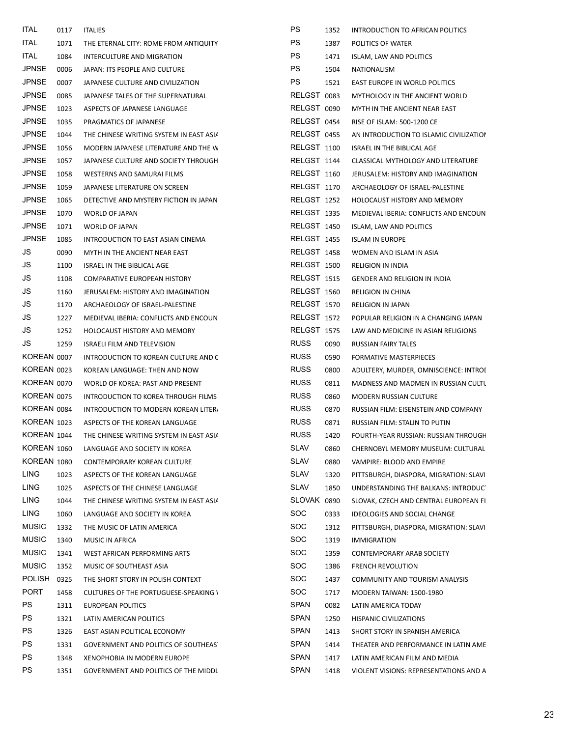| | | |
|---|---|---|
| ITAL | 0117 | ITALIES |
| ITAL | 1071 | THE ETERNAL CITY: ROME FROM ANTIQUITY |
| ITAL | 1084 | INTERCULTURE AND MIGRATION |
| JPNSE | 0006 | JAPAN: ITS PEOPLE AND CULTURE |
| JPNSE | 0007 | JAPANESE CULTURE AND CIVILIZATION |
| JPNSE | 0085 | JAPANESE TALES OF THE SUPERNATURAL |
| JPNSE | 1023 | ASPECTS OF JAPANESE LANGUAGE |
| JPNSE | 1035 | PRAGMATICS OF JAPANESE |
| JPNSE | 1044 | THE CHINESE WRITING SYSTEM IN EAST ASIA |
| JPNSE | 1056 | MODERN JAPANESE LITERATURE AND THE W |
| JPNSE | 1057 | JAPANESE CULTURE AND SOCIETY THROUGH |
| JPNSE | 1058 | WESTERNS AND SAMURAI FILMS |
| JPNSE | 1059 | JAPANESE LITERATURE ON SCREEN |
| JPNSE | 1065 | DETECTIVE AND MYSTERY FICTION IN JAPAN |
| JPNSE | 1070 | WORLD OF JAPAN |
| JPNSE | 1071 | WORLD OF JAPAN |
| JPNSE | 1085 | INTRODUCTION TO EAST ASIAN CINEMA |
| JS | 0090 | MYTH IN THE ANCIENT NEAR EAST |
| JS | 1100 | ISRAEL IN THE BIBLICAL AGE |
| JS | 1108 | COMPARATIVE EUROPEAN HISTORY |
| JS | 1160 | JERUSALEM: HISTORY AND IMAGINATION |
| JS | 1170 | ARCHAEOLOGY OF ISRAEL-PALESTINE |
| JS | 1227 | MEDIEVAL IBERIA: CONFLICTS AND ENCOUN |
| JS | 1252 | HOLOCAUST HISTORY AND MEMORY |
| JS | 1259 | ISRAELI FILM AND TELEVISION |
| KOREAN | 0007 | INTRODUCTION TO KOREAN CULTURE AND C |
| KOREAN | 0023 | KOREAN LANGUAGE: THEN AND NOW |
| KOREAN | 0070 | WORLD OF KOREA: PAST AND PRESENT |
| KOREAN | 0075 | INTRODUCTION TO KOREA THROUGH FILMS |
| KOREAN | 0084 | INTRODUCTION TO MODERN KOREAN LITERA |
| KOREAN | 1023 | ASPECTS OF THE KOREAN LANGUAGE |
| KOREAN | 1044 | THE CHINESE WRITING SYSTEM IN EAST ASIA |
| KOREAN | 1060 | LANGUAGE AND SOCIETY IN KOREA |
| KOREAN | 1080 | CONTEMPORARY KOREAN CULTURE |
| LING | 1023 | ASPECTS OF THE KOREAN LANGUAGE |
| LING | 1025 | ASPECTS OF THE CHINESE LANGUAGE |
| LING | 1044 | THE CHINESE WRITING SYSTEM IN EAST ASIA |
| LING | 1060 | LANGUAGE AND SOCIETY IN KOREA |
| MUSIC | 1332 | THE MUSIC OF LATIN AMERICA |
| MUSIC | 1340 | MUSIC IN AFRICA |
| MUSIC | 1341 | WEST AFRICAN PERFORMING ARTS |
| MUSIC | 1352 | MUSIC OF SOUTHEAST ASIA |
| POLISH | 0325 | THE SHORT STORY IN POLISH CONTEXT |
| PORT | 1458 | CULTURES OF THE PORTUGUESE-SPEAKING V |
| PS | 1311 | EUROPEAN POLITICS |
| PS | 1321 | LATIN AMERICAN POLITICS |
| PS | 1326 | EAST ASIAN POLITICAL ECONOMY |
| PS | 1331 | GOVERNMENT AND POLITICS OF SOUTHEAST |
| PS | 1348 | XENOPHOBIA IN MODERN EUROPE |
| PS | 1351 | GOVERNMENT AND POLITICS OF THE MIDDL |
| PS | 1352 | INTRODUCTION TO AFRICAN POLITICS |
| PS | 1387 | POLITICS OF WATER |
| PS | 1471 | ISLAM, LAW AND POLITICS |
| PS | 1504 | NATIONALISM |
| PS | 1521 | EAST EUROPE IN WORLD POLITICS |
| RELGST | 0083 | MYTHOLOGY IN THE ANCIENT WORLD |
| RELGST | 0090 | MYTH IN THE ANCIENT NEAR EAST |
| RELGST | 0454 | RISE OF ISLAM: 500-1200 CE |
| RELGST | 0455 | AN INTRODUCTION TO ISLAMIC CIVILIZATION |
| RELGST | 1100 | ISRAEL IN THE BIBLICAL AGE |
| RELGST | 1144 | CLASSICAL MYTHOLOGY AND LITERATURE |
| RELGST | 1160 | JERUSALEM: HISTORY AND IMAGINATION |
| RELGST | 1170 | ARCHAEOLOGY OF ISRAEL-PALESTINE |
| RELGST | 1252 | HOLOCAUST HISTORY AND MEMORY |
| RELGST | 1335 | MEDIEVAL IBERIA: CONFLICTS AND ENCOUN |
| RELGST | 1450 | ISLAM, LAW AND POLITICS |
| RELGST | 1455 | ISLAM IN EUROPE |
| RELGST | 1458 | WOMEN AND ISLAM IN ASIA |
| RELGST | 1500 | RELIGION IN INDIA |
| RELGST | 1515 | GENDER AND RELIGION IN INDIA |
| RELGST | 1560 | RELIGION IN CHINA |
| RELGST | 1570 | RELIGION IN JAPAN |
| RELGST | 1572 | POPULAR RELIGION IN A CHANGING JAPAN |
| RELGST | 1575 | LAW AND MEDICINE IN ASIAN RELIGIONS |
| RUSS | 0090 | RUSSIAN FAIRY TALES |
| RUSS | 0590 | FORMATIVE MASTERPIECES |
| RUSS | 0800 | ADULTERY, MURDER, OMNISCIENCE: INTROI |
| RUSS | 0811 | MADNESS AND MADMEN IN RUSSIAN CULTU |
| RUSS | 0860 | MODERN RUSSIAN CULTURE |
| RUSS | 0870 | RUSSIAN FILM: EISENSTEIN AND COMPANY |
| RUSS | 0871 | RUSSIAN FILM: STALIN TO PUTIN |
| RUSS | 1420 | FOURTH-YEAR RUSSIAN: RUSSIAN THROUGH |
| SLAV | 0860 | CHERNOBYL MEMORY MUSEUM: CULTURAL |
| SLAV | 0880 | VAMPIRE: BLOOD AND EMPIRE |
| SLAV | 1320 | PITTSBURGH, DIASPORA, MIGRATION: SLAVI |
| SLAV | 1850 | UNDERSTANDING THE BALKANS: INTRODUCT |
| SLOVAK | 0890 | SLOVAK, CZECH AND CENTRAL EUROPEAN FI |
| SOC | 0333 | IDEOLOGIES AND SOCIAL CHANGE |
| SOC | 1312 | PITTSBURGH, DIASPORA, MIGRATION: SLAVI |
| SOC | 1319 | IMMIGRATION |
| SOC | 1359 | CONTEMPORARY ARAB SOCIETY |
| SOC | 1386 | FRENCH REVOLUTION |
| SOC | 1437 | COMMUNITY AND TOURISM ANALYSIS |
| SOC | 1717 | MODERN TAIWAN: 1500-1980 |
| SPAN | 0082 | LATIN AMERICA TODAY |
| SPAN | 1250 | HISPANIC CIVILIZATIONS |
| SPAN | 1413 | SHORT STORY IN SPANISH AMERICA |
| SPAN | 1414 | THEATER AND PERFORMANCE IN LATIN AME |
| SPAN | 1417 | LATIN AMERICAN FILM AND MEDIA |
| SPAN | 1418 | VIOLENT VISIONS: REPRESENTATIONS AND A |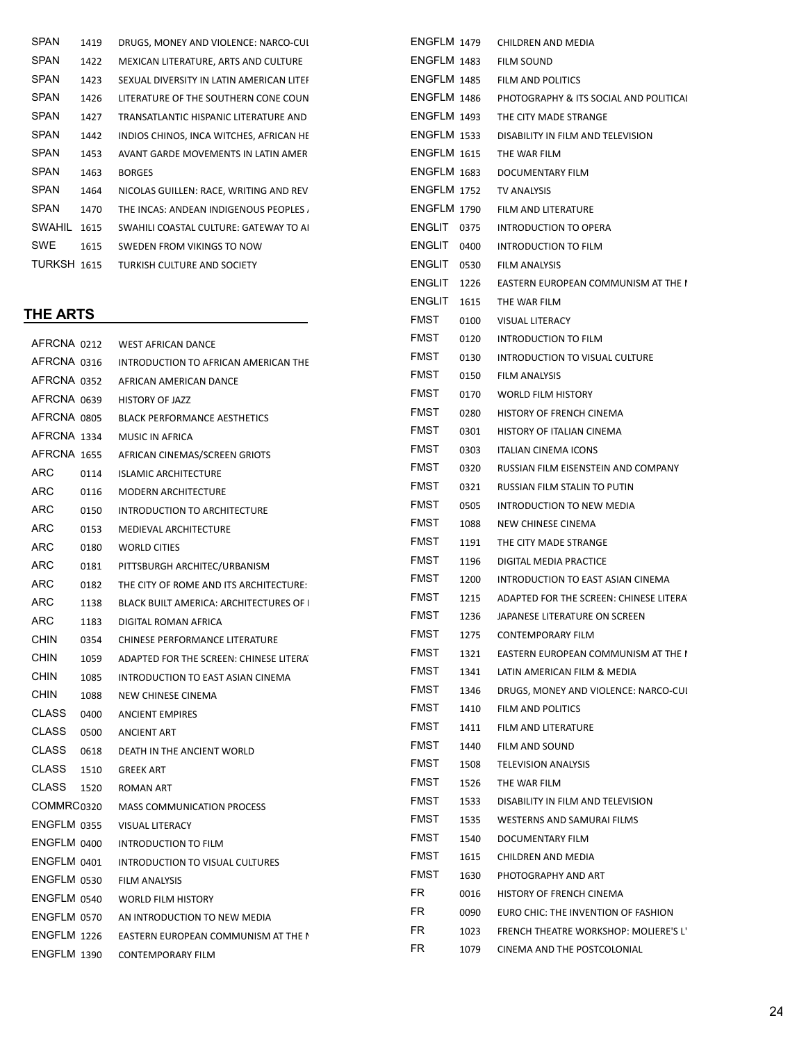| | | |
|---|---|---|
| SPAN | 1419 | DRUGS, MONEY AND VIOLENCE: NARCO-CUI |
| SPAN | 1422 | MEXICAN LITERATURE, ARTS AND CULTURE |
| SPAN | 1423 | SEXUAL DIVERSITY IN LATIN AMERICAN LITEI |
| SPAN | 1426 | LITERATURE OF THE SOUTHERN CONE COUN |
| SPAN | 1427 | TRANSATLANTIC HISPANIC LITERATURE AND |
| SPAN | 1442 | INDIOS CHINOS, INCA WITCHES, AFRICAN HE |
| SPAN | 1453 | AVANT GARDE MOVEMENTS IN LATIN AMER |
| SPAN | 1463 | BORGES |
| SPAN | 1464 | NICOLAS GUILLEN: RACE, WRITING AND REV |
| SPAN | 1470 | THE INCAS: ANDEAN INDIGENOUS PEOPLES |
| SWAHIL | 1615 | SWAHILI COASTAL CULTURE: GATEWAY TO AI |
| SWE | 1615 | SWEDEN FROM VIKINGS TO NOW |
| TURKSH | 1615 | TURKISH CULTURE AND SOCIETY |

## THE ARTS

| | | |
|---|---|---|
| AFRCNA | 0212 | WEST AFRICAN DANCE |
| AFRCNA | 0316 | INTRODUCTION TO AFRICAN AMERICAN THE |
| AFRCNA | 0352 | AFRICAN AMERICAN DANCE |
| AFRCNA | 0639 | HISTORY OF JAZZ |
| AFRCNA | 0805 | BLACK PERFORMANCE AESTHETICS |
| AFRCNA | 1334 | MUSIC IN AFRICA |
| AFRCNA | 1655 | AFRICAN CINEMAS/SCREEN GRIOTS |
| ARC | 0114 | ISLAMIC ARCHITECTURE |
| ARC | 0116 | MODERN ARCHITECTURE |
| ARC | 0150 | INTRODUCTION TO ARCHITECTURE |
| ARC | 0153 | MEDIEVAL ARCHITECTURE |
| ARC | 0180 | WORLD CITIES |
| ARC | 0181 | PITTSBURGH ARCHITEC/URBANISM |
| ARC | 0182 | THE CITY OF ROME AND ITS ARCHITECTURE: |
| ARC | 1138 | BLACK BUILT AMERICA: ARCHITECTURES OF I |
| ARC | 1183 | DIGITAL ROMAN AFRICA |
| CHIN | 0354 | CHINESE PERFORMANCE LITERATURE |
| CHIN | 1059 | ADAPTED FOR THE SCREEN: CHINESE LITERA |
| CHIN | 1085 | INTRODUCTION TO EAST ASIAN CINEMA |
| CHIN | 1088 | NEW CHINESE CINEMA |
| CLASS | 0400 | ANCIENT EMPIRES |
| CLASS | 0500 | ANCIENT ART |
| CLASS | 0618 | DEATH IN THE ANCIENT WORLD |
| CLASS | 1510 | GREEK ART |
| CLASS | 1520 | ROMAN ART |
| COMMRC | 0320 | MASS COMMUNICATION PROCESS |
| ENGFLM | 0355 | VISUAL LITERACY |
| ENGFLM | 0400 | INTRODUCTION TO FILM |
| ENGFLM | 0401 | INTRODUCTION TO VISUAL CULTURES |
| ENGFLM | 0530 | FILM ANALYSIS |
| ENGFLM | 0540 | WORLD FILM HISTORY |
| ENGFLM | 0570 | AN INTRODUCTION TO NEW MEDIA |
| ENGFLM | 1226 | EASTERN EUROPEAN COMMUNISM AT THE I |
| ENGFLM | 1390 | CONTEMPORARY FILM |
| ENGFLM | 1479 | CHILDREN AND MEDIA |
| ENGFLM | 1483 | FILM SOUND |
| ENGFLM | 1485 | FILM AND POLITICS |
| ENGFLM | 1486 | PHOTOGRAPHY & ITS SOCIAL AND POLITICAI |
| ENGFLM | 1493 | THE CITY MADE STRANGE |
| ENGFLM | 1533 | DISABILITY IN FILM AND TELEVISION |
| ENGFLM | 1615 | THE WAR FILM |
| ENGFLM | 1683 | DOCUMENTARY FILM |
| ENGFLM | 1752 | TV ANALYSIS |
| ENGFLM | 1790 | FILM AND LITERATURE |
| ENGLIT | 0375 | INTRODUCTION TO OPERA |
| ENGLIT | 0400 | INTRODUCTION TO FILM |
| ENGLIT | 0530 | FILM ANALYSIS |
| ENGLIT | 1226 | EASTERN EUROPEAN COMMUNISM AT THE I |
| ENGLIT | 1615 | THE WAR FILM |
| FMST | 0100 | VISUAL LITERACY |
| FMST | 0120 | INTRODUCTION TO FILM |
| FMST | 0130 | INTRODUCTION TO VISUAL CULTURE |
| FMST | 0150 | FILM ANALYSIS |
| FMST | 0170 | WORLD FILM HISTORY |
| FMST | 0280 | HISTORY OF FRENCH CINEMA |
| FMST | 0301 | HISTORY OF ITALIAN CINEMA |
| FMST | 0303 | ITALIAN CINEMA ICONS |
| FMST | 0320 | RUSSIAN FILM EISENSTEIN AND COMPANY |
| FMST | 0321 | RUSSIAN FILM STALIN TO PUTIN |
| FMST | 0505 | INTRODUCTION TO NEW MEDIA |
| FMST | 1088 | NEW CHINESE CINEMA |
| FMST | 1191 | THE CITY MADE STRANGE |
| FMST | 1196 | DIGITAL MEDIA PRACTICE |
| FMST | 1200 | INTRODUCTION TO EAST ASIAN CINEMA |
| FMST | 1215 | ADAPTED FOR THE SCREEN: CHINESE LITERA |
| FMST | 1236 | JAPANESE LITERATURE ON SCREEN |
| FMST | 1275 | CONTEMPORARY FILM |
| FMST | 1321 | EASTERN EUROPEAN COMMUNISM AT THE I |
| FMST | 1341 | LATIN AMERICAN FILM & MEDIA |
| FMST | 1346 | DRUGS, MONEY AND VIOLENCE: NARCO-CUI |
| FMST | 1410 | FILM AND POLITICS |
| FMST | 1411 | FILM AND LITERATURE |
| FMST | 1440 | FILM AND SOUND |
| FMST | 1508 | TELEVISION ANALYSIS |
| FMST | 1526 | THE WAR FILM |
| FMST | 1533 | DISABILITY IN FILM AND TELEVISION |
| FMST | 1535 | WESTERNS AND SAMURAI FILMS |
| FMST | 1540 | DOCUMENTARY FILM |
| FMST | 1615 | CHILDREN AND MEDIA |
| FMST | 1630 | PHOTOGRAPHY AND ART |
| FR | 0016 | HISTORY OF FRENCH CINEMA |
| FR | 0090 | EURO CHIC: THE INVENTION OF FASHION |
| FR | 1023 | FRENCH THEATRE WORKSHOP: MOLIERE'S L' |
| FR | 1079 | CINEMA AND THE POSTCOLONIAL |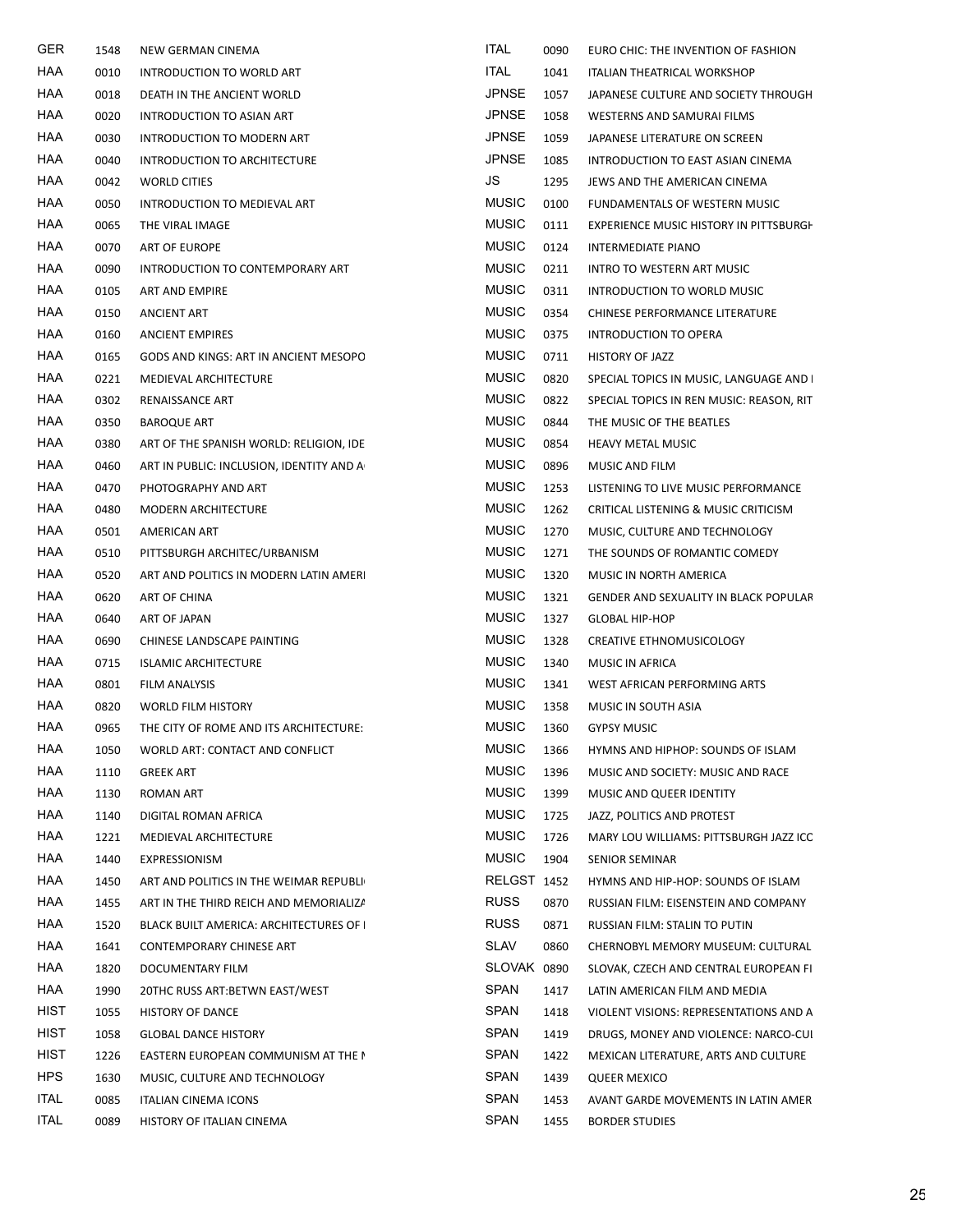| | | |
|---|---|---|
| GER | 1548 | NEW GERMAN CINEMA |
| HAA | 0010 | INTRODUCTION TO WORLD ART |
| HAA | 0018 | DEATH IN THE ANCIENT WORLD |
| HAA | 0020 | INTRODUCTION TO ASIAN ART |
| HAA | 0030 | INTRODUCTION TO MODERN ART |
| HAA | 0040 | INTRODUCTION TO ARCHITECTURE |
| HAA | 0042 | WORLD CITIES |
| HAA | 0050 | INTRODUCTION TO MEDIEVAL ART |
| HAA | 0065 | THE VIRAL IMAGE |
| HAA | 0070 | ART OF EUROPE |
| HAA | 0090 | INTRODUCTION TO CONTEMPORARY ART |
| HAA | 0105 | ART AND EMPIRE |
| HAA | 0150 | ANCIENT ART |
| HAA | 0160 | ANCIENT EMPIRES |
| HAA | 0165 | GODS AND KINGS: ART IN ANCIENT MESOPO |
| HAA | 0221 | MEDIEVAL ARCHITECTURE |
| HAA | 0302 | RENAISSANCE ART |
| HAA | 0350 | BAROQUE ART |
| HAA | 0380 | ART OF THE SPANISH WORLD: RELIGION, IDE |
| HAA | 0460 | ART IN PUBLIC: INCLUSION, IDENTITY AND A |
| HAA | 0470 | PHOTOGRAPHY AND ART |
| HAA | 0480 | MODERN ARCHITECTURE |
| HAA | 0501 | AMERICAN ART |
| HAA | 0510 | PITTSBURGH ARCHITEC/URBANISM |
| HAA | 0520 | ART AND POLITICS IN MODERN LATIN AMERI |
| HAA | 0620 | ART OF CHINA |
| HAA | 0640 | ART OF JAPAN |
| HAA | 0690 | CHINESE LANDSCAPE PAINTING |
| HAA | 0715 | ISLAMIC ARCHITECTURE |
| HAA | 0801 | FILM ANALYSIS |
| HAA | 0820 | WORLD FILM HISTORY |
| HAA | 0965 | THE CITY OF ROME AND ITS ARCHITECTURE: |
| HAA | 1050 | WORLD ART: CONTACT AND CONFLICT |
| HAA | 1110 | GREEK ART |
| HAA | 1130 | ROMAN ART |
| HAA | 1140 | DIGITAL ROMAN AFRICA |
| HAA | 1221 | MEDIEVAL ARCHITECTURE |
| HAA | 1440 | EXPRESSIONISM |
| HAA | 1450 | ART AND POLITICS IN THE WEIMAR REPUBLI |
| HAA | 1455 | ART IN THE THIRD REICH AND MEMORIALIZA |
| HAA | 1520 | BLACK BUILT AMERICA: ARCHITECTURES OF I |
| HAA | 1641 | CONTEMPORARY CHINESE ART |
| HAA | 1820 | DOCUMENTARY FILM |
| HAA | 1990 | 20THC RUSS ART:BETWN EAST/WEST |
| HIST | 1055 | HISTORY OF DANCE |
| HIST | 1058 | GLOBAL DANCE HISTORY |
| HIST | 1226 | EASTERN EUROPEAN COMMUNISM AT THE N |
| HPS | 1630 | MUSIC, CULTURE AND TECHNOLOGY |
| ITAL | 0085 | ITALIAN CINEMA ICONS |
| ITAL | 0089 | HISTORY OF ITALIAN CINEMA |
| ITAL | 0090 | EURO CHIC: THE INVENTION OF FASHION |
| ITAL | 1041 | ITALIAN THEATRICAL WORKSHOP |
| JPNSE | 1057 | JAPANESE CULTURE AND SOCIETY THROUGH |
| JPNSE | 1058 | WESTERNS AND SAMURAI FILMS |
| JPNSE | 1059 | JAPANESE LITERATURE ON SCREEN |
| JPNSE | 1085 | INTRODUCTION TO EAST ASIAN CINEMA |
| JS | 1295 | JEWS AND THE AMERICAN CINEMA |
| MUSIC | 0100 | FUNDAMENTALS OF WESTERN MUSIC |
| MUSIC | 0111 | EXPERIENCE MUSIC HISTORY IN PITTSBURGH |
| MUSIC | 0124 | INTERMEDIATE PIANO |
| MUSIC | 0211 | INTRO TO WESTERN ART MUSIC |
| MUSIC | 0311 | INTRODUCTION TO WORLD MUSIC |
| MUSIC | 0354 | CHINESE PERFORMANCE LITERATURE |
| MUSIC | 0375 | INTRODUCTION TO OPERA |
| MUSIC | 0711 | HISTORY OF JAZZ |
| MUSIC | 0820 | SPECIAL TOPICS IN MUSIC, LANGUAGE AND I |
| MUSIC | 0822 | SPECIAL TOPICS IN REN MUSIC: REASON, RIT |
| MUSIC | 0844 | THE MUSIC OF THE BEATLES |
| MUSIC | 0854 | HEAVY METAL MUSIC |
| MUSIC | 0896 | MUSIC AND FILM |
| MUSIC | 1253 | LISTENING TO LIVE MUSIC PERFORMANCE |
| MUSIC | 1262 | CRITICAL LISTENING & MUSIC CRITICISM |
| MUSIC | 1270 | MUSIC, CULTURE AND TECHNOLOGY |
| MUSIC | 1271 | THE SOUNDS OF ROMANTIC COMEDY |
| MUSIC | 1320 | MUSIC IN NORTH AMERICA |
| MUSIC | 1321 | GENDER AND SEXUALITY IN BLACK POPULAR |
| MUSIC | 1327 | GLOBAL HIP-HOP |
| MUSIC | 1328 | CREATIVE ETHNOMUSICOLOGY |
| MUSIC | 1340 | MUSIC IN AFRICA |
| MUSIC | 1341 | WEST AFRICAN PERFORMING ARTS |
| MUSIC | 1358 | MUSIC IN SOUTH ASIA |
| MUSIC | 1360 | GYPSY MUSIC |
| MUSIC | 1366 | HYMNS AND HIPHOP: SOUNDS OF ISLAM |
| MUSIC | 1396 | MUSIC AND SOCIETY: MUSIC AND RACE |
| MUSIC | 1399 | MUSIC AND QUEER IDENTITY |
| MUSIC | 1725 | JAZZ, POLITICS AND PROTEST |
| MUSIC | 1726 | MARY LOU WILLIAMS: PITTSBURGH JAZZ ICC |
| MUSIC | 1904 | SENIOR SEMINAR |
| RELGST | 1452 | HYMNS AND HIP-HOP: SOUNDS OF ISLAM |
| RUSS | 0870 | RUSSIAN FILM: EISENSTEIN AND COMPANY |
| RUSS | 0871 | RUSSIAN FILM: STALIN TO PUTIN |
| SLAV | 0860 | CHERNOBYL MEMORY MUSEUM: CULTURAL |
| SLOVAK | 0890 | SLOVAK, CZECH AND CENTRAL EUROPEAN FI |
| SPAN | 1417 | LATIN AMERICAN FILM AND MEDIA |
| SPAN | 1418 | VIOLENT VISIONS: REPRESENTATIONS AND A |
| SPAN | 1419 | DRUGS, MONEY AND VIOLENCE: NARCO-CUI |
| SPAN | 1422 | MEXICAN LITERATURE, ARTS AND CULTURE |
| SPAN | 1439 | QUEER MEXICO |
| SPAN | 1453 | AVANT GARDE MOVEMENTS IN LATIN AMER |
| SPAN | 1455 | BORDER STUDIES |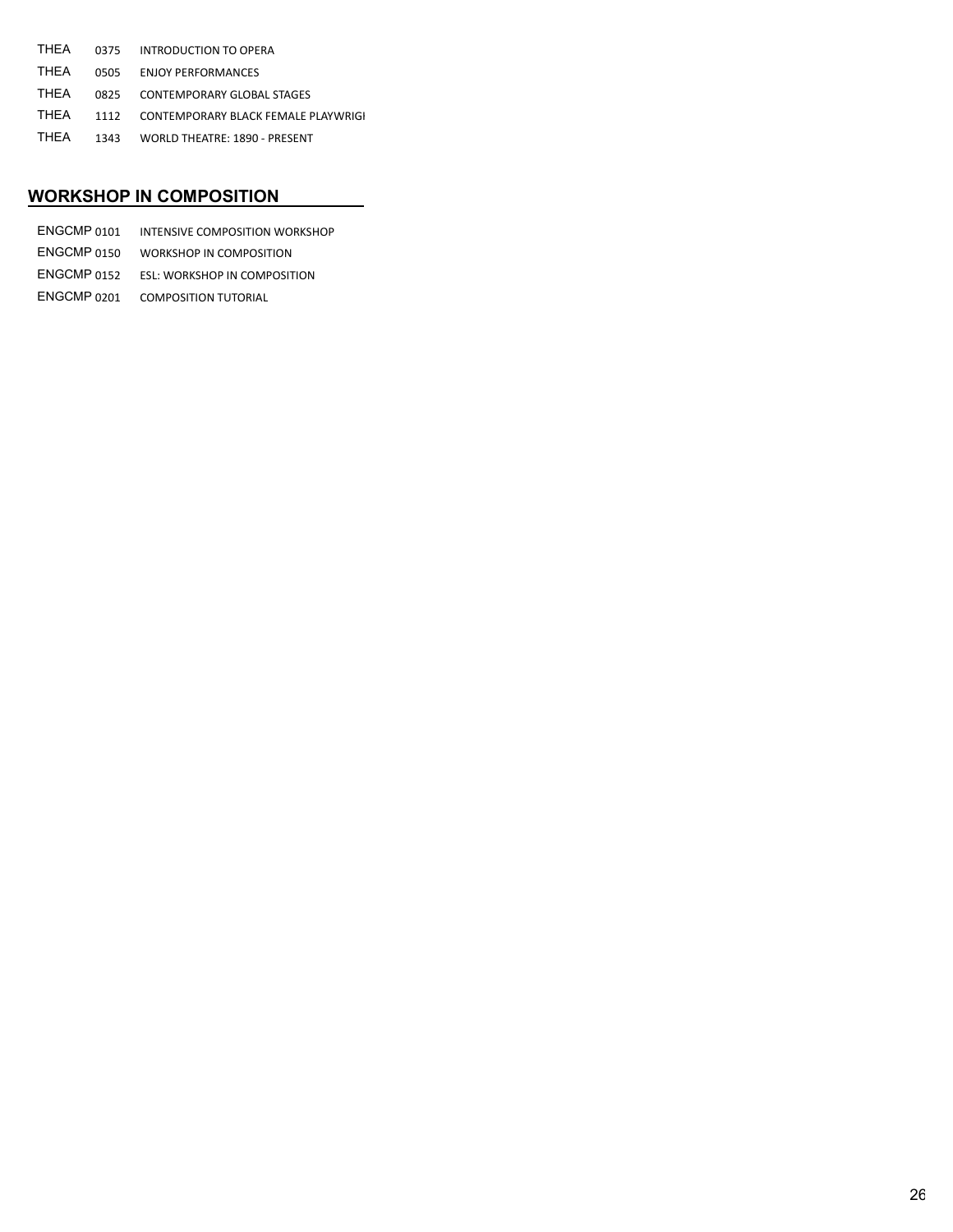| | | |
|---|---|---|
| THEA | 0375 | INTRODUCTION TO OPERA |
| THEA | 0505 | ENJOY PERFORMANCES |
| THEA | 0825 | CONTEMPORARY GLOBAL STAGES |
| THEA | 1112 | CONTEMPORARY BLACK FEMALE PLAYWRIGI |
| THEA | 1343 | WORLD THEATRE: 1890 - PRESENT |

## WORKSHOP IN COMPOSITION

| | | |
|---|---|---|
| ENGCMP | 0101 | INTENSIVE COMPOSITION WORKSHOP |
| ENGCMP | 0150 | WORKSHOP IN COMPOSITION |
| ENGCMP | 0152 | ESL: WORKSHOP IN COMPOSITION |
| ENGCMP | 0201 | COMPOSITION TUTORIAL |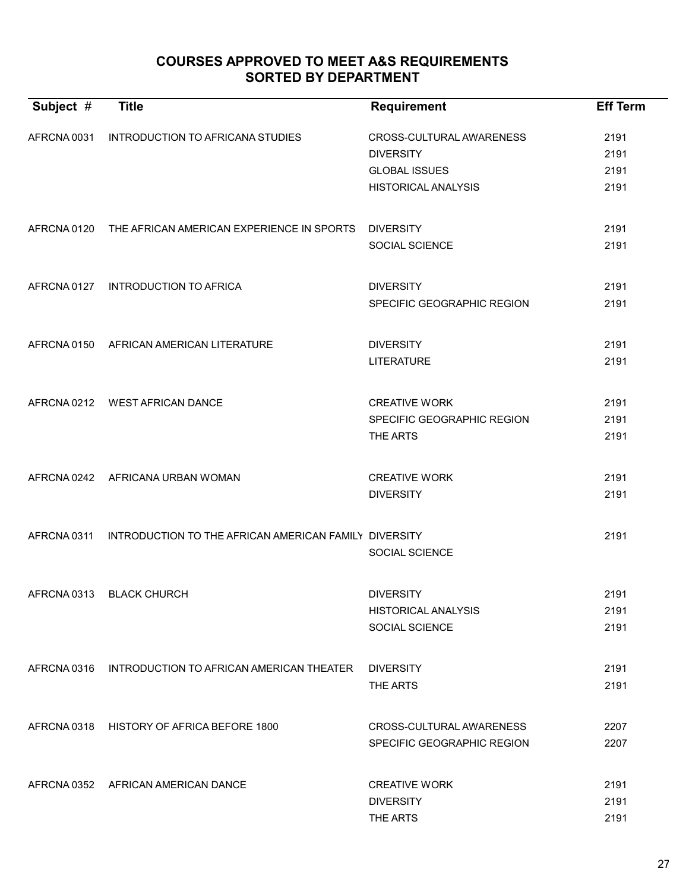## COURSES APPROVED TO MEET A&S REQUIREMENTS
## SORTED BY DEPARTMENT

| Subject # | Title | Requirement | Eff Term |
|---|---|---|---|
| AFRCNA 0031 | INTRODUCTION TO AFRICANA STUDIES | CROSS-CULTURAL AWARENESS | 2191 |
| | | DIVERSITY | 2191 |
| | | GLOBAL ISSUES | 2191 |
| | | HISTORICAL ANALYSIS | 2191 |
| AFRCNA 0120 | THE AFRICAN AMERICAN EXPERIENCE IN SPORTS | DIVERSITY | 2191 |
| | | SOCIAL SCIENCE | 2191 |
| AFRCNA 0127 | INTRODUCTION TO AFRICA | DIVERSITY | 2191 |
| | | SPECIFIC GEOGRAPHIC REGION | 2191 |
| AFRCNA 0150 | AFRICAN AMERICAN LITERATURE | DIVERSITY | 2191 |
| | | LITERATURE | 2191 |
| AFRCNA 0212 | WEST AFRICAN DANCE | CREATIVE WORK | 2191 |
| | | SPECIFIC GEOGRAPHIC REGION | 2191 |
| | | THE ARTS | 2191 |
| AFRCNA 0242 | AFRICANA URBAN WOMAN | CREATIVE WORK | 2191 |
| | | DIVERSITY | 2191 |
| AFRCNA 0311 | INTRODUCTION TO THE AFRICAN AMERICAN FAMILY | DIVERSITY | 2191 |
| | | SOCIAL SCIENCE | |
| AFRCNA 0313 | BLACK CHURCH | DIVERSITY | 2191 |
| | | HISTORICAL ANALYSIS | 2191 |
| | | SOCIAL SCIENCE | 2191 |
| AFRCNA 0316 | INTRODUCTION TO AFRICAN AMERICAN THEATER | DIVERSITY | 2191 |
| | | THE ARTS | 2191 |
| AFRCNA 0318 | HISTORY OF AFRICA BEFORE 1800 | CROSS-CULTURAL AWARENESS | 2207 |
| | | SPECIFIC GEOGRAPHIC REGION | 2207 |
| AFRCNA 0352 | AFRICAN AMERICAN DANCE | CREATIVE WORK | 2191 |
| | | DIVERSITY | 2191 |
| | | THE ARTS | 2191 |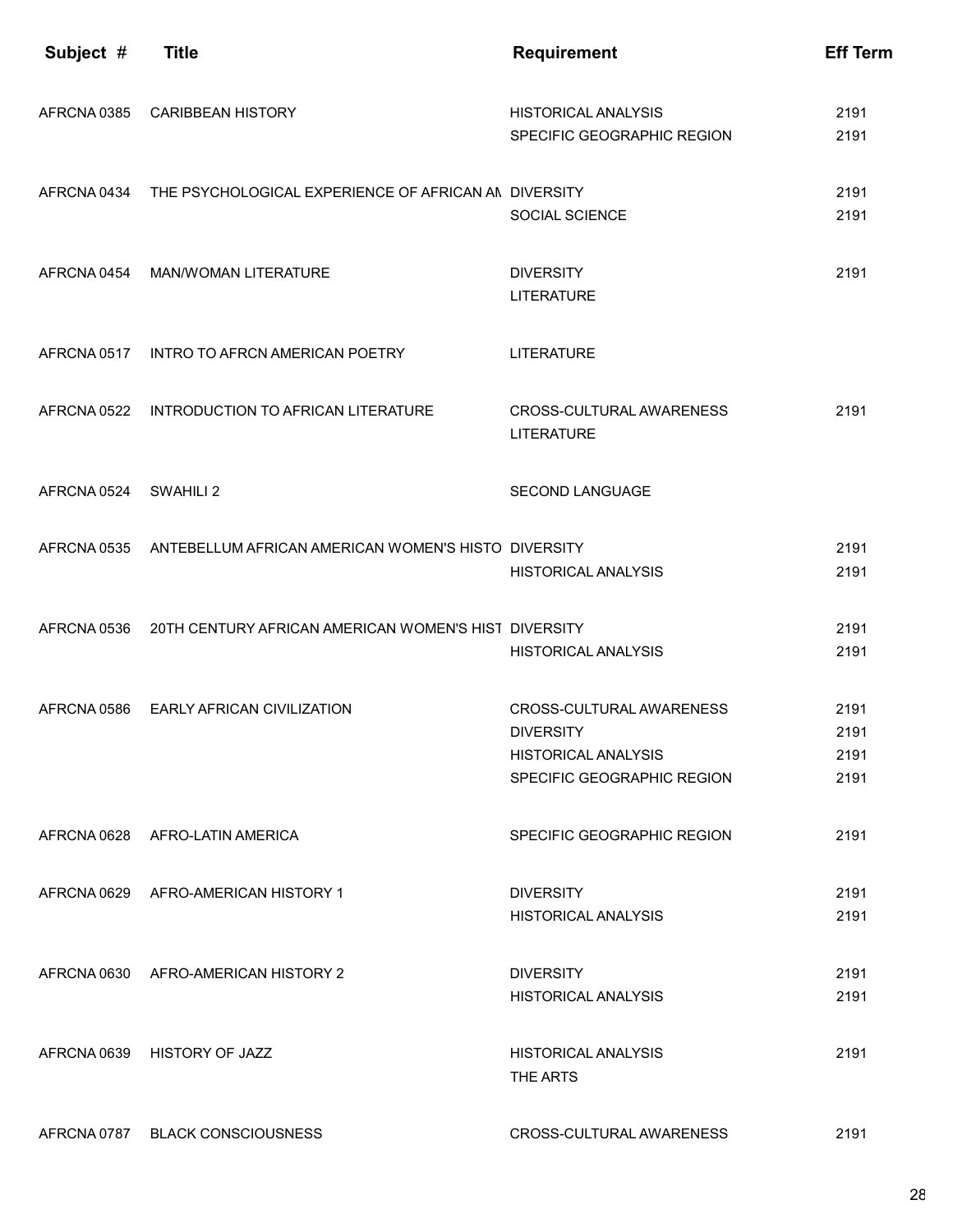| Subject # | Title | Requirement | Eff Term |
|---|---|---|---|
| AFRCNA 0385 | CARIBBEAN HISTORY | HISTORICAL ANALYSIS | 2191 |
| | | SPECIFIC GEOGRAPHIC REGION | 2191 |
| AFRCNA 0434 | THE PSYCHOLOGICAL EXPERIENCE OF AFRICAN AM | DIVERSITY | 2191 |
| | | SOCIAL SCIENCE | 2191 |
| AFRCNA 0454 | MAN/WOMAN LITERATURE | DIVERSITY | 2191 |
| | | LITERATURE | |
| AFRCNA 0517 | INTRO TO AFRCN AMERICAN POETRY | LITERATURE | |
| AFRCNA 0522 | INTRODUCTION TO AFRICAN LITERATURE | CROSS-CULTURAL AWARENESS | 2191 |
| | | LITERATURE | |
| AFRCNA 0524 | SWAHILI 2 | SECOND LANGUAGE | |
| AFRCNA 0535 | ANTEBELLUM AFRICAN AMERICAN WOMEN'S HISTO | DIVERSITY | 2191 |
| | | HISTORICAL ANALYSIS | 2191 |
| AFRCNA 0536 | 20TH CENTURY AFRICAN AMERICAN WOMEN'S HIST | DIVERSITY | 2191 |
| | | HISTORICAL ANALYSIS | 2191 |
| AFRCNA 0586 | EARLY AFRICAN CIVILIZATION | CROSS-CULTURAL AWARENESS | 2191 |
| | | DIVERSITY | 2191 |
| | | HISTORICAL ANALYSIS | 2191 |
| | | SPECIFIC GEOGRAPHIC REGION | 2191 |
| AFRCNA 0628 | AFRO-LATIN AMERICA | SPECIFIC GEOGRAPHIC REGION | 2191 |
| AFRCNA 0629 | AFRO-AMERICAN HISTORY 1 | DIVERSITY | 2191 |
| | | HISTORICAL ANALYSIS | 2191 |
| AFRCNA 0630 | AFRO-AMERICAN HISTORY 2 | DIVERSITY | 2191 |
| | | HISTORICAL ANALYSIS | 2191 |
| AFRCNA 0639 | HISTORY OF JAZZ | HISTORICAL ANALYSIS | 2191 |
| | | THE ARTS | |
| AFRCNA 0787 | BLACK CONSCIOUSNESS | CROSS-CULTURAL AWARENESS | 2191 |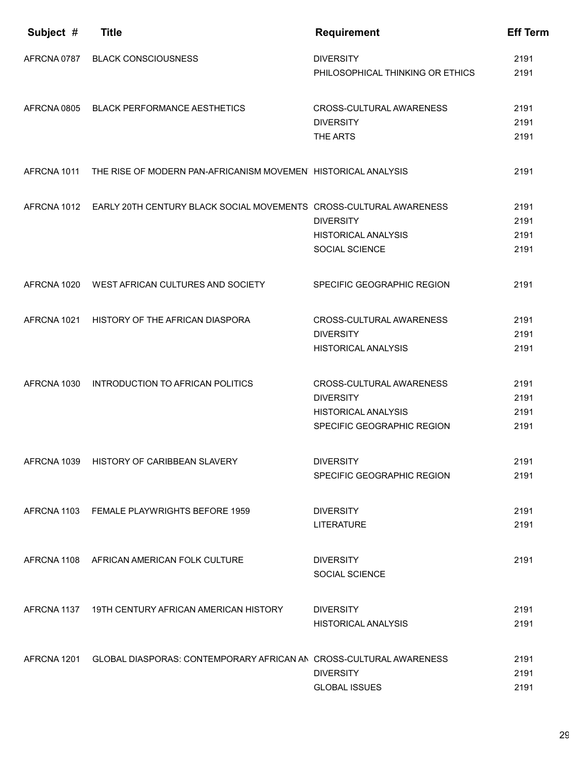| Subject # | Title | Requirement | Eff Term |
| --- | --- | --- | --- |
| AFRCNA 0787 | BLACK CONSCIOUSNESS | DIVERSITY | 2191 |
| | | PHILOSOPHICAL THINKING OR ETHICS | 2191 |
| AFRCNA 0805 | BLACK PERFORMANCE AESTHETICS | CROSS-CULTURAL AWARENESS | 2191 |
| | | DIVERSITY | 2191 |
| | | THE ARTS | 2191 |
| AFRCNA 1011 | THE RISE OF MODERN PAN-AFRICANISM MOVEMEN | HISTORICAL ANALYSIS | 2191 |
| AFRCNA 1012 | EARLY 20TH CENTURY BLACK SOCIAL MOVEMENTS | CROSS-CULTURAL AWARENESS | 2191 |
| | | DIVERSITY | 2191 |
| | | HISTORICAL ANALYSIS | 2191 |
| | | SOCIAL SCIENCE | 2191 |
| AFRCNA 1020 | WEST AFRICAN CULTURES AND SOCIETY | SPECIFIC GEOGRAPHIC REGION | 2191 |
| AFRCNA 1021 | HISTORY OF THE AFRICAN DIASPORA | CROSS-CULTURAL AWARENESS | 2191 |
| | | DIVERSITY | 2191 |
| | | HISTORICAL ANALYSIS | 2191 |
| AFRCNA 1030 | INTRODUCTION TO AFRICAN POLITICS | CROSS-CULTURAL AWARENESS | 2191 |
| | | DIVERSITY | 2191 |
| | | HISTORICAL ANALYSIS | 2191 |
| | | SPECIFIC GEOGRAPHIC REGION | 2191 |
| AFRCNA 1039 | HISTORY OF CARIBBEAN SLAVERY | DIVERSITY | 2191 |
| | | SPECIFIC GEOGRAPHIC REGION | 2191 |
| AFRCNA 1103 | FEMALE PLAYWRIGHTS BEFORE 1959 | DIVERSITY | 2191 |
| | | LITERATURE | 2191 |
| AFRCNA 1108 | AFRICAN AMERICAN FOLK CULTURE | DIVERSITY | 2191 |
| | | SOCIAL SCIENCE | |
| AFRCNA 1137 | 19TH CENTURY AFRICAN AMERICAN HISTORY | DIVERSITY | 2191 |
| | | HISTORICAL ANALYSIS | 2191 |
| AFRCNA 1201 | GLOBAL DIASPORAS: CONTEMPORARY AFRICAN AN | CROSS-CULTURAL AWARENESS | 2191 |
| | | DIVERSITY | 2191 |
| | | GLOBAL ISSUES | 2191 |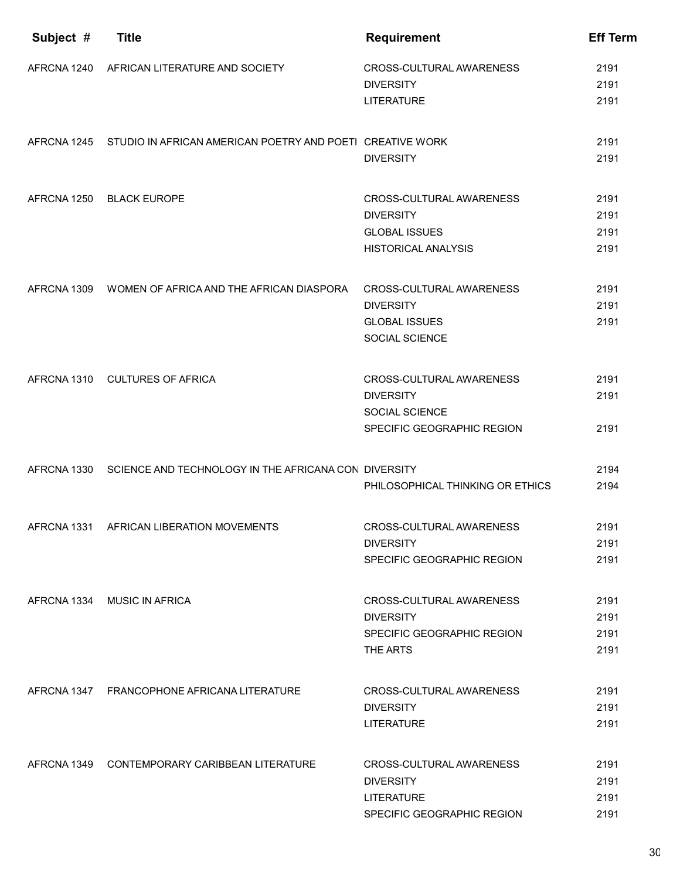| Subject # | Title | Requirement | Eff Term |
|---|---|---|---|
| AFRCNA 1240 | AFRICAN LITERATURE AND SOCIETY | CROSS-CULTURAL AWARENESS | 2191 |
| | | DIVERSITY | 2191 |
| | | LITERATURE | 2191 |
| AFRCNA 1245 | STUDIO IN AFRICAN AMERICAN POETRY AND POETI | CREATIVE WORK | 2191 |
| | | DIVERSITY | 2191 |
| AFRCNA 1250 | BLACK EUROPE | CROSS-CULTURAL AWARENESS | 2191 |
| | | DIVERSITY | 2191 |
| | | GLOBAL ISSUES | 2191 |
| | | HISTORICAL ANALYSIS | 2191 |
| AFRCNA 1309 | WOMEN OF AFRICA AND THE AFRICAN DIASPORA | CROSS-CULTURAL AWARENESS | 2191 |
| | | DIVERSITY | 2191 |
| | | GLOBAL ISSUES | 2191 |
| | | SOCIAL SCIENCE | |
| AFRCNA 1310 | CULTURES OF AFRICA | CROSS-CULTURAL AWARENESS | 2191 |
| | | DIVERSITY | 2191 |
| | | SOCIAL SCIENCE | |
| | | SPECIFIC GEOGRAPHIC REGION | 2191 |
| AFRCNA 1330 | SCIENCE AND TECHNOLOGY IN THE AFRICANA CON | DIVERSITY | 2194 |
| | | PHILOSOPHICAL THINKING OR ETHICS | 2194 |
| AFRCNA 1331 | AFRICAN LIBERATION MOVEMENTS | CROSS-CULTURAL AWARENESS | 2191 |
| | | DIVERSITY | 2191 |
| | | SPECIFIC GEOGRAPHIC REGION | 2191 |
| AFRCNA 1334 | MUSIC IN AFRICA | CROSS-CULTURAL AWARENESS | 2191 |
| | | DIVERSITY | 2191 |
| | | SPECIFIC GEOGRAPHIC REGION | 2191 |
| | | THE ARTS | 2191 |
| AFRCNA 1347 | FRANCOPHONE AFRICANA LITERATURE | CROSS-CULTURAL AWARENESS | 2191 |
| | | DIVERSITY | 2191 |
| | | LITERATURE | 2191 |
| AFRCNA 1349 | CONTEMPORARY CARIBBEAN LITERATURE | CROSS-CULTURAL AWARENESS | 2191 |
| | | DIVERSITY | 2191 |
| | | LITERATURE | 2191 |
| | | SPECIFIC GEOGRAPHIC REGION | 2191 |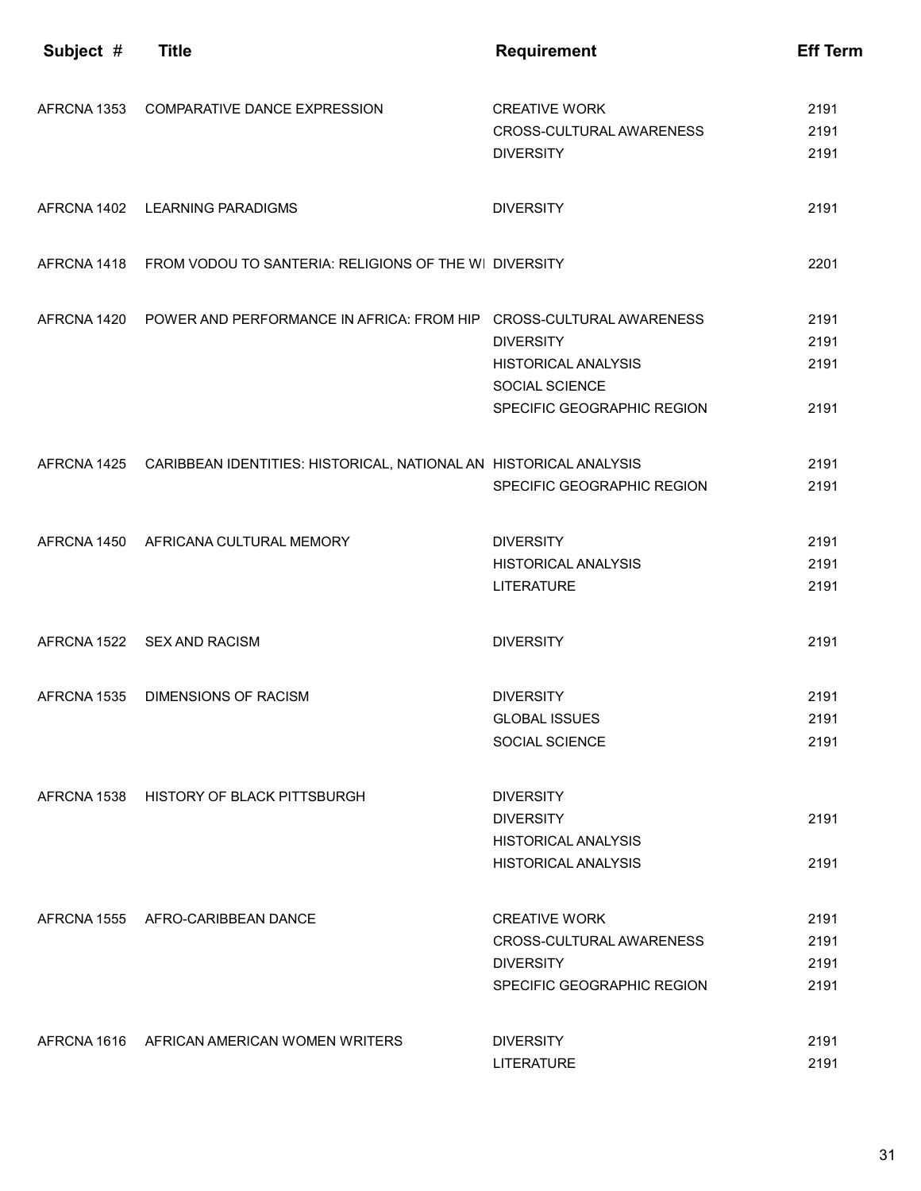| Subject # | Title | Requirement | Eff Term |
|---|---|---|---|
| AFRCNA 1353 | COMPARATIVE DANCE EXPRESSION | CREATIVE WORK | 2191 |
| | | CROSS-CULTURAL AWARENESS | 2191 |
| | | DIVERSITY | 2191 |
| AFRCNA 1402 | LEARNING PARADIGMS | DIVERSITY | 2191 |
| AFRCNA 1418 | FROM VODOU TO SANTERIA: RELIGIONS OF THE WI | DIVERSITY | 2201 |
| AFRCNA 1420 | POWER AND PERFORMANCE IN AFRICA: FROM HIP | CROSS-CULTURAL AWARENESS | 2191 |
| | | DIVERSITY | 2191 |
| | | HISTORICAL ANALYSIS | 2191 |
| | | SOCIAL SCIENCE | |
| | | SPECIFIC GEOGRAPHIC REGION | 2191 |
| AFRCNA 1425 | CARIBBEAN IDENTITIES: HISTORICAL, NATIONAL AN | HISTORICAL ANALYSIS | 2191 |
| | | SPECIFIC GEOGRAPHIC REGION | 2191 |
| AFRCNA 1450 | AFRICANA CULTURAL MEMORY | DIVERSITY | 2191 |
| | | HISTORICAL ANALYSIS | 2191 |
| | | LITERATURE | 2191 |
| AFRCNA 1522 | SEX AND RACISM | DIVERSITY | 2191 |
| AFRCNA 1535 | DIMENSIONS OF RACISM | DIVERSITY | 2191 |
| | | GLOBAL ISSUES | 2191 |
| | | SOCIAL SCIENCE | 2191 |
| AFRCNA 1538 | HISTORY OF BLACK PITTSBURGH | DIVERSITY | |
| | | DIVERSITY | 2191 |
| | | HISTORICAL ANALYSIS | |
| | | HISTORICAL ANALYSIS | 2191 |
| AFRCNA 1555 | AFRO-CARIBBEAN DANCE | CREATIVE WORK | 2191 |
| | | CROSS-CULTURAL AWARENESS | 2191 |
| | | DIVERSITY | 2191 |
| | | SPECIFIC GEOGRAPHIC REGION | 2191 |
| AFRCNA 1616 | AFRICAN AMERICAN WOMEN WRITERS | DIVERSITY | 2191 |
| | | LITERATURE | 2191 |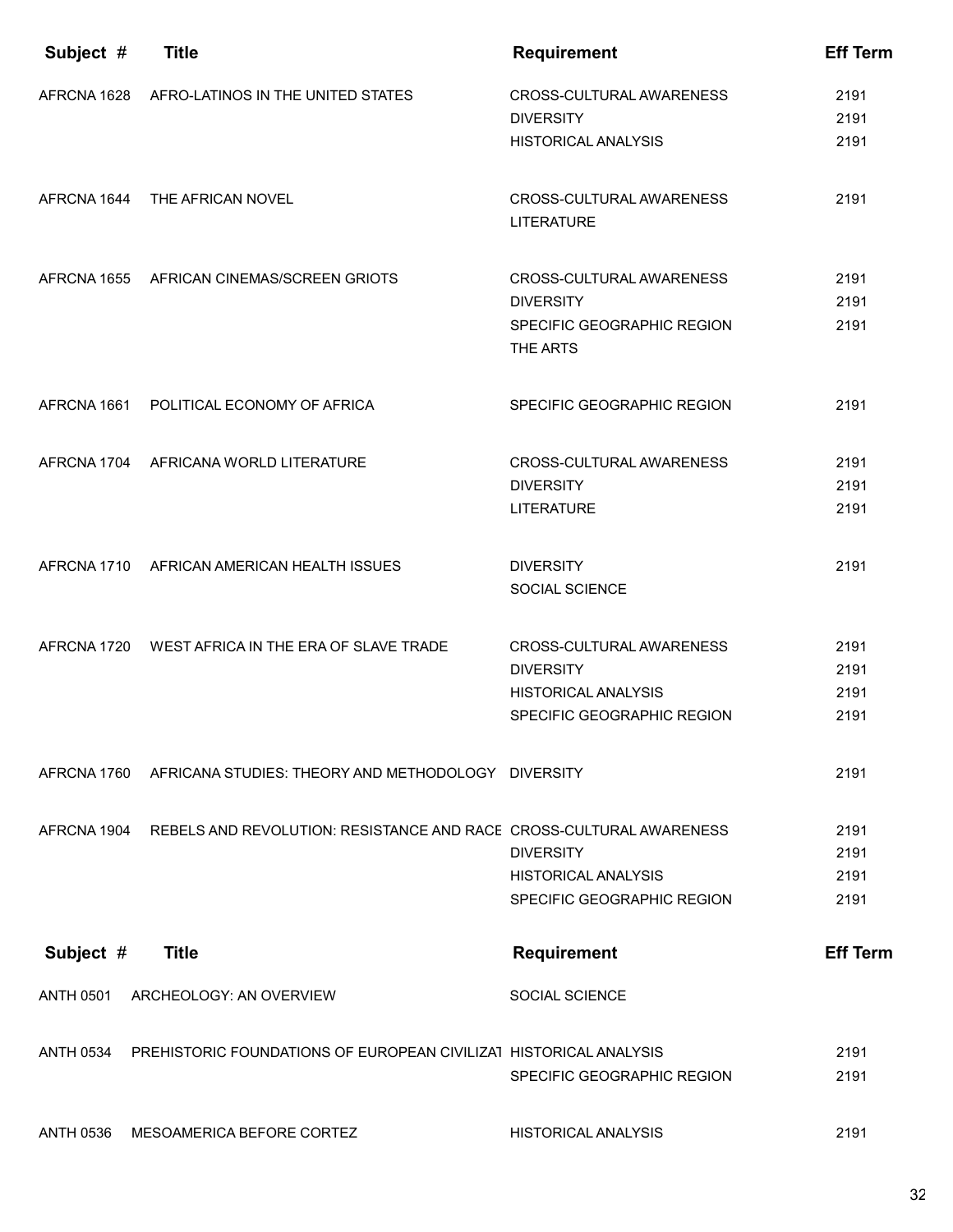| Subject # | Title | Requirement | Eff Term |
|---|---|---|---|
| AFRCNA 1628 | AFRO-LATINOS IN THE UNITED STATES | CROSS-CULTURAL AWARENESS | 2191 |
| | | DIVERSITY | 2191 |
| | | HISTORICAL ANALYSIS | 2191 |
| AFRCNA 1644 | THE AFRICAN NOVEL | CROSS-CULTURAL AWARENESS | 2191 |
| | | LITERATURE | |
| AFRCNA 1655 | AFRICAN CINEMAS/SCREEN GRIOTS | CROSS-CULTURAL AWARENESS | 2191 |
| | | DIVERSITY | 2191 |
| | | SPECIFIC GEOGRAPHIC REGION | 2191 |
| | | THE ARTS | |
| AFRCNA 1661 | POLITICAL ECONOMY OF AFRICA | SPECIFIC GEOGRAPHIC REGION | 2191 |
| AFRCNA 1704 | AFRICANA WORLD LITERATURE | CROSS-CULTURAL AWARENESS | 2191 |
| | | DIVERSITY | 2191 |
| | | LITERATURE | 2191 |
| AFRCNA 1710 | AFRICAN AMERICAN HEALTH ISSUES | DIVERSITY | 2191 |
| | | SOCIAL SCIENCE | |
| AFRCNA 1720 | WEST AFRICA IN THE ERA OF SLAVE TRADE | CROSS-CULTURAL AWARENESS | 2191 |
| | | DIVERSITY | 2191 |
| | | HISTORICAL ANALYSIS | 2191 |
| | | SPECIFIC GEOGRAPHIC REGION | 2191 |
| AFRCNA 1760 | AFRICANA STUDIES: THEORY AND METHODOLOGY | DIVERSITY | 2191 |
| AFRCNA 1904 | REBELS AND REVOLUTION: RESISTANCE AND RACE | CROSS-CULTURAL AWARENESS | 2191 |
| | | DIVERSITY | 2191 |
| | | HISTORICAL ANALYSIS | 2191 |
| | | SPECIFIC GEOGRAPHIC REGION | 2191 |

| Subject # | Title | Requirement | Eff Term |
|---|---|---|---|
| ANTH 0501 | ARCHEOLOGY: AN OVERVIEW | SOCIAL SCIENCE | |
| ANTH 0534 | PREHISTORIC FOUNDATIONS OF EUROPEAN CIVILIZAT | HISTORICAL ANALYSIS | 2191 |
| | | SPECIFIC GEOGRAPHIC REGION | 2191 |
| ANTH 0536 | MESOAMERICA BEFORE CORTEZ | HISTORICAL ANALYSIS | 2191 |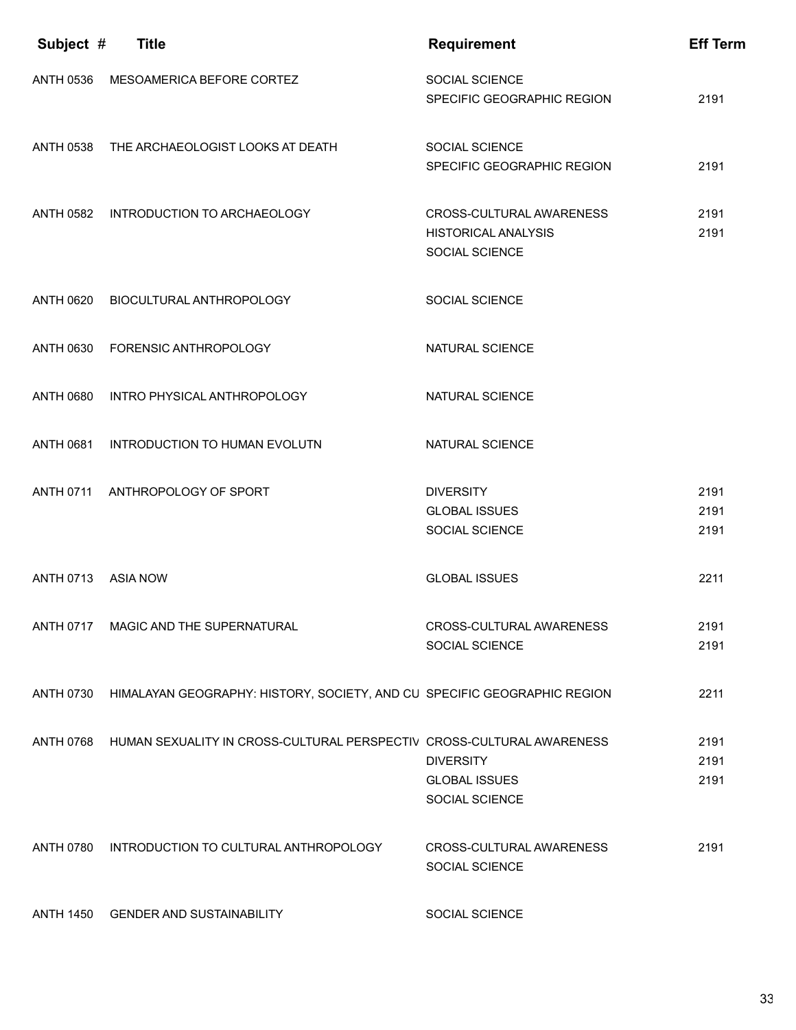| Subject # | Title | Requirement | Eff Term |
|---|---|---|---|
| ANTH 0536 | MESOAMERICA BEFORE CORTEZ | SOCIAL SCIENCE | |
| | | SPECIFIC GEOGRAPHIC REGION | 2191 |
| ANTH 0538 | THE ARCHAEOLOGIST LOOKS AT DEATH | SOCIAL SCIENCE | |
| | | SPECIFIC GEOGRAPHIC REGION | 2191 |
| ANTH 0582 | INTRODUCTION TO ARCHAEOLOGY | CROSS-CULTURAL AWARENESS | 2191 |
| | | HISTORICAL ANALYSIS | 2191 |
| | | SOCIAL SCIENCE | |
| ANTH 0620 | BIOCULTURAL ANTHROPOLOGY | SOCIAL SCIENCE | |
| ANTH 0630 | FORENSIC ANTHROPOLOGY | NATURAL SCIENCE | |
| ANTH 0680 | INTRO PHYSICAL ANTHROPOLOGY | NATURAL SCIENCE | |
| ANTH 0681 | INTRODUCTION TO HUMAN EVOLUTN | NATURAL SCIENCE | |
| ANTH 0711 | ANTHROPOLOGY OF SPORT | DIVERSITY | 2191 |
| | | GLOBAL ISSUES | 2191 |
| | | SOCIAL SCIENCE | 2191 |
| ANTH 0713 | ASIA NOW | GLOBAL ISSUES | 2211 |
| ANTH 0717 | MAGIC AND THE SUPERNATURAL | CROSS-CULTURAL AWARENESS | 2191 |
| | | SOCIAL SCIENCE | 2191 |
| ANTH 0730 | HIMALAYAN GEOGRAPHY: HISTORY, SOCIETY, AND CU | SPECIFIC GEOGRAPHIC REGION | 2211 |
| ANTH 0768 | HUMAN SEXUALITY IN CROSS-CULTURAL PERSPECTIV | CROSS-CULTURAL AWARENESS | 2191 |
| | | DIVERSITY | 2191 |
| | | GLOBAL ISSUES | 2191 |
| | | SOCIAL SCIENCE | |
| ANTH 0780 | INTRODUCTION TO CULTURAL ANTHROPOLOGY | CROSS-CULTURAL AWARENESS | 2191 |
| | | SOCIAL SCIENCE | |
| ANTH 1450 | GENDER AND SUSTAINABILITY | SOCIAL SCIENCE | |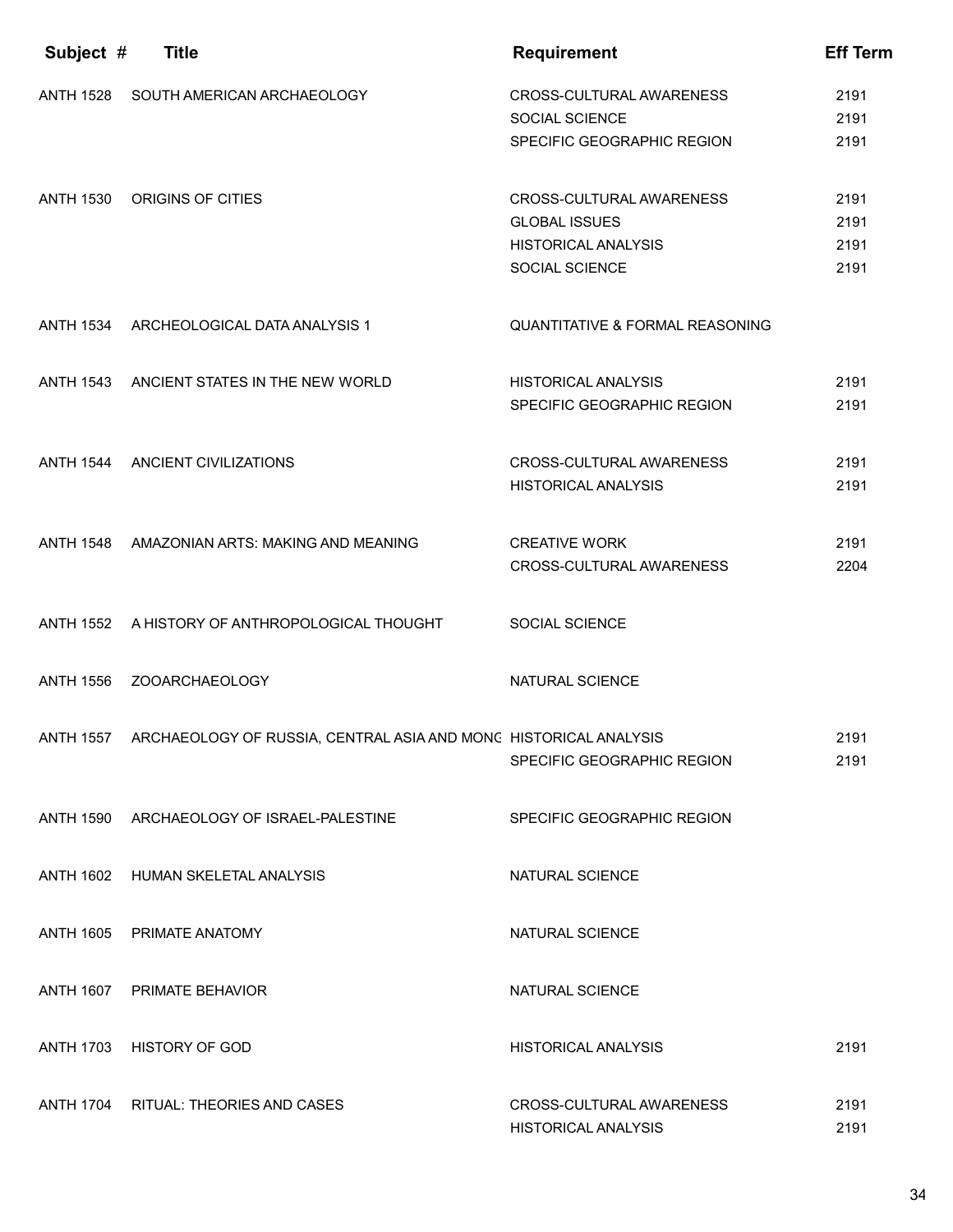| Subject # | Title | Requirement | Eff Term |
|---|---|---|---|
| ANTH 1528 | SOUTH AMERICAN ARCHAEOLOGY | CROSS-CULTURAL AWARENESS | 2191 |
| | | SOCIAL SCIENCE | 2191 |
| | | SPECIFIC GEOGRAPHIC REGION | 2191 |
| ANTH 1530 | ORIGINS OF CITIES | CROSS-CULTURAL AWARENESS | 2191 |
| | | GLOBAL ISSUES | 2191 |
| | | HISTORICAL ANALYSIS | 2191 |
| | | SOCIAL SCIENCE | 2191 |
| ANTH 1534 | ARCHEOLOGICAL DATA ANALYSIS 1 | QUANTITATIVE & FORMAL REASONING | |
| ANTH 1543 | ANCIENT STATES IN THE NEW WORLD | HISTORICAL ANALYSIS | 2191 |
| | | SPECIFIC GEOGRAPHIC REGION | 2191 |
| ANTH 1544 | ANCIENT CIVILIZATIONS | CROSS-CULTURAL AWARENESS | 2191 |
| | | HISTORICAL ANALYSIS | 2191 |
| ANTH 1548 | AMAZONIAN ARTS: MAKING AND MEANING | CREATIVE WORK | 2191 |
| | | CROSS-CULTURAL AWARENESS | 2204 |
| ANTH 1552 | A HISTORY OF ANTHROPOLOGICAL THOUGHT | SOCIAL SCIENCE | |
| ANTH 1556 | ZOOARCHAEOLOGY | NATURAL SCIENCE | |
| ANTH 1557 | ARCHAEOLOGY OF RUSSIA, CENTRAL ASIA AND MONG | HISTORICAL ANALYSIS | 2191 |
| | | SPECIFIC GEOGRAPHIC REGION | 2191 |
| ANTH 1590 | ARCHAEOLOGY OF ISRAEL-PALESTINE | SPECIFIC GEOGRAPHIC REGION | |
| ANTH 1602 | HUMAN SKELETAL ANALYSIS | NATURAL SCIENCE | |
| ANTH 1605 | PRIMATE ANATOMY | NATURAL SCIENCE | |
| ANTH 1607 | PRIMATE BEHAVIOR | NATURAL SCIENCE | |
| ANTH 1703 | HISTORY OF GOD | HISTORICAL ANALYSIS | 2191 |
| ANTH 1704 | RITUAL: THEORIES AND CASES | CROSS-CULTURAL AWARENESS | 2191 |
| | | HISTORICAL ANALYSIS | 2191 |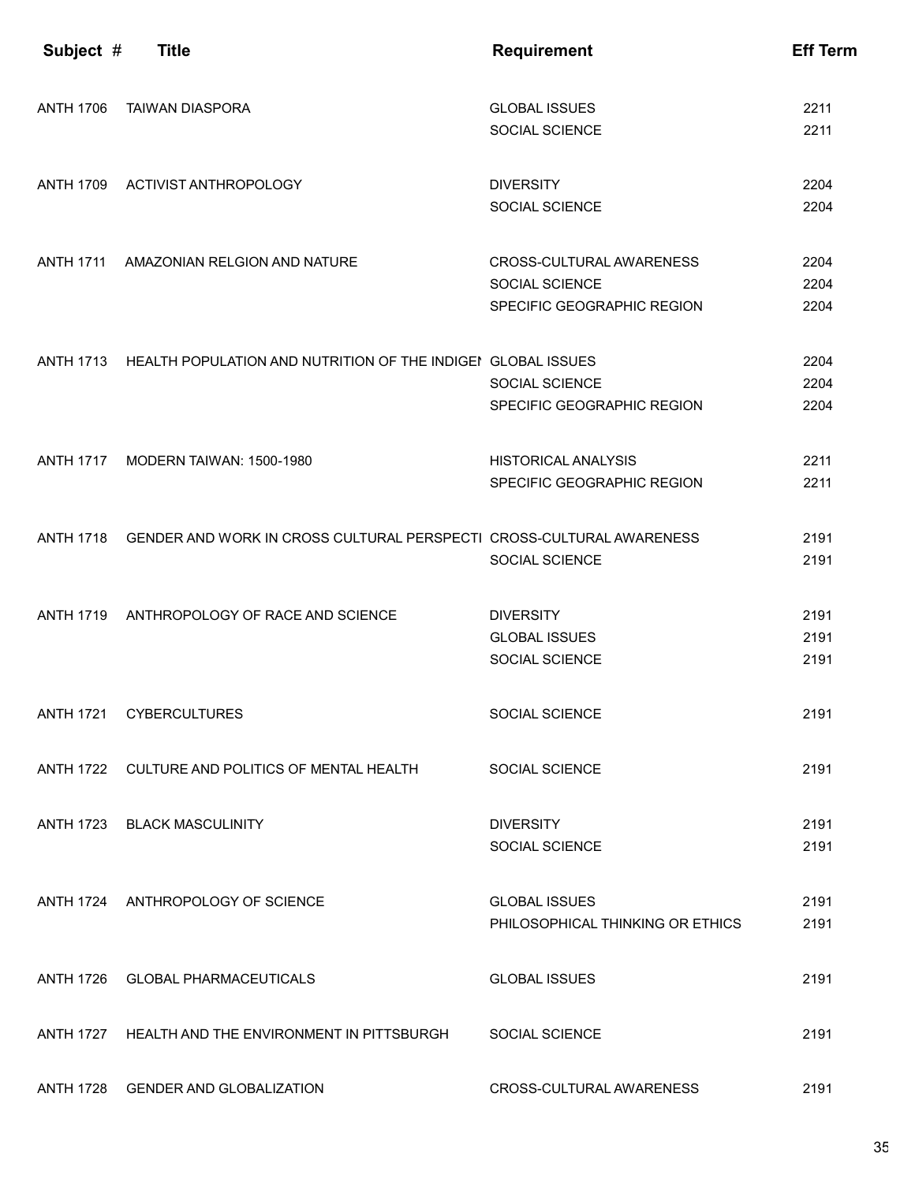| Subject # | Title | Requirement | Eff Term |
|---|---|---|---|
| ANTH 1706 | TAIWAN DIASPORA | GLOBAL ISSUES | 2211 |
| | | SOCIAL SCIENCE | 2211 |
| ANTH 1709 | ACTIVIST ANTHROPOLOGY | DIVERSITY | 2204 |
| | | SOCIAL SCIENCE | 2204 |
| ANTH 1711 | AMAZONIAN RELGION AND NATURE | CROSS-CULTURAL AWARENESS | 2204 |
| | | SOCIAL SCIENCE | 2204 |
| | | SPECIFIC GEOGRAPHIC REGION | 2204 |
| ANTH 1713 | HEALTH POPULATION AND NUTRITION OF THE INDIGEN | GLOBAL ISSUES | 2204 |
| | | SOCIAL SCIENCE | 2204 |
| | | SPECIFIC GEOGRAPHIC REGION | 2204 |
| ANTH 1717 | MODERN TAIWAN: 1500-1980 | HISTORICAL ANALYSIS | 2211 |
| | | SPECIFIC GEOGRAPHIC REGION | 2211 |
| ANTH 1718 | GENDER AND WORK IN CROSS CULTURAL PERSPECTI | CROSS-CULTURAL AWARENESS | 2191 |
| | | SOCIAL SCIENCE | 2191 |
| ANTH 1719 | ANTHROPOLOGY OF RACE AND SCIENCE | DIVERSITY | 2191 |
| | | GLOBAL ISSUES | 2191 |
| | | SOCIAL SCIENCE | 2191 |
| ANTH 1721 | CYBERCULTURES | SOCIAL SCIENCE | 2191 |
| ANTH 1722 | CULTURE AND POLITICS OF MENTAL HEALTH | SOCIAL SCIENCE | 2191 |
| ANTH 1723 | BLACK MASCULINITY | DIVERSITY | 2191 |
| | | SOCIAL SCIENCE | 2191 |
| ANTH 1724 | ANTHROPOLOGY OF SCIENCE | GLOBAL ISSUES | 2191 |
| | | PHILOSOPHICAL THINKING OR ETHICS | 2191 |
| ANTH 1726 | GLOBAL PHARMACEUTICALS | GLOBAL ISSUES | 2191 |
| ANTH 1727 | HEALTH AND THE ENVIRONMENT IN PITTSBURGH | SOCIAL SCIENCE | 2191 |
| ANTH 1728 | GENDER AND GLOBALIZATION | CROSS-CULTURAL AWARENESS | 2191 |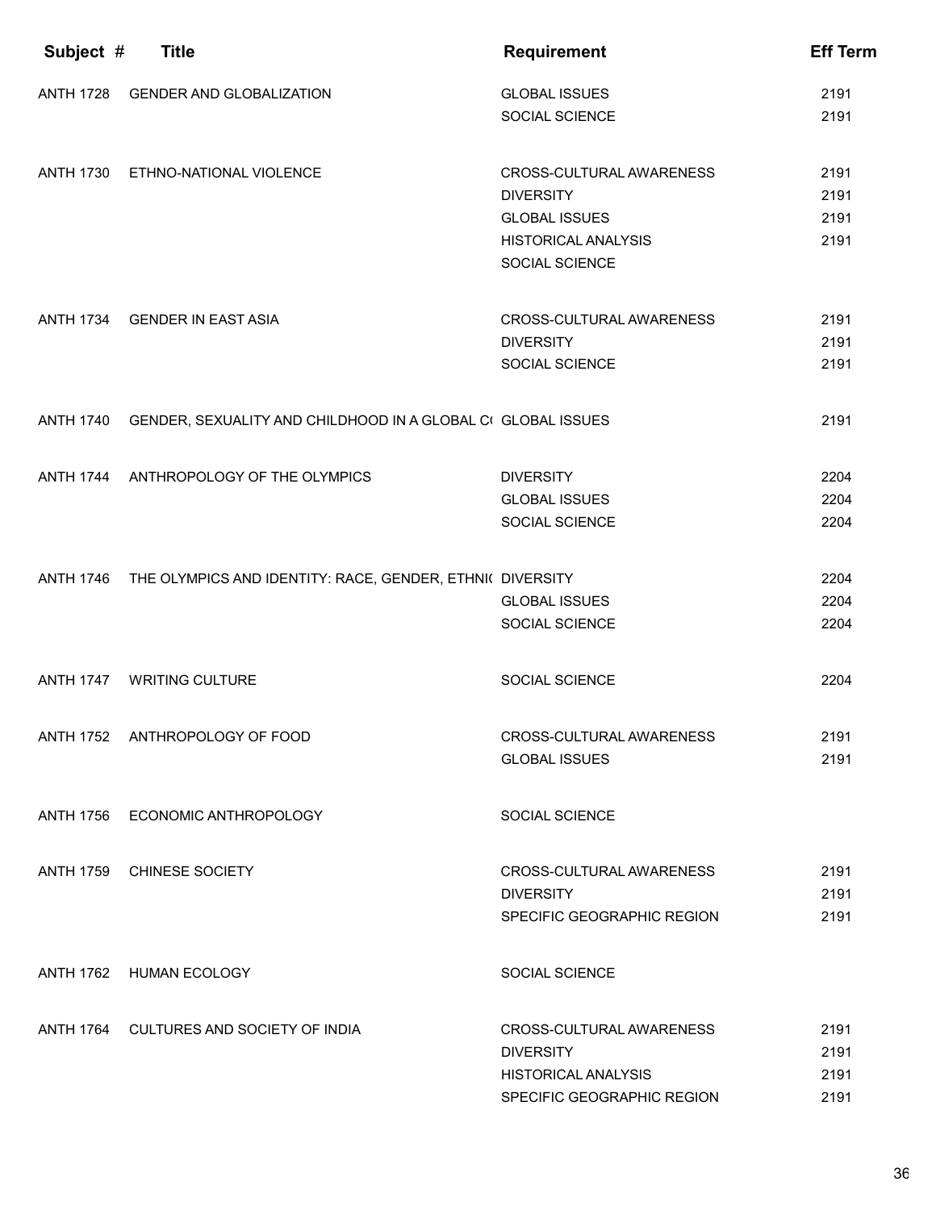| Subject # | Title | Requirement | Eff Term |
|---|---|---|---|
| ANTH 1728 | GENDER AND GLOBALIZATION | GLOBAL ISSUES | 2191 |
| | | SOCIAL SCIENCE | 2191 |
| ANTH 1730 | ETHNO-NATIONAL VIOLENCE | CROSS-CULTURAL AWARENESS | 2191 |
| | | DIVERSITY | 2191 |
| | | GLOBAL ISSUES | 2191 |
| | | HISTORICAL ANALYSIS | 2191 |
| | | SOCIAL SCIENCE | |
| ANTH 1734 | GENDER IN EAST ASIA | CROSS-CULTURAL AWARENESS | 2191 |
| | | DIVERSITY | 2191 |
| | | SOCIAL SCIENCE | 2191 |
| ANTH 1740 | GENDER, SEXUALITY AND CHILDHOOD IN A GLOBAL C( | GLOBAL ISSUES | 2191 |
| ANTH 1744 | ANTHROPOLOGY OF THE OLYMPICS | DIVERSITY | 2204 |
| | | GLOBAL ISSUES | 2204 |
| | | SOCIAL SCIENCE | 2204 |
| ANTH 1746 | THE OLYMPICS AND IDENTITY: RACE, GENDER, ETHNI( | DIVERSITY | 2204 |
| | | GLOBAL ISSUES | 2204 |
| | | SOCIAL SCIENCE | 2204 |
| ANTH 1747 | WRITING CULTURE | SOCIAL SCIENCE | 2204 |
| ANTH 1752 | ANTHROPOLOGY OF FOOD | CROSS-CULTURAL AWARENESS | 2191 |
| | | GLOBAL ISSUES | 2191 |
| ANTH 1756 | ECONOMIC ANTHROPOLOGY | SOCIAL SCIENCE | |
| ANTH 1759 | CHINESE SOCIETY | CROSS-CULTURAL AWARENESS | 2191 |
| | | DIVERSITY | 2191 |
| | | SPECIFIC GEOGRAPHIC REGION | 2191 |
| ANTH 1762 | HUMAN ECOLOGY | SOCIAL SCIENCE | |
| ANTH 1764 | CULTURES AND SOCIETY OF INDIA | CROSS-CULTURAL AWARENESS | 2191 |
| | | DIVERSITY | 2191 |
| | | HISTORICAL ANALYSIS | 2191 |
| | | SPECIFIC GEOGRAPHIC REGION | 2191 |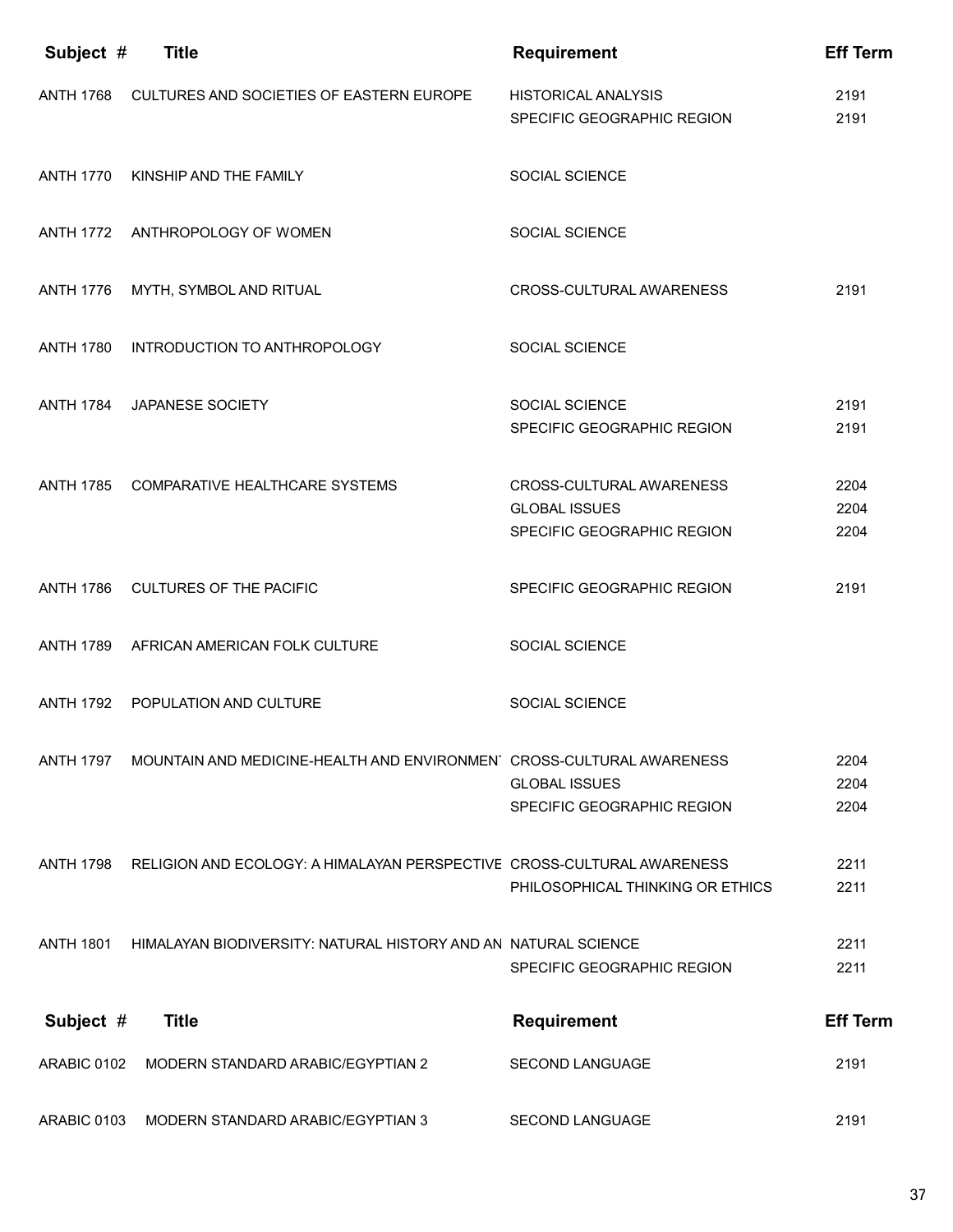| Subject # | Title | Requirement | Eff Term |
|---|---|---|---|
| ANTH 1768 | CULTURES AND SOCIETIES OF EASTERN EUROPE | HISTORICAL ANALYSIS | 2191 |
| | | SPECIFIC GEOGRAPHIC REGION | 2191 |
| ANTH 1770 | KINSHIP AND THE FAMILY | SOCIAL SCIENCE | |
| ANTH 1772 | ANTHROPOLOGY OF WOMEN | SOCIAL SCIENCE | |
| ANTH 1776 | MYTH, SYMBOL AND RITUAL | CROSS-CULTURAL AWARENESS | 2191 |
| ANTH 1780 | INTRODUCTION TO ANTHROPOLOGY | SOCIAL SCIENCE | |
| ANTH 1784 | JAPANESE SOCIETY | SOCIAL SCIENCE | 2191 |
| | | SPECIFIC GEOGRAPHIC REGION | 2191 |
| ANTH 1785 | COMPARATIVE HEALTHCARE SYSTEMS | CROSS-CULTURAL AWARENESS | 2204 |
| | | GLOBAL ISSUES | 2204 |
| | | SPECIFIC GEOGRAPHIC REGION | 2204 |
| ANTH 1786 | CULTURES OF THE PACIFIC | SPECIFIC GEOGRAPHIC REGION | 2191 |
| ANTH 1789 | AFRICAN AMERICAN FOLK CULTURE | SOCIAL SCIENCE | |
| ANTH 1792 | POPULATION AND CULTURE | SOCIAL SCIENCE | |
| ANTH 1797 | MOUNTAIN AND MEDICINE-HEALTH AND ENVIRONMEN | CROSS-CULTURAL AWARENESS | 2204 |
| | | GLOBAL ISSUES | 2204 |
| | | SPECIFIC GEOGRAPHIC REGION | 2204 |
| ANTH 1798 | RELIGION AND ECOLOGY: A HIMALAYAN PERSPECTIVE | CROSS-CULTURAL AWARENESS | 2211 |
| | | PHILOSOPHICAL THINKING OR ETHICS | 2211 |
| ANTH 1801 | HIMALAYAN BIODIVERSITY: NATURAL HISTORY AND AN | NATURAL SCIENCE | 2211 |
| | | SPECIFIC GEOGRAPHIC REGION | 2211 |

| Subject # | Title | Requirement | Eff Term |
|---|---|---|---|
| ARABIC 0102 | MODERN STANDARD ARABIC/EGYPTIAN 2 | SECOND LANGUAGE | 2191 |
| ARABIC 0103 | MODERN STANDARD ARABIC/EGYPTIAN 3 | SECOND LANGUAGE | 2191 |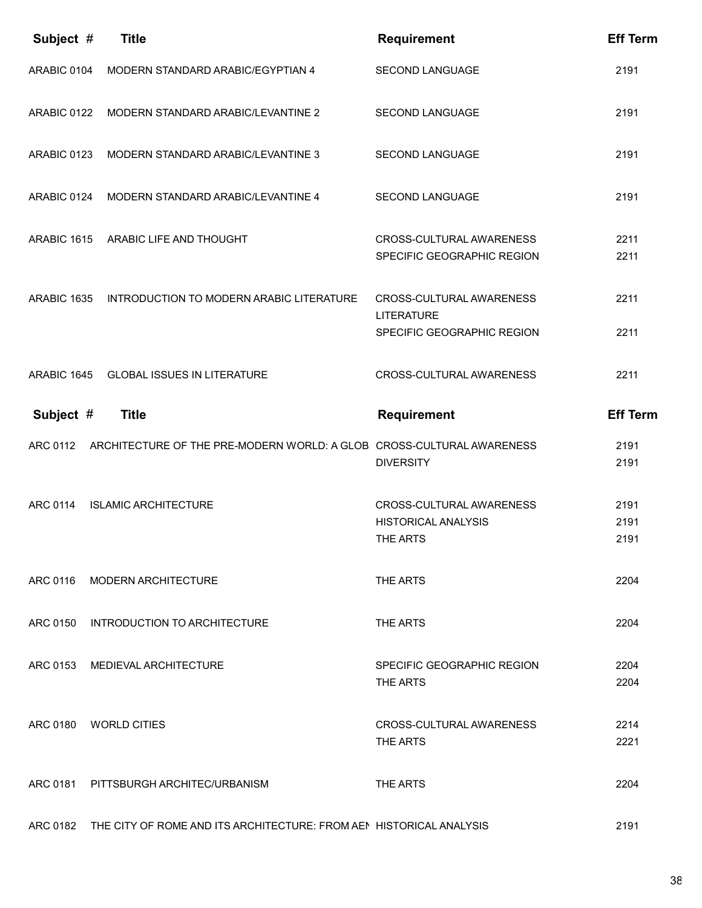| Subject # | Title | Requirement | Eff Term |
|---|---|---|---|
| ARABIC 0104 | MODERN STANDARD ARABIC/EGYPTIAN 4 | SECOND LANGUAGE | 2191 |
| ARABIC 0122 | MODERN STANDARD ARABIC/LEVANTINE 2 | SECOND LANGUAGE | 2191 |
| ARABIC 0123 | MODERN STANDARD ARABIC/LEVANTINE 3 | SECOND LANGUAGE | 2191 |
| ARABIC 0124 | MODERN STANDARD ARABIC/LEVANTINE 4 | SECOND LANGUAGE | 2191 |
| ARABIC 1615 | ARABIC LIFE AND THOUGHT | CROSS-CULTURAL AWARENESS | 2211 |
| | | SPECIFIC GEOGRAPHIC REGION | 2211 |
| ARABIC 1635 | INTRODUCTION TO MODERN ARABIC LITERATURE | CROSS-CULTURAL AWARENESS | 2211 |
| | | LITERATURE | |
| | | SPECIFIC GEOGRAPHIC REGION | 2211 |
| ARABIC 1645 | GLOBAL ISSUES IN LITERATURE | CROSS-CULTURAL AWARENESS | 2211 |

| Subject # | Title | Requirement | Eff Term |
|---|---|---|---|
| ARC 0112 | ARCHITECTURE OF THE PRE-MODERN WORLD: A GLOB | CROSS-CULTURAL AWARENESS | 2191 |
| | | DIVERSITY | 2191 |
| ARC 0114 | ISLAMIC ARCHITECTURE | CROSS-CULTURAL AWARENESS | 2191 |
| | | HISTORICAL ANALYSIS | 2191 |
| | | THE ARTS | 2191 |
| ARC 0116 | MODERN ARCHITECTURE | THE ARTS | 2204 |
| ARC 0150 | INTRODUCTION TO ARCHITECTURE | THE ARTS | 2204 |
| ARC 0153 | MEDIEVAL ARCHITECTURE | SPECIFIC GEOGRAPHIC REGION | 2204 |
| | | THE ARTS | 2204 |
| ARC 0180 | WORLD CITIES | CROSS-CULTURAL AWARENESS | 2214 |
| | | THE ARTS | 2221 |
| ARC 0181 | PITTSBURGH ARCHITEC/URBANISM | THE ARTS | 2204 |
| ARC 0182 | THE CITY OF ROME AND ITS ARCHITECTURE: FROM AEN | HISTORICAL ANALYSIS | 2191 |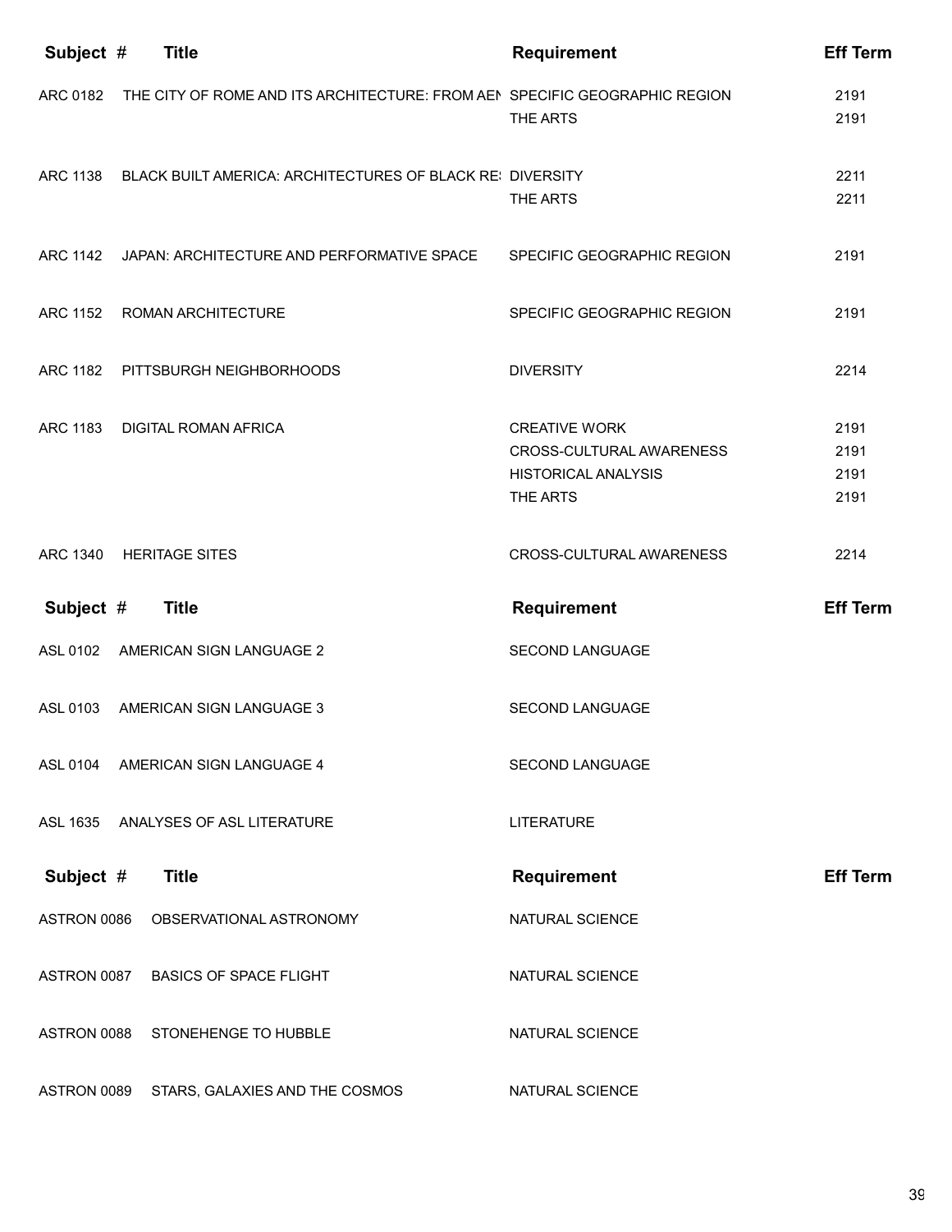| Subject # | Title | Requirement | Eff Term |
|---|---|---|---|
| ARC 0182 | THE CITY OF ROME AND ITS ARCHITECTURE: FROM AEN | SPECIFIC GEOGRAPHIC REGION | 2191 |
| | | THE ARTS | 2191 |
| ARC 1138 | BLACK BUILT AMERICA: ARCHITECTURES OF BLACK RE | DIVERSITY | 2211 |
| | | THE ARTS | 2211 |
| ARC 1142 | JAPAN: ARCHITECTURE AND PERFORMATIVE SPACE | SPECIFIC GEOGRAPHIC REGION | 2191 |
| ARC 1152 | ROMAN ARCHITECTURE | SPECIFIC GEOGRAPHIC REGION | 2191 |
| ARC 1182 | PITTSBURGH NEIGHBORHOODS | DIVERSITY | 2214 |
| ARC 1183 | DIGITAL ROMAN AFRICA | CREATIVE WORK | 2191 |
| | | CROSS-CULTURAL AWARENESS | 2191 |
| | | HISTORICAL ANALYSIS | 2191 |
| | | THE ARTS | 2191 |
| ARC 1340 | HERITAGE SITES | CROSS-CULTURAL AWARENESS | 2214 |

| Subject # | Title | Requirement | Eff Term |
|---|---|---|---|
| ASL 0102 | AMERICAN SIGN LANGUAGE 2 | SECOND LANGUAGE | |
| ASL 0103 | AMERICAN SIGN LANGUAGE 3 | SECOND LANGUAGE | |
| ASL 0104 | AMERICAN SIGN LANGUAGE 4 | SECOND LANGUAGE | |
| ASL 1635 | ANALYSES OF ASL LITERATURE | LITERATURE | |

| Subject # | Title | Requirement | Eff Term |
|---|---|---|---|
| ASTRON 0086 | OBSERVATIONAL ASTRONOMY | NATURAL SCIENCE | |
| ASTRON 0087 | BASICS OF SPACE FLIGHT | NATURAL SCIENCE | |
| ASTRON 0088 | STONEHENGE TO HUBBLE | NATURAL SCIENCE | |
| ASTRON 0089 | STARS, GALAXIES AND THE COSMOS | NATURAL SCIENCE | |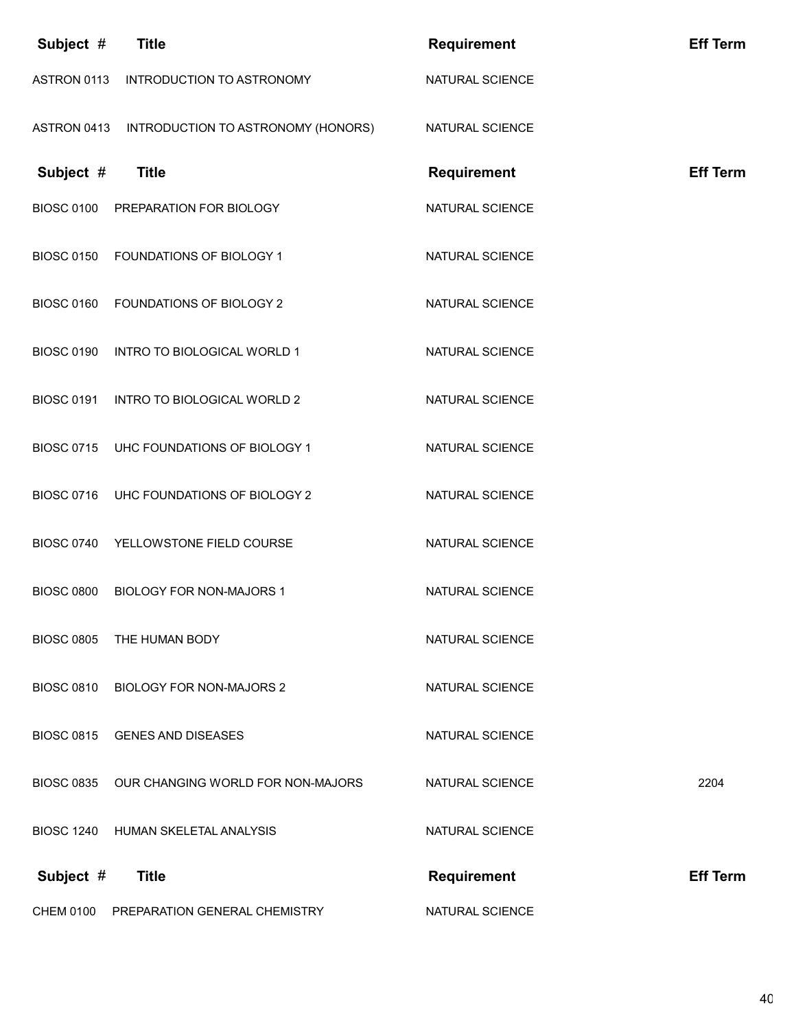| Subject # | Title | Requirement | Eff Term |
|---|---|---|---|
| ASTRON 0113 | INTRODUCTION TO ASTRONOMY | NATURAL SCIENCE | |
| ASTRON 0413 | INTRODUCTION TO ASTRONOMY (HONORS) | NATURAL SCIENCE | |

| Subject # | Title | Requirement | Eff Term |
|---|---|---|---|
| BIOSC 0100 | PREPARATION FOR BIOLOGY | NATURAL SCIENCE | |
| BIOSC 0150 | FOUNDATIONS OF BIOLOGY 1 | NATURAL SCIENCE | |
| BIOSC 0160 | FOUNDATIONS OF BIOLOGY 2 | NATURAL SCIENCE | |
| BIOSC 0190 | INTRO TO BIOLOGICAL WORLD 1 | NATURAL SCIENCE | |
| BIOSC 0191 | INTRO TO BIOLOGICAL WORLD 2 | NATURAL SCIENCE | |
| BIOSC 0715 | UHC FOUNDATIONS OF BIOLOGY 1 | NATURAL SCIENCE | |
| BIOSC 0716 | UHC FOUNDATIONS OF BIOLOGY 2 | NATURAL SCIENCE | |
| BIOSC 0740 | YELLOWSTONE FIELD COURSE | NATURAL SCIENCE | |
| BIOSC 0800 | BIOLOGY FOR NON-MAJORS 1 | NATURAL SCIENCE | |
| BIOSC 0805 | THE HUMAN BODY | NATURAL SCIENCE | |
| BIOSC 0810 | BIOLOGY FOR NON-MAJORS 2 | NATURAL SCIENCE | |
| BIOSC 0815 | GENES AND DISEASES | NATURAL SCIENCE | |
| BIOSC 0835 | OUR CHANGING WORLD FOR NON-MAJORS | NATURAL SCIENCE | 2204 |
| BIOSC 1240 | HUMAN SKELETAL ANALYSIS | NATURAL SCIENCE | |

| Subject # | Title | Requirement | Eff Term |
|---|---|---|---|
| CHEM 0100 | PREPARATION GENERAL CHEMISTRY | NATURAL SCIENCE | |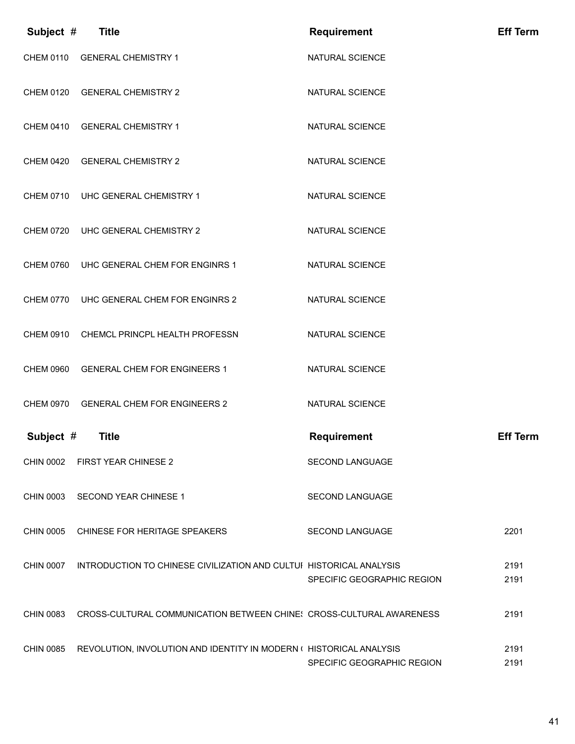| Subject # | Title | Requirement | Eff Term |
|---|---|---|---|
| CHEM 0110 | GENERAL CHEMISTRY 1 | NATURAL SCIENCE | |
| CHEM 0120 | GENERAL CHEMISTRY 2 | NATURAL SCIENCE | |
| CHEM 0410 | GENERAL CHEMISTRY 1 | NATURAL SCIENCE | |
| CHEM 0420 | GENERAL CHEMISTRY 2 | NATURAL SCIENCE | |
| CHEM 0710 | UHC GENERAL CHEMISTRY 1 | NATURAL SCIENCE | |
| CHEM 0720 | UHC GENERAL CHEMISTRY 2 | NATURAL SCIENCE | |
| CHEM 0760 | UHC GENERAL CHEM FOR ENGINRS 1 | NATURAL SCIENCE | |
| CHEM 0770 | UHC GENERAL CHEM FOR ENGINRS 2 | NATURAL SCIENCE | |
| CHEM 0910 | CHEMCL PRINCPL HEALTH PROFESSN | NATURAL SCIENCE | |
| CHEM 0960 | GENERAL CHEM FOR ENGINEERS 1 | NATURAL SCIENCE | |
| CHEM 0970 | GENERAL CHEM FOR ENGINEERS 2 | NATURAL SCIENCE | |

| Subject # | Title | Requirement | Eff Term |
|---|---|---|---|
| CHIN 0002 | FIRST YEAR CHINESE 2 | SECOND LANGUAGE | |
| CHIN 0003 | SECOND YEAR CHINESE 1 | SECOND LANGUAGE | |
| CHIN 0005 | CHINESE FOR HERITAGE SPEAKERS | SECOND LANGUAGE | 2201 |
| CHIN 0007 | INTRODUCTION TO CHINESE CIVILIZATION AND CULTUI | HISTORICAL ANALYSIS | 2191 |
| | | SPECIFIC GEOGRAPHIC REGION | 2191 |
| CHIN 0083 | CROSS-CULTURAL COMMUNICATION BETWEEN CHINE! | CROSS-CULTURAL AWARENESS | 2191 |
| CHIN 0085 | REVOLUTION, INVOLUTION AND IDENTITY IN MODERN ( | HISTORICAL ANALYSIS | 2191 |
| | | SPECIFIC GEOGRAPHIC REGION | 2191 |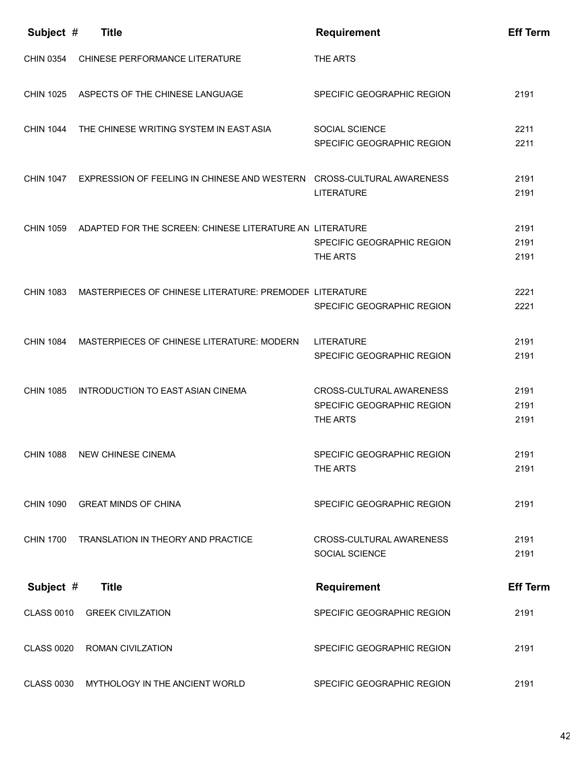| Subject # | Title | Requirement | Eff Term |
|---|---|---|---|
| CHIN 0354 | CHINESE PERFORMANCE LITERATURE | THE ARTS | |
| CHIN 1025 | ASPECTS OF THE CHINESE LANGUAGE | SPECIFIC GEOGRAPHIC REGION | 2191 |
| CHIN 1044 | THE CHINESE WRITING SYSTEM IN EAST ASIA | SOCIAL SCIENCE | 2211 |
| | | SPECIFIC GEOGRAPHIC REGION | 2211 |
| CHIN 1047 | EXPRESSION OF FEELING IN CHINESE AND WESTERN | CROSS-CULTURAL AWARENESS | 2191 |
| | | LITERATURE | 2191 |
| CHIN 1059 | ADAPTED FOR THE SCREEN: CHINESE LITERATURE AN | LITERATURE | 2191 |
| | | SPECIFIC GEOGRAPHIC REGION | 2191 |
| | | THE ARTS | 2191 |
| CHIN 1083 | MASTERPIECES OF CHINESE LITERATURE: PREMODER | LITERATURE | 2221 |
| | | SPECIFIC GEOGRAPHIC REGION | 2221 |
| CHIN 1084 | MASTERPIECES OF CHINESE LITERATURE: MODERN | LITERATURE | 2191 |
| | | SPECIFIC GEOGRAPHIC REGION | 2191 |
| CHIN 1085 | INTRODUCTION TO EAST ASIAN CINEMA | CROSS-CULTURAL AWARENESS | 2191 |
| | | SPECIFIC GEOGRAPHIC REGION | 2191 |
| | | THE ARTS | 2191 |
| CHIN 1088 | NEW CHINESE CINEMA | SPECIFIC GEOGRAPHIC REGION | 2191 |
| | | THE ARTS | 2191 |
| CHIN 1090 | GREAT MINDS OF CHINA | SPECIFIC GEOGRAPHIC REGION | 2191 |
| CHIN 1700 | TRANSLATION IN THEORY AND PRACTICE | CROSS-CULTURAL AWARENESS | 2191 |
| | | SOCIAL SCIENCE | 2191 |

| Subject # | Title | Requirement | Eff Term |
|---|---|---|---|
| CLASS 0010 | GREEK CIVILZATION | SPECIFIC GEOGRAPHIC REGION | 2191 |
| CLASS 0020 | ROMAN CIVILZATION | SPECIFIC GEOGRAPHIC REGION | 2191 |
| CLASS 0030 | MYTHOLOGY IN THE ANCIENT WORLD | SPECIFIC GEOGRAPHIC REGION | 2191 |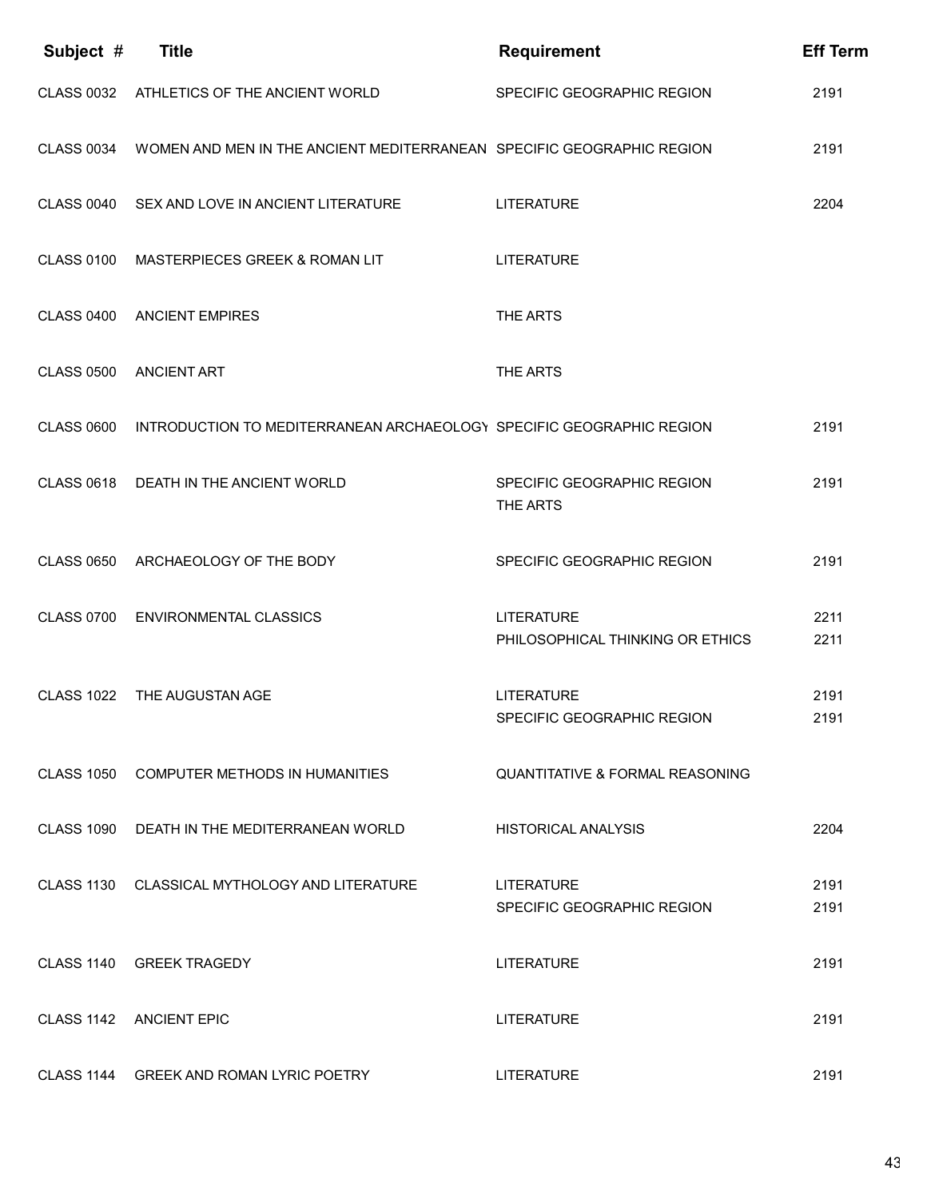| Subject # | Title | Requirement | Eff Term |
|---|---|---|---|
| CLASS 0032 | ATHLETICS OF THE ANCIENT WORLD | SPECIFIC GEOGRAPHIC REGION | 2191 |
| CLASS 0034 | WOMEN AND MEN IN THE ANCIENT MEDITERRANEAN | SPECIFIC GEOGRAPHIC REGION | 2191 |
| CLASS 0040 | SEX AND LOVE IN ANCIENT LITERATURE | LITERATURE | 2204 |
| CLASS 0100 | MASTERPIECES GREEK & ROMAN LIT | LITERATURE | |
| CLASS 0400 | ANCIENT EMPIRES | THE ARTS | |
| CLASS 0500 | ANCIENT ART | THE ARTS | |
| CLASS 0600 | INTRODUCTION TO MEDITERRANEAN ARCHAEOLOGY | SPECIFIC GEOGRAPHIC REGION | 2191 |
| CLASS 0618 | DEATH IN THE ANCIENT WORLD | SPECIFIC GEOGRAPHIC REGION<br>THE ARTS | 2191 |
| CLASS 0650 | ARCHAEOLOGY OF THE BODY | SPECIFIC GEOGRAPHIC REGION | 2191 |
| CLASS 0700 | ENVIRONMENTAL CLASSICS | LITERATURE<br>PHILOSOPHICAL THINKING OR ETHICS | 2211<br>2211 |
| CLASS 1022 | THE AUGUSTAN AGE | LITERATURE<br>SPECIFIC GEOGRAPHIC REGION | 2191<br>2191 |
| CLASS 1050 | COMPUTER METHODS IN HUMANITIES | QUANTITATIVE & FORMAL REASONING | |
| CLASS 1090 | DEATH IN THE MEDITERRANEAN WORLD | HISTORICAL ANALYSIS | 2204 |
| CLASS 1130 | CLASSICAL MYTHOLOGY AND LITERATURE | LITERATURE<br>SPECIFIC GEOGRAPHIC REGION | 2191<br>2191 |
| CLASS 1140 | GREEK TRAGEDY | LITERATURE | 2191 |
| CLASS 1142 | ANCIENT EPIC | LITERATURE | 2191 |
| CLASS 1144 | GREEK AND ROMAN LYRIC POETRY | LITERATURE | 2191 |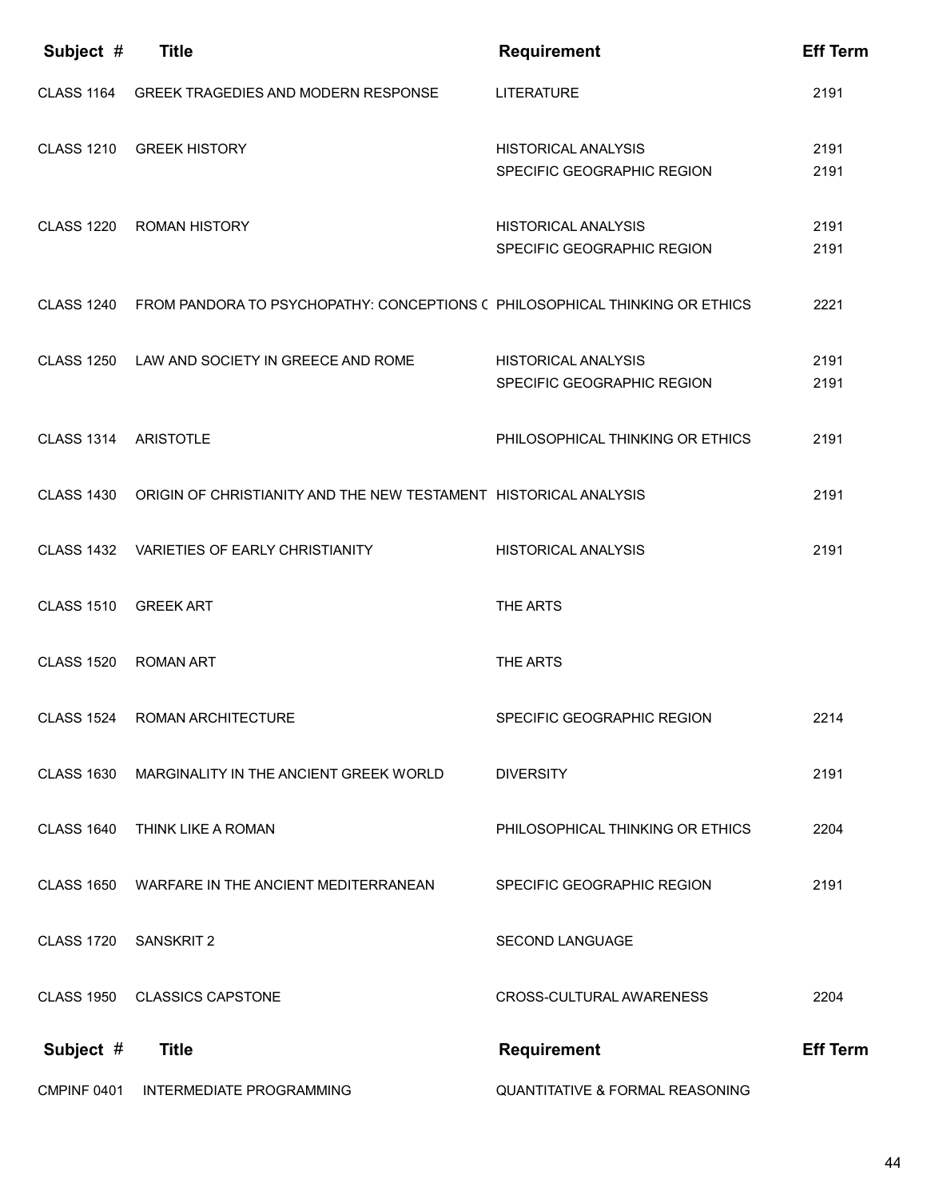| Subject # | Title | Requirement | Eff Term |
|---|---|---|---|
| CLASS 1164 | GREEK TRAGEDIES AND MODERN RESPONSE | LITERATURE | 2191 |
| CLASS 1210 | GREEK HISTORY | HISTORICAL ANALYSIS | 2191 |
| | | SPECIFIC GEOGRAPHIC REGION | 2191 |
| CLASS 1220 | ROMAN HISTORY | HISTORICAL ANALYSIS | 2191 |
| | | SPECIFIC GEOGRAPHIC REGION | 2191 |
| CLASS 1240 | FROM PANDORA TO PSYCHOPATHY: CONCEPTIONS ( | PHILOSOPHICAL THINKING OR ETHICS | 2221 |
| CLASS 1250 | LAW AND SOCIETY IN GREECE AND ROME | HISTORICAL ANALYSIS | 2191 |
| | | SPECIFIC GEOGRAPHIC REGION | 2191 |
| CLASS 1314 | ARISTOTLE | PHILOSOPHICAL THINKING OR ETHICS | 2191 |
| CLASS 1430 | ORIGIN OF CHRISTIANITY AND THE NEW TESTAMENT | HISTORICAL ANALYSIS | 2191 |
| CLASS 1432 | VARIETIES OF EARLY CHRISTIANITY | HISTORICAL ANALYSIS | 2191 |
| CLASS 1510 | GREEK ART | THE ARTS | |
| CLASS 1520 | ROMAN ART | THE ARTS | |
| CLASS 1524 | ROMAN ARCHITECTURE | SPECIFIC GEOGRAPHIC REGION | 2214 |
| CLASS 1630 | MARGINALITY IN THE ANCIENT GREEK WORLD | DIVERSITY | 2191 |
| CLASS 1640 | THINK LIKE A ROMAN | PHILOSOPHICAL THINKING OR ETHICS | 2204 |
| CLASS 1650 | WARFARE IN THE ANCIENT MEDITERRANEAN | SPECIFIC GEOGRAPHIC REGION | 2191 |
| CLASS 1720 | SANSKRIT 2 | SECOND LANGUAGE | |
| CLASS 1950 | CLASSICS CAPSTONE | CROSS-CULTURAL AWARENESS | 2204 |

| Subject # | Title | Requirement | Eff Term |
|---|---|---|---|
| CMPINF 0401 | INTERMEDIATE PROGRAMMING | QUANTITATIVE & FORMAL REASONING | |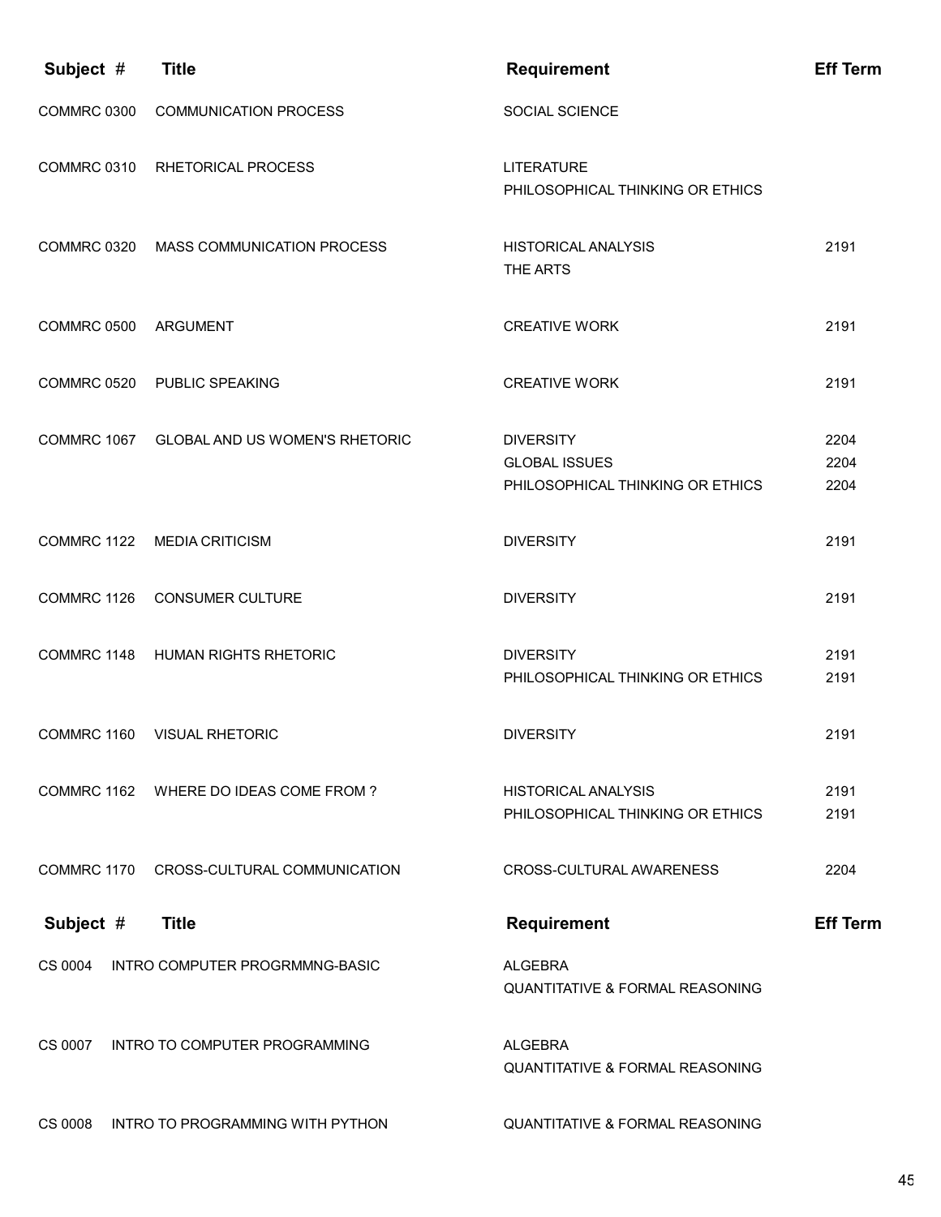| Subject # | Title | Requirement | Eff Term |
|---|---|---|---|
| COMMRC 0300 | COMMUNICATION PROCESS | SOCIAL SCIENCE | |
| COMMRC 0310 | RHETORICAL PROCESS | LITERATURE | |
| | | PHILOSOPHICAL THINKING OR ETHICS | |
| COMMRC 0320 | MASS COMMUNICATION PROCESS | HISTORICAL ANALYSIS | 2191 |
| | | THE ARTS | |
| COMMRC 0500 | ARGUMENT | CREATIVE WORK | 2191 |
| COMMRC 0520 | PUBLIC SPEAKING | CREATIVE WORK | 2191 |
| COMMRC 1067 | GLOBAL AND US WOMEN'S RHETORIC | DIVERSITY | 2204 |
| | | GLOBAL ISSUES | 2204 |
| | | PHILOSOPHICAL THINKING OR ETHICS | 2204 |
| COMMRC 1122 | MEDIA CRITICISM | DIVERSITY | 2191 |
| COMMRC 1126 | CONSUMER CULTURE | DIVERSITY | 2191 |
| COMMRC 1148 | HUMAN RIGHTS RHETORIC | DIVERSITY | 2191 |
| | | PHILOSOPHICAL THINKING OR ETHICS | 2191 |
| COMMRC 1160 | VISUAL RHETORIC | DIVERSITY | 2191 |
| COMMRC 1162 | WHERE DO IDEAS COME FROM ? | HISTORICAL ANALYSIS | 2191 |
| | | PHILOSOPHICAL THINKING OR ETHICS | 2191 |
| COMMRC 1170 | CROSS-CULTURAL COMMUNICATION | CROSS-CULTURAL AWARENESS | 2204 |

| Subject # | Title | Requirement | Eff Term |
|---|---|---|---|
| CS 0004 | INTRO COMPUTER PROGRMMNG-BASIC | ALGEBRA | |
| | | QUANTITATIVE & FORMAL REASONING | |
| CS 0007 | INTRO TO COMPUTER PROGRAMMING | ALGEBRA | |
| | | QUANTITATIVE & FORMAL REASONING | |
| CS 0008 | INTRO TO PROGRAMMING WITH PYTHON | QUANTITATIVE & FORMAL REASONING | |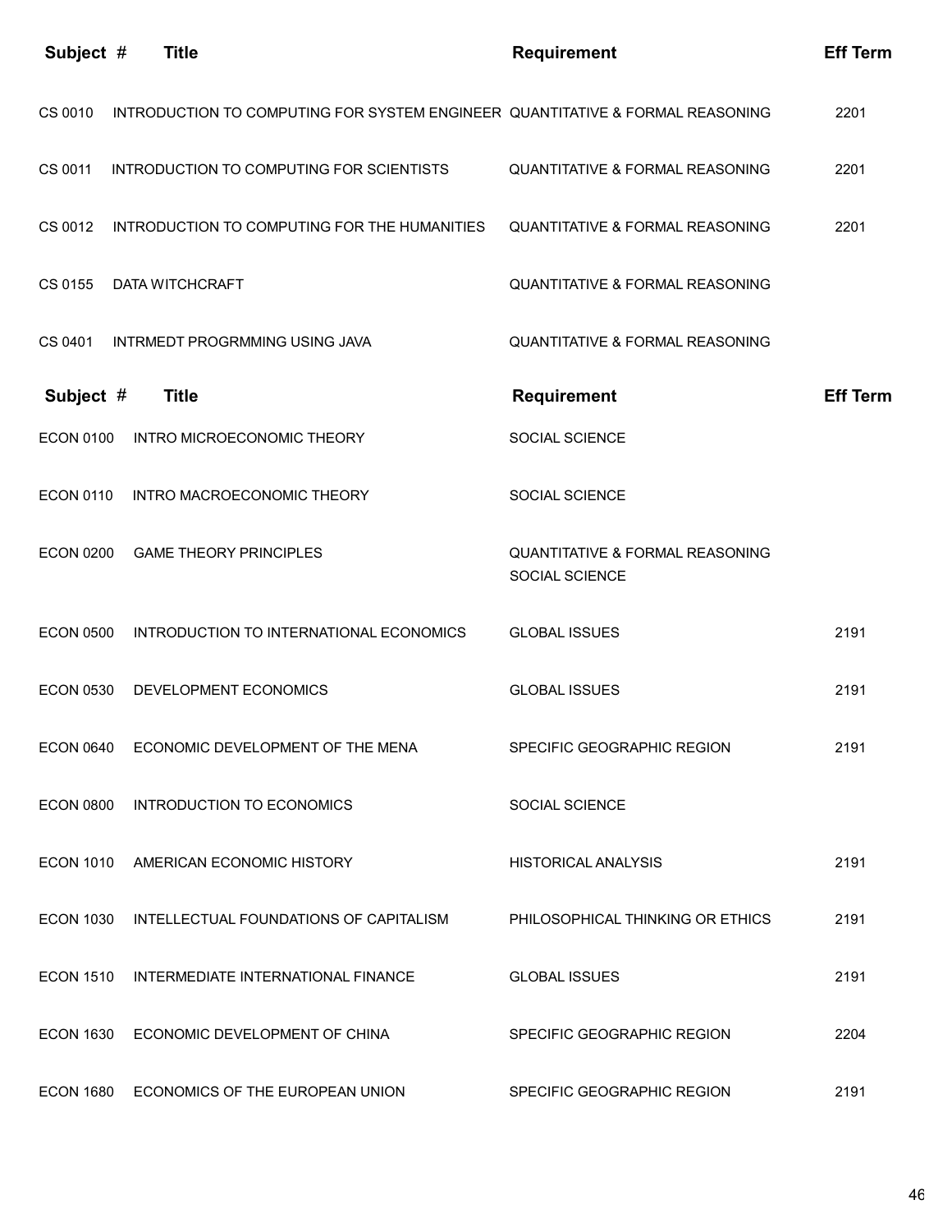| Subject # | Title | Requirement | Eff Term |
|---|---|---|---|
| CS 0010 | INTRODUCTION TO COMPUTING FOR SYSTEM ENGINEER | QUANTITATIVE & FORMAL REASONING | 2201 |
| CS 0011 | INTRODUCTION TO COMPUTING FOR SCIENTISTS | QUANTITATIVE & FORMAL REASONING | 2201 |
| CS 0012 | INTRODUCTION TO COMPUTING FOR THE HUMANITIES | QUANTITATIVE & FORMAL REASONING | 2201 |
| CS 0155 | DATA WITCHCRAFT | QUANTITATIVE & FORMAL REASONING | |
| CS 0401 | INTRMEDT PROGRMMING USING JAVA | QUANTITATIVE & FORMAL REASONING | |

| Subject # | Title | Requirement | Eff Term |
|---|---|---|---|
| ECON 0100 | INTRO MICROECONOMIC THEORY | SOCIAL SCIENCE | |
| ECON 0110 | INTRO MACROECONOMIC THEORY | SOCIAL SCIENCE | |
| ECON 0200 | GAME THEORY PRINCIPLES | QUANTITATIVE & FORMAL REASONING<br>SOCIAL SCIENCE | |
| ECON 0500 | INTRODUCTION TO INTERNATIONAL ECONOMICS | GLOBAL ISSUES | 2191 |
| ECON 0530 | DEVELOPMENT ECONOMICS | GLOBAL ISSUES | 2191 |
| ECON 0640 | ECONOMIC DEVELOPMENT OF THE MENA | SPECIFIC GEOGRAPHIC REGION | 2191 |
| ECON 0800 | INTRODUCTION TO ECONOMICS | SOCIAL SCIENCE | |
| ECON 1010 | AMERICAN ECONOMIC HISTORY | HISTORICAL ANALYSIS | 2191 |
| ECON 1030 | INTELLECTUAL FOUNDATIONS OF CAPITALISM | PHILOSOPHICAL THINKING OR ETHICS | 2191 |
| ECON 1510 | INTERMEDIATE INTERNATIONAL FINANCE | GLOBAL ISSUES | 2191 |
| ECON 1630 | ECONOMIC DEVELOPMENT OF CHINA | SPECIFIC GEOGRAPHIC REGION | 2204 |
| ECON 1680 | ECONOMICS OF THE EUROPEAN UNION | SPECIFIC GEOGRAPHIC REGION | 2191 |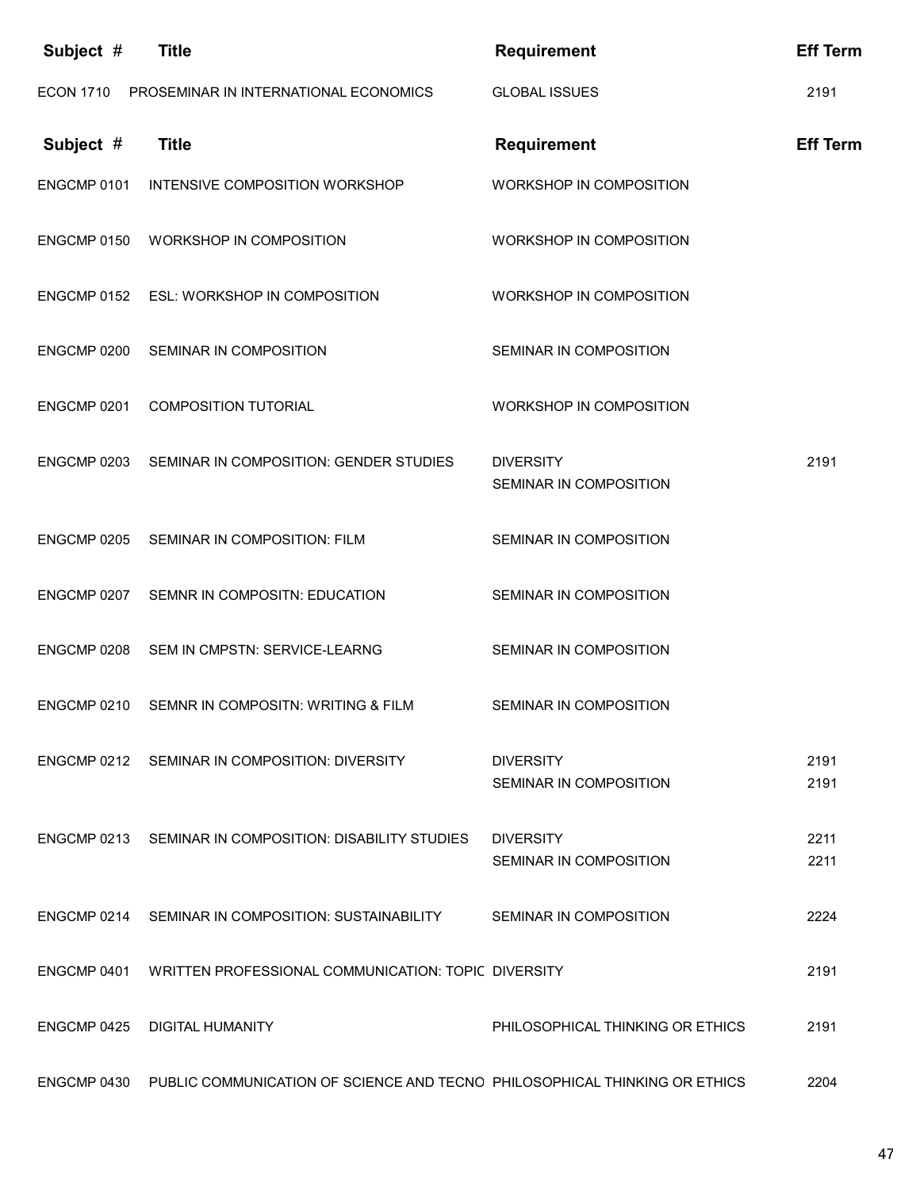| Subject # | Title | Requirement | Eff Term |
|---|---|---|---|
| ECON 1710 | PROSEMINAR IN INTERNATIONAL ECONOMICS | GLOBAL ISSUES | 2191 |

| Subject # | Title | Requirement | Eff Term |
|---|---|---|---|
| ENGCMP 0101 | INTENSIVE COMPOSITION WORKSHOP | WORKSHOP IN COMPOSITION | |
| ENGCMP 0150 | WORKSHOP IN COMPOSITION | WORKSHOP IN COMPOSITION | |
| ENGCMP 0152 | ESL: WORKSHOP IN COMPOSITION | WORKSHOP IN COMPOSITION | |
| ENGCMP 0200 | SEMINAR IN COMPOSITION | SEMINAR IN COMPOSITION | |
| ENGCMP 0201 | COMPOSITION TUTORIAL | WORKSHOP IN COMPOSITION | |
| ENGCMP 0203 | SEMINAR IN COMPOSITION: GENDER STUDIES | DIVERSITY<br>SEMINAR IN COMPOSITION | 2191 |
| ENGCMP 0205 | SEMINAR IN COMPOSITION: FILM | SEMINAR IN COMPOSITION | |
| ENGCMP 0207 | SEMNR IN COMPOSITN: EDUCATION | SEMINAR IN COMPOSITION | |
| ENGCMP 0208 | SEM IN CMPSTN: SERVICE-LEARNG | SEMINAR IN COMPOSITION | |
| ENGCMP 0210 | SEMNR IN COMPOSITN: WRITING & FILM | SEMINAR IN COMPOSITION | |
| ENGCMP 0212 | SEMINAR IN COMPOSITION: DIVERSITY | DIVERSITY<br>SEMINAR IN COMPOSITION | 2191<br>2191 |
| ENGCMP 0213 | SEMINAR IN COMPOSITION: DISABILITY STUDIES | DIVERSITY<br>SEMINAR IN COMPOSITION | 2211<br>2211 |
| ENGCMP 0214 | SEMINAR IN COMPOSITION: SUSTAINABILITY | SEMINAR IN COMPOSITION | 2224 |
| ENGCMP 0401 | WRITTEN PROFESSIONAL COMMUNICATION: TOPIC | DIVERSITY | 2191 |
| ENGCMP 0425 | DIGITAL HUMANITY | PHILOSOPHICAL THINKING OR ETHICS | 2191 |
| ENGCMP 0430 | PUBLIC COMMUNICATION OF SCIENCE AND TECNO | PHILOSOPHICAL THINKING OR ETHICS | 2204 |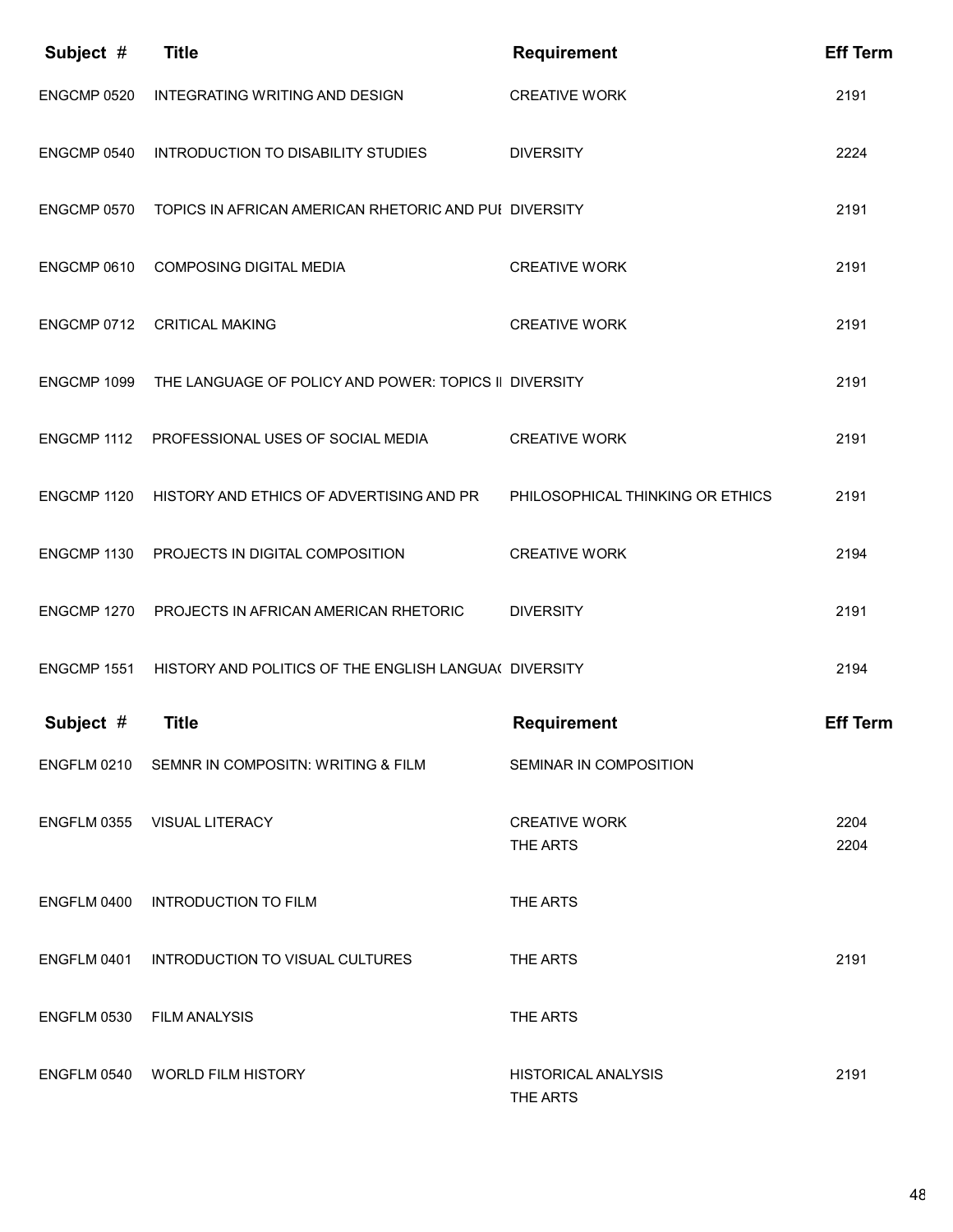| Subject # | Title | Requirement | Eff Term |
|---|---|---|---|
| ENGCMP 0520 | INTEGRATING WRITING AND DESIGN | CREATIVE WORK | 2191 |
| ENGCMP 0540 | INTRODUCTION TO DISABILITY STUDIES | DIVERSITY | 2224 |
| ENGCMP 0570 | TOPICS IN AFRICAN AMERICAN RHETORIC AND PUI | DIVERSITY | 2191 |
| ENGCMP 0610 | COMPOSING DIGITAL MEDIA | CREATIVE WORK | 2191 |
| ENGCMP 0712 | CRITICAL MAKING | CREATIVE WORK | 2191 |
| ENGCMP 1099 | THE LANGUAGE OF POLICY AND POWER: TOPICS II | DIVERSITY | 2191 |
| ENGCMP 1112 | PROFESSIONAL USES OF SOCIAL MEDIA | CREATIVE WORK | 2191 |
| ENGCMP 1120 | HISTORY AND ETHICS OF ADVERTISING AND PR | PHILOSOPHICAL THINKING OR ETHICS | 2191 |
| ENGCMP 1130 | PROJECTS IN DIGITAL COMPOSITION | CREATIVE WORK | 2194 |
| ENGCMP 1270 | PROJECTS IN AFRICAN AMERICAN RHETORIC | DIVERSITY | 2191 |
| ENGCMP 1551 | HISTORY AND POLITICS OF THE ENGLISH LANGUA( | DIVERSITY | 2194 |

| Subject # | Title | Requirement | Eff Term |
|---|---|---|---|
| ENGFLM 0210 | SEMNR IN COMPOSITN: WRITING & FILM | SEMINAR IN COMPOSITION | |
| ENGFLM 0355 | VISUAL LITERACY | CREATIVE WORK | 2204 |
| | | THE ARTS | 2204 |
| ENGFLM 0400 | INTRODUCTION TO FILM | THE ARTS | |
| ENGFLM 0401 | INTRODUCTION TO VISUAL CULTURES | THE ARTS | 2191 |
| ENGFLM 0530 | FILM ANALYSIS | THE ARTS | |
| ENGFLM 0540 | WORLD FILM HISTORY | HISTORICAL ANALYSIS | 2191 |
| | | THE ARTS | |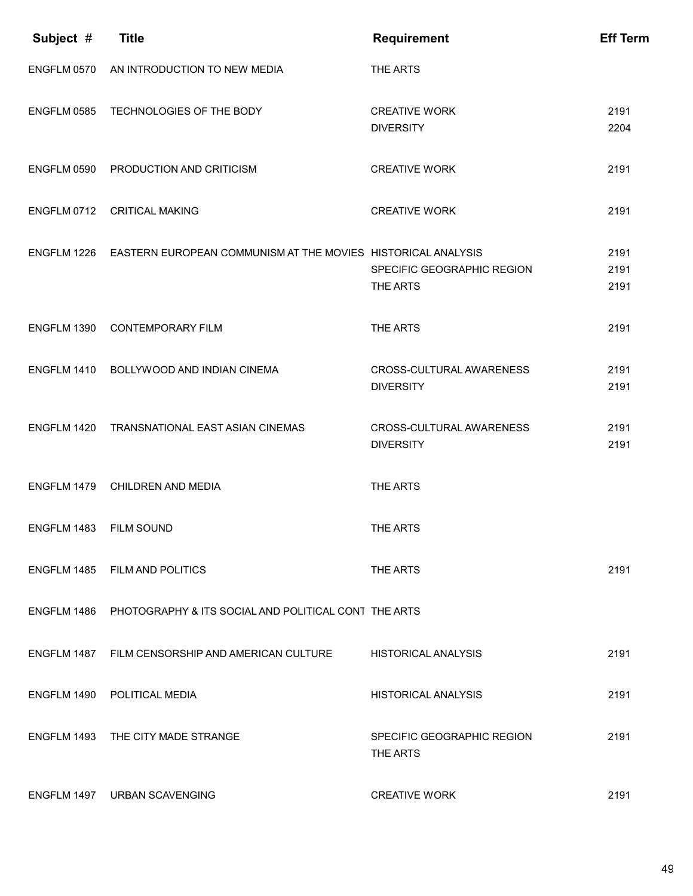| Subject # | Title | Requirement | Eff Term |
|---|---|---|---|
| ENGFLM 0570 | AN INTRODUCTION TO NEW MEDIA | THE ARTS | |
| ENGFLM 0585 | TECHNOLOGIES OF THE BODY | CREATIVE WORK | 2191 |
| | | DIVERSITY | 2204 |
| ENGFLM 0590 | PRODUCTION AND CRITICISM | CREATIVE WORK | 2191 |
| ENGFLM 0712 | CRITICAL MAKING | CREATIVE WORK | 2191 |
| ENGFLM 1226 | EASTERN EUROPEAN COMMUNISM AT THE MOVIES | HISTORICAL ANALYSIS | 2191 |
| | | SPECIFIC GEOGRAPHIC REGION | 2191 |
| | | THE ARTS | 2191 |
| ENGFLM 1390 | CONTEMPORARY FILM | THE ARTS | 2191 |
| ENGFLM 1410 | BOLLYWOOD AND INDIAN CINEMA | CROSS-CULTURAL AWARENESS | 2191 |
| | | DIVERSITY | 2191 |
| ENGFLM 1420 | TRANSNATIONAL EAST ASIAN CINEMAS | CROSS-CULTURAL AWARENESS | 2191 |
| | | DIVERSITY | 2191 |
| ENGFLM 1479 | CHILDREN AND MEDIA | THE ARTS | |
| ENGFLM 1483 | FILM SOUND | THE ARTS | |
| ENGFLM 1485 | FILM AND POLITICS | THE ARTS | 2191 |
| ENGFLM 1486 | PHOTOGRAPHY & ITS SOCIAL AND POLITICAL CONT | THE ARTS | |
| ENGFLM 1487 | FILM CENSORSHIP AND AMERICAN CULTURE | HISTORICAL ANALYSIS | 2191 |
| ENGFLM 1490 | POLITICAL MEDIA | HISTORICAL ANALYSIS | 2191 |
| ENGFLM 1493 | THE CITY MADE STRANGE | SPECIFIC GEOGRAPHIC REGION | 2191 |
| | | THE ARTS | |
| ENGFLM 1497 | URBAN SCAVENGING | CREATIVE WORK | 2191 |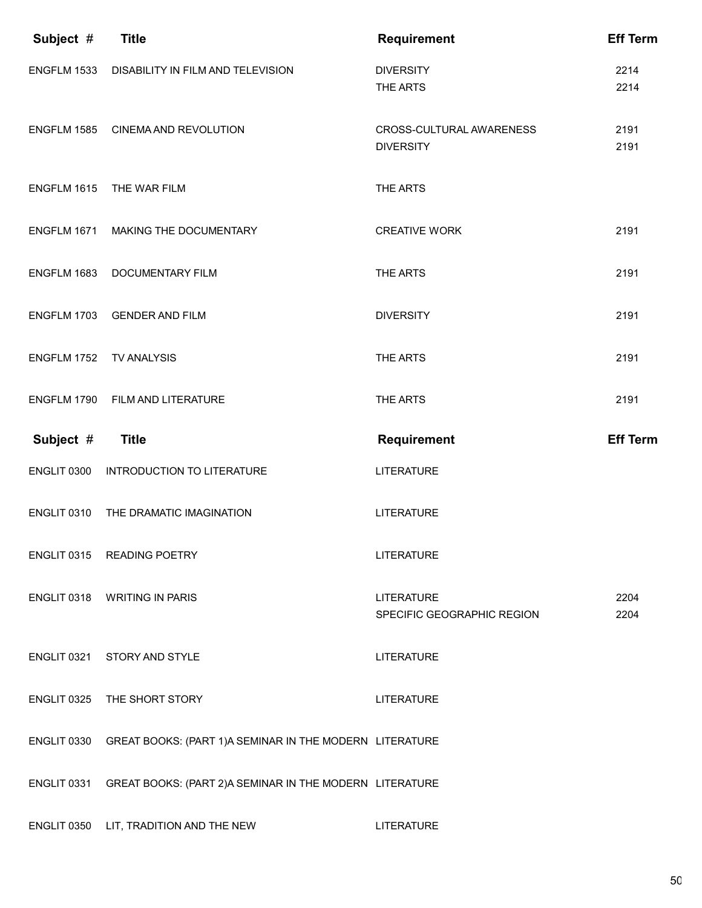| Subject # | Title | Requirement | Eff Term |
|---|---|---|---|
| ENGFLM 1533 | DISABILITY IN FILM AND TELEVISION | DIVERSITY | 2214 |
| | | THE ARTS | 2214 |
| ENGFLM 1585 | CINEMA AND REVOLUTION | CROSS-CULTURAL AWARENESS | 2191 |
| | | DIVERSITY | 2191 |
| ENGFLM 1615 | THE WAR FILM | THE ARTS | |
| ENGFLM 1671 | MAKING THE DOCUMENTARY | CREATIVE WORK | 2191 |
| ENGFLM 1683 | DOCUMENTARY FILM | THE ARTS | 2191 |
| ENGFLM 1703 | GENDER AND FILM | DIVERSITY | 2191 |
| ENGFLM 1752 | TV ANALYSIS | THE ARTS | 2191 |
| ENGFLM 1790 | FILM AND LITERATURE | THE ARTS | 2191 |

| Subject # | Title | Requirement | Eff Term |
|---|---|---|---|
| ENGLIT 0300 | INTRODUCTION TO LITERATURE | LITERATURE | |
| ENGLIT 0310 | THE DRAMATIC IMAGINATION | LITERATURE | |
| ENGLIT 0315 | READING POETRY | LITERATURE | |
| ENGLIT 0318 | WRITING IN PARIS | LITERATURE | 2204 |
| | | SPECIFIC GEOGRAPHIC REGION | 2204 |
| ENGLIT 0321 | STORY AND STYLE | LITERATURE | |
| ENGLIT 0325 | THE SHORT STORY | LITERATURE | |
| ENGLIT 0330 | GREAT BOOKS: (PART 1)A SEMINAR IN THE MODERN | LITERATURE | |
| ENGLIT 0331 | GREAT BOOKS: (PART 2)A SEMINAR IN THE MODERN | LITERATURE | |
| ENGLIT 0350 | LIT, TRADITION AND THE NEW | LITERATURE | |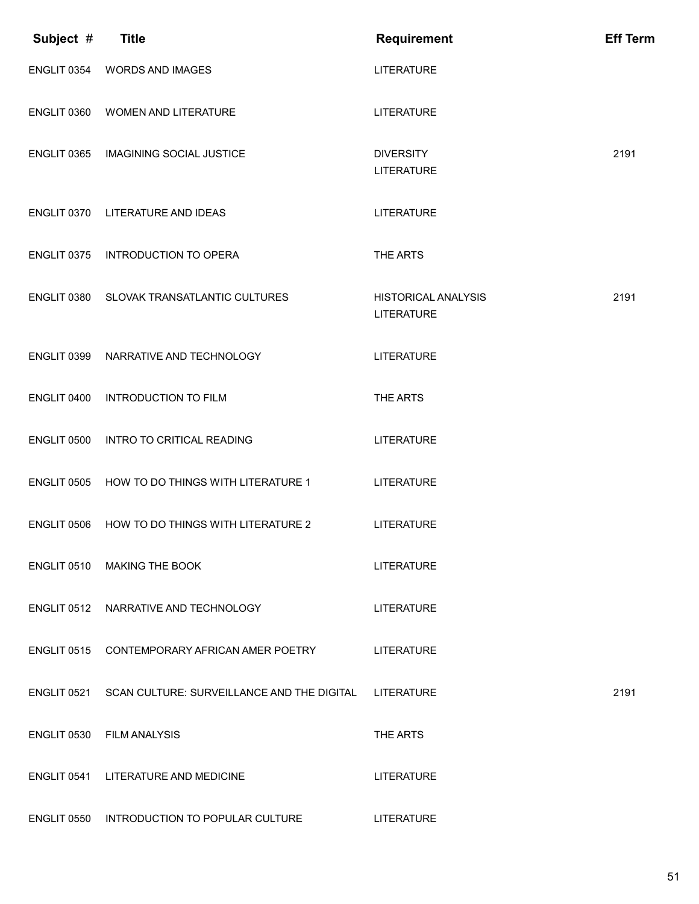| Subject # | Title | Requirement | Eff Term |
|---|---|---|---|
| ENGLIT 0354 | WORDS AND IMAGES | LITERATURE | |
| ENGLIT 0360 | WOMEN AND LITERATURE | LITERATURE | |
| ENGLIT 0365 | IMAGINING SOCIAL JUSTICE | DIVERSITY<br>LITERATURE | 2191 |
| ENGLIT 0370 | LITERATURE AND IDEAS | LITERATURE | |
| ENGLIT 0375 | INTRODUCTION TO OPERA | THE ARTS | |
| ENGLIT 0380 | SLOVAK TRANSATLANTIC CULTURES | HISTORICAL ANALYSIS<br>LITERATURE | 2191 |
| ENGLIT 0399 | NARRATIVE AND TECHNOLOGY | LITERATURE | |
| ENGLIT 0400 | INTRODUCTION TO FILM | THE ARTS | |
| ENGLIT 0500 | INTRO TO CRITICAL READING | LITERATURE | |
| ENGLIT 0505 | HOW TO DO THINGS WITH LITERATURE 1 | LITERATURE | |
| ENGLIT 0506 | HOW TO DO THINGS WITH LITERATURE 2 | LITERATURE | |
| ENGLIT 0510 | MAKING THE BOOK | LITERATURE | |
| ENGLIT 0512 | NARRATIVE AND TECHNOLOGY | LITERATURE | |
| ENGLIT 0515 | CONTEMPORARY AFRICAN AMER POETRY | LITERATURE | |
| ENGLIT 0521 | SCAN CULTURE: SURVEILLANCE AND THE DIGITAL | LITERATURE | 2191 |
| ENGLIT 0530 | FILM ANALYSIS | THE ARTS | |
| ENGLIT 0541 | LITERATURE AND MEDICINE | LITERATURE | |
| ENGLIT 0550 | INTRODUCTION TO POPULAR CULTURE | LITERATURE | |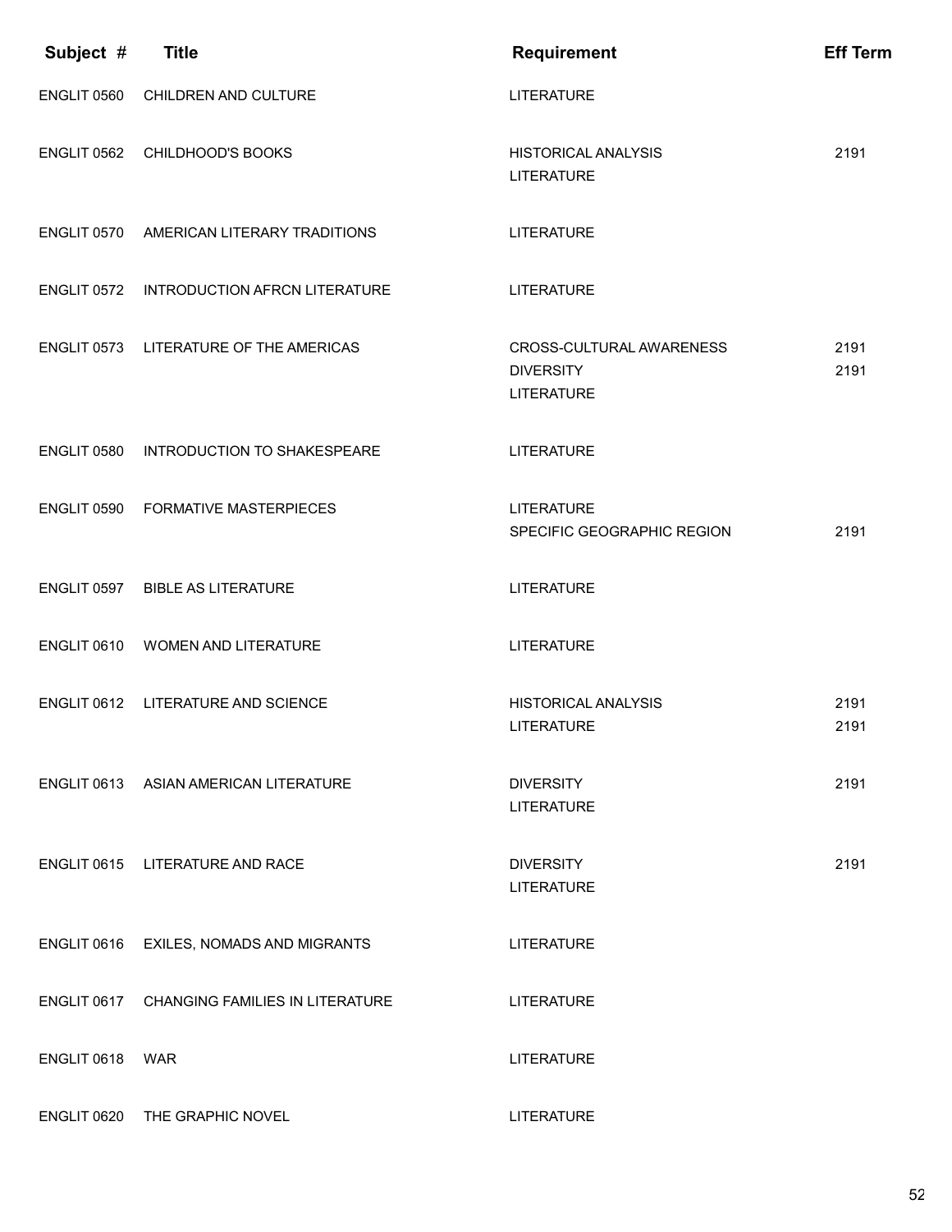| Subject # | Title | Requirement | Eff Term |
|---|---|---|---|
| ENGLIT 0560 | CHILDREN AND CULTURE | LITERATURE | |
| ENGLIT 0562 | CHILDHOOD'S BOOKS | HISTORICAL ANALYSIS | 2191 |
| | | LITERATURE | |
| ENGLIT 0570 | AMERICAN LITERARY TRADITIONS | LITERATURE | |
| ENGLIT 0572 | INTRODUCTION AFRCN LITERATURE | LITERATURE | |
| ENGLIT 0573 | LITERATURE OF THE AMERICAS | CROSS-CULTURAL AWARENESS | 2191 |
| | | DIVERSITY | 2191 |
| | | LITERATURE | |
| ENGLIT 0580 | INTRODUCTION TO SHAKESPEARE | LITERATURE | |
| ENGLIT 0590 | FORMATIVE MASTERPIECES | LITERATURE | |
| | | SPECIFIC GEOGRAPHIC REGION | 2191 |
| ENGLIT 0597 | BIBLE AS LITERATURE | LITERATURE | |
| ENGLIT 0610 | WOMEN AND LITERATURE | LITERATURE | |
| ENGLIT 0612 | LITERATURE AND SCIENCE | HISTORICAL ANALYSIS | 2191 |
| | | LITERATURE | 2191 |
| ENGLIT 0613 | ASIAN AMERICAN LITERATURE | DIVERSITY | 2191 |
| | | LITERATURE | |
| ENGLIT 0615 | LITERATURE AND RACE | DIVERSITY | 2191 |
| | | LITERATURE | |
| ENGLIT 0616 | EXILES, NOMADS AND MIGRANTS | LITERATURE | |
| ENGLIT 0617 | CHANGING FAMILIES IN LITERATURE | LITERATURE | |
| ENGLIT 0618 | WAR | LITERATURE | |
| ENGLIT 0620 | THE GRAPHIC NOVEL | LITERATURE | |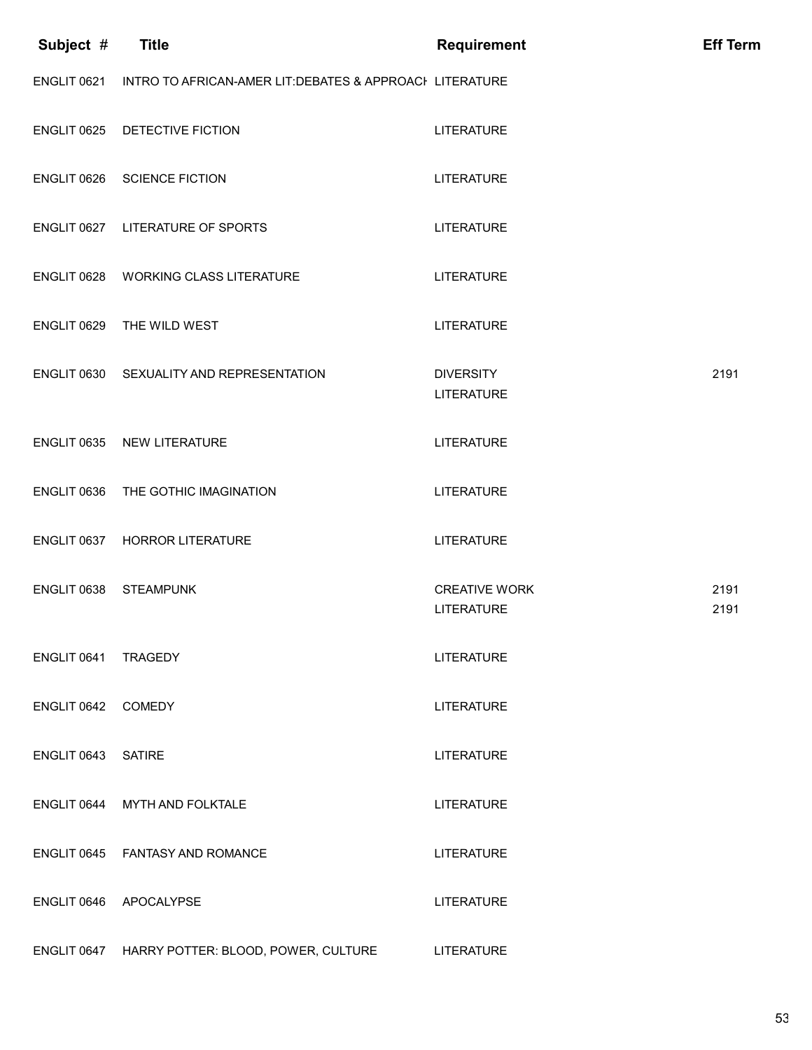| Subject # | Title | Requirement | Eff Term |
|---|---|---|---|
| ENGLIT 0621 | INTRO TO AFRICAN-AMER LIT:DEBATES & APPROACH | LITERATURE | |
| ENGLIT 0625 | DETECTIVE FICTION | LITERATURE | |
| ENGLIT 0626 | SCIENCE FICTION | LITERATURE | |
| ENGLIT 0627 | LITERATURE OF SPORTS | LITERATURE | |
| ENGLIT 0628 | WORKING CLASS LITERATURE | LITERATURE | |
| ENGLIT 0629 | THE WILD WEST | LITERATURE | |
| ENGLIT 0630 | SEXUALITY AND REPRESENTATION | DIVERSITY | 2191 |
| | | LITERATURE | |
| ENGLIT 0635 | NEW LITERATURE | LITERATURE | |
| ENGLIT 0636 | THE GOTHIC IMAGINATION | LITERATURE | |
| ENGLIT 0637 | HORROR LITERATURE | LITERATURE | |
| ENGLIT 0638 | STEAMPUNK | CREATIVE WORK | 2191 |
| | | LITERATURE | 2191 |
| ENGLIT 0641 | TRAGEDY | LITERATURE | |
| ENGLIT 0642 | COMEDY | LITERATURE | |
| ENGLIT 0643 | SATIRE | LITERATURE | |
| ENGLIT 0644 | MYTH AND FOLKTALE | LITERATURE | |
| ENGLIT 0645 | FANTASY AND ROMANCE | LITERATURE | |
| ENGLIT 0646 | APOCALYPSE | LITERATURE | |
| ENGLIT 0647 | HARRY POTTER: BLOOD, POWER, CULTURE | LITERATURE | |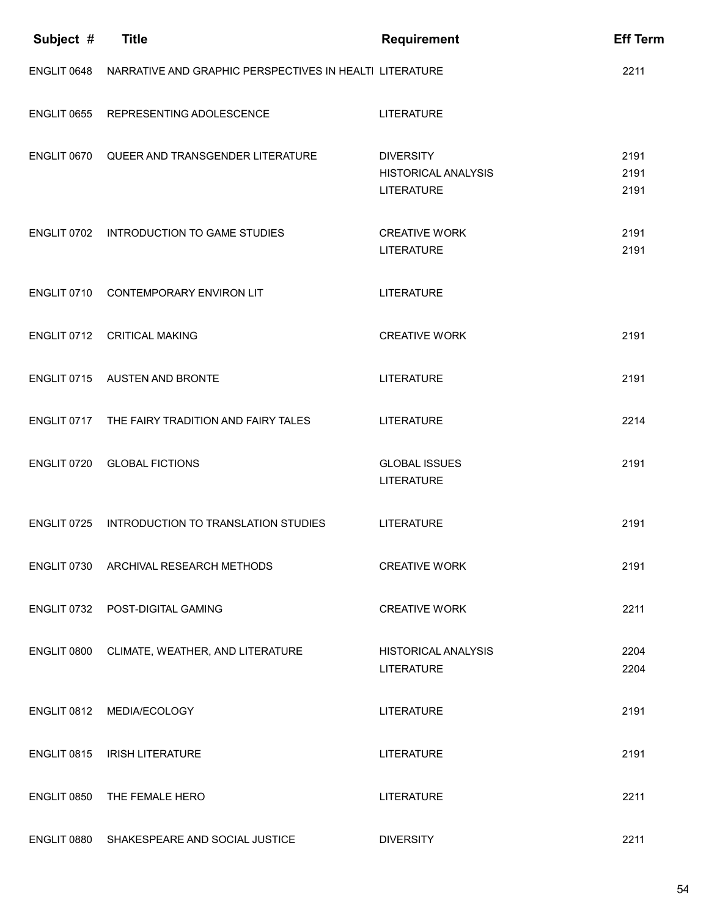| Subject # | Title | Requirement | Eff Term |
|---|---|---|---|
| ENGLIT 0648 | NARRATIVE AND GRAPHIC PERSPECTIVES IN HEALTI | LITERATURE | 2211 |
| ENGLIT 0655 | REPRESENTING ADOLESCENCE | LITERATURE | |
| ENGLIT 0670 | QUEER AND TRANSGENDER LITERATURE | DIVERSITY | 2191 |
| | | HISTORICAL ANALYSIS | 2191 |
| | | LITERATURE | 2191 |
| ENGLIT 0702 | INTRODUCTION TO GAME STUDIES | CREATIVE WORK | 2191 |
| | | LITERATURE | 2191 |
| ENGLIT 0710 | CONTEMPORARY ENVIRON LIT | LITERATURE | |
| ENGLIT 0712 | CRITICAL MAKING | CREATIVE WORK | 2191 |
| ENGLIT 0715 | AUSTEN AND BRONTE | LITERATURE | 2191 |
| ENGLIT 0717 | THE FAIRY TRADITION AND FAIRY TALES | LITERATURE | 2214 |
| ENGLIT 0720 | GLOBAL FICTIONS | GLOBAL ISSUES | 2191 |
| | | LITERATURE | |
| ENGLIT 0725 | INTRODUCTION TO TRANSLATION STUDIES | LITERATURE | 2191 |
| ENGLIT 0730 | ARCHIVAL RESEARCH METHODS | CREATIVE WORK | 2191 |
| ENGLIT 0732 | POST-DIGITAL GAMING | CREATIVE WORK | 2211 |
| ENGLIT 0800 | CLIMATE, WEATHER, AND LITERATURE | HISTORICAL ANALYSIS | 2204 |
| | | LITERATURE | 2204 |
| ENGLIT 0812 | MEDIA/ECOLOGY | LITERATURE | 2191 |
| ENGLIT 0815 | IRISH LITERATURE | LITERATURE | 2191 |
| ENGLIT 0850 | THE FEMALE HERO | LITERATURE | 2211 |
| ENGLIT 0880 | SHAKESPEARE AND SOCIAL JUSTICE | DIVERSITY | 2211 |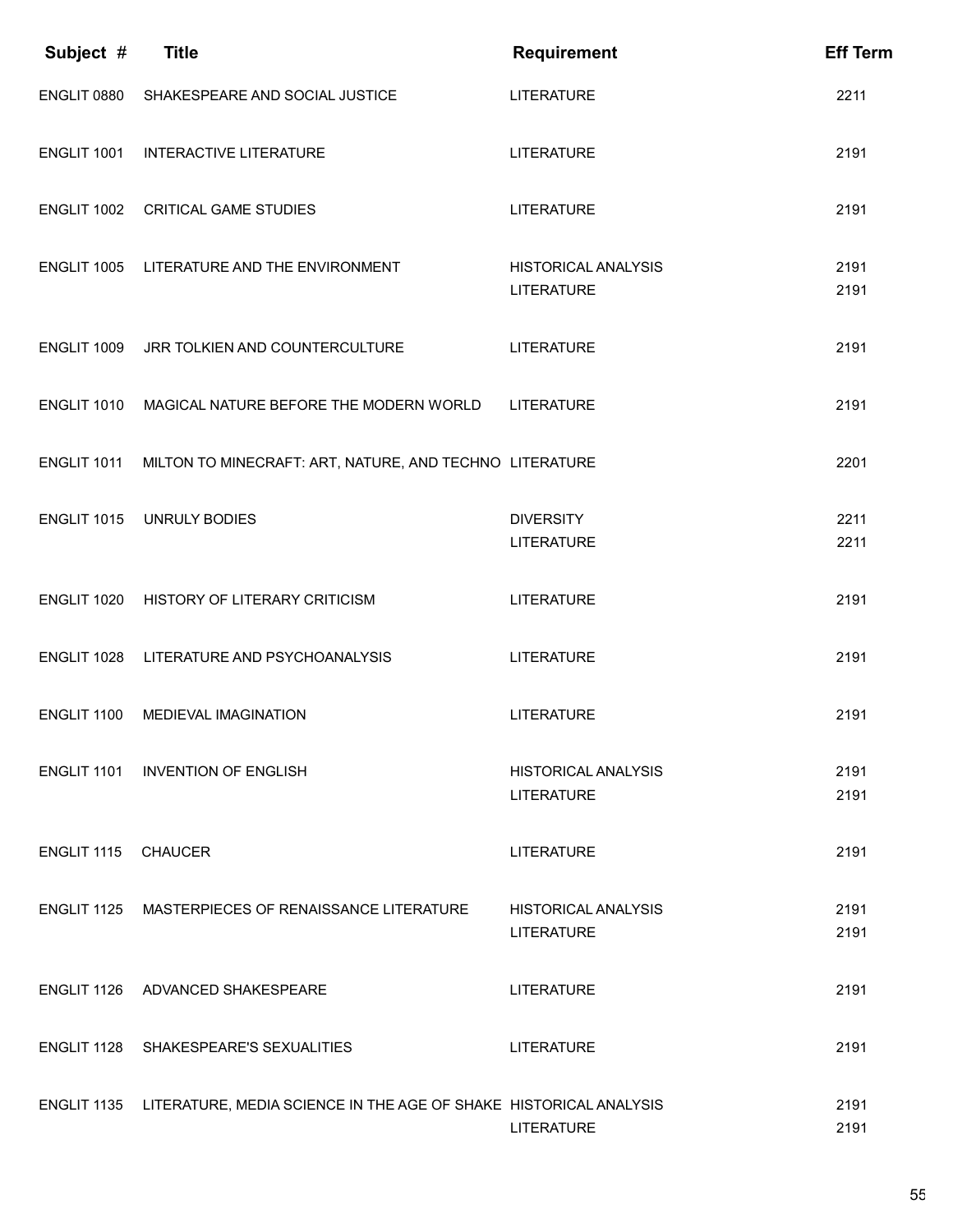| Subject # | Title | Requirement | Eff Term |
|---|---|---|---|
| ENGLIT 0880 | SHAKESPEARE AND SOCIAL JUSTICE | LITERATURE | 2211 |
| ENGLIT 1001 | INTERACTIVE LITERATURE | LITERATURE | 2191 |
| ENGLIT 1002 | CRITICAL GAME STUDIES | LITERATURE | 2191 |
| ENGLIT 1005 | LITERATURE AND THE ENVIRONMENT | HISTORICAL ANALYSIS | 2191 |
| | | LITERATURE | 2191 |
| ENGLIT 1009 | JRR TOLKIEN AND COUNTERCULTURE | LITERATURE | 2191 |
| ENGLIT 1010 | MAGICAL NATURE BEFORE THE MODERN WORLD | LITERATURE | 2191 |
| ENGLIT 1011 | MILTON TO MINECRAFT: ART, NATURE, AND TECHNO | LITERATURE | 2201 |
| ENGLIT 1015 | UNRULY BODIES | DIVERSITY | 2211 |
| | | LITERATURE | 2211 |
| ENGLIT 1020 | HISTORY OF LITERARY CRITICISM | LITERATURE | 2191 |
| ENGLIT 1028 | LITERATURE AND PSYCHOANALYSIS | LITERATURE | 2191 |
| ENGLIT 1100 | MEDIEVAL IMAGINATION | LITERATURE | 2191 |
| ENGLIT 1101 | INVENTION OF ENGLISH | HISTORICAL ANALYSIS | 2191 |
| | | LITERATURE | 2191 |
| ENGLIT 1115 | CHAUCER | LITERATURE | 2191 |
| ENGLIT 1125 | MASTERPIECES OF RENAISSANCE LITERATURE | HISTORICAL ANALYSIS | 2191 |
| | | LITERATURE | 2191 |
| ENGLIT 1126 | ADVANCED SHAKESPEARE | LITERATURE | 2191 |
| ENGLIT 1128 | SHAKESPEARE'S SEXUALITIES | LITERATURE | 2191 |
| ENGLIT 1135 | LITERATURE, MEDIA SCIENCE IN THE AGE OF SHAKE | HISTORICAL ANALYSIS | 2191 |
| | | LITERATURE | 2191 |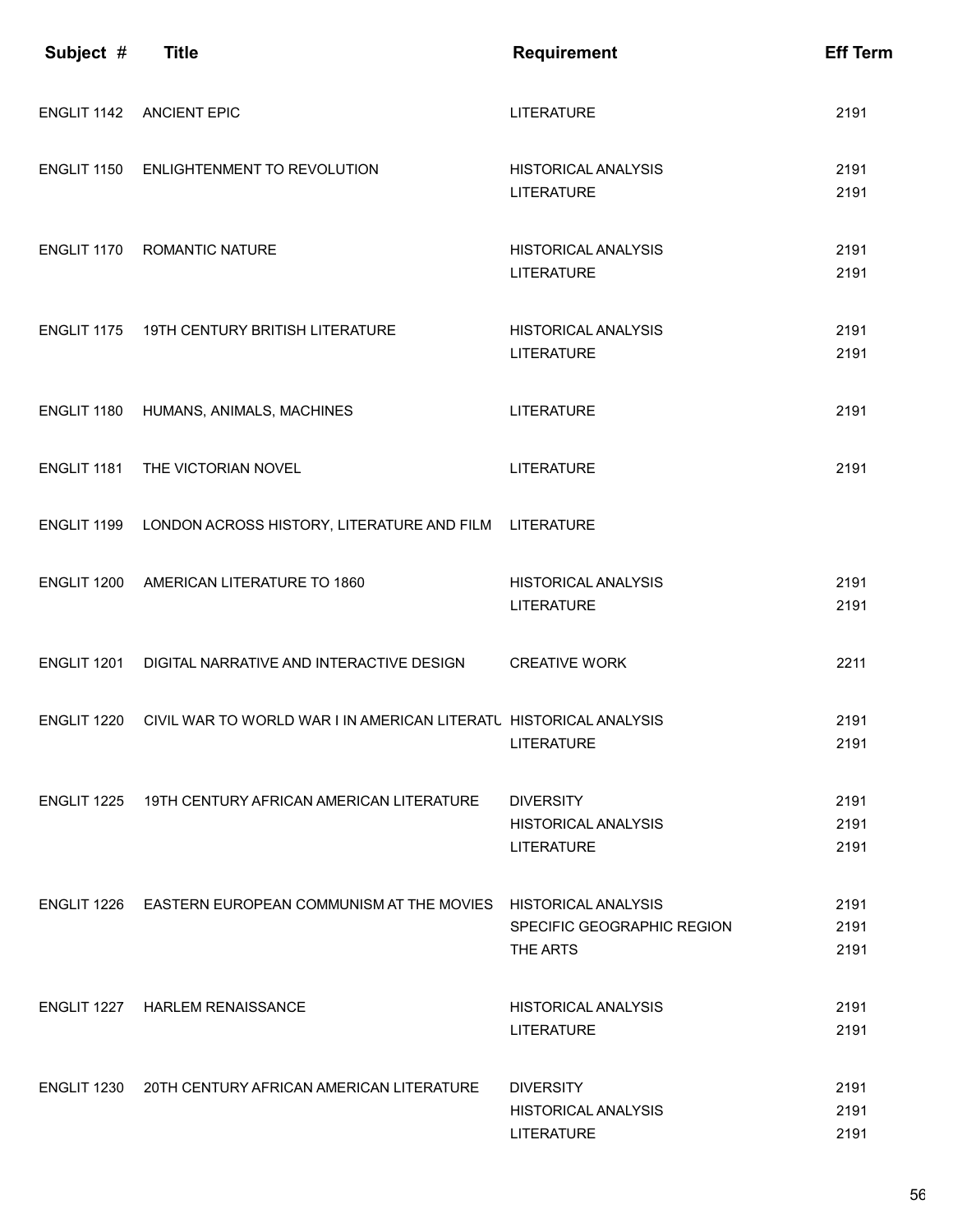| Subject # | Title | Requirement | Eff Term |
|---|---|---|---|
| ENGLIT 1142 | ANCIENT EPIC | LITERATURE | 2191 |
| ENGLIT 1150 | ENLIGHTENMENT TO REVOLUTION | HISTORICAL ANALYSIS | 2191 |
| | | LITERATURE | 2191 |
| ENGLIT 1170 | ROMANTIC NATURE | HISTORICAL ANALYSIS | 2191 |
| | | LITERATURE | 2191 |
| ENGLIT 1175 | 19TH CENTURY BRITISH LITERATURE | HISTORICAL ANALYSIS | 2191 |
| | | LITERATURE | 2191 |
| ENGLIT 1180 | HUMANS, ANIMALS, MACHINES | LITERATURE | 2191 |
| ENGLIT 1181 | THE VICTORIAN NOVEL | LITERATURE | 2191 |
| ENGLIT 1199 | LONDON ACROSS HISTORY, LITERATURE AND FILM | LITERATURE | |
| ENGLIT 1200 | AMERICAN LITERATURE TO 1860 | HISTORICAL ANALYSIS | 2191 |
| | | LITERATURE | 2191 |
| ENGLIT 1201 | DIGITAL NARRATIVE AND INTERACTIVE DESIGN | CREATIVE WORK | 2211 |
| ENGLIT 1220 | CIVIL WAR TO WORLD WAR I IN AMERICAN LITERATU | HISTORICAL ANALYSIS | 2191 |
| | | LITERATURE | 2191 |
| ENGLIT 1225 | 19TH CENTURY AFRICAN AMERICAN LITERATURE | DIVERSITY | 2191 |
| | | HISTORICAL ANALYSIS | 2191 |
| | | LITERATURE | 2191 |
| ENGLIT 1226 | EASTERN EUROPEAN COMMUNISM AT THE MOVIES | HISTORICAL ANALYSIS | 2191 |
| | | SPECIFIC GEOGRAPHIC REGION | 2191 |
| | | THE ARTS | 2191 |
| ENGLIT 1227 | HARLEM RENAISSANCE | HISTORICAL ANALYSIS | 2191 |
| | | LITERATURE | 2191 |
| ENGLIT 1230 | 20TH CENTURY AFRICAN AMERICAN LITERATURE | DIVERSITY | 2191 |
| | | HISTORICAL ANALYSIS | 2191 |
| | | LITERATURE | 2191 |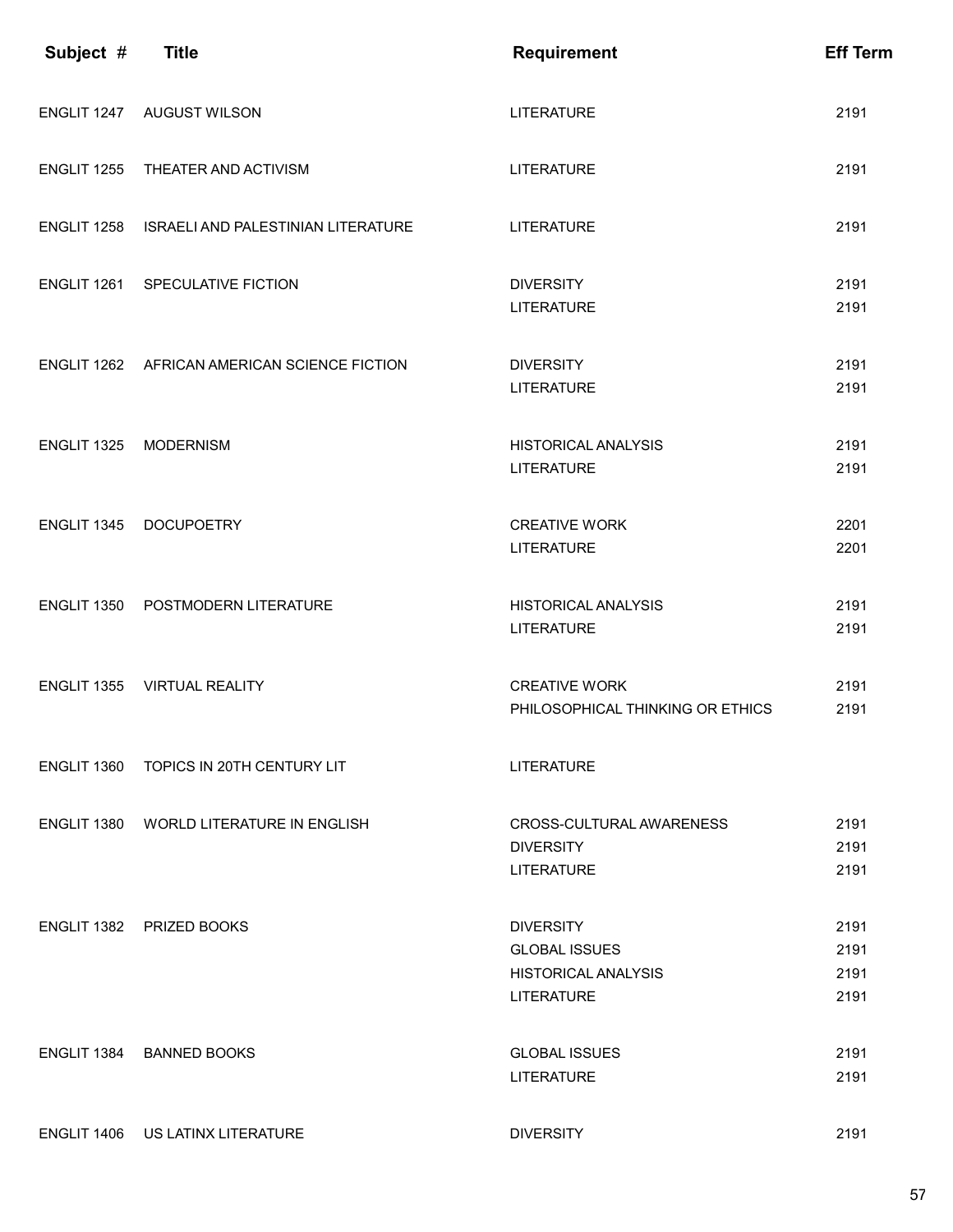| Subject # | Title | Requirement | Eff Term |
|---|---|---|---|
| ENGLIT 1247 | AUGUST WILSON | LITERATURE | 2191 |
| ENGLIT 1255 | THEATER AND ACTIVISM | LITERATURE | 2191 |
| ENGLIT 1258 | ISRAELI AND PALESTINIAN LITERATURE | LITERATURE | 2191 |
| ENGLIT 1261 | SPECULATIVE FICTION | DIVERSITY | 2191 |
| | | LITERATURE | 2191 |
| ENGLIT 1262 | AFRICAN AMERICAN SCIENCE FICTION | DIVERSITY | 2191 |
| | | LITERATURE | 2191 |
| ENGLIT 1325 | MODERNISM | HISTORICAL ANALYSIS | 2191 |
| | | LITERATURE | 2191 |
| ENGLIT 1345 | DOCUPOETRY | CREATIVE WORK | 2201 |
| | | LITERATURE | 2201 |
| ENGLIT 1350 | POSTMODERN LITERATURE | HISTORICAL ANALYSIS | 2191 |
| | | LITERATURE | 2191 |
| ENGLIT 1355 | VIRTUAL REALITY | CREATIVE WORK | 2191 |
| | | PHILOSOPHICAL THINKING OR ETHICS | 2191 |
| ENGLIT 1360 | TOPICS IN 20TH CENTURY LIT | LITERATURE | |
| ENGLIT 1380 | WORLD LITERATURE IN ENGLISH | CROSS-CULTURAL AWARENESS | 2191 |
| | | DIVERSITY | 2191 |
| | | LITERATURE | 2191 |
| ENGLIT 1382 | PRIZED BOOKS | DIVERSITY | 2191 |
| | | GLOBAL ISSUES | 2191 |
| | | HISTORICAL ANALYSIS | 2191 |
| | | LITERATURE | 2191 |
| ENGLIT 1384 | BANNED BOOKS | GLOBAL ISSUES | 2191 |
| | | LITERATURE | 2191 |
| ENGLIT 1406 | US LATINX LITERATURE | DIVERSITY | 2191 |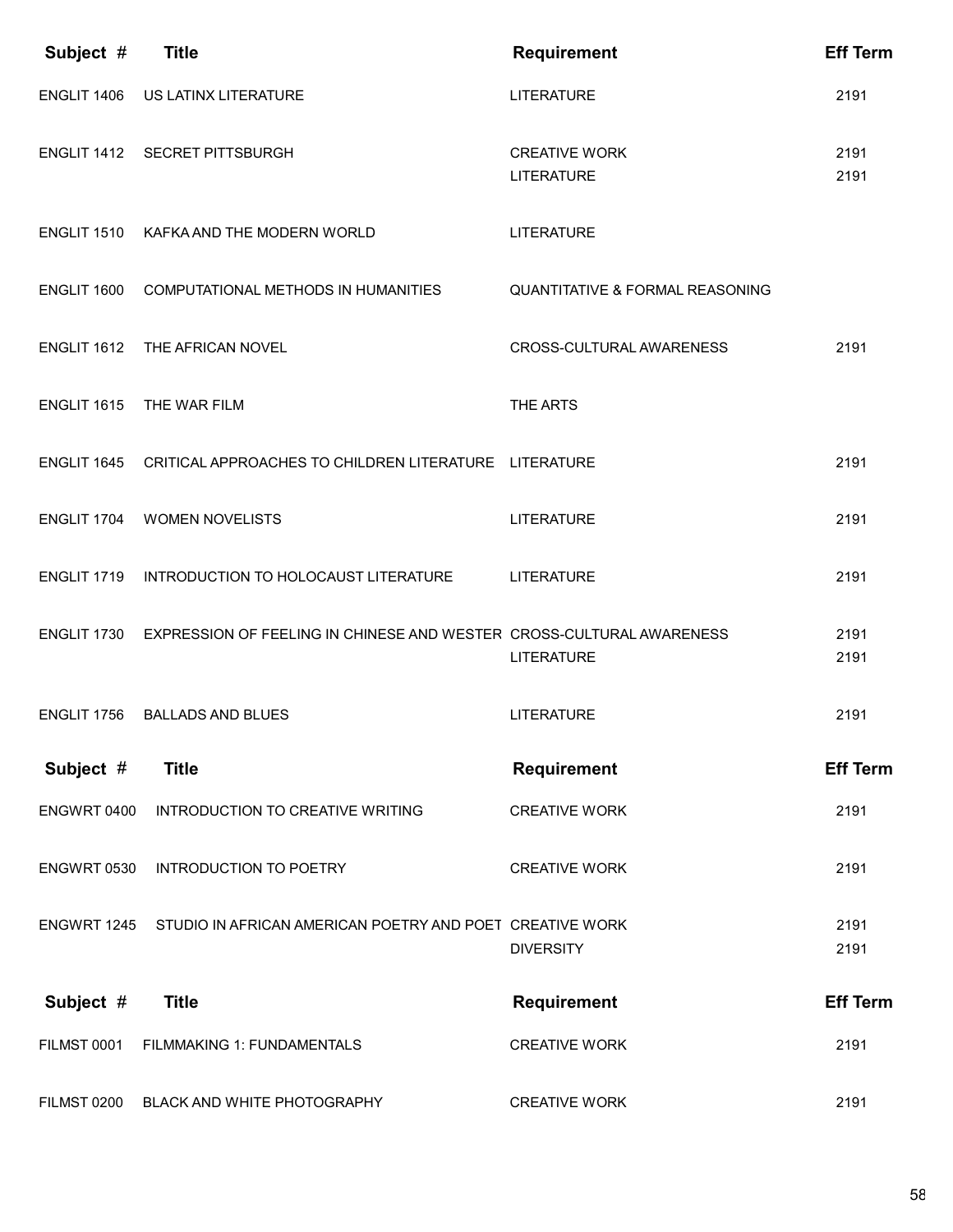| Subject # | Title | Requirement | Eff Term |
|---|---|---|---|
| ENGLIT 1406 | US LATINX LITERATURE | LITERATURE | 2191 |
| ENGLIT 1412 | SECRET PITTSBURGH | CREATIVE WORK | 2191 |
| | | LITERATURE | 2191 |
| ENGLIT 1510 | KAFKA AND THE MODERN WORLD | LITERATURE | |
| ENGLIT 1600 | COMPUTATIONAL METHODS IN HUMANITIES | QUANTITATIVE & FORMAL REASONING | |
| ENGLIT 1612 | THE AFRICAN NOVEL | CROSS-CULTURAL AWARENESS | 2191 |
| ENGLIT 1615 | THE WAR FILM | THE ARTS | |
| ENGLIT 1645 | CRITICAL APPROACHES TO CHILDREN LITERATURE | LITERATURE | 2191 |
| ENGLIT 1704 | WOMEN NOVELISTS | LITERATURE | 2191 |
| ENGLIT 1719 | INTRODUCTION TO HOLOCAUST LITERATURE | LITERATURE | 2191 |
| ENGLIT 1730 | EXPRESSION OF FEELING IN CHINESE AND WESTER | CROSS-CULTURAL AWARENESS | 2191 |
| | | LITERATURE | 2191 |
| ENGLIT 1756 | BALLADS AND BLUES | LITERATURE | 2191 |

| Subject # | Title | Requirement | Eff Term |
|---|---|---|---|
| ENGWRT 0400 | INTRODUCTION TO CREATIVE WRITING | CREATIVE WORK | 2191 |
| ENGWRT 0530 | INTRODUCTION TO POETRY | CREATIVE WORK | 2191 |
| ENGWRT 1245 | STUDIO IN AFRICAN AMERICAN POETRY AND POET | CREATIVE WORK | 2191 |
| | | DIVERSITY | 2191 |

| Subject # | Title | Requirement | Eff Term |
|---|---|---|---|
| FILMST 0001 | FILMMAKING 1: FUNDAMENTALS | CREATIVE WORK | 2191 |
| FILMST 0200 | BLACK AND WHITE PHOTOGRAPHY | CREATIVE WORK | 2191 |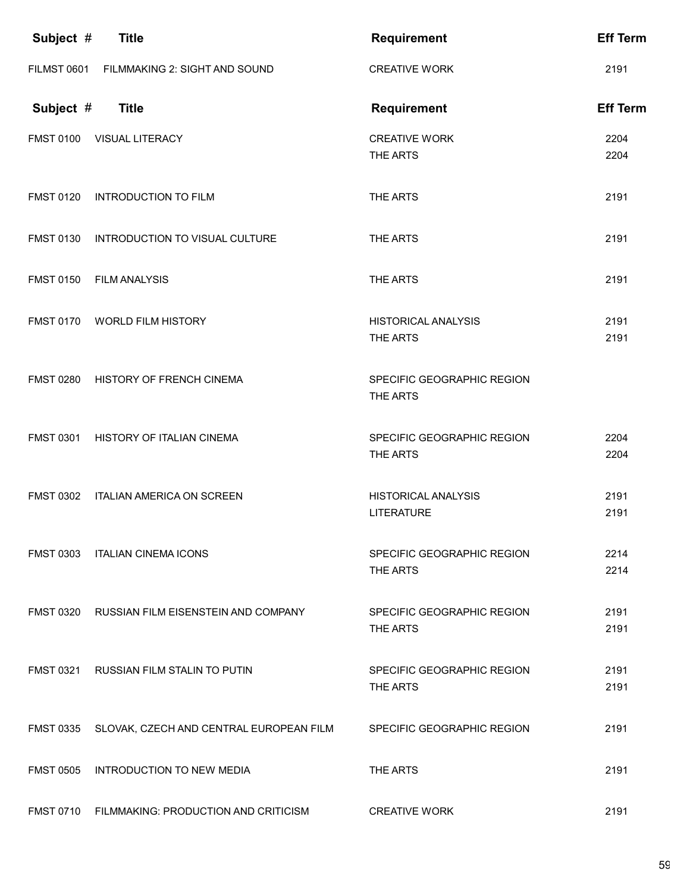| Subject # | Title | Requirement | Eff Term |
|---|---|---|---|
| FILMST 0601 | FILMMAKING 2: SIGHT AND SOUND | CREATIVE WORK | 2191 |

| Subject # | Title | Requirement | Eff Term |
|---|---|---|---|
| FMST 0100 | VISUAL LITERACY | CREATIVE WORK | 2204 |
| | | THE ARTS | 2204 |
| FMST 0120 | INTRODUCTION TO FILM | THE ARTS | 2191 |
| FMST 0130 | INTRODUCTION TO VISUAL CULTURE | THE ARTS | 2191 |
| FMST 0150 | FILM ANALYSIS | THE ARTS | 2191 |
| FMST 0170 | WORLD FILM HISTORY | HISTORICAL ANALYSIS | 2191 |
| | | THE ARTS | 2191 |
| FMST 0280 | HISTORY OF FRENCH CINEMA | SPECIFIC GEOGRAPHIC REGION | |
| | | THE ARTS | |
| FMST 0301 | HISTORY OF ITALIAN CINEMA | SPECIFIC GEOGRAPHIC REGION | 2204 |
| | | THE ARTS | 2204 |
| FMST 0302 | ITALIAN AMERICA ON SCREEN | HISTORICAL ANALYSIS | 2191 |
| | | LITERATURE | 2191 |
| FMST 0303 | ITALIAN CINEMA ICONS | SPECIFIC GEOGRAPHIC REGION | 2214 |
| | | THE ARTS | 2214 |
| FMST 0320 | RUSSIAN FILM EISENSTEIN AND COMPANY | SPECIFIC GEOGRAPHIC REGION | 2191 |
| | | THE ARTS | 2191 |
| FMST 0321 | RUSSIAN FILM STALIN TO PUTIN | SPECIFIC GEOGRAPHIC REGION | 2191 |
| | | THE ARTS | 2191 |
| FMST 0335 | SLOVAK, CZECH AND CENTRAL EUROPEAN FILM | SPECIFIC GEOGRAPHIC REGION | 2191 |
| FMST 0505 | INTRODUCTION TO NEW MEDIA | THE ARTS | 2191 |
| FMST 0710 | FILMMAKING: PRODUCTION AND CRITICISM | CREATIVE WORK | 2191 |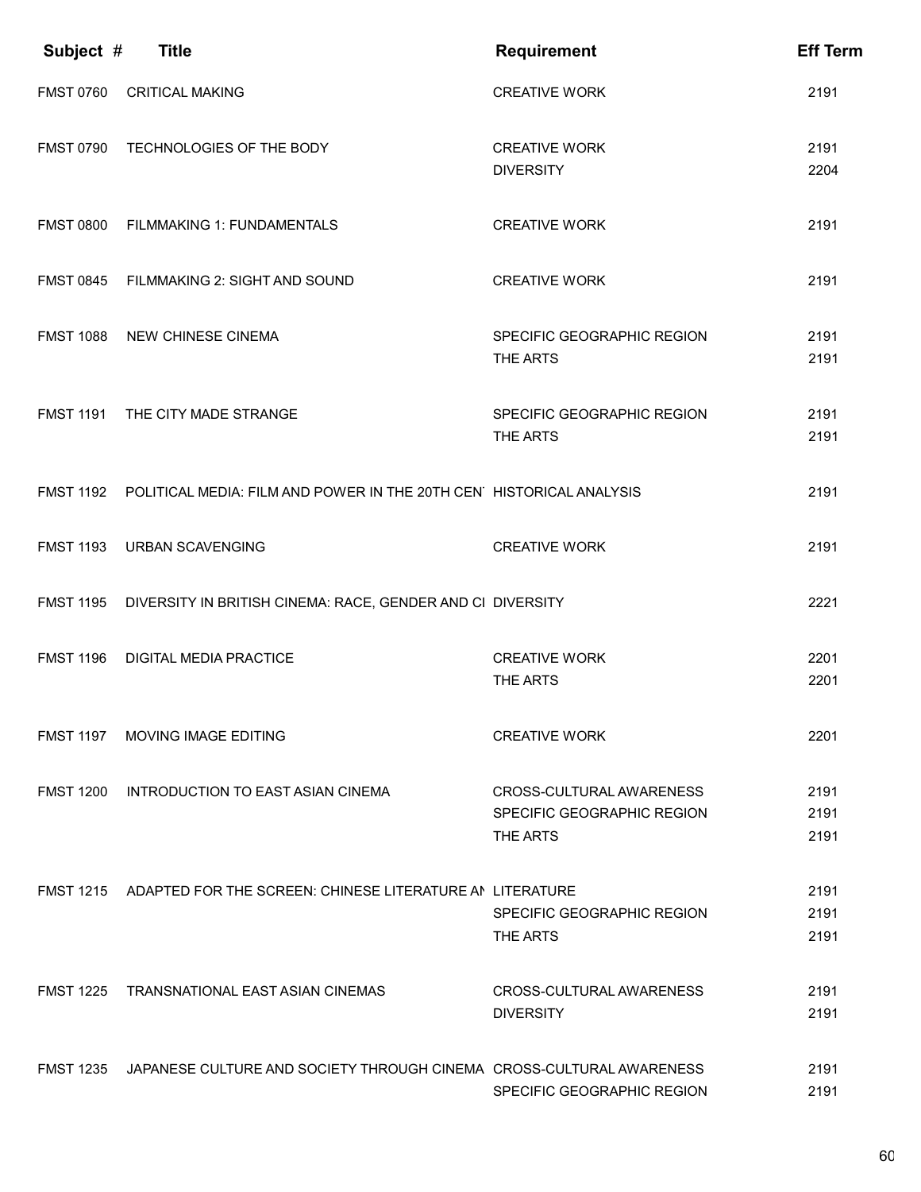| Subject # | Title | Requirement | Eff Term |
|---|---|---|---|
| FMST 0760 | CRITICAL MAKING | CREATIVE WORK | 2191 |
| FMST 0790 | TECHNOLOGIES OF THE BODY | CREATIVE WORK | 2191 |
| | | DIVERSITY | 2204 |
| FMST 0800 | FILMMAKING 1: FUNDAMENTALS | CREATIVE WORK | 2191 |
| FMST 0845 | FILMMAKING 2: SIGHT AND SOUND | CREATIVE WORK | 2191 |
| FMST 1088 | NEW CHINESE CINEMA | SPECIFIC GEOGRAPHIC REGION | 2191 |
| | | THE ARTS | 2191 |
| FMST 1191 | THE CITY MADE STRANGE | SPECIFIC GEOGRAPHIC REGION | 2191 |
| | | THE ARTS | 2191 |
| FMST 1192 | POLITICAL MEDIA: FILM AND POWER IN THE 20TH CEN | HISTORICAL ANALYSIS | 2191 |
| FMST 1193 | URBAN SCAVENGING | CREATIVE WORK | 2191 |
| FMST 1195 | DIVERSITY IN BRITISH CINEMA: RACE, GENDER AND CI | DIVERSITY | 2221 |
| FMST 1196 | DIGITAL MEDIA PRACTICE | CREATIVE WORK | 2201 |
| | | THE ARTS | 2201 |
| FMST 1197 | MOVING IMAGE EDITING | CREATIVE WORK | 2201 |
| FMST 1200 | INTRODUCTION TO EAST ASIAN CINEMA | CROSS-CULTURAL AWARENESS | 2191 |
| | | SPECIFIC GEOGRAPHIC REGION | 2191 |
| | | THE ARTS | 2191 |
| FMST 1215 | ADAPTED FOR THE SCREEN: CHINESE LITERATURE AN | LITERATURE | 2191 |
| | | SPECIFIC GEOGRAPHIC REGION | 2191 |
| | | THE ARTS | 2191 |
| FMST 1225 | TRANSNATIONAL EAST ASIAN CINEMAS | CROSS-CULTURAL AWARENESS | 2191 |
| | | DIVERSITY | 2191 |
| FMST 1235 | JAPANESE CULTURE AND SOCIETY THROUGH CINEMA | CROSS-CULTURAL AWARENESS | 2191 |
| | | SPECIFIC GEOGRAPHIC REGION | 2191 |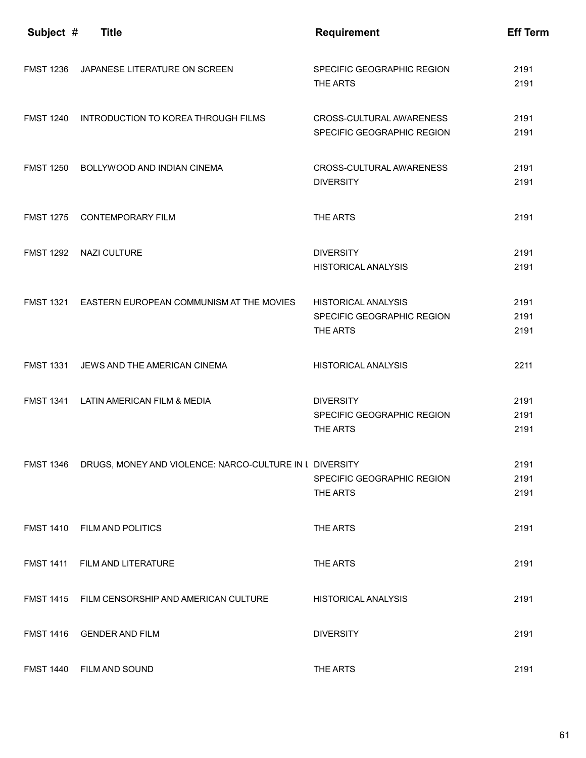| Subject # | Title | Requirement | Eff Term |
|---|---|---|---|
| FMST 1236 | JAPANESE LITERATURE ON SCREEN | SPECIFIC GEOGRAPHIC REGION | 2191 |
| | | THE ARTS | 2191 |
| FMST 1240 | INTRODUCTION TO KOREA THROUGH FILMS | CROSS-CULTURAL AWARENESS | 2191 |
| | | SPECIFIC GEOGRAPHIC REGION | 2191 |
| FMST 1250 | BOLLYWOOD AND INDIAN CINEMA | CROSS-CULTURAL AWARENESS | 2191 |
| | | DIVERSITY | 2191 |
| FMST 1275 | CONTEMPORARY FILM | THE ARTS | 2191 |
| FMST 1292 | NAZI CULTURE | DIVERSITY | 2191 |
| | | HISTORICAL ANALYSIS | 2191 |
| FMST 1321 | EASTERN EUROPEAN COMMUNISM AT THE MOVIES | HISTORICAL ANALYSIS | 2191 |
| | | SPECIFIC GEOGRAPHIC REGION | 2191 |
| | | THE ARTS | 2191 |
| FMST 1331 | JEWS AND THE AMERICAN CINEMA | HISTORICAL ANALYSIS | 2211 |
| FMST 1341 | LATIN AMERICAN FILM & MEDIA | DIVERSITY | 2191 |
| | | SPECIFIC GEOGRAPHIC REGION | 2191 |
| | | THE ARTS | 2191 |
| FMST 1346 | DRUGS, MONEY AND VIOLENCE: NARCO-CULTURE IN L | DIVERSITY | 2191 |
| | | SPECIFIC GEOGRAPHIC REGION | 2191 |
| | | THE ARTS | 2191 |
| FMST 1410 | FILM AND POLITICS | THE ARTS | 2191 |
| FMST 1411 | FILM AND LITERATURE | THE ARTS | 2191 |
| FMST 1415 | FILM CENSORSHIP AND AMERICAN CULTURE | HISTORICAL ANALYSIS | 2191 |
| FMST 1416 | GENDER AND FILM | DIVERSITY | 2191 |
| FMST 1440 | FILM AND SOUND | THE ARTS | 2191 |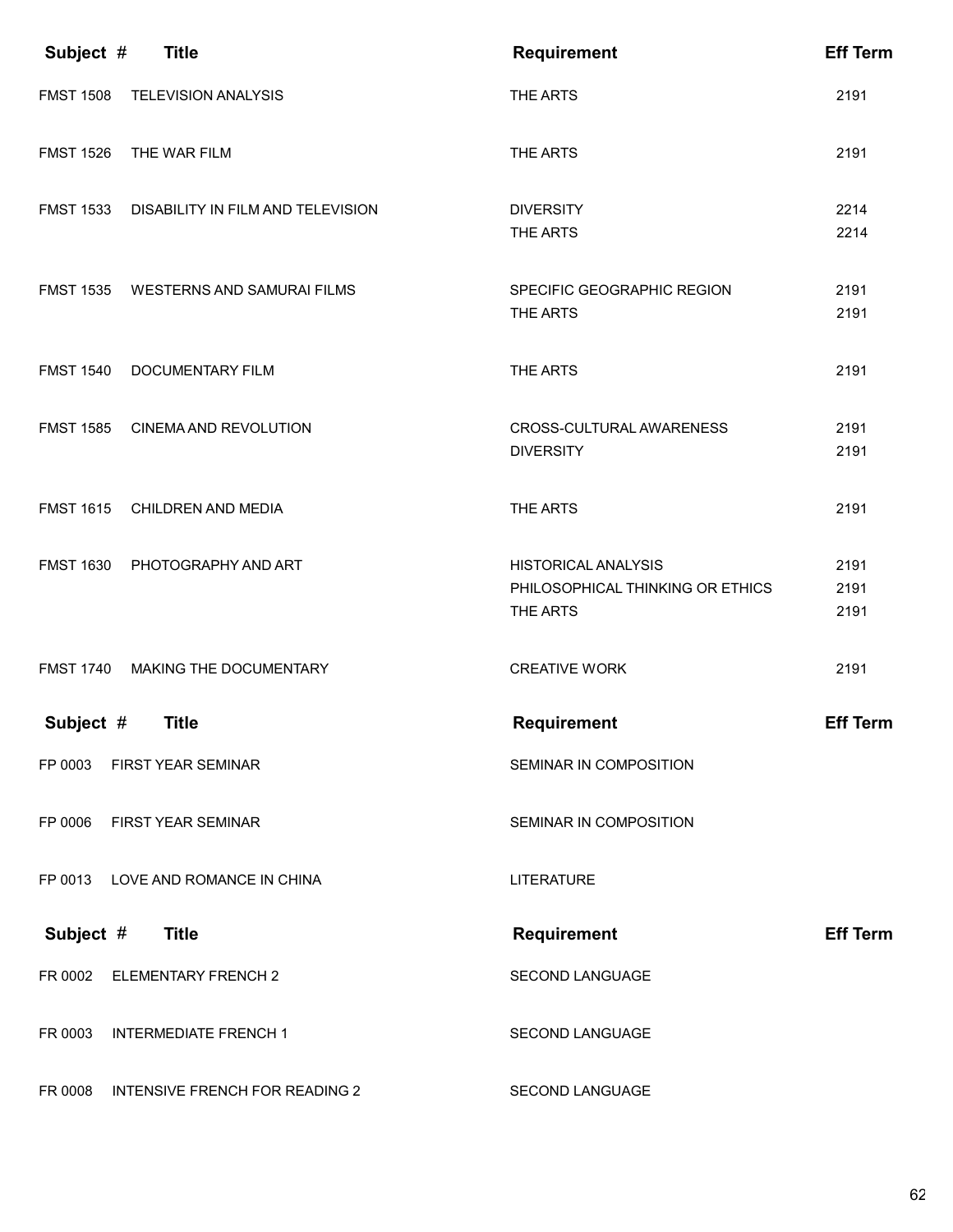| Subject # | Title | Requirement | Eff Term |
| --- | --- | --- | --- |
| FMST 1508 | TELEVISION ANALYSIS | THE ARTS | 2191 |
| FMST 1526 | THE WAR FILM | THE ARTS | 2191 |
| FMST 1533 | DISABILITY IN FILM AND TELEVISION | DIVERSITY | 2214 |
| | | THE ARTS | 2214 |
| FMST 1535 | WESTERNS AND SAMURAI FILMS | SPECIFIC GEOGRAPHIC REGION | 2191 |
| | | THE ARTS | 2191 |
| FMST 1540 | DOCUMENTARY FILM | THE ARTS | 2191 |
| FMST 1585 | CINEMA AND REVOLUTION | CROSS-CULTURAL AWARENESS | 2191 |
| | | DIVERSITY | 2191 |
| FMST 1615 | CHILDREN AND MEDIA | THE ARTS | 2191 |
| FMST 1630 | PHOTOGRAPHY AND ART | HISTORICAL ANALYSIS | 2191 |
| | | PHILOSOPHICAL THINKING OR ETHICS | 2191 |
| | | THE ARTS | 2191 |
| FMST 1740 | MAKING THE DOCUMENTARY | CREATIVE WORK | 2191 |

| Subject # | Title | Requirement | Eff Term |
| --- | --- | --- | --- |
| FP 0003 | FIRST YEAR SEMINAR | SEMINAR IN COMPOSITION | |
| FP 0006 | FIRST YEAR SEMINAR | SEMINAR IN COMPOSITION | |
| FP 0013 | LOVE AND ROMANCE IN CHINA | LITERATURE | |

| Subject # | Title | Requirement | Eff Term |
| --- | --- | --- | --- |
| FR 0002 | ELEMENTARY FRENCH 2 | SECOND LANGUAGE | |
| FR 0003 | INTERMEDIATE FRENCH 1 | SECOND LANGUAGE | |
| FR 0008 | INTENSIVE FRENCH FOR READING 2 | SECOND LANGUAGE | |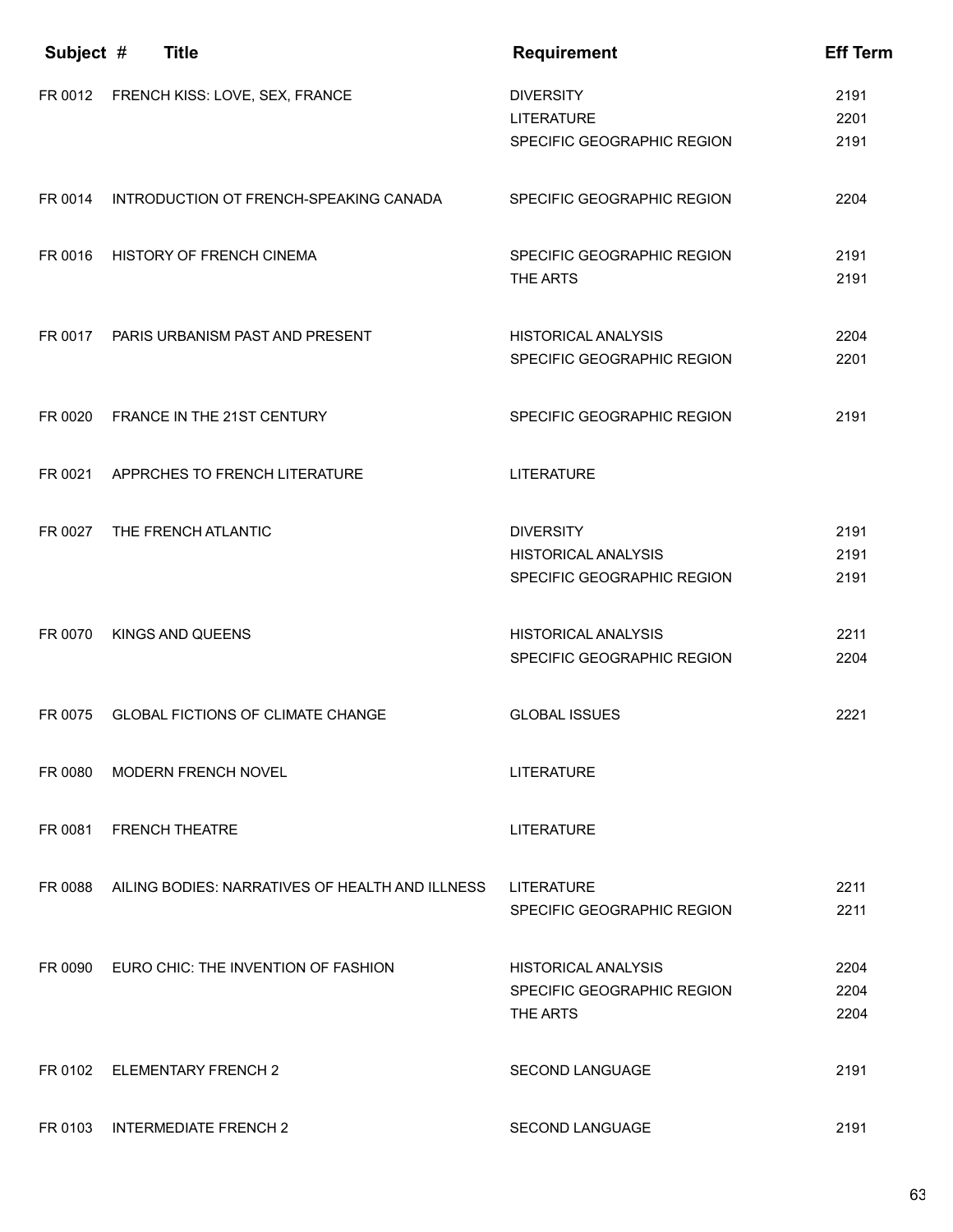| Subject # | Title | Requirement | Eff Term |
|---|---|---|---|
| FR 0012 | FRENCH KISS: LOVE, SEX, FRANCE | DIVERSITY | 2191 |
| | | LITERATURE | 2201 |
| | | SPECIFIC GEOGRAPHIC REGION | 2191 |
| FR 0014 | INTRODUCTION OT FRENCH-SPEAKING CANADA | SPECIFIC GEOGRAPHIC REGION | 2204 |
| FR 0016 | HISTORY OF FRENCH CINEMA | SPECIFIC GEOGRAPHIC REGION | 2191 |
| | | THE ARTS | 2191 |
| FR 0017 | PARIS URBANISM PAST AND PRESENT | HISTORICAL ANALYSIS | 2204 |
| | | SPECIFIC GEOGRAPHIC REGION | 2201 |
| FR 0020 | FRANCE IN THE 21ST CENTURY | SPECIFIC GEOGRAPHIC REGION | 2191 |
| FR 0021 | APPRCHES TO FRENCH LITERATURE | LITERATURE | |
| FR 0027 | THE FRENCH ATLANTIC | DIVERSITY | 2191 |
| | | HISTORICAL ANALYSIS | 2191 |
| | | SPECIFIC GEOGRAPHIC REGION | 2191 |
| FR 0070 | KINGS AND QUEENS | HISTORICAL ANALYSIS | 2211 |
| | | SPECIFIC GEOGRAPHIC REGION | 2204 |
| FR 0075 | GLOBAL FICTIONS OF CLIMATE CHANGE | GLOBAL ISSUES | 2221 |
| FR 0080 | MODERN FRENCH NOVEL | LITERATURE | |
| FR 0081 | FRENCH THEATRE | LITERATURE | |
| FR 0088 | AILING BODIES: NARRATIVES OF HEALTH AND ILLNESS | LITERATURE | 2211 |
| | | SPECIFIC GEOGRAPHIC REGION | 2211 |
| FR 0090 | EURO CHIC: THE INVENTION OF FASHION | HISTORICAL ANALYSIS | 2204 |
| | | SPECIFIC GEOGRAPHIC REGION | 2204 |
| | | THE ARTS | 2204 |
| FR 0102 | ELEMENTARY FRENCH 2 | SECOND LANGUAGE | 2191 |
| FR 0103 | INTERMEDIATE FRENCH 2 | SECOND LANGUAGE | 2191 |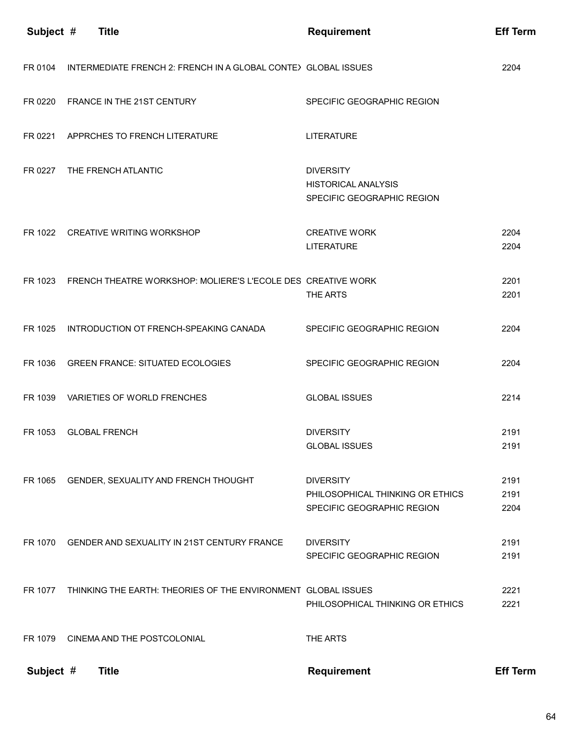| Subject # | Title | Requirement | Eff Term |
|---|---|---|---|
| FR 0104 | INTERMEDIATE FRENCH 2: FRENCH IN A GLOBAL CONTEX | GLOBAL ISSUES | 2204 |
| FR 0220 | FRANCE IN THE 21ST CENTURY | SPECIFIC GEOGRAPHIC REGION | |
| FR 0221 | APPRCHES TO FRENCH LITERATURE | LITERATURE | |
| FR 0227 | THE FRENCH ATLANTIC | DIVERSITY | |
| | | HISTORICAL ANALYSIS | |
| | | SPECIFIC GEOGRAPHIC REGION | |
| FR 1022 | CREATIVE WRITING WORKSHOP | CREATIVE WORK | 2204 |
| | | LITERATURE | 2204 |
| FR 1023 | FRENCH THEATRE WORKSHOP: MOLIERE'S L'ECOLE DES | CREATIVE WORK | 2201 |
| | | THE ARTS | 2201 |
| FR 1025 | INTRODUCTION OT FRENCH-SPEAKING CANADA | SPECIFIC GEOGRAPHIC REGION | 2204 |
| FR 1036 | GREEN FRANCE: SITUATED ECOLOGIES | SPECIFIC GEOGRAPHIC REGION | 2204 |
| FR 1039 | VARIETIES OF WORLD FRENCHES | GLOBAL ISSUES | 2214 |
| FR 1053 | GLOBAL FRENCH | DIVERSITY | 2191 |
| | | GLOBAL ISSUES | 2191 |
| FR 1065 | GENDER, SEXUALITY AND FRENCH THOUGHT | DIVERSITY | 2191 |
| | | PHILOSOPHICAL THINKING OR ETHICS | 2191 |
| | | SPECIFIC GEOGRAPHIC REGION | 2204 |
| FR 1070 | GENDER AND SEXUALITY IN 21ST CENTURY FRANCE | DIVERSITY | 2191 |
| | | SPECIFIC GEOGRAPHIC REGION | 2191 |
| FR 1077 | THINKING THE EARTH: THEORIES OF THE ENVIRONMENT | GLOBAL ISSUES | 2221 |
| | | PHILOSOPHICAL THINKING OR ETHICS | 2221 |
| FR 1079 | CINEMA AND THE POSTCOLONIAL | THE ARTS | |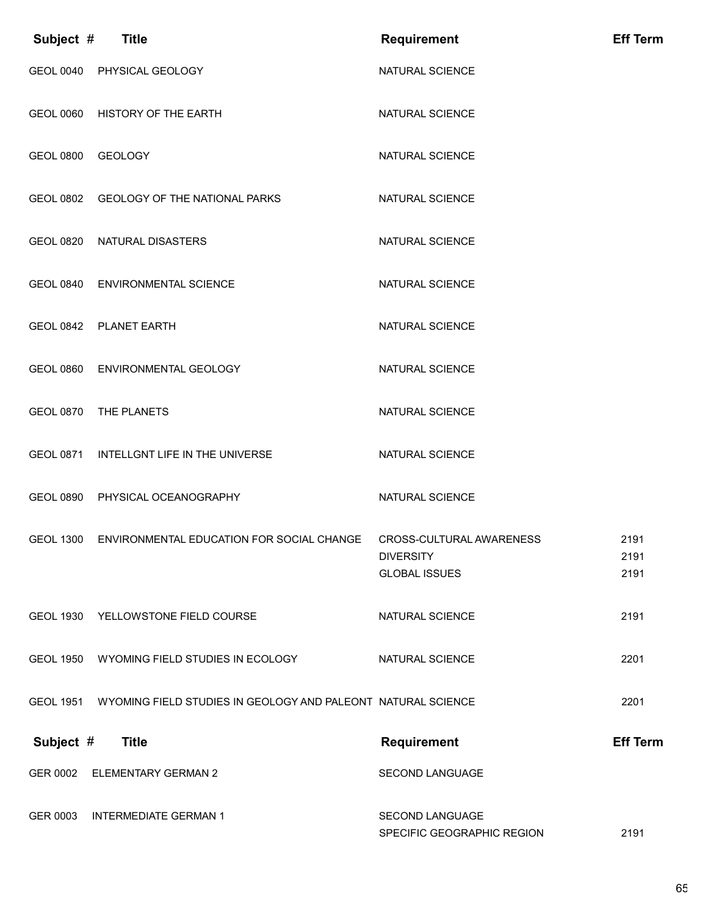| Subject # | Title | Requirement | Eff Term |
|---|---|---|---|
| GEOL 0040 | PHYSICAL GEOLOGY | NATURAL SCIENCE | |
| GEOL 0060 | HISTORY OF THE EARTH | NATURAL SCIENCE | |
| GEOL 0800 | GEOLOGY | NATURAL SCIENCE | |
| GEOL 0802 | GEOLOGY OF THE NATIONAL PARKS | NATURAL SCIENCE | |
| GEOL 0820 | NATURAL DISASTERS | NATURAL SCIENCE | |
| GEOL 0840 | ENVIRONMENTAL SCIENCE | NATURAL SCIENCE | |
| GEOL 0842 | PLANET EARTH | NATURAL SCIENCE | |
| GEOL 0860 | ENVIRONMENTAL GEOLOGY | NATURAL SCIENCE | |
| GEOL 0870 | THE PLANETS | NATURAL SCIENCE | |
| GEOL 0871 | INTELLGNT LIFE IN THE UNIVERSE | NATURAL SCIENCE | |
| GEOL 0890 | PHYSICAL OCEANOGRAPHY | NATURAL SCIENCE | |
| GEOL 1300 | ENVIRONMENTAL EDUCATION FOR SOCIAL CHANGE | CROSS-CULTURAL AWARENESS | 2191 |
| | | DIVERSITY | 2191 |
| | | GLOBAL ISSUES | 2191 |
| GEOL 1930 | YELLOWSTONE FIELD COURSE | NATURAL SCIENCE | 2191 |
| GEOL 1950 | WYOMING FIELD STUDIES IN ECOLOGY | NATURAL SCIENCE | 2201 |
| GEOL 1951 | WYOMING FIELD STUDIES IN GEOLOGY AND PALEONT | NATURAL SCIENCE | 2201 |

| Subject # | Title | Requirement | Eff Term |
|---|---|---|---|
| GER 0002 | ELEMENTARY GERMAN 2 | SECOND LANGUAGE | |
| GER 0003 | INTERMEDIATE GERMAN 1 | SECOND LANGUAGE | |
| | | SPECIFIC GEOGRAPHIC REGION | 2191 |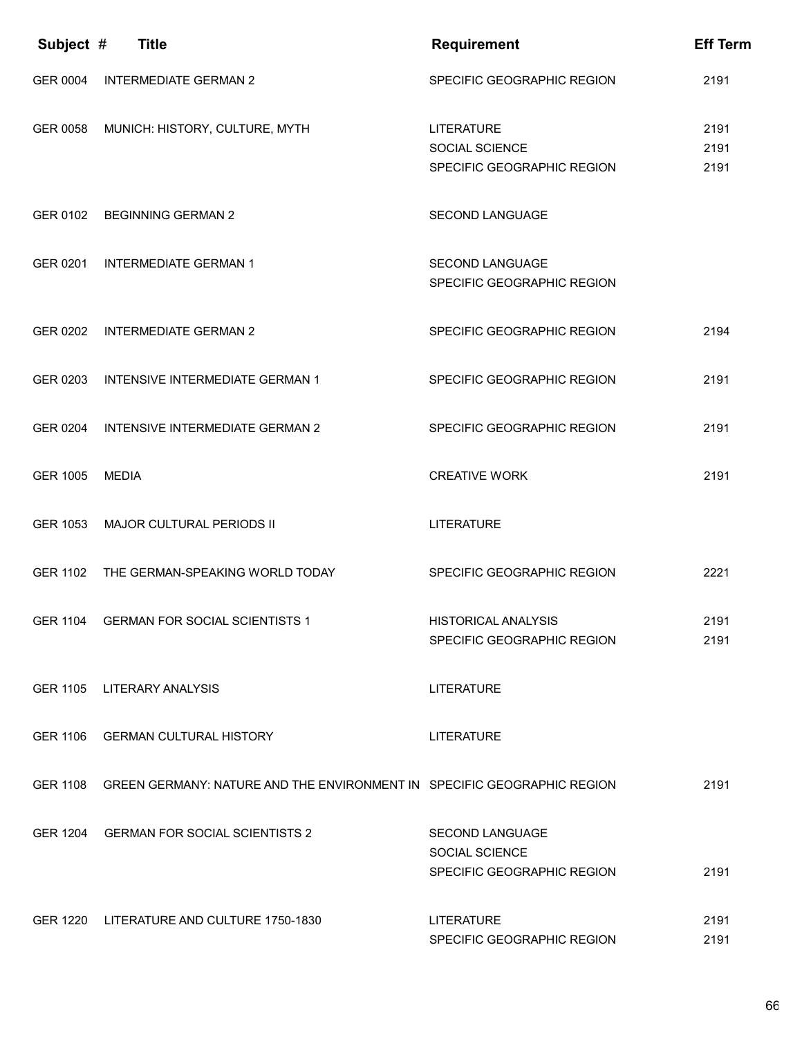| Subject # | Title | Requirement | Eff Term |
|---|---|---|---|
| GER 0004 | INTERMEDIATE GERMAN 2 | SPECIFIC GEOGRAPHIC REGION | 2191 |
| GER 0058 | MUNICH: HISTORY, CULTURE, MYTH | LITERATURE | 2191 |
| | | SOCIAL SCIENCE | 2191 |
| | | SPECIFIC GEOGRAPHIC REGION | 2191 |
| GER 0102 | BEGINNING GERMAN 2 | SECOND LANGUAGE | |
| GER 0201 | INTERMEDIATE GERMAN 1 | SECOND LANGUAGE | |
| | | SPECIFIC GEOGRAPHIC REGION | |
| GER 0202 | INTERMEDIATE GERMAN 2 | SPECIFIC GEOGRAPHIC REGION | 2194 |
| GER 0203 | INTENSIVE INTERMEDIATE GERMAN 1 | SPECIFIC GEOGRAPHIC REGION | 2191 |
| GER 0204 | INTENSIVE INTERMEDIATE GERMAN 2 | SPECIFIC GEOGRAPHIC REGION | 2191 |
| GER 1005 | MEDIA | CREATIVE WORK | 2191 |
| GER 1053 | MAJOR CULTURAL PERIODS II | LITERATURE | |
| GER 1102 | THE GERMAN-SPEAKING WORLD TODAY | SPECIFIC GEOGRAPHIC REGION | 2221 |
| GER 1104 | GERMAN FOR SOCIAL SCIENTISTS 1 | HISTORICAL ANALYSIS | 2191 |
| | | SPECIFIC GEOGRAPHIC REGION | 2191 |
| GER 1105 | LITERARY ANALYSIS | LITERATURE | |
| GER 1106 | GERMAN CULTURAL HISTORY | LITERATURE | |
| GER 1108 | GREEN GERMANY: NATURE AND THE ENVIRONMENT IN | SPECIFIC GEOGRAPHIC REGION | 2191 |
| GER 1204 | GERMAN FOR SOCIAL SCIENTISTS 2 | SECOND LANGUAGE | |
| | | SOCIAL SCIENCE | |
| | | SPECIFIC GEOGRAPHIC REGION | 2191 |
| GER 1220 | LITERATURE AND CULTURE 1750-1830 | LITERATURE | 2191 |
| | | SPECIFIC GEOGRAPHIC REGION | 2191 |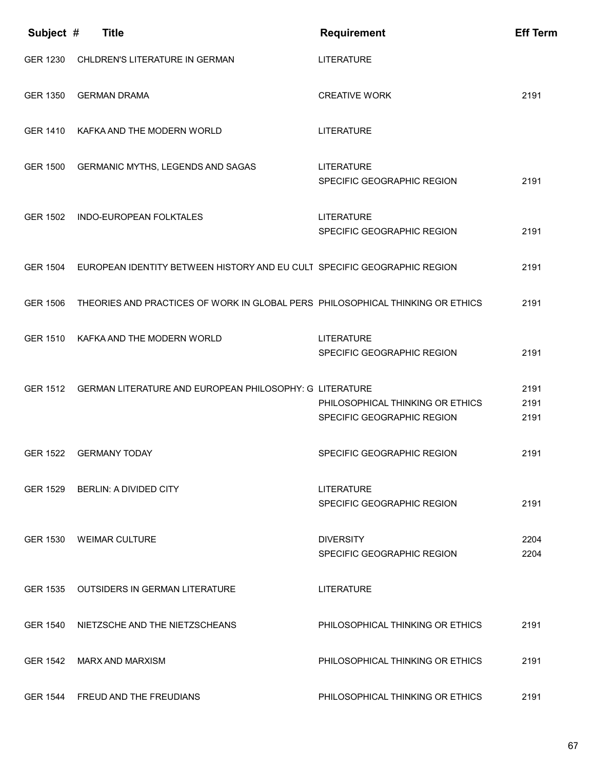| Subject # | Title | Requirement | Eff Term |
|---|---|---|---|
| GER 1230 | CHLDREN'S LITERATURE IN GERMAN | LITERATURE | |
| GER 1350 | GERMAN DRAMA | CREATIVE WORK | 2191 |
| GER 1410 | KAFKA AND THE MODERN WORLD | LITERATURE | |
| GER 1500 | GERMANIC MYTHS, LEGENDS AND SAGAS | LITERATURE | |
| | | SPECIFIC GEOGRAPHIC REGION | 2191 |
| GER 1502 | INDO-EUROPEAN FOLKTALES | LITERATURE | |
| | | SPECIFIC GEOGRAPHIC REGION | 2191 |
| GER 1504 | EUROPEAN IDENTITY BETWEEN HISTORY AND EU CULT | SPECIFIC GEOGRAPHIC REGION | 2191 |
| GER 1506 | THEORIES AND PRACTICES OF WORK IN GLOBAL PERS | PHILOSOPHICAL THINKING OR ETHICS | 2191 |
| GER 1510 | KAFKA AND THE MODERN WORLD | LITERATURE | |
| | | SPECIFIC GEOGRAPHIC REGION | 2191 |
| GER 1512 | GERMAN LITERATURE AND EUROPEAN PHILOSOPHY: G | LITERATURE | 2191 |
| | | PHILOSOPHICAL THINKING OR ETHICS | 2191 |
| | | SPECIFIC GEOGRAPHIC REGION | 2191 |
| GER 1522 | GERMANY TODAY | SPECIFIC GEOGRAPHIC REGION | 2191 |
| GER 1529 | BERLIN: A DIVIDED CITY | LITERATURE | |
| | | SPECIFIC GEOGRAPHIC REGION | 2191 |
| GER 1530 | WEIMAR CULTURE | DIVERSITY | 2204 |
| | | SPECIFIC GEOGRAPHIC REGION | 2204 |
| GER 1535 | OUTSIDERS IN GERMAN LITERATURE | LITERATURE | |
| GER 1540 | NIETZSCHE AND THE NIETZSCHEANS | PHILOSOPHICAL THINKING OR ETHICS | 2191 |
| GER 1542 | MARX AND MARXISM | PHILOSOPHICAL THINKING OR ETHICS | 2191 |
| GER 1544 | FREUD AND THE FREUDIANS | PHILOSOPHICAL THINKING OR ETHICS | 2191 |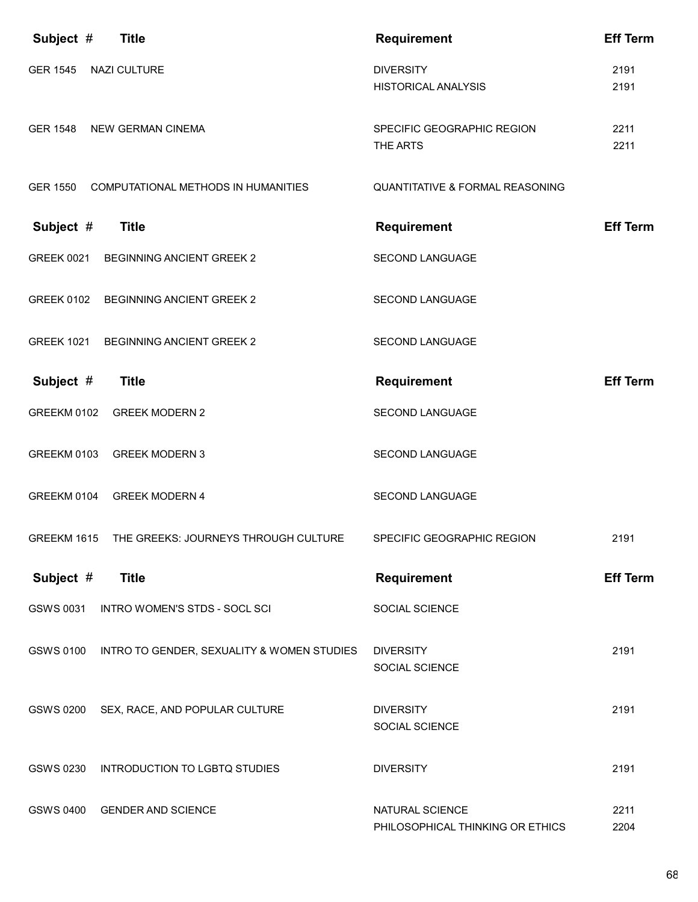| Subject # | Title | Requirement | Eff Term |
|---|---|---|---|
| GER 1545 | NAZI CULTURE | DIVERSITY | 2191 |
| | | HISTORICAL ANALYSIS | 2191 |
| GER 1548 | NEW GERMAN CINEMA | SPECIFIC GEOGRAPHIC REGION | 2211 |
| | | THE ARTS | 2211 |
| GER 1550 | COMPUTATIONAL METHODS IN HUMANITIES | QUANTITATIVE & FORMAL REASONING | |

| Subject # | Title | Requirement | Eff Term |
|---|---|---|---|
| GREEK 0021 | BEGINNING ANCIENT GREEK 2 | SECOND LANGUAGE | |
| GREEK 0102 | BEGINNING ANCIENT GREEK 2 | SECOND LANGUAGE | |
| GREEK 1021 | BEGINNING ANCIENT GREEK 2 | SECOND LANGUAGE | |

| Subject # | Title | Requirement | Eff Term |
|---|---|---|---|
| GREEKM 0102 | GREEK MODERN 2 | SECOND LANGUAGE | |
| GREEKM 0103 | GREEK MODERN 3 | SECOND LANGUAGE | |
| GREEKM 0104 | GREEK MODERN 4 | SECOND LANGUAGE | |
| GREEKM 1615 | THE GREEKS: JOURNEYS THROUGH CULTURE | SPECIFIC GEOGRAPHIC REGION | 2191 |

| Subject # | Title | Requirement | Eff Term |
|---|---|---|---|
| GSWS 0031 | INTRO WOMEN'S STDS - SOCL SCI | SOCIAL SCIENCE | |
| GSWS 0100 | INTRO TO GENDER, SEXUALITY & WOMEN STUDIES | DIVERSITY | 2191 |
| | | SOCIAL SCIENCE | |
| GSWS 0200 | SEX, RACE, AND POPULAR CULTURE | DIVERSITY | 2191 |
| | | SOCIAL SCIENCE | |
| GSWS 0230 | INTRODUCTION TO LGBTQ STUDIES | DIVERSITY | 2191 |
| GSWS 0400 | GENDER AND SCIENCE | NATURAL SCIENCE | 2211 |
| | | PHILOSOPHICAL THINKING OR ETHICS | 2204 |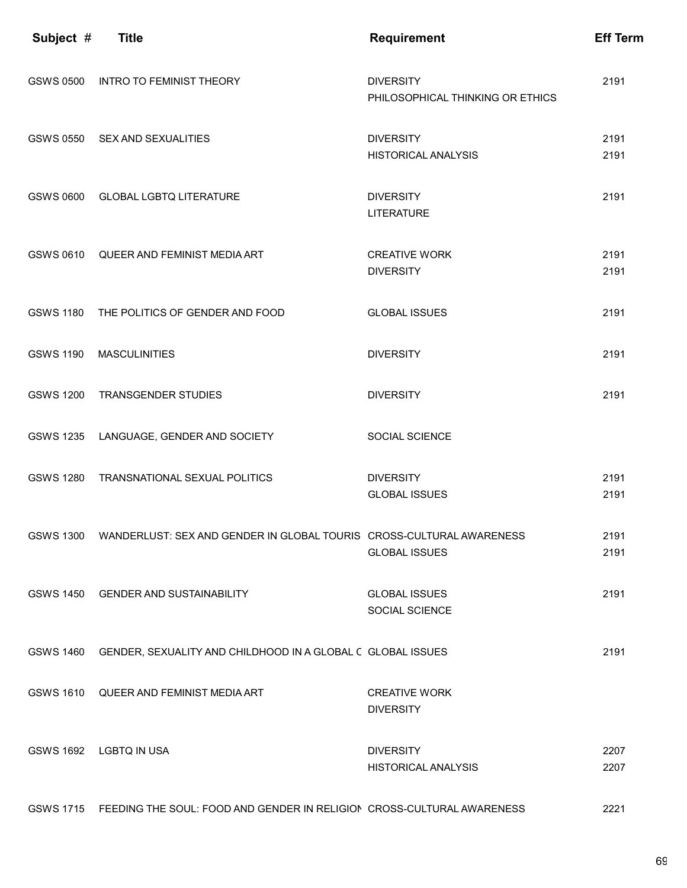| Subject # | Title | Requirement | Eff Term |
|---|---|---|---|
| GSWS 0500 | INTRO TO FEMINIST THEORY | DIVERSITY | 2191 |
| | | PHILOSOPHICAL THINKING OR ETHICS | |
| GSWS 0550 | SEX AND SEXUALITIES | DIVERSITY | 2191 |
| | | HISTORICAL ANALYSIS | 2191 |
| GSWS 0600 | GLOBAL LGBTQ LITERATURE | DIVERSITY | 2191 |
| | | LITERATURE | |
| GSWS 0610 | QUEER AND FEMINIST MEDIA ART | CREATIVE WORK | 2191 |
| | | DIVERSITY | 2191 |
| GSWS 1180 | THE POLITICS OF GENDER AND FOOD | GLOBAL ISSUES | 2191 |
| GSWS 1190 | MASCULINITIES | DIVERSITY | 2191 |
| GSWS 1200 | TRANSGENDER STUDIES | DIVERSITY | 2191 |
| GSWS 1235 | LANGUAGE, GENDER AND SOCIETY | SOCIAL SCIENCE | |
| GSWS 1280 | TRANSNATIONAL SEXUAL POLITICS | DIVERSITY | 2191 |
| | | GLOBAL ISSUES | 2191 |
| GSWS 1300 | WANDERLUST: SEX AND GENDER IN GLOBAL TOURIS | CROSS-CULTURAL AWARENESS | 2191 |
| | | GLOBAL ISSUES | 2191 |
| GSWS 1450 | GENDER AND SUSTAINABILITY | GLOBAL ISSUES | 2191 |
| | | SOCIAL SCIENCE | |
| GSWS 1460 | GENDER, SEXUALITY AND CHILDHOOD IN A GLOBAL C | GLOBAL ISSUES | 2191 |
| GSWS 1610 | QUEER AND FEMINIST MEDIA ART | CREATIVE WORK | |
| | | DIVERSITY | |
| GSWS 1692 | LGBTQ IN USA | DIVERSITY | 2207 |
| | | HISTORICAL ANALYSIS | 2207 |
| GSWS 1715 | FEEDING THE SOUL: FOOD AND GENDER IN RELIGION | CROSS-CULTURAL AWARENESS | 2221 |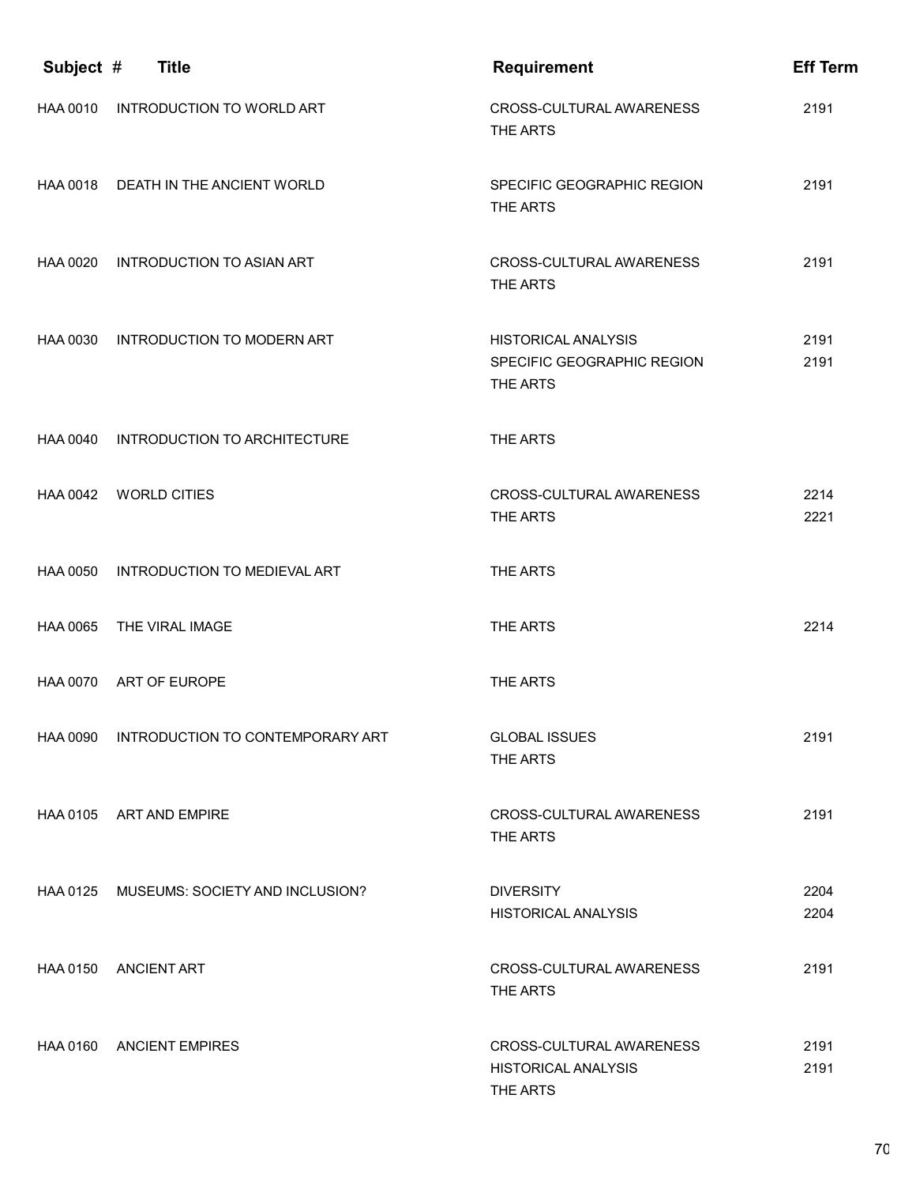| Subject # | Title | Requirement | Eff Term |
|---|---|---|---|
| HAA 0010 | INTRODUCTION TO WORLD ART | CROSS-CULTURAL AWARENESS | 2191 |
| | | THE ARTS | |
| HAA 0018 | DEATH IN THE ANCIENT WORLD | SPECIFIC GEOGRAPHIC REGION | 2191 |
| | | THE ARTS | |
| HAA 0020 | INTRODUCTION TO ASIAN ART | CROSS-CULTURAL AWARENESS | 2191 |
| | | THE ARTS | |
| HAA 0030 | INTRODUCTION TO MODERN ART | HISTORICAL ANALYSIS | 2191 |
| | | SPECIFIC GEOGRAPHIC REGION | 2191 |
| | | THE ARTS | |
| HAA 0040 | INTRODUCTION TO ARCHITECTURE | THE ARTS | |
| HAA 0042 | WORLD CITIES | CROSS-CULTURAL AWARENESS | 2214 |
| | | THE ARTS | 2221 |
| HAA 0050 | INTRODUCTION TO MEDIEVAL ART | THE ARTS | |
| HAA 0065 | THE VIRAL IMAGE | THE ARTS | 2214 |
| HAA 0070 | ART OF EUROPE | THE ARTS | |
| HAA 0090 | INTRODUCTION TO CONTEMPORARY ART | GLOBAL ISSUES | 2191 |
| | | THE ARTS | |
| HAA 0105 | ART AND EMPIRE | CROSS-CULTURAL AWARENESS | 2191 |
| | | THE ARTS | |
| HAA 0125 | MUSEUMS: SOCIETY AND INCLUSION? | DIVERSITY | 2204 |
| | | HISTORICAL ANALYSIS | 2204 |
| HAA 0150 | ANCIENT ART | CROSS-CULTURAL AWARENESS | 2191 |
| | | THE ARTS | |
| HAA 0160 | ANCIENT EMPIRES | CROSS-CULTURAL AWARENESS | 2191 |
| | | HISTORICAL ANALYSIS | 2191 |
| | | THE ARTS | |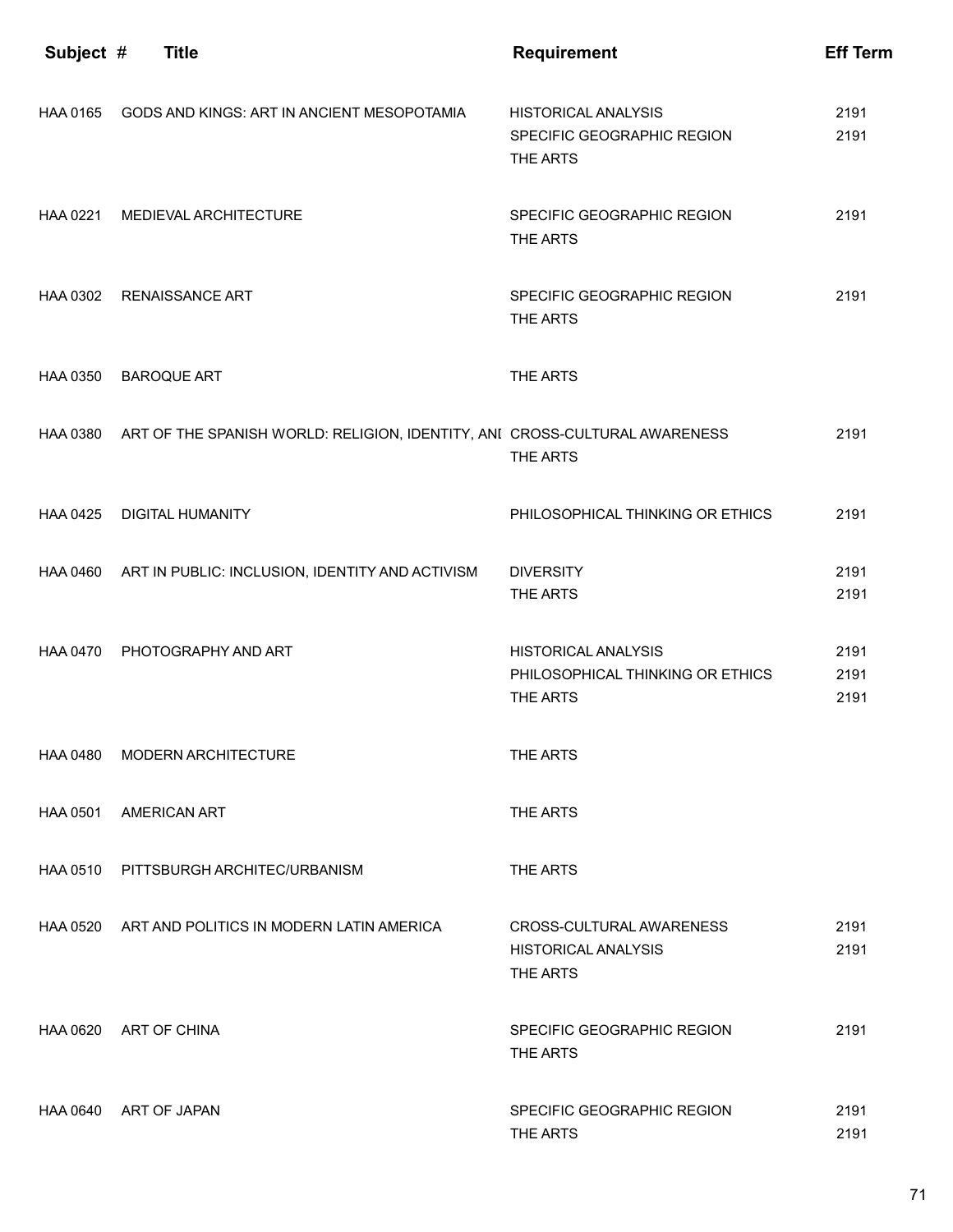| Subject # | Title | Requirement | Eff Term |
|---|---|---|---|
| HAA 0165 | GODS AND KINGS: ART IN ANCIENT MESOPOTAMIA | HISTORICAL ANALYSIS | 2191 |
| | | SPECIFIC GEOGRAPHIC REGION | 2191 |
| | | THE ARTS | |
| HAA 0221 | MEDIEVAL ARCHITECTURE | SPECIFIC GEOGRAPHIC REGION | 2191 |
| | | THE ARTS | |
| HAA 0302 | RENAISSANCE ART | SPECIFIC GEOGRAPHIC REGION | 2191 |
| | | THE ARTS | |
| HAA 0350 | BAROQUE ART | THE ARTS | |
| HAA 0380 | ART OF THE SPANISH WORLD: RELIGION, IDENTITY, ANI | CROSS-CULTURAL AWARENESS | 2191 |
| | | THE ARTS | |
| HAA 0425 | DIGITAL HUMANITY | PHILOSOPHICAL THINKING OR ETHICS | 2191 |
| HAA 0460 | ART IN PUBLIC: INCLUSION, IDENTITY AND ACTIVISM | DIVERSITY | 2191 |
| | | THE ARTS | 2191 |
| HAA 0470 | PHOTOGRAPHY AND ART | HISTORICAL ANALYSIS | 2191 |
| | | PHILOSOPHICAL THINKING OR ETHICS | 2191 |
| | | THE ARTS | 2191 |
| HAA 0480 | MODERN ARCHITECTURE | THE ARTS | |
| HAA 0501 | AMERICAN ART | THE ARTS | |
| HAA 0510 | PITTSBURGH ARCHITEC/URBANISM | THE ARTS | |
| HAA 0520 | ART AND POLITICS IN MODERN LATIN AMERICA | CROSS-CULTURAL AWARENESS | 2191 |
| | | HISTORICAL ANALYSIS | 2191 |
| | | THE ARTS | |
| HAA 0620 | ART OF CHINA | SPECIFIC GEOGRAPHIC REGION | 2191 |
| | | THE ARTS | |
| HAA 0640 | ART OF JAPAN | SPECIFIC GEOGRAPHIC REGION | 2191 |
| | | THE ARTS | 2191 |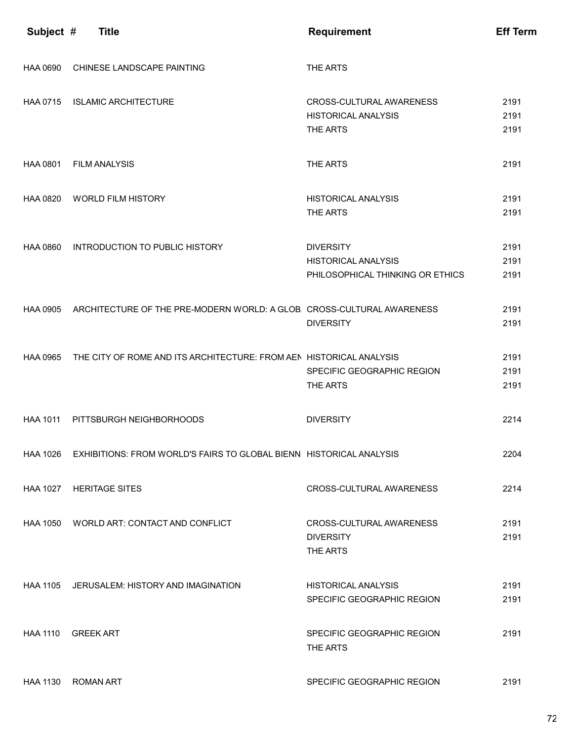| Subject # | Title | Requirement | Eff Term |
|---|---|---|---|
| HAA 0690 | CHINESE LANDSCAPE PAINTING | THE ARTS | |
| HAA 0715 | ISLAMIC ARCHITECTURE | CROSS-CULTURAL AWARENESS | 2191 |
| | | HISTORICAL ANALYSIS | 2191 |
| | | THE ARTS | 2191 |
| HAA 0801 | FILM ANALYSIS | THE ARTS | 2191 |
| HAA 0820 | WORLD FILM HISTORY | HISTORICAL ANALYSIS | 2191 |
| | | THE ARTS | 2191 |
| HAA 0860 | INTRODUCTION TO PUBLIC HISTORY | DIVERSITY | 2191 |
| | | HISTORICAL ANALYSIS | 2191 |
| | | PHILOSOPHICAL THINKING OR ETHICS | 2191 |
| HAA 0905 | ARCHITECTURE OF THE PRE-MODERN WORLD: A GLOB | CROSS-CULTURAL AWARENESS | 2191 |
| | | DIVERSITY | 2191 |
| HAA 0965 | THE CITY OF ROME AND ITS ARCHITECTURE: FROM AEN | HISTORICAL ANALYSIS | 2191 |
| | | SPECIFIC GEOGRAPHIC REGION | 2191 |
| | | THE ARTS | 2191 |
| HAA 1011 | PITTSBURGH NEIGHBORHOODS | DIVERSITY | 2214 |
| HAA 1026 | EXHIBITIONS: FROM WORLD'S FAIRS TO GLOBAL BIENN | HISTORICAL ANALYSIS | 2204 |
| HAA 1027 | HERITAGE SITES | CROSS-CULTURAL AWARENESS | 2214 |
| HAA 1050 | WORLD ART: CONTACT AND CONFLICT | CROSS-CULTURAL AWARENESS | 2191 |
| | | DIVERSITY | 2191 |
| | | THE ARTS | |
| HAA 1105 | JERUSALEM: HISTORY AND IMAGINATION | HISTORICAL ANALYSIS | 2191 |
| | | SPECIFIC GEOGRAPHIC REGION | 2191 |
| HAA 1110 | GREEK ART | SPECIFIC GEOGRAPHIC REGION | 2191 |
| | | THE ARTS | |
| HAA 1130 | ROMAN ART | SPECIFIC GEOGRAPHIC REGION | 2191 |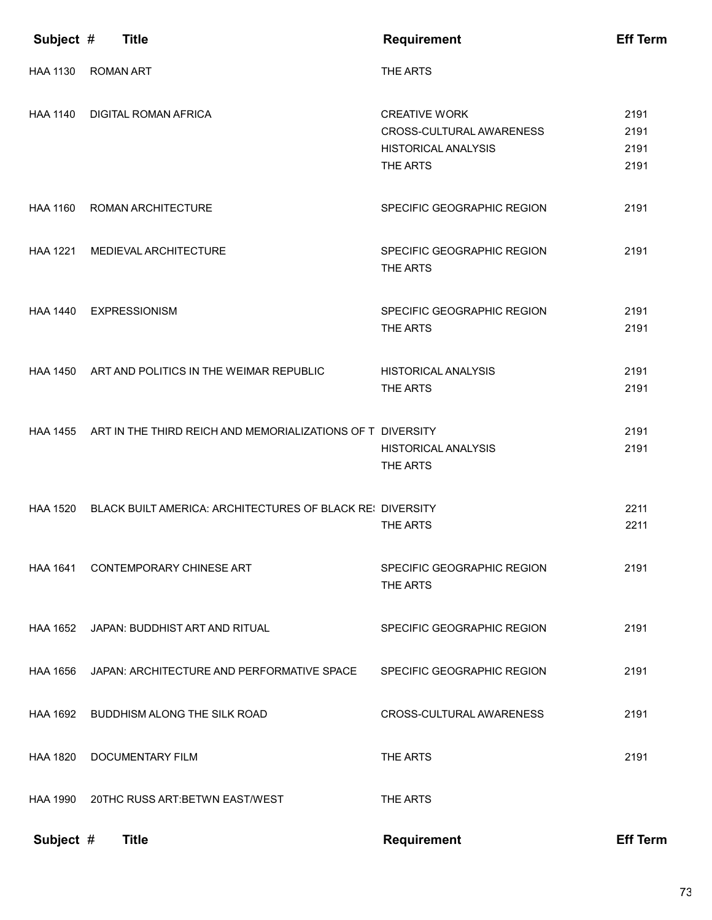| Subject # | Title | Requirement | Eff Term |
|---|---|---|---|
| HAA 1130 | ROMAN ART | THE ARTS | |
| HAA 1140 | DIGITAL ROMAN AFRICA | CREATIVE WORK | 2191 |
| | | CROSS-CULTURAL AWARENESS | 2191 |
| | | HISTORICAL ANALYSIS | 2191 |
| | | THE ARTS | 2191 |
| HAA 1160 | ROMAN ARCHITECTURE | SPECIFIC GEOGRAPHIC REGION | 2191 |
| HAA 1221 | MEDIEVAL ARCHITECTURE | SPECIFIC GEOGRAPHIC REGION | 2191 |
| | | THE ARTS | |
| HAA 1440 | EXPRESSIONISM | SPECIFIC GEOGRAPHIC REGION | 2191 |
| | | THE ARTS | 2191 |
| HAA 1450 | ART AND POLITICS IN THE WEIMAR REPUBLIC | HISTORICAL ANALYSIS | 2191 |
| | | THE ARTS | 2191 |
| HAA 1455 | ART IN THE THIRD REICH AND MEMORIALIZATIONS OF T | DIVERSITY | 2191 |
| | | HISTORICAL ANALYSIS | 2191 |
| | | THE ARTS | |
| HAA 1520 | BLACK BUILT AMERICA: ARCHITECTURES OF BLACK RE: | DIVERSITY | 2211 |
| | | THE ARTS | 2211 |
| HAA 1641 | CONTEMPORARY CHINESE ART | SPECIFIC GEOGRAPHIC REGION | 2191 |
| | | THE ARTS | |
| HAA 1652 | JAPAN: BUDDHIST ART AND RITUAL | SPECIFIC GEOGRAPHIC REGION | 2191 |
| HAA 1656 | JAPAN: ARCHITECTURE AND PERFORMATIVE SPACE | SPECIFIC GEOGRAPHIC REGION | 2191 |
| HAA 1692 | BUDDHISM ALONG THE SILK ROAD | CROSS-CULTURAL AWARENESS | 2191 |
| HAA 1820 | DOCUMENTARY FILM | THE ARTS | 2191 |
| HAA 1990 | 20THC RUSS ART:BETWN EAST/WEST | THE ARTS | |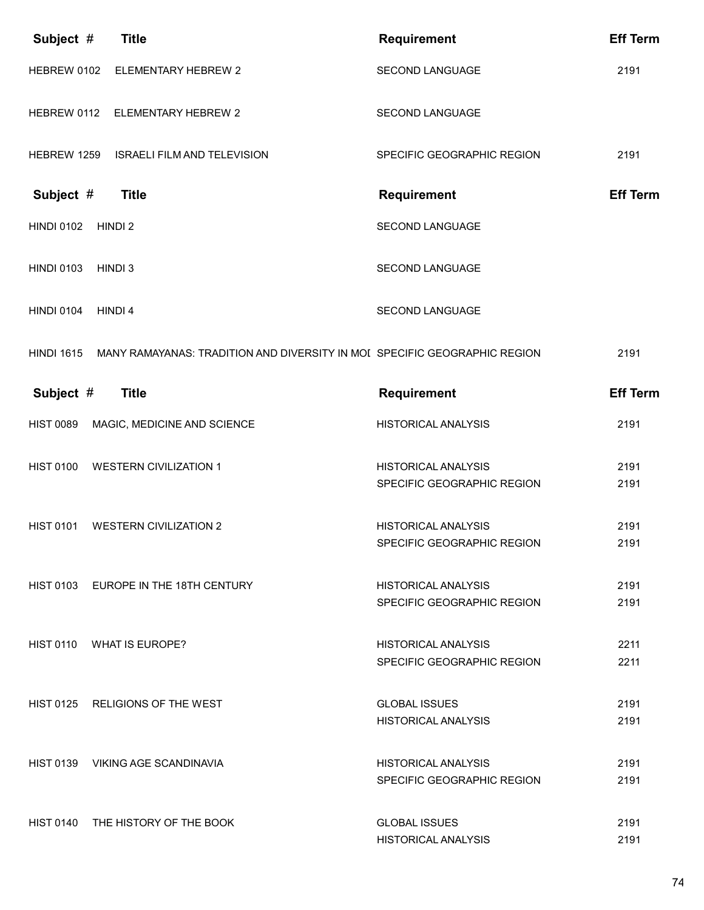| Subject # | Title | Requirement | Eff Term |
|---|---|---|---|
| HEBREW 0102 | ELEMENTARY HEBREW 2 | SECOND LANGUAGE | 2191 |
| HEBREW 0112 | ELEMENTARY HEBREW 2 | SECOND LANGUAGE | |
| HEBREW 1259 | ISRAELI FILM AND TELEVISION | SPECIFIC GEOGRAPHIC REGION | 2191 |

| Subject # | Title | Requirement | Eff Term |
|---|---|---|---|
| HINDI 0102 | HINDI 2 | SECOND LANGUAGE | |
| HINDI 0103 | HINDI 3 | SECOND LANGUAGE | |
| HINDI 0104 | HINDI 4 | SECOND LANGUAGE | |
| HINDI 1615 | MANY RAMAYANAS: TRADITION AND DIVERSITY IN MOI | SPECIFIC GEOGRAPHIC REGION | 2191 |

| Subject # | Title | Requirement | Eff Term |
|---|---|---|---|
| HIST 0089 | MAGIC, MEDICINE AND SCIENCE | HISTORICAL ANALYSIS | 2191 |
| HIST 0100 | WESTERN CIVILIZATION 1 | HISTORICAL ANALYSIS | 2191 |
| | | SPECIFIC GEOGRAPHIC REGION | 2191 |
| HIST 0101 | WESTERN CIVILIZATION 2 | HISTORICAL ANALYSIS | 2191 |
| | | SPECIFIC GEOGRAPHIC REGION | 2191 |
| HIST 0103 | EUROPE IN THE 18TH CENTURY | HISTORICAL ANALYSIS | 2191 |
| | | SPECIFIC GEOGRAPHIC REGION | 2191 |
| HIST 0110 | WHAT IS EUROPE? | HISTORICAL ANALYSIS | 2211 |
| | | SPECIFIC GEOGRAPHIC REGION | 2211 |
| HIST 0125 | RELIGIONS OF THE WEST | GLOBAL ISSUES | 2191 |
| | | HISTORICAL ANALYSIS | 2191 |
| HIST 0139 | VIKING AGE SCANDINAVIA | HISTORICAL ANALYSIS | 2191 |
| | | SPECIFIC GEOGRAPHIC REGION | 2191 |
| HIST 0140 | THE HISTORY OF THE BOOK | GLOBAL ISSUES | 2191 |
| | | HISTORICAL ANALYSIS | 2191 |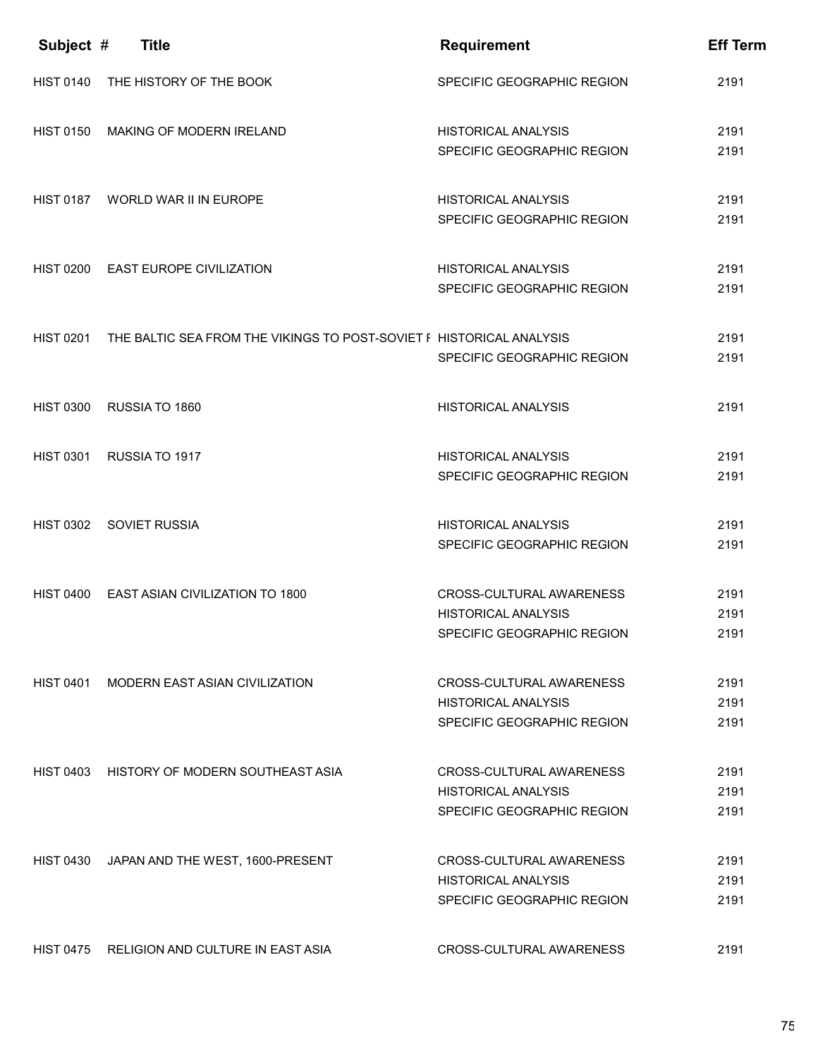| Subject # | Title | Requirement | Eff Term |
|---|---|---|---|
| HIST 0140 | THE HISTORY OF THE BOOK | SPECIFIC GEOGRAPHIC REGION | 2191 |
| HIST 0150 | MAKING OF MODERN IRELAND | HISTORICAL ANALYSIS | 2191 |
| | | SPECIFIC GEOGRAPHIC REGION | 2191 |
| HIST 0187 | WORLD WAR II IN EUROPE | HISTORICAL ANALYSIS | 2191 |
| | | SPECIFIC GEOGRAPHIC REGION | 2191 |
| HIST 0200 | EAST EUROPE CIVILIZATION | HISTORICAL ANALYSIS | 2191 |
| | | SPECIFIC GEOGRAPHIC REGION | 2191 |
| HIST 0201 | THE BALTIC SEA FROM THE VIKINGS TO POST-SOVIET F | HISTORICAL ANALYSIS | 2191 |
| | | SPECIFIC GEOGRAPHIC REGION | 2191 |
| HIST 0300 | RUSSIA TO 1860 | HISTORICAL ANALYSIS | 2191 |
| HIST 0301 | RUSSIA TO 1917 | HISTORICAL ANALYSIS | 2191 |
| | | SPECIFIC GEOGRAPHIC REGION | 2191 |
| HIST 0302 | SOVIET RUSSIA | HISTORICAL ANALYSIS | 2191 |
| | | SPECIFIC GEOGRAPHIC REGION | 2191 |
| HIST 0400 | EAST ASIAN CIVILIZATION TO 1800 | CROSS-CULTURAL AWARENESS | 2191 |
| | | HISTORICAL ANALYSIS | 2191 |
| | | SPECIFIC GEOGRAPHIC REGION | 2191 |
| HIST 0401 | MODERN EAST ASIAN CIVILIZATION | CROSS-CULTURAL AWARENESS | 2191 |
| | | HISTORICAL ANALYSIS | 2191 |
| | | SPECIFIC GEOGRAPHIC REGION | 2191 |
| HIST 0403 | HISTORY OF MODERN SOUTHEAST ASIA | CROSS-CULTURAL AWARENESS | 2191 |
| | | HISTORICAL ANALYSIS | 2191 |
| | | SPECIFIC GEOGRAPHIC REGION | 2191 |
| HIST 0430 | JAPAN AND THE WEST, 1600-PRESENT | CROSS-CULTURAL AWARENESS | 2191 |
| | | HISTORICAL ANALYSIS | 2191 |
| | | SPECIFIC GEOGRAPHIC REGION | 2191 |
| HIST 0475 | RELIGION AND CULTURE IN EAST ASIA | CROSS-CULTURAL AWARENESS | 2191 |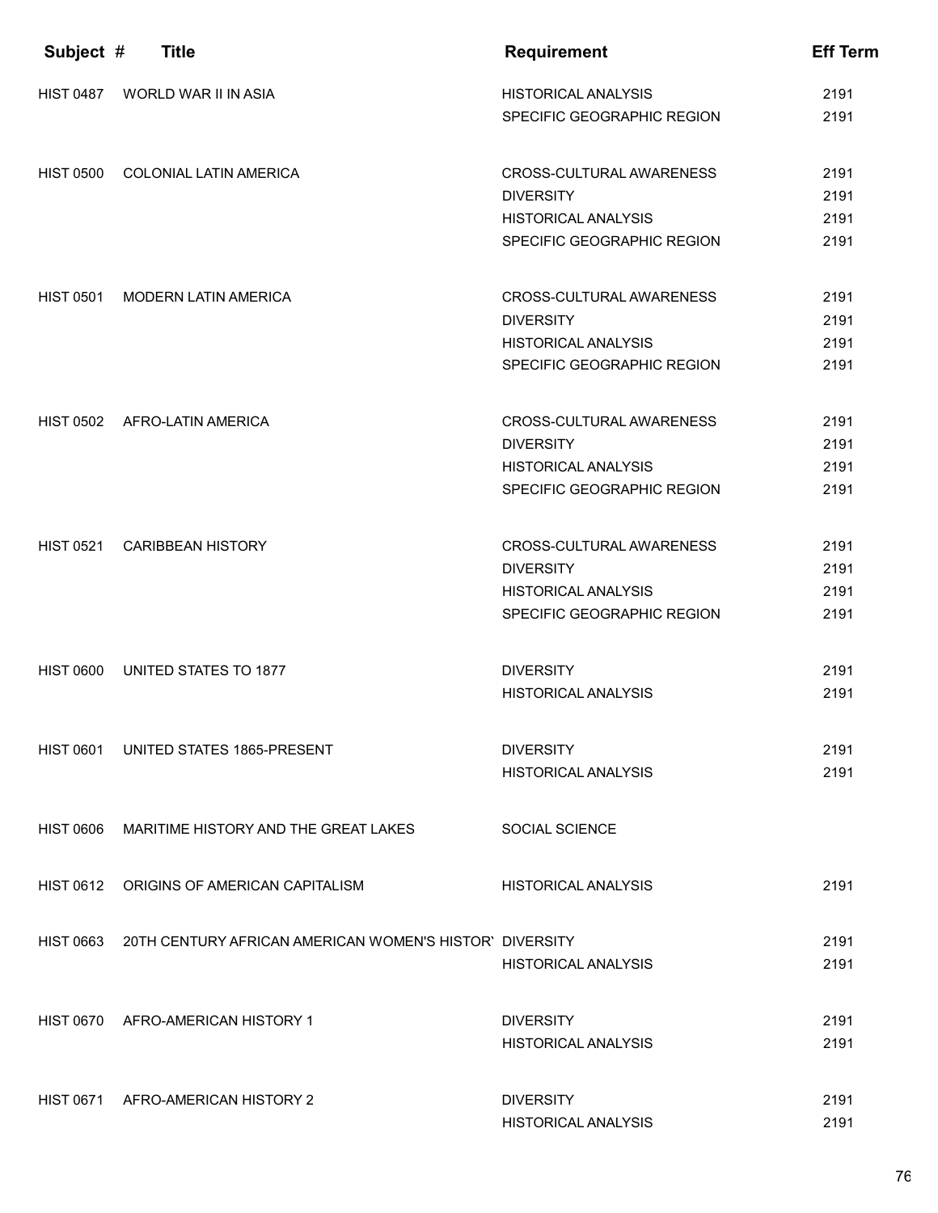| Subject # | Title | Requirement | Eff Term |
|---|---|---|---|
| HIST 0487 | WORLD WAR II IN ASIA | HISTORICAL ANALYSIS | 2191 |
| | | SPECIFIC GEOGRAPHIC REGION | 2191 |
| HIST 0500 | COLONIAL LATIN AMERICA | CROSS-CULTURAL AWARENESS | 2191 |
| | | DIVERSITY | 2191 |
| | | HISTORICAL ANALYSIS | 2191 |
| | | SPECIFIC GEOGRAPHIC REGION | 2191 |
| HIST 0501 | MODERN LATIN AMERICA | CROSS-CULTURAL AWARENESS | 2191 |
| | | DIVERSITY | 2191 |
| | | HISTORICAL ANALYSIS | 2191 |
| | | SPECIFIC GEOGRAPHIC REGION | 2191 |
| HIST 0502 | AFRO-LATIN AMERICA | CROSS-CULTURAL AWARENESS | 2191 |
| | | DIVERSITY | 2191 |
| | | HISTORICAL ANALYSIS | 2191 |
| | | SPECIFIC GEOGRAPHIC REGION | 2191 |
| HIST 0521 | CARIBBEAN HISTORY | CROSS-CULTURAL AWARENESS | 2191 |
| | | DIVERSITY | 2191 |
| | | HISTORICAL ANALYSIS | 2191 |
| | | SPECIFIC GEOGRAPHIC REGION | 2191 |
| HIST 0600 | UNITED STATES TO 1877 | DIVERSITY | 2191 |
| | | HISTORICAL ANALYSIS | 2191 |
| HIST 0601 | UNITED STATES 1865-PRESENT | DIVERSITY | 2191 |
| | | HISTORICAL ANALYSIS | 2191 |
| HIST 0606 | MARITIME HISTORY AND THE GREAT LAKES | SOCIAL SCIENCE | |
| HIST 0612 | ORIGINS OF AMERICAN CAPITALISM | HISTORICAL ANALYSIS | 2191 |
| HIST 0663 | 20TH CENTURY AFRICAN AMERICAN WOMEN'S HISTORY | DIVERSITY | 2191 |
| | | HISTORICAL ANALYSIS | 2191 |
| HIST 0670 | AFRO-AMERICAN HISTORY 1 | DIVERSITY | 2191 |
| | | HISTORICAL ANALYSIS | 2191 |
| HIST 0671 | AFRO-AMERICAN HISTORY 2 | DIVERSITY | 2191 |
| | | HISTORICAL ANALYSIS | 2191 |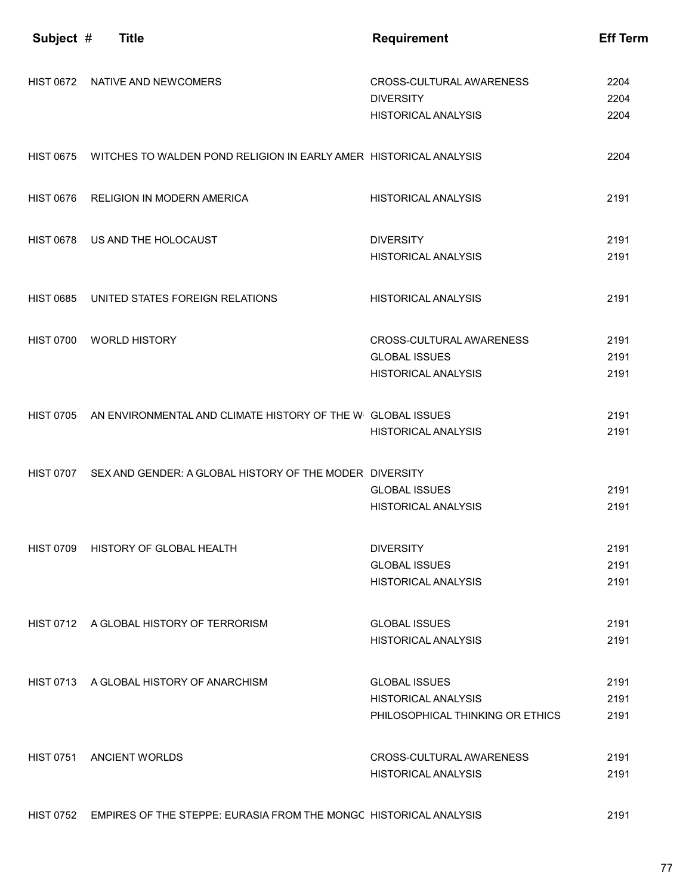| Subject # | Title | Requirement | Eff Term |
|---|---|---|---|
| HIST 0672 | NATIVE AND NEWCOMERS | CROSS-CULTURAL AWARENESS | 2204 |
| | | DIVERSITY | 2204 |
| | | HISTORICAL ANALYSIS | 2204 |
| HIST 0675 | WITCHES TO WALDEN POND RELIGION IN EARLY AMER | HISTORICAL ANALYSIS | 2204 |
| HIST 0676 | RELIGION IN MODERN AMERICA | HISTORICAL ANALYSIS | 2191 |
| HIST 0678 | US AND THE HOLOCAUST | DIVERSITY | 2191 |
| | | HISTORICAL ANALYSIS | 2191 |
| HIST 0685 | UNITED STATES FOREIGN RELATIONS | HISTORICAL ANALYSIS | 2191 |
| HIST 0700 | WORLD HISTORY | CROSS-CULTURAL AWARENESS | 2191 |
| | | GLOBAL ISSUES | 2191 |
| | | HISTORICAL ANALYSIS | 2191 |
| HIST 0705 | AN ENVIRONMENTAL AND CLIMATE HISTORY OF THE W | GLOBAL ISSUES | 2191 |
| | | HISTORICAL ANALYSIS | 2191 |
| HIST 0707 | SEX AND GENDER: A GLOBAL HISTORY OF THE MODER | DIVERSITY | |
| | | GLOBAL ISSUES | 2191 |
| | | HISTORICAL ANALYSIS | 2191 |
| HIST 0709 | HISTORY OF GLOBAL HEALTH | DIVERSITY | 2191 |
| | | GLOBAL ISSUES | 2191 |
| | | HISTORICAL ANALYSIS | 2191 |
| HIST 0712 | A GLOBAL HISTORY OF TERRORISM | GLOBAL ISSUES | 2191 |
| | | HISTORICAL ANALYSIS | 2191 |
| HIST 0713 | A GLOBAL HISTORY OF ANARCHISM | GLOBAL ISSUES | 2191 |
| | | HISTORICAL ANALYSIS | 2191 |
| | | PHILOSOPHICAL THINKING OR ETHICS | 2191 |
| HIST 0751 | ANCIENT WORLDS | CROSS-CULTURAL AWARENESS | 2191 |
| | | HISTORICAL ANALYSIS | 2191 |
| HIST 0752 | EMPIRES OF THE STEPPE: EURASIA FROM THE MONGO | HISTORICAL ANALYSIS | 2191 |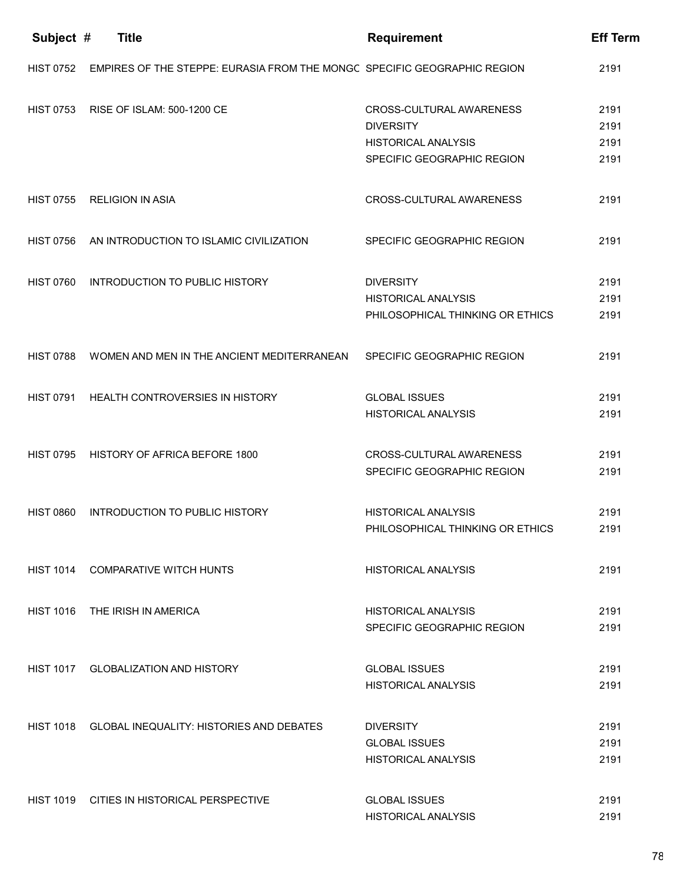| Subject # | Title | Requirement | Eff Term |
|---|---|---|---|
| HIST 0752 | EMPIRES OF THE STEPPE: EURASIA FROM THE MONGC | SPECIFIC GEOGRAPHIC REGION | 2191 |
| HIST 0753 | RISE OF ISLAM: 500-1200 CE | CROSS-CULTURAL AWARENESS | 2191 |
| | | DIVERSITY | 2191 |
| | | HISTORICAL ANALYSIS | 2191 |
| | | SPECIFIC GEOGRAPHIC REGION | 2191 |
| HIST 0755 | RELIGION IN ASIA | CROSS-CULTURAL AWARENESS | 2191 |
| HIST 0756 | AN INTRODUCTION TO ISLAMIC CIVILIZATION | SPECIFIC GEOGRAPHIC REGION | 2191 |
| HIST 0760 | INTRODUCTION TO PUBLIC HISTORY | DIVERSITY | 2191 |
| | | HISTORICAL ANALYSIS | 2191 |
| | | PHILOSOPHICAL THINKING OR ETHICS | 2191 |
| HIST 0788 | WOMEN AND MEN IN THE ANCIENT MEDITERRANEAN | SPECIFIC GEOGRAPHIC REGION | 2191 |
| HIST 0791 | HEALTH CONTROVERSIES IN HISTORY | GLOBAL ISSUES | 2191 |
| | | HISTORICAL ANALYSIS | 2191 |
| HIST 0795 | HISTORY OF AFRICA BEFORE 1800 | CROSS-CULTURAL AWARENESS | 2191 |
| | | SPECIFIC GEOGRAPHIC REGION | 2191 |
| HIST 0860 | INTRODUCTION TO PUBLIC HISTORY | HISTORICAL ANALYSIS | 2191 |
| | | PHILOSOPHICAL THINKING OR ETHICS | 2191 |
| HIST 1014 | COMPARATIVE WITCH HUNTS | HISTORICAL ANALYSIS | 2191 |
| HIST 1016 | THE IRISH IN AMERICA | HISTORICAL ANALYSIS | 2191 |
| | | SPECIFIC GEOGRAPHIC REGION | 2191 |
| HIST 1017 | GLOBALIZATION AND HISTORY | GLOBAL ISSUES | 2191 |
| | | HISTORICAL ANALYSIS | 2191 |
| HIST 1018 | GLOBAL INEQUALITY: HISTORIES AND DEBATES | DIVERSITY | 2191 |
| | | GLOBAL ISSUES | 2191 |
| | | HISTORICAL ANALYSIS | 2191 |
| HIST 1019 | CITIES IN HISTORICAL PERSPECTIVE | GLOBAL ISSUES | 2191 |
| | | HISTORICAL ANALYSIS | 2191 |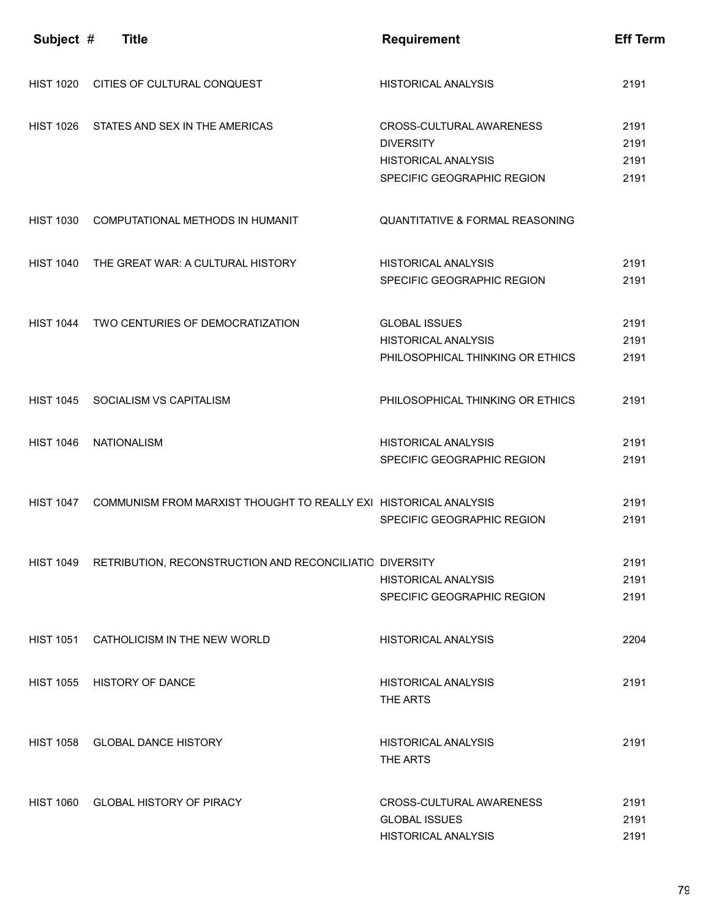| Subject # | Title | Requirement | Eff Term |
|---|---|---|---|
| HIST 1020 | CITIES OF CULTURAL CONQUEST | HISTORICAL ANALYSIS | 2191 |
| HIST 1026 | STATES AND SEX IN THE AMERICAS | CROSS-CULTURAL AWARENESS | 2191 |
| | | DIVERSITY | 2191 |
| | | HISTORICAL ANALYSIS | 2191 |
| | | SPECIFIC GEOGRAPHIC REGION | 2191 |
| HIST 1030 | COMPUTATIONAL METHODS IN HUMANIT | QUANTITATIVE & FORMAL REASONING | |
| HIST 1040 | THE GREAT WAR: A CULTURAL HISTORY | HISTORICAL ANALYSIS | 2191 |
| | | SPECIFIC GEOGRAPHIC REGION | 2191 |
| HIST 1044 | TWO CENTURIES OF DEMOCRATIZATION | GLOBAL ISSUES | 2191 |
| | | HISTORICAL ANALYSIS | 2191 |
| | | PHILOSOPHICAL THINKING OR ETHICS | 2191 |
| HIST 1045 | SOCIALISM VS CAPITALISM | PHILOSOPHICAL THINKING OR ETHICS | 2191 |
| HIST 1046 | NATIONALISM | HISTORICAL ANALYSIS | 2191 |
| | | SPECIFIC GEOGRAPHIC REGION | 2191 |
| HIST 1047 | COMMUNISM FROM MARXIST THOUGHT TO REALLY EXI | HISTORICAL ANALYSIS | 2191 |
| | | SPECIFIC GEOGRAPHIC REGION | 2191 |
| HIST 1049 | RETRIBUTION, RECONSTRUCTION AND RECONCILIATIO | DIVERSITY | 2191 |
| | | HISTORICAL ANALYSIS | 2191 |
| | | SPECIFIC GEOGRAPHIC REGION | 2191 |
| HIST 1051 | CATHOLICISM IN THE NEW WORLD | HISTORICAL ANALYSIS | 2204 |
| HIST 1055 | HISTORY OF DANCE | HISTORICAL ANALYSIS | 2191 |
| | | THE ARTS | |
| HIST 1058 | GLOBAL DANCE HISTORY | HISTORICAL ANALYSIS | 2191 |
| | | THE ARTS | |
| HIST 1060 | GLOBAL HISTORY OF PIRACY | CROSS-CULTURAL AWARENESS | 2191 |
| | | GLOBAL ISSUES | 2191 |
| | | HISTORICAL ANALYSIS | 2191 |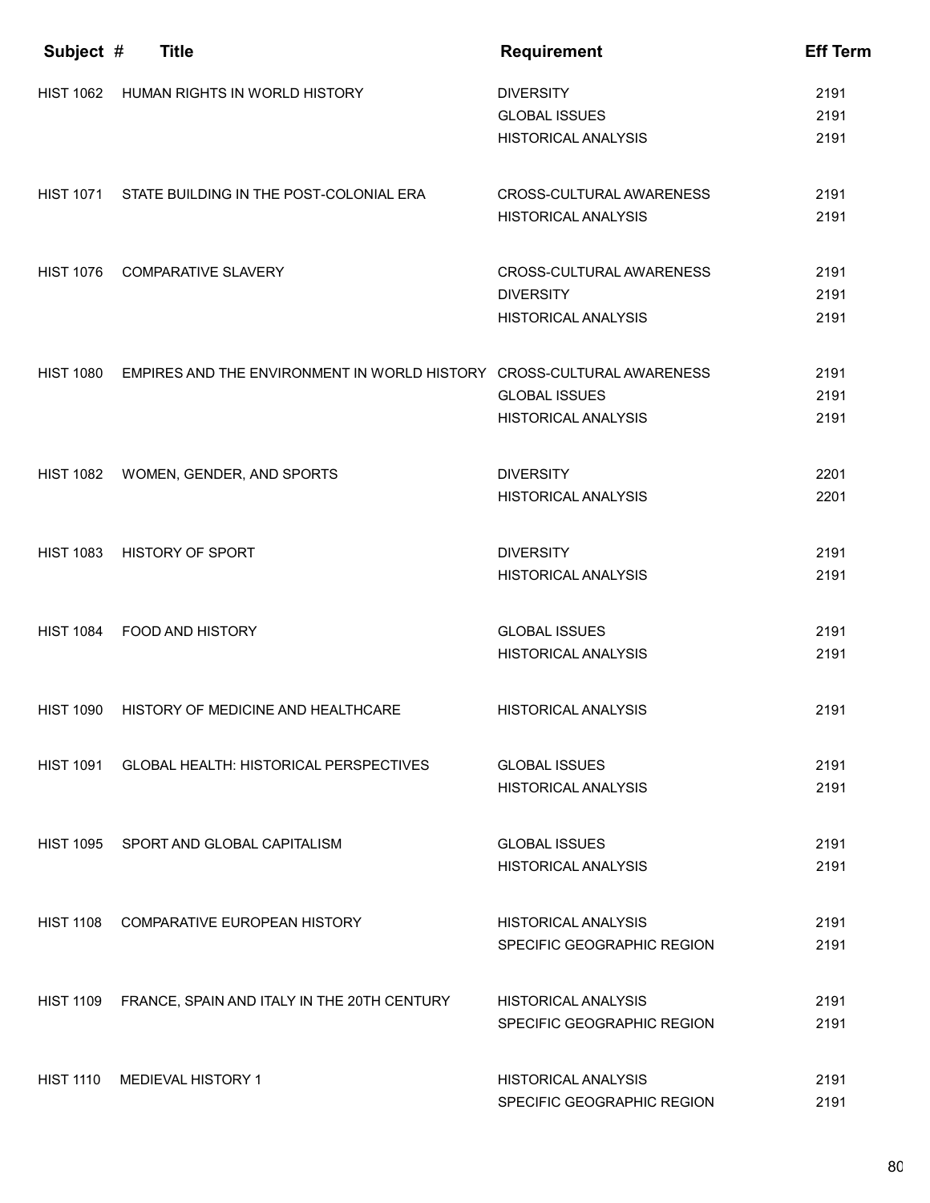| Subject # | Title | Requirement | Eff Term |
| --- | --- | --- | --- |
| HIST 1062 | HUMAN RIGHTS IN WORLD HISTORY | DIVERSITY | 2191 |
| | | GLOBAL ISSUES | 2191 |
| | | HISTORICAL ANALYSIS | 2191 |
| HIST 1071 | STATE BUILDING IN THE POST-COLONIAL ERA | CROSS-CULTURAL AWARENESS | 2191 |
| | | HISTORICAL ANALYSIS | 2191 |
| HIST 1076 | COMPARATIVE SLAVERY | CROSS-CULTURAL AWARENESS | 2191 |
| | | DIVERSITY | 2191 |
| | | HISTORICAL ANALYSIS | 2191 |
| HIST 1080 | EMPIRES AND THE ENVIRONMENT IN WORLD HISTORY | CROSS-CULTURAL AWARENESS | 2191 |
| | | GLOBAL ISSUES | 2191 |
| | | HISTORICAL ANALYSIS | 2191 |
| HIST 1082 | WOMEN, GENDER, AND SPORTS | DIVERSITY | 2201 |
| | | HISTORICAL ANALYSIS | 2201 |
| HIST 1083 | HISTORY OF SPORT | DIVERSITY | 2191 |
| | | HISTORICAL ANALYSIS | 2191 |
| HIST 1084 | FOOD AND HISTORY | GLOBAL ISSUES | 2191 |
| | | HISTORICAL ANALYSIS | 2191 |
| HIST 1090 | HISTORY OF MEDICINE AND HEALTHCARE | HISTORICAL ANALYSIS | 2191 |
| HIST 1091 | GLOBAL HEALTH: HISTORICAL PERSPECTIVES | GLOBAL ISSUES | 2191 |
| | | HISTORICAL ANALYSIS | 2191 |
| HIST 1095 | SPORT AND GLOBAL CAPITALISM | GLOBAL ISSUES | 2191 |
| | | HISTORICAL ANALYSIS | 2191 |
| HIST 1108 | COMPARATIVE EUROPEAN HISTORY | HISTORICAL ANALYSIS | 2191 |
| | | SPECIFIC GEOGRAPHIC REGION | 2191 |
| HIST 1109 | FRANCE, SPAIN AND ITALY IN THE 20TH CENTURY | HISTORICAL ANALYSIS | 2191 |
| | | SPECIFIC GEOGRAPHIC REGION | 2191 |
| HIST 1110 | MEDIEVAL HISTORY 1 | HISTORICAL ANALYSIS | 2191 |
| | | SPECIFIC GEOGRAPHIC REGION | 2191 |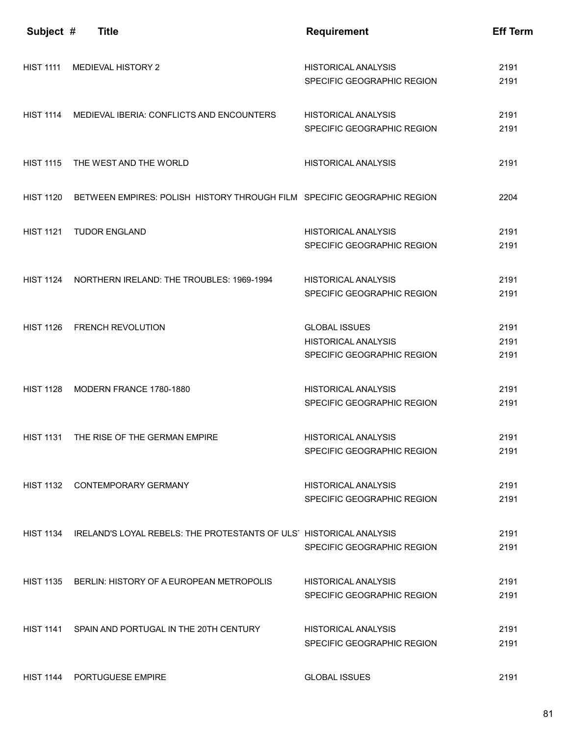| Subject # | Title | Requirement | Eff Term |
|---|---|---|---|
| HIST 1111 | MEDIEVAL HISTORY 2 | HISTORICAL ANALYSIS | 2191 |
| | | SPECIFIC GEOGRAPHIC REGION | 2191 |
| HIST 1114 | MEDIEVAL IBERIA: CONFLICTS AND ENCOUNTERS | HISTORICAL ANALYSIS | 2191 |
| | | SPECIFIC GEOGRAPHIC REGION | 2191 |
| HIST 1115 | THE WEST AND THE WORLD | HISTORICAL ANALYSIS | 2191 |
| HIST 1120 | BETWEEN EMPIRES: POLISH HISTORY THROUGH FILM | SPECIFIC GEOGRAPHIC REGION | 2204 |
| HIST 1121 | TUDOR ENGLAND | HISTORICAL ANALYSIS | 2191 |
| | | SPECIFIC GEOGRAPHIC REGION | 2191 |
| HIST 1124 | NORTHERN IRELAND: THE TROUBLES: 1969-1994 | HISTORICAL ANALYSIS | 2191 |
| | | SPECIFIC GEOGRAPHIC REGION | 2191 |
| HIST 1126 | FRENCH REVOLUTION | GLOBAL ISSUES | 2191 |
| | | HISTORICAL ANALYSIS | 2191 |
| | | SPECIFIC GEOGRAPHIC REGION | 2191 |
| HIST 1128 | MODERN FRANCE 1780-1880 | HISTORICAL ANALYSIS | 2191 |
| | | SPECIFIC GEOGRAPHIC REGION | 2191 |
| HIST 1131 | THE RISE OF THE GERMAN EMPIRE | HISTORICAL ANALYSIS | 2191 |
| | | SPECIFIC GEOGRAPHIC REGION | 2191 |
| HIST 1132 | CONTEMPORARY GERMANY | HISTORICAL ANALYSIS | 2191 |
| | | SPECIFIC GEOGRAPHIC REGION | 2191 |
| HIST 1134 | IRELAND'S LOYAL REBELS: THE PROTESTANTS OF ULS | HISTORICAL ANALYSIS | 2191 |
| | | SPECIFIC GEOGRAPHIC REGION | 2191 |
| HIST 1135 | BERLIN: HISTORY OF A EUROPEAN METROPOLIS | HISTORICAL ANALYSIS | 2191 |
| | | SPECIFIC GEOGRAPHIC REGION | 2191 |
| HIST 1141 | SPAIN AND PORTUGAL IN THE 20TH CENTURY | HISTORICAL ANALYSIS | 2191 |
| | | SPECIFIC GEOGRAPHIC REGION | 2191 |
| HIST 1144 | PORTUGUESE EMPIRE | GLOBAL ISSUES | 2191 |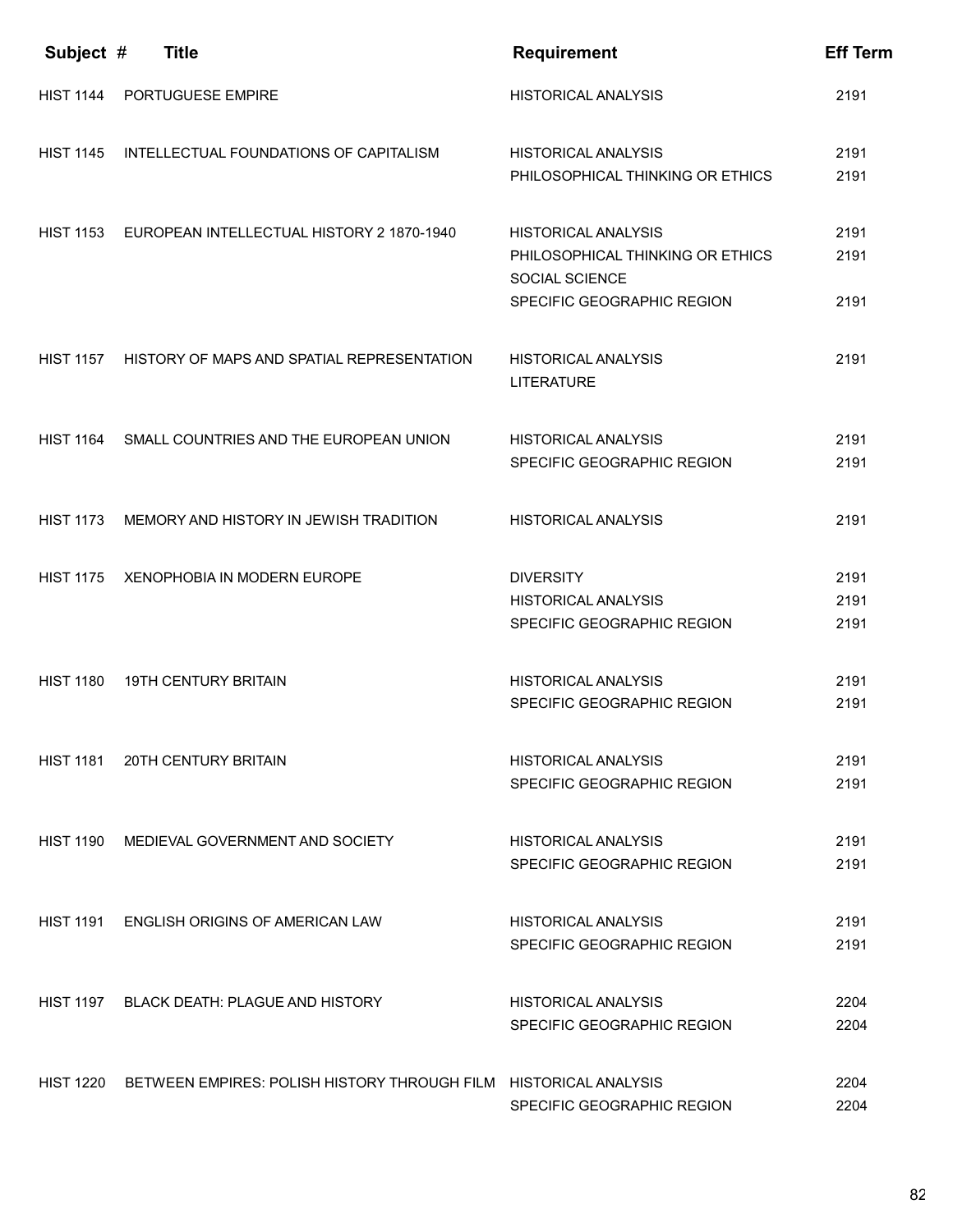| Subject # | Title | Requirement | Eff Term |
|---|---|---|---|
| HIST 1144 | PORTUGUESE EMPIRE | HISTORICAL ANALYSIS | 2191 |
| HIST 1145 | INTELLECTUAL FOUNDATIONS OF CAPITALISM | HISTORICAL ANALYSIS | 2191 |
| | | PHILOSOPHICAL THINKING OR ETHICS | 2191 |
| HIST 1153 | EUROPEAN INTELLECTUAL HISTORY 2 1870-1940 | HISTORICAL ANALYSIS | 2191 |
| | | PHILOSOPHICAL THINKING OR ETHICS | 2191 |
| | | SOCIAL SCIENCE | |
| | | SPECIFIC GEOGRAPHIC REGION | 2191 |
| HIST 1157 | HISTORY OF MAPS AND SPATIAL REPRESENTATION | HISTORICAL ANALYSIS | 2191 |
| | | LITERATURE | |
| HIST 1164 | SMALL COUNTRIES AND THE EUROPEAN UNION | HISTORICAL ANALYSIS | 2191 |
| | | SPECIFIC GEOGRAPHIC REGION | 2191 |
| HIST 1173 | MEMORY AND HISTORY IN JEWISH TRADITION | HISTORICAL ANALYSIS | 2191 |
| HIST 1175 | XENOPHOBIA IN MODERN EUROPE | DIVERSITY | 2191 |
| | | HISTORICAL ANALYSIS | 2191 |
| | | SPECIFIC GEOGRAPHIC REGION | 2191 |
| HIST 1180 | 19TH CENTURY BRITAIN | HISTORICAL ANALYSIS | 2191 |
| | | SPECIFIC GEOGRAPHIC REGION | 2191 |
| HIST 1181 | 20TH CENTURY BRITAIN | HISTORICAL ANALYSIS | 2191 |
| | | SPECIFIC GEOGRAPHIC REGION | 2191 |
| HIST 1190 | MEDIEVAL GOVERNMENT AND SOCIETY | HISTORICAL ANALYSIS | 2191 |
| | | SPECIFIC GEOGRAPHIC REGION | 2191 |
| HIST 1191 | ENGLISH ORIGINS OF AMERICAN LAW | HISTORICAL ANALYSIS | 2191 |
| | | SPECIFIC GEOGRAPHIC REGION | 2191 |
| HIST 1197 | BLACK DEATH: PLAGUE AND HISTORY | HISTORICAL ANALYSIS | 2204 |
| | | SPECIFIC GEOGRAPHIC REGION | 2204 |
| HIST 1220 | BETWEEN EMPIRES: POLISH HISTORY THROUGH FILM | HISTORICAL ANALYSIS | 2204 |
| | | SPECIFIC GEOGRAPHIC REGION | 2204 |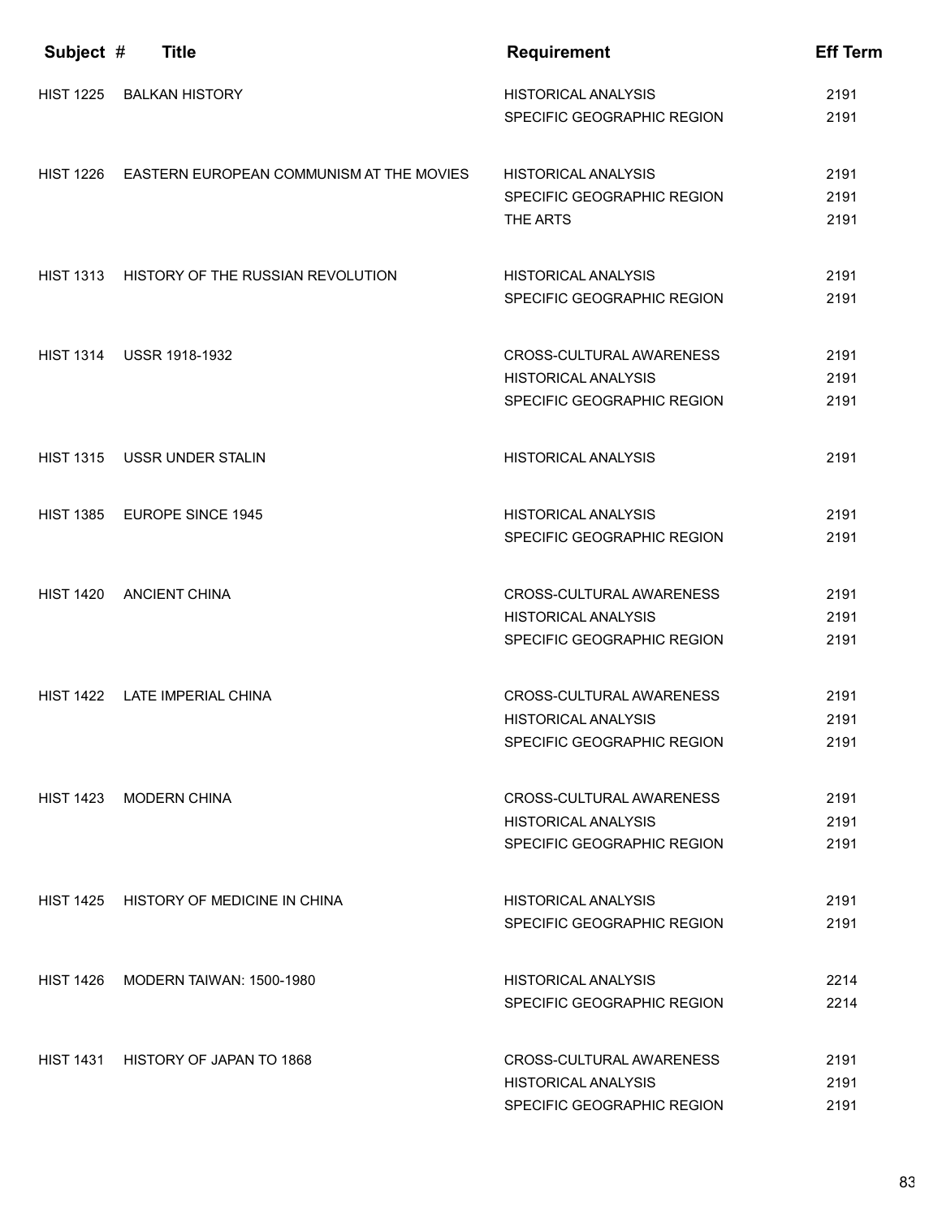| Subject # | Title | Requirement | Eff Term |
|---|---|---|---|
| HIST 1225 | BALKAN HISTORY | HISTORICAL ANALYSIS | 2191 |
| | | SPECIFIC GEOGRAPHIC REGION | 2191 |
| HIST 1226 | EASTERN EUROPEAN COMMUNISM AT THE MOVIES | HISTORICAL ANALYSIS | 2191 |
| | | SPECIFIC GEOGRAPHIC REGION | 2191 |
| | | THE ARTS | 2191 |
| HIST 1313 | HISTORY OF THE RUSSIAN REVOLUTION | HISTORICAL ANALYSIS | 2191 |
| | | SPECIFIC GEOGRAPHIC REGION | 2191 |
| HIST 1314 | USSR 1918-1932 | CROSS-CULTURAL AWARENESS | 2191 |
| | | HISTORICAL ANALYSIS | 2191 |
| | | SPECIFIC GEOGRAPHIC REGION | 2191 |
| HIST 1315 | USSR UNDER STALIN | HISTORICAL ANALYSIS | 2191 |
| HIST 1385 | EUROPE SINCE 1945 | HISTORICAL ANALYSIS | 2191 |
| | | SPECIFIC GEOGRAPHIC REGION | 2191 |
| HIST 1420 | ANCIENT CHINA | CROSS-CULTURAL AWARENESS | 2191 |
| | | HISTORICAL ANALYSIS | 2191 |
| | | SPECIFIC GEOGRAPHIC REGION | 2191 |
| HIST 1422 | LATE IMPERIAL CHINA | CROSS-CULTURAL AWARENESS | 2191 |
| | | HISTORICAL ANALYSIS | 2191 |
| | | SPECIFIC GEOGRAPHIC REGION | 2191 |
| HIST 1423 | MODERN CHINA | CROSS-CULTURAL AWARENESS | 2191 |
| | | HISTORICAL ANALYSIS | 2191 |
| | | SPECIFIC GEOGRAPHIC REGION | 2191 |
| HIST 1425 | HISTORY OF MEDICINE IN CHINA | HISTORICAL ANALYSIS | 2191 |
| | | SPECIFIC GEOGRAPHIC REGION | 2191 |
| HIST 1426 | MODERN TAIWAN: 1500-1980 | HISTORICAL ANALYSIS | 2214 |
| | | SPECIFIC GEOGRAPHIC REGION | 2214 |
| HIST 1431 | HISTORY OF JAPAN TO 1868 | CROSS-CULTURAL AWARENESS | 2191 |
| | | HISTORICAL ANALYSIS | 2191 |
| | | SPECIFIC GEOGRAPHIC REGION | 2191 |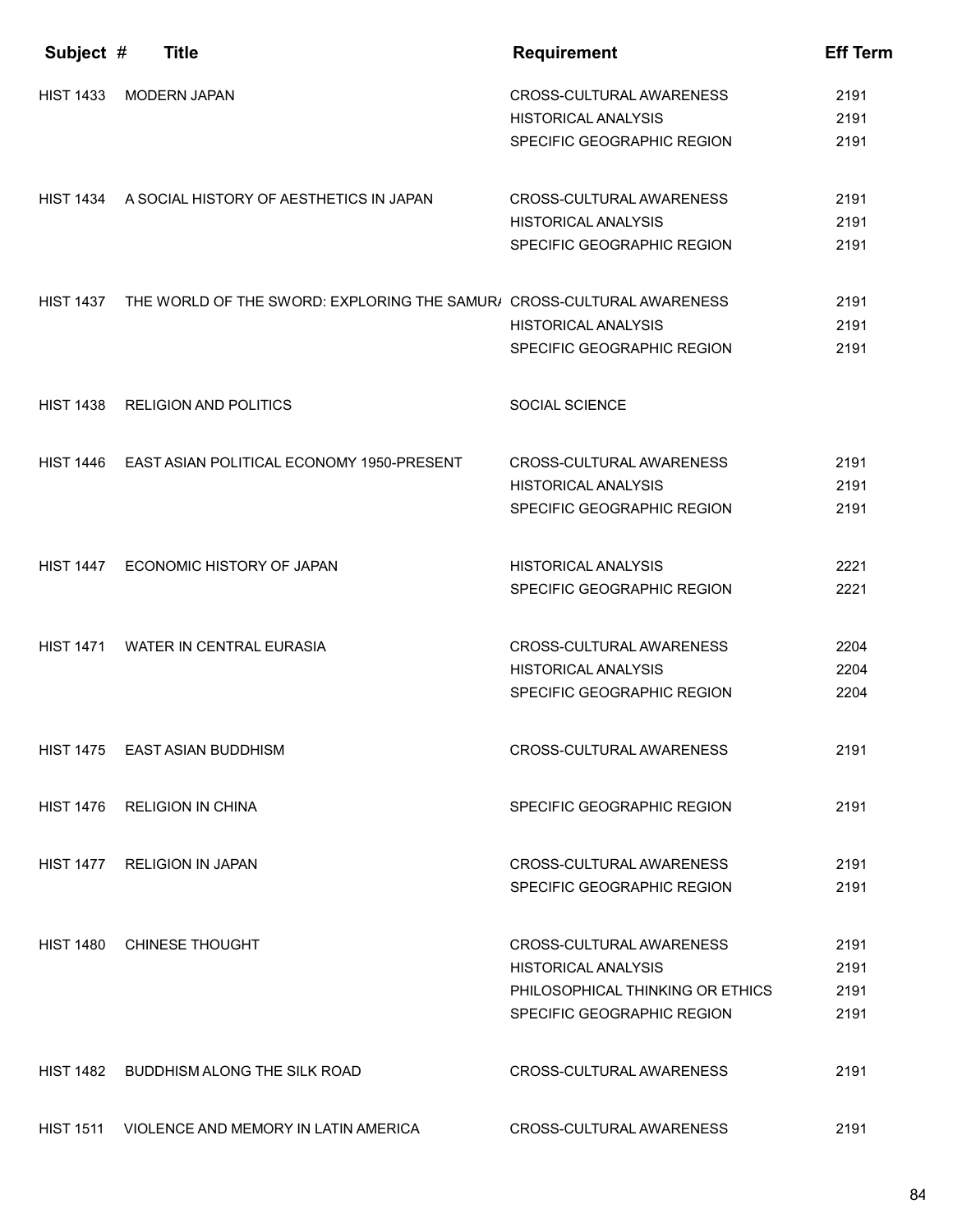| Subject # | Title | Requirement | Eff Term |
|---|---|---|---|
| HIST 1433 | MODERN JAPAN | CROSS-CULTURAL AWARENESS | 2191 |
| | | HISTORICAL ANALYSIS | 2191 |
| | | SPECIFIC GEOGRAPHIC REGION | 2191 |
| HIST 1434 | A SOCIAL HISTORY OF AESTHETICS IN JAPAN | CROSS-CULTURAL AWARENESS | 2191 |
| | | HISTORICAL ANALYSIS | 2191 |
| | | SPECIFIC GEOGRAPHIC REGION | 2191 |
| HIST 1437 | THE WORLD OF THE SWORD: EXPLORING THE SAMUR/ | CROSS-CULTURAL AWARENESS | 2191 |
| | | HISTORICAL ANALYSIS | 2191 |
| | | SPECIFIC GEOGRAPHIC REGION | 2191 |
| HIST 1438 | RELIGION AND POLITICS | SOCIAL SCIENCE | |
| HIST 1446 | EAST ASIAN POLITICAL ECONOMY 1950-PRESENT | CROSS-CULTURAL AWARENESS | 2191 |
| | | HISTORICAL ANALYSIS | 2191 |
| | | SPECIFIC GEOGRAPHIC REGION | 2191 |
| HIST 1447 | ECONOMIC HISTORY OF JAPAN | HISTORICAL ANALYSIS | 2221 |
| | | SPECIFIC GEOGRAPHIC REGION | 2221 |
| HIST 1471 | WATER IN CENTRAL EURASIA | CROSS-CULTURAL AWARENESS | 2204 |
| | | HISTORICAL ANALYSIS | 2204 |
| | | SPECIFIC GEOGRAPHIC REGION | 2204 |
| HIST 1475 | EAST ASIAN BUDDHISM | CROSS-CULTURAL AWARENESS | 2191 |
| HIST 1476 | RELIGION IN CHINA | SPECIFIC GEOGRAPHIC REGION | 2191 |
| HIST 1477 | RELIGION IN JAPAN | CROSS-CULTURAL AWARENESS | 2191 |
| | | SPECIFIC GEOGRAPHIC REGION | 2191 |
| HIST 1480 | CHINESE THOUGHT | CROSS-CULTURAL AWARENESS | 2191 |
| | | HISTORICAL ANALYSIS | 2191 |
| | | PHILOSOPHICAL THINKING OR ETHICS | 2191 |
| | | SPECIFIC GEOGRAPHIC REGION | 2191 |
| HIST 1482 | BUDDHISM ALONG THE SILK ROAD | CROSS-CULTURAL AWARENESS | 2191 |
| HIST 1511 | VIOLENCE AND MEMORY IN LATIN AMERICA | CROSS-CULTURAL AWARENESS | 2191 |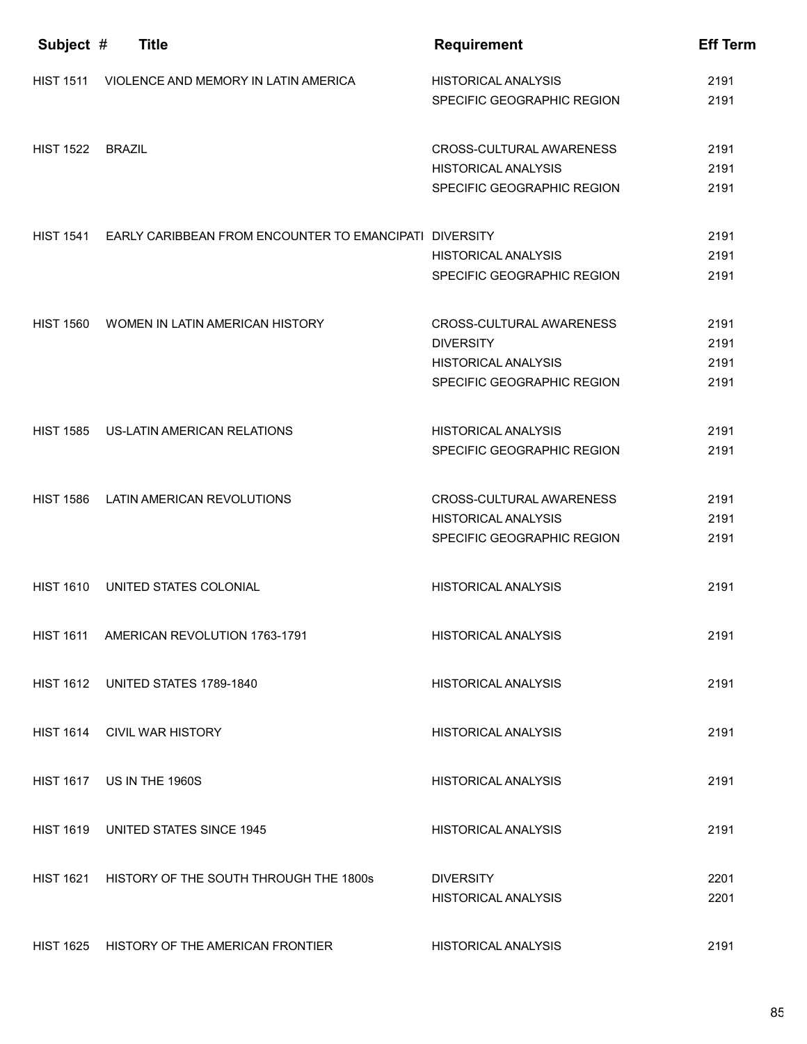| Subject # | Title | Requirement | Eff Term |
|---|---|---|---|
| HIST 1511 | VIOLENCE AND MEMORY IN LATIN AMERICA | HISTORICAL ANALYSIS | 2191 |
| | | SPECIFIC GEOGRAPHIC REGION | 2191 |
| HIST 1522 | BRAZIL | CROSS-CULTURAL AWARENESS | 2191 |
| | | HISTORICAL ANALYSIS | 2191 |
| | | SPECIFIC GEOGRAPHIC REGION | 2191 |
| HIST 1541 | EARLY CARIBBEAN FROM ENCOUNTER TO EMANCIPATI | DIVERSITY | 2191 |
| | | HISTORICAL ANALYSIS | 2191 |
| | | SPECIFIC GEOGRAPHIC REGION | 2191 |
| HIST 1560 | WOMEN IN LATIN AMERICAN HISTORY | CROSS-CULTURAL AWARENESS | 2191 |
| | | DIVERSITY | 2191 |
| | | HISTORICAL ANALYSIS | 2191 |
| | | SPECIFIC GEOGRAPHIC REGION | 2191 |
| HIST 1585 | US-LATIN AMERICAN RELATIONS | HISTORICAL ANALYSIS | 2191 |
| | | SPECIFIC GEOGRAPHIC REGION | 2191 |
| HIST 1586 | LATIN AMERICAN REVOLUTIONS | CROSS-CULTURAL AWARENESS | 2191 |
| | | HISTORICAL ANALYSIS | 2191 |
| | | SPECIFIC GEOGRAPHIC REGION | 2191 |
| HIST 1610 | UNITED STATES COLONIAL | HISTORICAL ANALYSIS | 2191 |
| HIST 1611 | AMERICAN REVOLUTION 1763-1791 | HISTORICAL ANALYSIS | 2191 |
| HIST 1612 | UNITED STATES 1789-1840 | HISTORICAL ANALYSIS | 2191 |
| HIST 1614 | CIVIL WAR HISTORY | HISTORICAL ANALYSIS | 2191 |
| HIST 1617 | US IN THE 1960S | HISTORICAL ANALYSIS | 2191 |
| HIST 1619 | UNITED STATES SINCE 1945 | HISTORICAL ANALYSIS | 2191 |
| HIST 1621 | HISTORY OF THE SOUTH THROUGH THE 1800s | DIVERSITY | 2201 |
| | | HISTORICAL ANALYSIS | 2201 |
| HIST 1625 | HISTORY OF THE AMERICAN FRONTIER | HISTORICAL ANALYSIS | 2191 |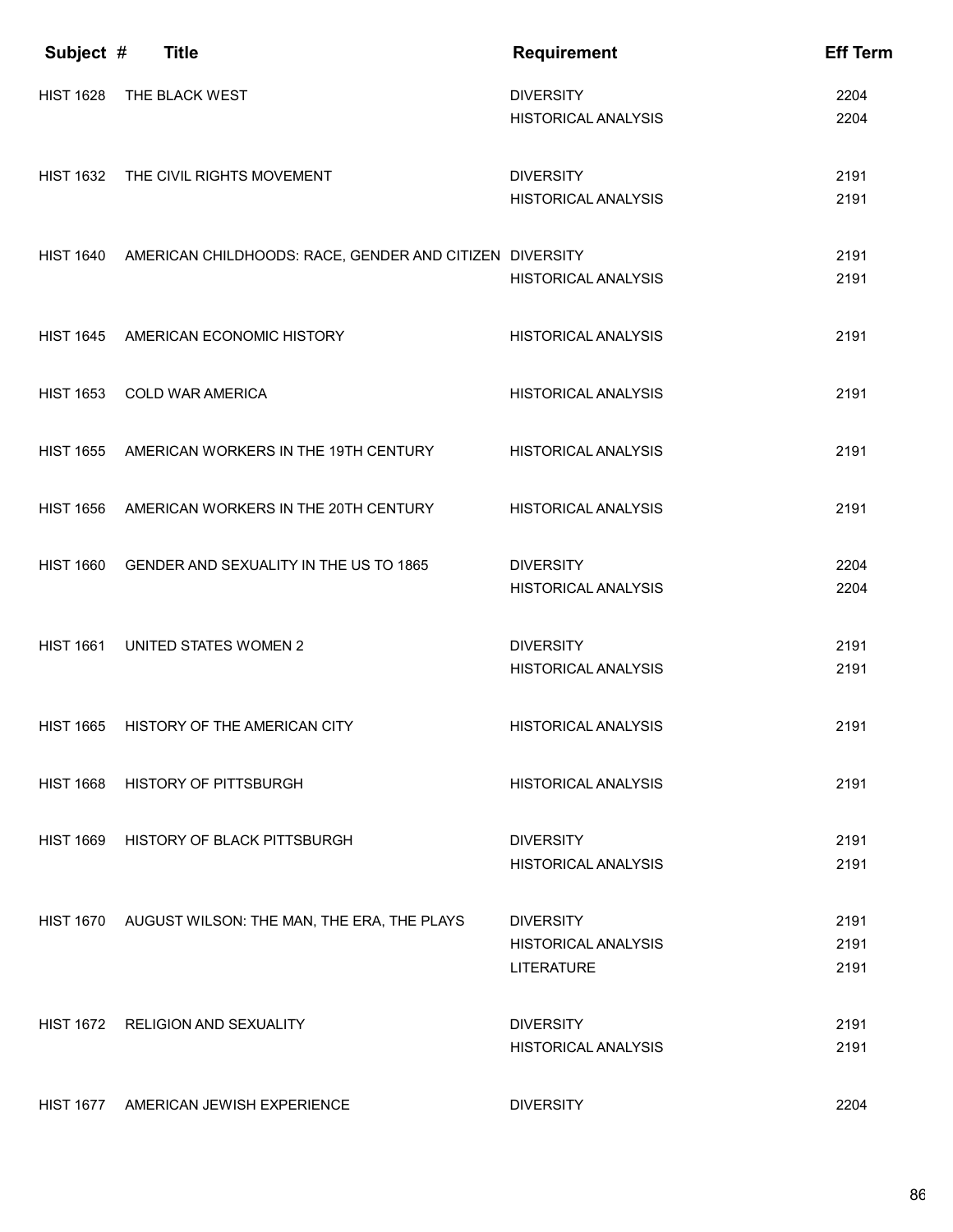| Subject # | Title | Requirement | Eff Term |
|---|---|---|---|
| HIST 1628 | THE BLACK WEST | DIVERSITY | 2204 |
| | | HISTORICAL ANALYSIS | 2204 |
| HIST 1632 | THE CIVIL RIGHTS MOVEMENT | DIVERSITY | 2191 |
| | | HISTORICAL ANALYSIS | 2191 |
| HIST 1640 | AMERICAN CHILDHOODS: RACE, GENDER AND CITIZEN | DIVERSITY | 2191 |
| | | HISTORICAL ANALYSIS | 2191 |
| HIST 1645 | AMERICAN ECONOMIC HISTORY | HISTORICAL ANALYSIS | 2191 |
| HIST 1653 | COLD WAR AMERICA | HISTORICAL ANALYSIS | 2191 |
| HIST 1655 | AMERICAN WORKERS IN THE 19TH CENTURY | HISTORICAL ANALYSIS | 2191 |
| HIST 1656 | AMERICAN WORKERS IN THE 20TH CENTURY | HISTORICAL ANALYSIS | 2191 |
| HIST 1660 | GENDER AND SEXUALITY IN THE US TO 1865 | DIVERSITY | 2204 |
| | | HISTORICAL ANALYSIS | 2204 |
| HIST 1661 | UNITED STATES WOMEN 2 | DIVERSITY | 2191 |
| | | HISTORICAL ANALYSIS | 2191 |
| HIST 1665 | HISTORY OF THE AMERICAN CITY | HISTORICAL ANALYSIS | 2191 |
| HIST 1668 | HISTORY OF PITTSBURGH | HISTORICAL ANALYSIS | 2191 |
| HIST 1669 | HISTORY OF BLACK PITTSBURGH | DIVERSITY | 2191 |
| | | HISTORICAL ANALYSIS | 2191 |
| HIST 1670 | AUGUST WILSON: THE MAN, THE ERA, THE PLAYS | DIVERSITY | 2191 |
| | | HISTORICAL ANALYSIS | 2191 |
| | | LITERATURE | 2191 |
| HIST 1672 | RELIGION AND SEXUALITY | DIVERSITY | 2191 |
| | | HISTORICAL ANALYSIS | 2191 |
| HIST 1677 | AMERICAN JEWISH EXPERIENCE | DIVERSITY | 2204 |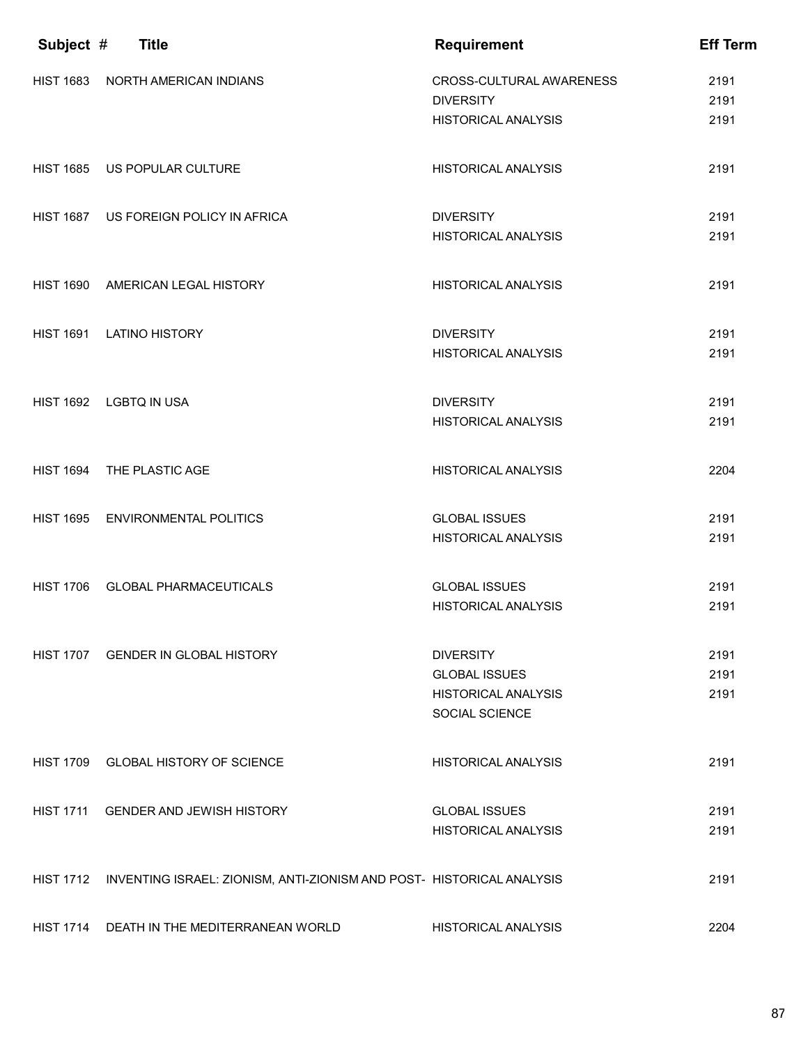| Subject # | Title | Requirement | Eff Term |
|---|---|---|---|
| HIST 1683 | NORTH AMERICAN INDIANS | CROSS-CULTURAL AWARENESS | 2191 |
| | | DIVERSITY | 2191 |
| | | HISTORICAL ANALYSIS | 2191 |
| HIST 1685 | US POPULAR CULTURE | HISTORICAL ANALYSIS | 2191 |
| HIST 1687 | US FOREIGN POLICY IN AFRICA | DIVERSITY | 2191 |
| | | HISTORICAL ANALYSIS | 2191 |
| HIST 1690 | AMERICAN LEGAL HISTORY | HISTORICAL ANALYSIS | 2191 |
| HIST 1691 | LATINO HISTORY | DIVERSITY | 2191 |
| | | HISTORICAL ANALYSIS | 2191 |
| HIST 1692 | LGBTQ IN USA | DIVERSITY | 2191 |
| | | HISTORICAL ANALYSIS | 2191 |
| HIST 1694 | THE PLASTIC AGE | HISTORICAL ANALYSIS | 2204 |
| HIST 1695 | ENVIRONMENTAL POLITICS | GLOBAL ISSUES | 2191 |
| | | HISTORICAL ANALYSIS | 2191 |
| HIST 1706 | GLOBAL PHARMACEUTICALS | GLOBAL ISSUES | 2191 |
| | | HISTORICAL ANALYSIS | 2191 |
| HIST 1707 | GENDER IN GLOBAL HISTORY | DIVERSITY | 2191 |
| | | GLOBAL ISSUES | 2191 |
| | | HISTORICAL ANALYSIS | 2191 |
| | | SOCIAL SCIENCE | |
| HIST 1709 | GLOBAL HISTORY OF SCIENCE | HISTORICAL ANALYSIS | 2191 |
| HIST 1711 | GENDER AND JEWISH HISTORY | GLOBAL ISSUES | 2191 |
| | | HISTORICAL ANALYSIS | 2191 |
| HIST 1712 | INVENTING ISRAEL: ZIONISM, ANTI-ZIONISM AND POST- | HISTORICAL ANALYSIS | 2191 |
| HIST 1714 | DEATH IN THE MEDITERRANEAN WORLD | HISTORICAL ANALYSIS | 2204 |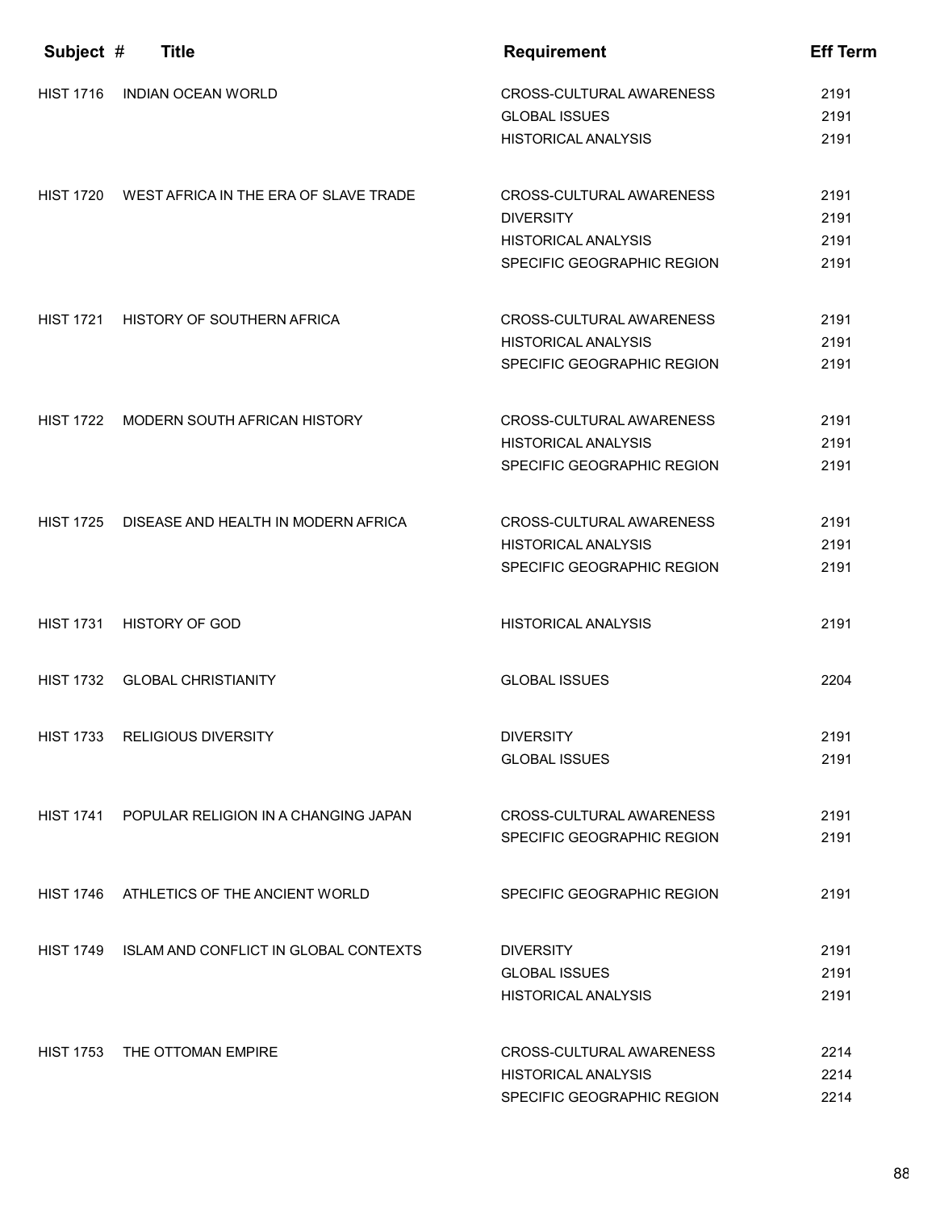| Subject # | Title | Requirement | Eff Term |
|---|---|---|---|
| HIST 1716 | INDIAN OCEAN WORLD | CROSS-CULTURAL AWARENESS | 2191 |
| | | GLOBAL ISSUES | 2191 |
| | | HISTORICAL ANALYSIS | 2191 |
| HIST 1720 | WEST AFRICA IN THE ERA OF SLAVE TRADE | CROSS-CULTURAL AWARENESS | 2191 |
| | | DIVERSITY | 2191 |
| | | HISTORICAL ANALYSIS | 2191 |
| | | SPECIFIC GEOGRAPHIC REGION | 2191 |
| HIST 1721 | HISTORY OF SOUTHERN AFRICA | CROSS-CULTURAL AWARENESS | 2191 |
| | | HISTORICAL ANALYSIS | 2191 |
| | | SPECIFIC GEOGRAPHIC REGION | 2191 |
| HIST 1722 | MODERN SOUTH AFRICAN HISTORY | CROSS-CULTURAL AWARENESS | 2191 |
| | | HISTORICAL ANALYSIS | 2191 |
| | | SPECIFIC GEOGRAPHIC REGION | 2191 |
| HIST 1725 | DISEASE AND HEALTH IN MODERN AFRICA | CROSS-CULTURAL AWARENESS | 2191 |
| | | HISTORICAL ANALYSIS | 2191 |
| | | SPECIFIC GEOGRAPHIC REGION | 2191 |
| HIST 1731 | HISTORY OF GOD | HISTORICAL ANALYSIS | 2191 |
| HIST 1732 | GLOBAL CHRISTIANITY | GLOBAL ISSUES | 2204 |
| HIST 1733 | RELIGIOUS DIVERSITY | DIVERSITY | 2191 |
| | | GLOBAL ISSUES | 2191 |
| HIST 1741 | POPULAR RELIGION IN A CHANGING JAPAN | CROSS-CULTURAL AWARENESS | 2191 |
| | | SPECIFIC GEOGRAPHIC REGION | 2191 |
| HIST 1746 | ATHLETICS OF THE ANCIENT WORLD | SPECIFIC GEOGRAPHIC REGION | 2191 |
| HIST 1749 | ISLAM AND CONFLICT IN GLOBAL CONTEXTS | DIVERSITY | 2191 |
| | | GLOBAL ISSUES | 2191 |
| | | HISTORICAL ANALYSIS | 2191 |
| HIST 1753 | THE OTTOMAN EMPIRE | CROSS-CULTURAL AWARENESS | 2214 |
| | | HISTORICAL ANALYSIS | 2214 |
| | | SPECIFIC GEOGRAPHIC REGION | 2214 |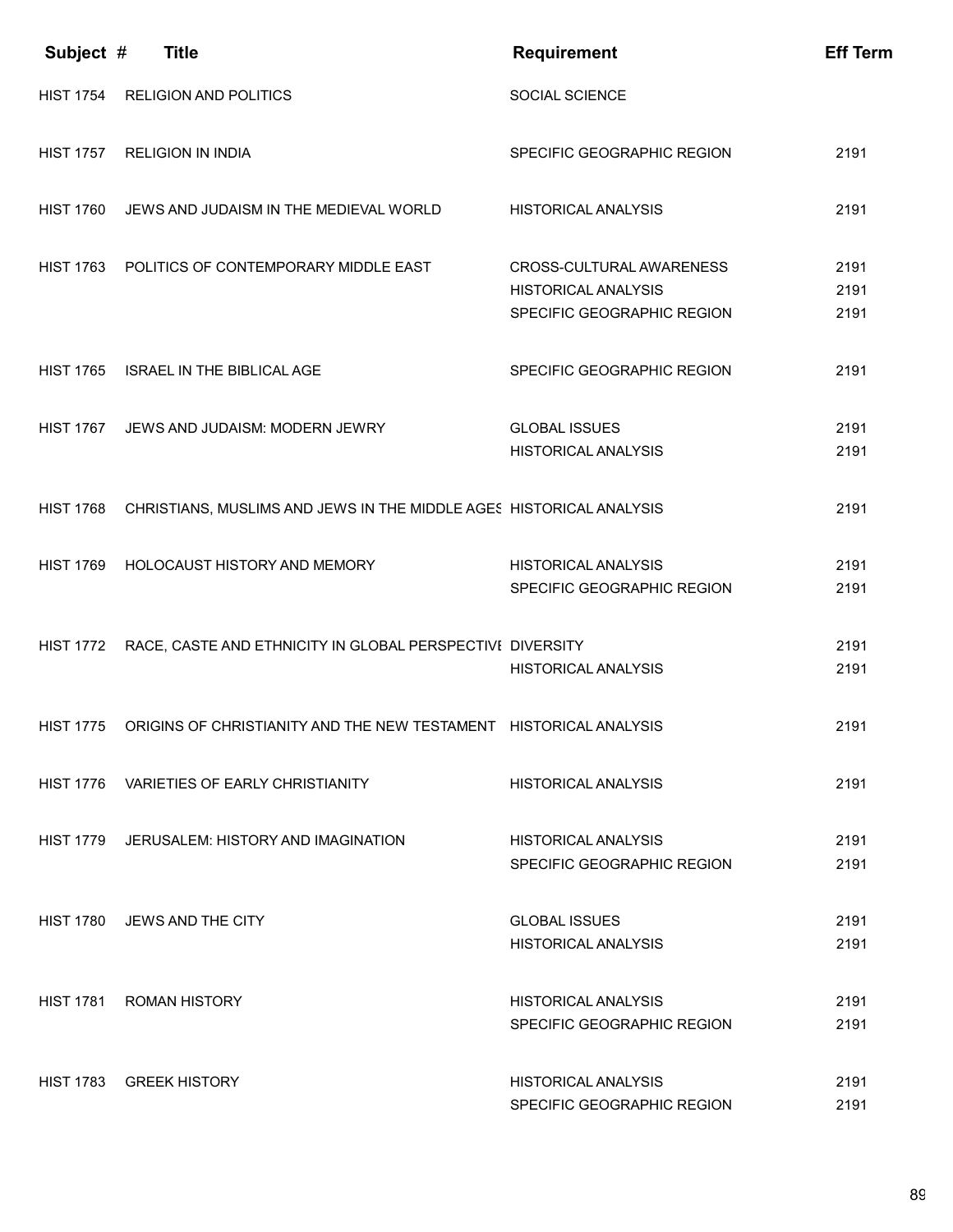| Subject # | Title | Requirement | Eff Term |
|---|---|---|---|
| HIST 1754 | RELIGION AND POLITICS | SOCIAL SCIENCE | |
| HIST 1757 | RELIGION IN INDIA | SPECIFIC GEOGRAPHIC REGION | 2191 |
| HIST 1760 | JEWS AND JUDAISM IN THE MEDIEVAL WORLD | HISTORICAL ANALYSIS | 2191 |
| HIST 1763 | POLITICS OF CONTEMPORARY MIDDLE EAST | CROSS-CULTURAL AWARENESS | 2191 |
| | | HISTORICAL ANALYSIS | 2191 |
| | | SPECIFIC GEOGRAPHIC REGION | 2191 |
| HIST 1765 | ISRAEL IN THE BIBLICAL AGE | SPECIFIC GEOGRAPHIC REGION | 2191 |
| HIST 1767 | JEWS AND JUDAISM: MODERN JEWRY | GLOBAL ISSUES | 2191 |
| | | HISTORICAL ANALYSIS | 2191 |
| HIST 1768 | CHRISTIANS, MUSLIMS AND JEWS IN THE MIDDLE AGES | HISTORICAL ANALYSIS | 2191 |
| HIST 1769 | HOLOCAUST HISTORY AND MEMORY | HISTORICAL ANALYSIS | 2191 |
| | | SPECIFIC GEOGRAPHIC REGION | 2191 |
| HIST 1772 | RACE, CASTE AND ETHNICITY IN GLOBAL PERSPECTIVE | DIVERSITY | 2191 |
| | | HISTORICAL ANALYSIS | 2191 |
| HIST 1775 | ORIGINS OF CHRISTIANITY AND THE NEW TESTAMENT | HISTORICAL ANALYSIS | 2191 |
| HIST 1776 | VARIETIES OF EARLY CHRISTIANITY | HISTORICAL ANALYSIS | 2191 |
| HIST 1779 | JERUSALEM: HISTORY AND IMAGINATION | HISTORICAL ANALYSIS | 2191 |
| | | SPECIFIC GEOGRAPHIC REGION | 2191 |
| HIST 1780 | JEWS AND THE CITY | GLOBAL ISSUES | 2191 |
| | | HISTORICAL ANALYSIS | 2191 |
| HIST 1781 | ROMAN HISTORY | HISTORICAL ANALYSIS | 2191 |
| | | SPECIFIC GEOGRAPHIC REGION | 2191 |
| HIST 1783 | GREEK HISTORY | HISTORICAL ANALYSIS | 2191 |
| | | SPECIFIC GEOGRAPHIC REGION | 2191 |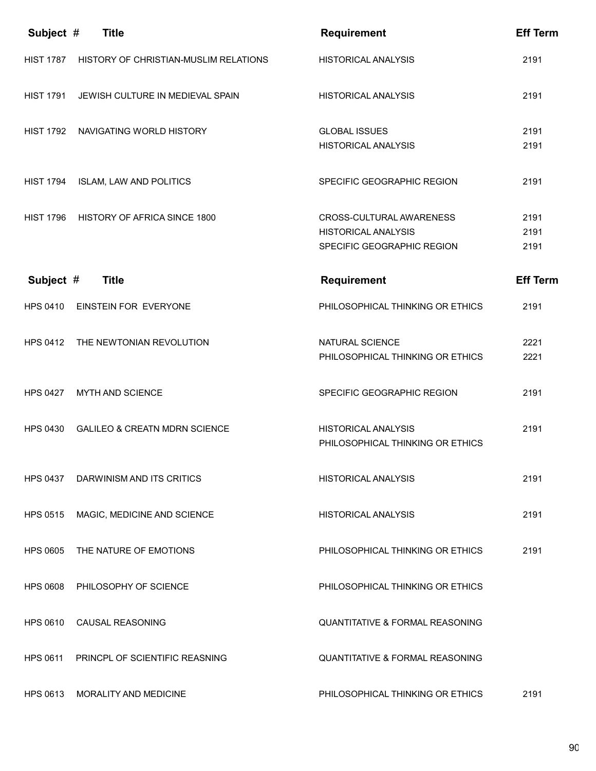| Subject # | Title | Requirement | Eff Term |
|---|---|---|---|
| HIST 1787 | HISTORY OF CHRISTIAN-MUSLIM RELATIONS | HISTORICAL ANALYSIS | 2191 |
| HIST 1791 | JEWISH CULTURE IN MEDIEVAL SPAIN | HISTORICAL ANALYSIS | 2191 |
| HIST 1792 | NAVIGATING WORLD HISTORY | GLOBAL ISSUES | 2191 |
| | | HISTORICAL ANALYSIS | 2191 |
| HIST 1794 | ISLAM, LAW AND POLITICS | SPECIFIC GEOGRAPHIC REGION | 2191 |
| HIST 1796 | HISTORY OF AFRICA SINCE 1800 | CROSS-CULTURAL AWARENESS | 2191 |
| | | HISTORICAL ANALYSIS | 2191 |
| | | SPECIFIC GEOGRAPHIC REGION | 2191 |

| Subject # | Title | Requirement | Eff Term |
|---|---|---|---|
| HPS 0410 | EINSTEIN FOR EVERYONE | PHILOSOPHICAL THINKING OR ETHICS | 2191 |
| HPS 0412 | THE NEWTONIAN REVOLUTION | NATURAL SCIENCE | 2221 |
| | | PHILOSOPHICAL THINKING OR ETHICS | 2221 |
| HPS 0427 | MYTH AND SCIENCE | SPECIFIC GEOGRAPHIC REGION | 2191 |
| HPS 0430 | GALILEO & CREATN MDRN SCIENCE | HISTORICAL ANALYSIS | 2191 |
| | | PHILOSOPHICAL THINKING OR ETHICS | |
| HPS 0437 | DARWINISM AND ITS CRITICS | HISTORICAL ANALYSIS | 2191 |
| HPS 0515 | MAGIC, MEDICINE AND SCIENCE | HISTORICAL ANALYSIS | 2191 |
| HPS 0605 | THE NATURE OF EMOTIONS | PHILOSOPHICAL THINKING OR ETHICS | 2191 |
| HPS 0608 | PHILOSOPHY OF SCIENCE | PHILOSOPHICAL THINKING OR ETHICS | |
| HPS 0610 | CAUSAL REASONING | QUANTITATIVE & FORMAL REASONING | |
| HPS 0611 | PRINCPL OF SCIENTIFIC REASNING | QUANTITATIVE & FORMAL REASONING | |
| HPS 0613 | MORALITY AND MEDICINE | PHILOSOPHICAL THINKING OR ETHICS | 2191 |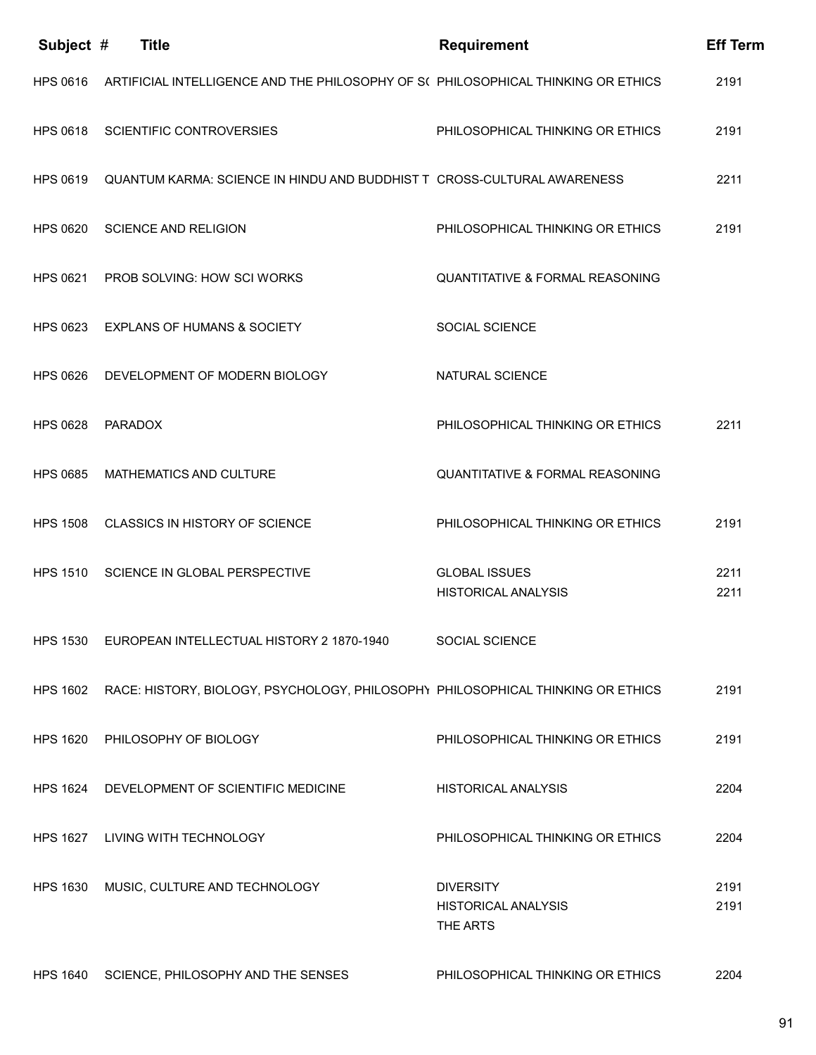| Subject | # | Title | Requirement | Eff Term |
|---|---|---|---|---|
| HPS | 0616 | ARTIFICIAL INTELLIGENCE AND THE PHILOSOPHY OF S( | PHILOSOPHICAL THINKING OR ETHICS | 2191 |
| HPS | 0618 | SCIENTIFIC CONTROVERSIES | PHILOSOPHICAL THINKING OR ETHICS | 2191 |
| HPS | 0619 | QUANTUM KARMA: SCIENCE IN HINDU AND BUDDHIST T | CROSS-CULTURAL AWARENESS | 2211 |
| HPS | 0620 | SCIENCE AND RELIGION | PHILOSOPHICAL THINKING OR ETHICS | 2191 |
| HPS | 0621 | PROB SOLVING: HOW SCI WORKS | QUANTITATIVE & FORMAL REASONING | |
| HPS | 0623 | EXPLANS OF HUMANS & SOCIETY | SOCIAL SCIENCE | |
| HPS | 0626 | DEVELOPMENT OF MODERN BIOLOGY | NATURAL SCIENCE | |
| HPS | 0628 | PARADOX | PHILOSOPHICAL THINKING OR ETHICS | 2211 |
| HPS | 0685 | MATHEMATICS AND CULTURE | QUANTITATIVE & FORMAL REASONING | |
| HPS | 1508 | CLASSICS IN HISTORY OF SCIENCE | PHILOSOPHICAL THINKING OR ETHICS | 2191 |
| HPS | 1510 | SCIENCE IN GLOBAL PERSPECTIVE | GLOBAL ISSUES | 2211 |
| | | | HISTORICAL ANALYSIS | 2211 |
| HPS | 1530 | EUROPEAN INTELLECTUAL HISTORY 2 1870-1940 | SOCIAL SCIENCE | |
| HPS | 1602 | RACE: HISTORY, BIOLOGY, PSYCHOLOGY, PHILOSOPHY | PHILOSOPHICAL THINKING OR ETHICS | 2191 |
| HPS | 1620 | PHILOSOPHY OF BIOLOGY | PHILOSOPHICAL THINKING OR ETHICS | 2191 |
| HPS | 1624 | DEVELOPMENT OF SCIENTIFIC MEDICINE | HISTORICAL ANALYSIS | 2204 |
| HPS | 1627 | LIVING WITH TECHNOLOGY | PHILOSOPHICAL THINKING OR ETHICS | 2204 |
| HPS | 1630 | MUSIC, CULTURE AND TECHNOLOGY | DIVERSITY | 2191 |
| | | | HISTORICAL ANALYSIS | 2191 |
| | | | THE ARTS | |
| HPS | 1640 | SCIENCE, PHILOSOPHY AND THE SENSES | PHILOSOPHICAL THINKING OR ETHICS | 2204 |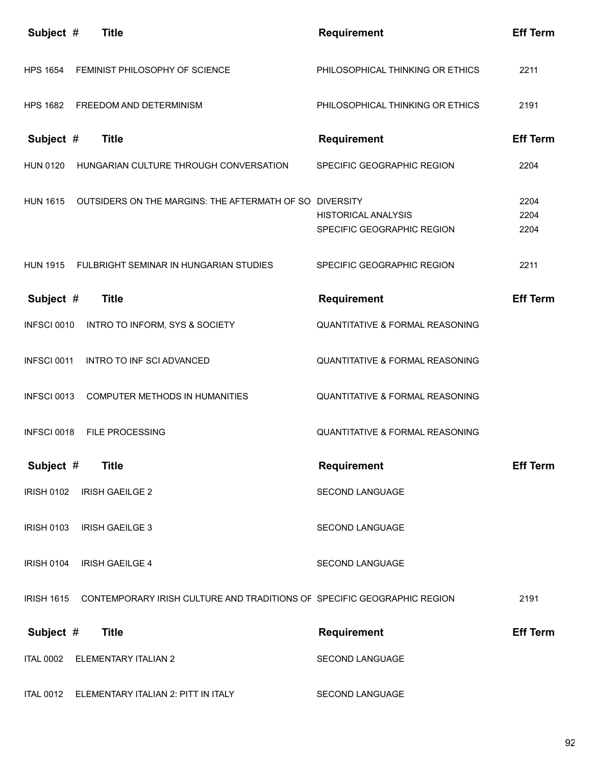| Subject # | Title | Requirement | Eff Term |
|---|---|---|---|
| HPS 1654 | FEMINIST PHILOSOPHY OF SCIENCE | PHILOSOPHICAL THINKING OR ETHICS | 2211 |
| HPS 1682 | FREEDOM AND DETERMINISM | PHILOSOPHICAL THINKING OR ETHICS | 2191 |

| Subject # | Title | Requirement | Eff Term |
|---|---|---|---|
| HUN 0120 | HUNGARIAN CULTURE THROUGH CONVERSATION | SPECIFIC GEOGRAPHIC REGION | 2204 |
| HUN 1615 | OUTSIDERS ON THE MARGINS: THE AFTERMATH OF SO | DIVERSITY | 2204 |
| | | HISTORICAL ANALYSIS | 2204 |
| | | SPECIFIC GEOGRAPHIC REGION | 2204 |
| HUN 1915 | FULBRIGHT SEMINAR IN HUNGARIAN STUDIES | SPECIFIC GEOGRAPHIC REGION | 2211 |

| Subject # | Title | Requirement | Eff Term |
|---|---|---|---|
| INFSCI 0010 | INTRO TO INFORM, SYS & SOCIETY | QUANTITATIVE & FORMAL REASONING | |
| INFSCI 0011 | INTRO TO INF SCI ADVANCED | QUANTITATIVE & FORMAL REASONING | |
| INFSCI 0013 | COMPUTER METHODS IN HUMANITIES | QUANTITATIVE & FORMAL REASONING | |
| INFSCI 0018 | FILE PROCESSING | QUANTITATIVE & FORMAL REASONING | |

| Subject # | Title | Requirement | Eff Term |
|---|---|---|---|
| IRISH 0102 | IRISH GAEILGE 2 | SECOND LANGUAGE | |
| IRISH 0103 | IRISH GAEILGE 3 | SECOND LANGUAGE | |
| IRISH 0104 | IRISH GAEILGE 4 | SECOND LANGUAGE | |
| IRISH 1615 | CONTEMPORARY IRISH CULTURE AND TRADITIONS OF | SPECIFIC GEOGRAPHIC REGION | 2191 |

| Subject # | Title | Requirement | Eff Term |
|---|---|---|---|
| ITAL 0002 | ELEMENTARY ITALIAN 2 | SECOND LANGUAGE | |
| ITAL 0012 | ELEMENTARY ITALIAN 2: PITT IN ITALY | SECOND LANGUAGE | |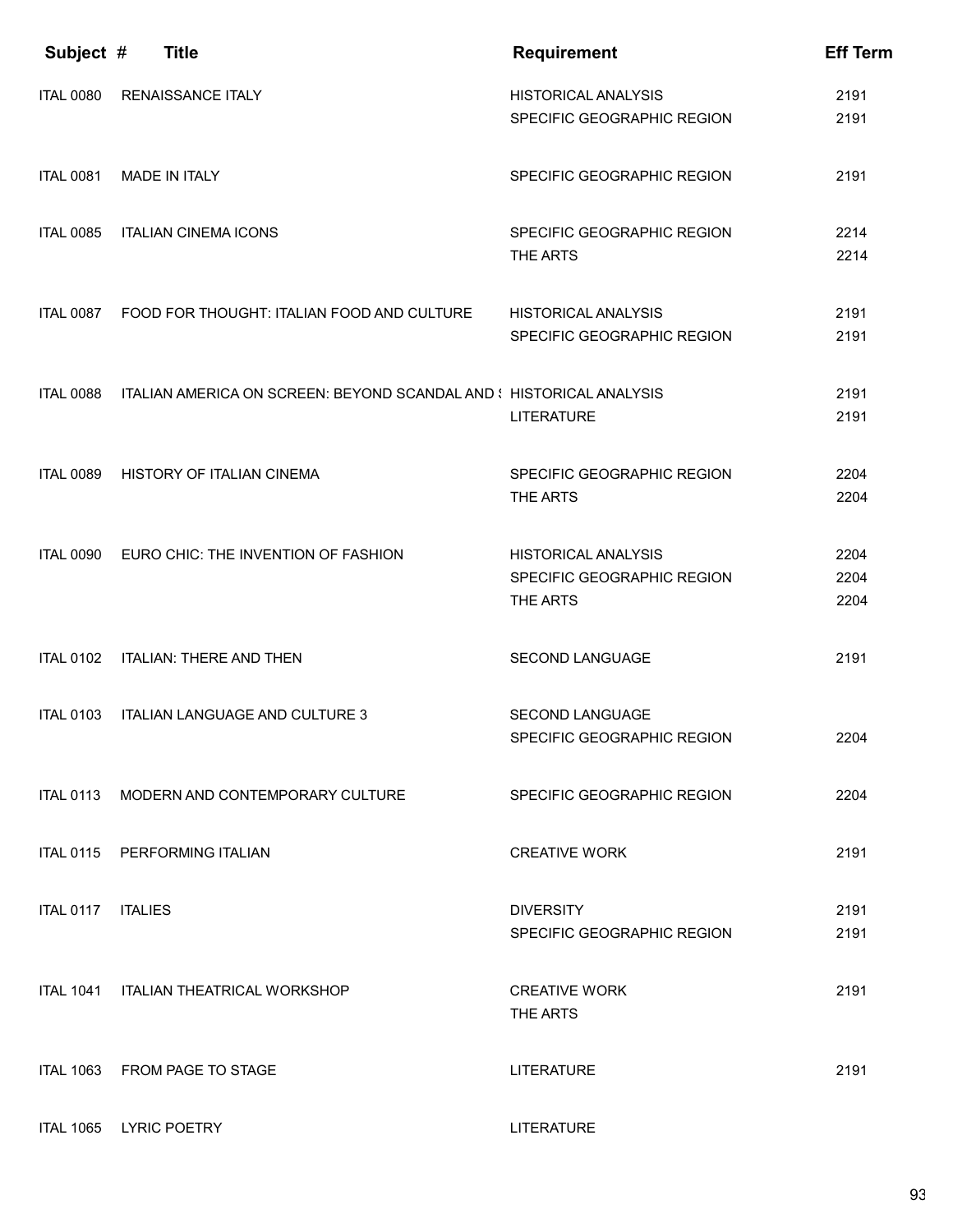| Subject # | Title | Requirement | Eff Term |
|---|---|---|---|
| ITAL 0080 | RENAISSANCE ITALY | HISTORICAL ANALYSIS | 2191 |
| | | SPECIFIC GEOGRAPHIC REGION | 2191 |
| ITAL 0081 | MADE IN ITALY | SPECIFIC GEOGRAPHIC REGION | 2191 |
| ITAL 0085 | ITALIAN CINEMA ICONS | SPECIFIC GEOGRAPHIC REGION | 2214 |
| | | THE ARTS | 2214 |
| ITAL 0087 | FOOD FOR THOUGHT: ITALIAN FOOD AND CULTURE | HISTORICAL ANALYSIS | 2191 |
| | | SPECIFIC GEOGRAPHIC REGION | 2191 |
| ITAL 0088 | ITALIAN AMERICA ON SCREEN: BEYOND SCANDAL AND S | HISTORICAL ANALYSIS | 2191 |
| | | LITERATURE | 2191 |
| ITAL 0089 | HISTORY OF ITALIAN CINEMA | SPECIFIC GEOGRAPHIC REGION | 2204 |
| | | THE ARTS | 2204 |
| ITAL 0090 | EURO CHIC: THE INVENTION OF FASHION | HISTORICAL ANALYSIS | 2204 |
| | | SPECIFIC GEOGRAPHIC REGION | 2204 |
| | | THE ARTS | 2204 |
| ITAL 0102 | ITALIAN: THERE AND THEN | SECOND LANGUAGE | 2191 |
| ITAL 0103 | ITALIAN LANGUAGE AND CULTURE 3 | SECOND LANGUAGE | |
| | | SPECIFIC GEOGRAPHIC REGION | 2204 |
| ITAL 0113 | MODERN AND CONTEMPORARY CULTURE | SPECIFIC GEOGRAPHIC REGION | 2204 |
| ITAL 0115 | PERFORMING ITALIAN | CREATIVE WORK | 2191 |
| ITAL 0117 | ITALIES | DIVERSITY | 2191 |
| | | SPECIFIC GEOGRAPHIC REGION | 2191 |
| ITAL 1041 | ITALIAN THEATRICAL WORKSHOP | CREATIVE WORK | 2191 |
| | | THE ARTS | |
| ITAL 1063 | FROM PAGE TO STAGE | LITERATURE | 2191 |
| ITAL 1065 | LYRIC POETRY | LITERATURE | |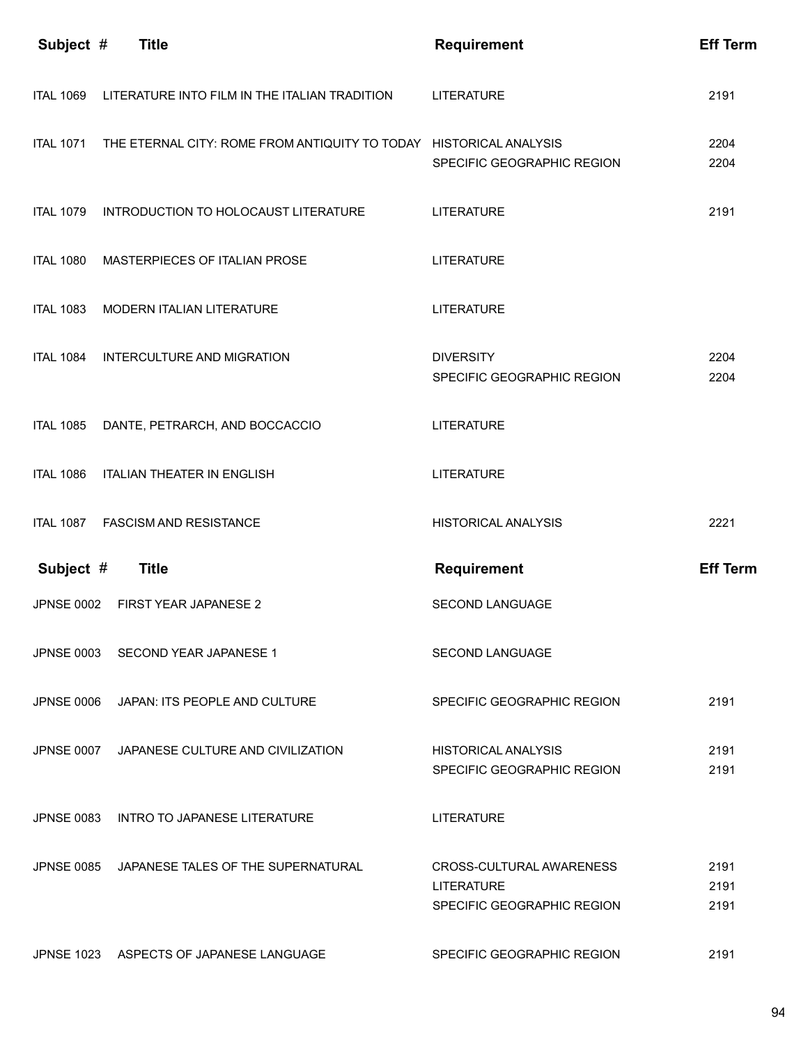| Subject # | Title | Requirement | Eff Term |
|---|---|---|---|
| ITAL 1069 | LITERATURE INTO FILM IN THE ITALIAN TRADITION | LITERATURE | 2191 |
| ITAL 1071 | THE ETERNAL CITY: ROME FROM ANTIQUITY TO TODAY | HISTORICAL ANALYSIS | 2204 |
| | | SPECIFIC GEOGRAPHIC REGION | 2204 |
| ITAL 1079 | INTRODUCTION TO HOLOCAUST LITERATURE | LITERATURE | 2191 |
| ITAL 1080 | MASTERPIECES OF ITALIAN PROSE | LITERATURE | |
| ITAL 1083 | MODERN ITALIAN LITERATURE | LITERATURE | |
| ITAL 1084 | INTERCULTURE AND MIGRATION | DIVERSITY | 2204 |
| | | SPECIFIC GEOGRAPHIC REGION | 2204 |
| ITAL 1085 | DANTE, PETRARCH, AND BOCCACCIO | LITERATURE | |
| ITAL 1086 | ITALIAN THEATER IN ENGLISH | LITERATURE | |
| ITAL 1087 | FASCISM AND RESISTANCE | HISTORICAL ANALYSIS | 2221 |

| Subject # | Title | Requirement | Eff Term |
|---|---|---|---|
| JPNSE 0002 | FIRST YEAR JAPANESE 2 | SECOND LANGUAGE | |
| JPNSE 0003 | SECOND YEAR JAPANESE 1 | SECOND LANGUAGE | |
| JPNSE 0006 | JAPAN: ITS PEOPLE AND CULTURE | SPECIFIC GEOGRAPHIC REGION | 2191 |
| JPNSE 0007 | JAPANESE CULTURE AND CIVILIZATION | HISTORICAL ANALYSIS | 2191 |
| | | SPECIFIC GEOGRAPHIC REGION | 2191 |
| JPNSE 0083 | INTRO TO JAPANESE LITERATURE | LITERATURE | |
| JPNSE 0085 | JAPANESE TALES OF THE SUPERNATURAL | CROSS-CULTURAL AWARENESS | 2191 |
| | | LITERATURE | 2191 |
| | | SPECIFIC GEOGRAPHIC REGION | 2191 |
| JPNSE 1023 | ASPECTS OF JAPANESE LANGUAGE | SPECIFIC GEOGRAPHIC REGION | 2191 |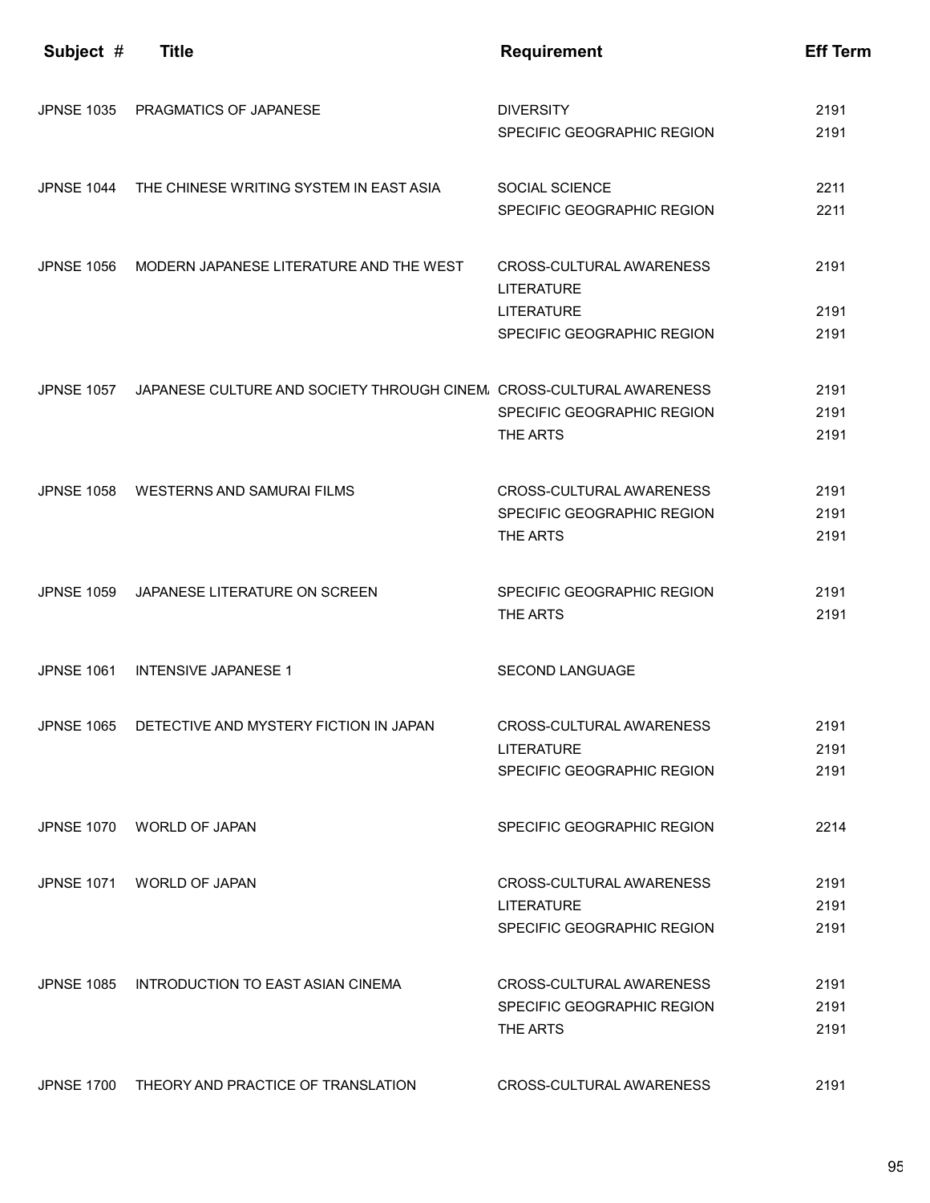| Subject # | Title | Requirement | Eff Term |
|---|---|---|---|
| JPNSE 1035 | PRAGMATICS OF JAPANESE | DIVERSITY | 2191 |
| | | SPECIFIC GEOGRAPHIC REGION | 2191 |
| JPNSE 1044 | THE CHINESE WRITING SYSTEM IN EAST ASIA | SOCIAL SCIENCE | 2211 |
| | | SPECIFIC GEOGRAPHIC REGION | 2211 |
| JPNSE 1056 | MODERN JAPANESE LITERATURE AND THE WEST | CROSS-CULTURAL AWARENESS LITERATURE | 2191 |
| | | LITERATURE | 2191 |
| | | SPECIFIC GEOGRAPHIC REGION | 2191 |
| JPNSE 1057 | JAPANESE CULTURE AND SOCIETY THROUGH CINEMA | CROSS-CULTURAL AWARENESS | 2191 |
| | | SPECIFIC GEOGRAPHIC REGION | 2191 |
| | | THE ARTS | 2191 |
| JPNSE 1058 | WESTERNS AND SAMURAI FILMS | CROSS-CULTURAL AWARENESS | 2191 |
| | | SPECIFIC GEOGRAPHIC REGION | 2191 |
| | | THE ARTS | 2191 |
| JPNSE 1059 | JAPANESE LITERATURE ON SCREEN | SPECIFIC GEOGRAPHIC REGION | 2191 |
| | | THE ARTS | 2191 |
| JPNSE 1061 | INTENSIVE JAPANESE 1 | SECOND LANGUAGE | |
| JPNSE 1065 | DETECTIVE AND MYSTERY FICTION IN JAPAN | CROSS-CULTURAL AWARENESS | 2191 |
| | | LITERATURE | 2191 |
| | | SPECIFIC GEOGRAPHIC REGION | 2191 |
| JPNSE 1070 | WORLD OF JAPAN | SPECIFIC GEOGRAPHIC REGION | 2214 |
| JPNSE 1071 | WORLD OF JAPAN | CROSS-CULTURAL AWARENESS | 2191 |
| | | LITERATURE | 2191 |
| | | SPECIFIC GEOGRAPHIC REGION | 2191 |
| JPNSE 1085 | INTRODUCTION TO EAST ASIAN CINEMA | CROSS-CULTURAL AWARENESS | 2191 |
| | | SPECIFIC GEOGRAPHIC REGION | 2191 |
| | | THE ARTS | 2191 |
| JPNSE 1700 | THEORY AND PRACTICE OF TRANSLATION | CROSS-CULTURAL AWARENESS | 2191 |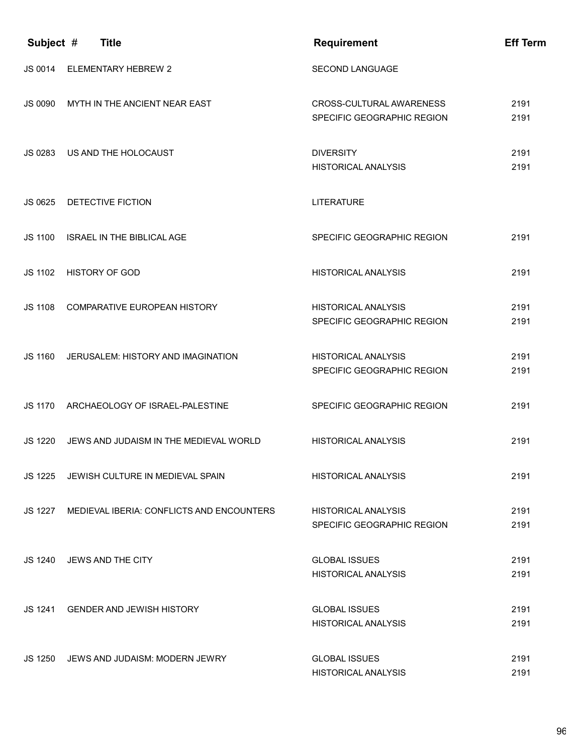| Subject # | Title | Requirement | Eff Term |
|---|---|---|---|
| JS 0014 | ELEMENTARY HEBREW 2 | SECOND LANGUAGE | |
| JS 0090 | MYTH IN THE ANCIENT NEAR EAST | CROSS-CULTURAL AWARENESS | 2191 |
| | | SPECIFIC GEOGRAPHIC REGION | 2191 |
| JS 0283 | US AND THE HOLOCAUST | DIVERSITY | 2191 |
| | | HISTORICAL ANALYSIS | 2191 |
| JS 0625 | DETECTIVE FICTION | LITERATURE | |
| JS 1100 | ISRAEL IN THE BIBLICAL AGE | SPECIFIC GEOGRAPHIC REGION | 2191 |
| JS 1102 | HISTORY OF GOD | HISTORICAL ANALYSIS | 2191 |
| JS 1108 | COMPARATIVE EUROPEAN HISTORY | HISTORICAL ANALYSIS | 2191 |
| | | SPECIFIC GEOGRAPHIC REGION | 2191 |
| JS 1160 | JERUSALEM: HISTORY AND IMAGINATION | HISTORICAL ANALYSIS | 2191 |
| | | SPECIFIC GEOGRAPHIC REGION | 2191 |
| JS 1170 | ARCHAEOLOGY OF ISRAEL-PALESTINE | SPECIFIC GEOGRAPHIC REGION | 2191 |
| JS 1220 | JEWS AND JUDAISM IN THE MEDIEVAL WORLD | HISTORICAL ANALYSIS | 2191 |
| JS 1225 | JEWISH CULTURE IN MEDIEVAL SPAIN | HISTORICAL ANALYSIS | 2191 |
| JS 1227 | MEDIEVAL IBERIA: CONFLICTS AND ENCOUNTERS | HISTORICAL ANALYSIS | 2191 |
| | | SPECIFIC GEOGRAPHIC REGION | 2191 |
| JS 1240 | JEWS AND THE CITY | GLOBAL ISSUES | 2191 |
| | | HISTORICAL ANALYSIS | 2191 |
| JS 1241 | GENDER AND JEWISH HISTORY | GLOBAL ISSUES | 2191 |
| | | HISTORICAL ANALYSIS | 2191 |
| JS 1250 | JEWS AND JUDAISM: MODERN JEWRY | GLOBAL ISSUES | 2191 |
| | | HISTORICAL ANALYSIS | 2191 |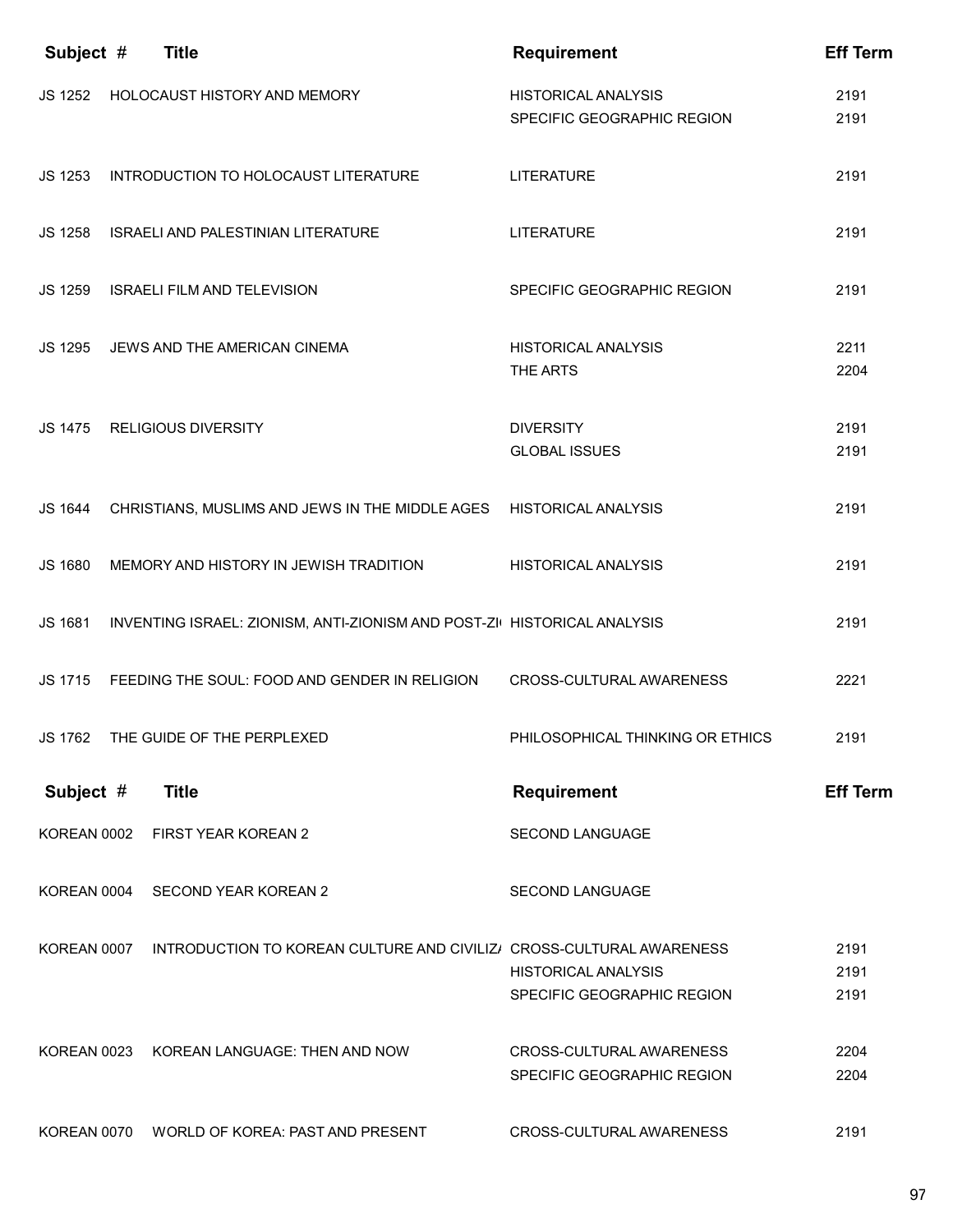| Subject # | Title | Requirement | Eff Term |
|---|---|---|---|
| JS 1252 | HOLOCAUST HISTORY AND MEMORY | HISTORICAL ANALYSIS | 2191 |
| | | SPECIFIC GEOGRAPHIC REGION | 2191 |
| JS 1253 | INTRODUCTION TO HOLOCAUST LITERATURE | LITERATURE | 2191 |
| JS 1258 | ISRAELI AND PALESTINIAN LITERATURE | LITERATURE | 2191 |
| JS 1259 | ISRAELI FILM AND TELEVISION | SPECIFIC GEOGRAPHIC REGION | 2191 |
| JS 1295 | JEWS AND THE AMERICAN CINEMA | HISTORICAL ANALYSIS | 2211 |
| | | THE ARTS | 2204 |
| JS 1475 | RELIGIOUS DIVERSITY | DIVERSITY | 2191 |
| | | GLOBAL ISSUES | 2191 |
| JS 1644 | CHRISTIANS, MUSLIMS AND JEWS IN THE MIDDLE AGES | HISTORICAL ANALYSIS | 2191 |
| JS 1680 | MEMORY AND HISTORY IN JEWISH TRADITION | HISTORICAL ANALYSIS | 2191 |
| JS 1681 | INVENTING ISRAEL: ZIONISM, ANTI-ZIONISM AND POST-ZI | HISTORICAL ANALYSIS | 2191 |
| JS 1715 | FEEDING THE SOUL: FOOD AND GENDER IN RELIGION | CROSS-CULTURAL AWARENESS | 2221 |
| JS 1762 | THE GUIDE OF THE PERPLEXED | PHILOSOPHICAL THINKING OR ETHICS | 2191 |

| Subject # | Title | Requirement | Eff Term |
|---|---|---|---|
| KOREAN 0002 | FIRST YEAR KOREAN 2 | SECOND LANGUAGE | |
| KOREAN 0004 | SECOND YEAR KOREAN 2 | SECOND LANGUAGE | |
| KOREAN 0007 | INTRODUCTION TO KOREAN CULTURE AND CIVILIZ | CROSS-CULTURAL AWARENESS | 2191 |
| | | HISTORICAL ANALYSIS | 2191 |
| | | SPECIFIC GEOGRAPHIC REGION | 2191 |
| KOREAN 0023 | KOREAN LANGUAGE: THEN AND NOW | CROSS-CULTURAL AWARENESS | 2204 |
| | | SPECIFIC GEOGRAPHIC REGION | 2204 |
| KOREAN 0070 | WORLD OF KOREA: PAST AND PRESENT | CROSS-CULTURAL AWARENESS | 2191 |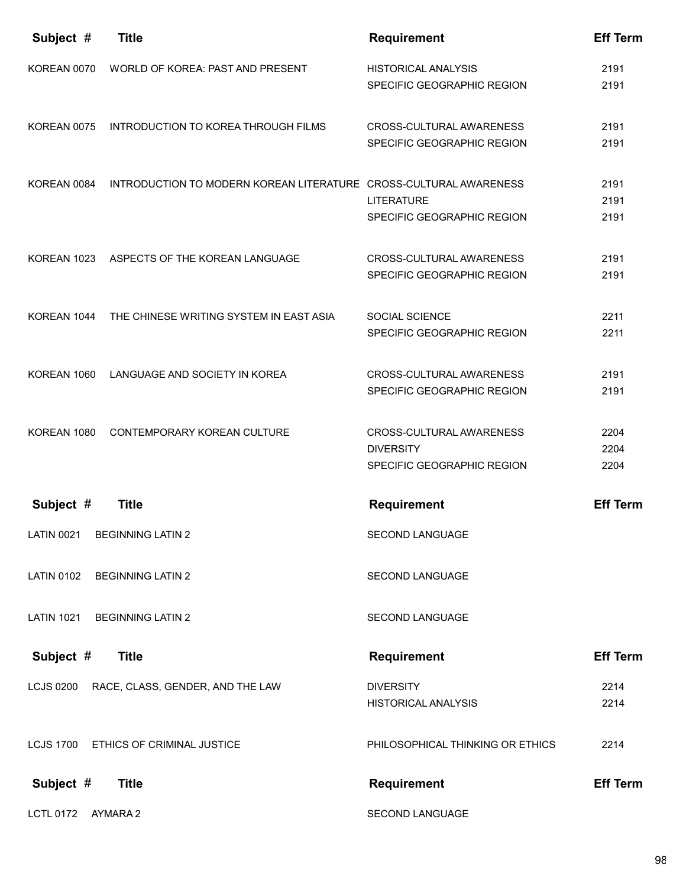| Subject # | Title | Requirement | Eff Term |
|---|---|---|---|
| KOREAN 0070 | WORLD OF KOREA: PAST AND PRESENT | HISTORICAL ANALYSIS | 2191 |
| | | SPECIFIC GEOGRAPHIC REGION | 2191 |
| KOREAN 0075 | INTRODUCTION TO KOREA THROUGH FILMS | CROSS-CULTURAL AWARENESS | 2191 |
| | | SPECIFIC GEOGRAPHIC REGION | 2191 |
| KOREAN 0084 | INTRODUCTION TO MODERN KOREAN LITERATURE | CROSS-CULTURAL AWARENESS | 2191 |
| | | LITERATURE | 2191 |
| | | SPECIFIC GEOGRAPHIC REGION | 2191 |
| KOREAN 1023 | ASPECTS OF THE KOREAN LANGUAGE | CROSS-CULTURAL AWARENESS | 2191 |
| | | SPECIFIC GEOGRAPHIC REGION | 2191 |
| KOREAN 1044 | THE CHINESE WRITING SYSTEM IN EAST ASIA | SOCIAL SCIENCE | 2211 |
| | | SPECIFIC GEOGRAPHIC REGION | 2211 |
| KOREAN 1060 | LANGUAGE AND SOCIETY IN KOREA | CROSS-CULTURAL AWARENESS | 2191 |
| | | SPECIFIC GEOGRAPHIC REGION | 2191 |
| KOREAN 1080 | CONTEMPORARY KOREAN CULTURE | CROSS-CULTURAL AWARENESS | 2204 |
| | | DIVERSITY | 2204 |
| | | SPECIFIC GEOGRAPHIC REGION | 2204 |

| Subject # | Title | Requirement | Eff Term |
|---|---|---|---|
| LATIN 0021 | BEGINNING LATIN 2 | SECOND LANGUAGE | |
| LATIN 0102 | BEGINNING LATIN 2 | SECOND LANGUAGE | |
| LATIN 1021 | BEGINNING LATIN 2 | SECOND LANGUAGE | |

| Subject # | Title | Requirement | Eff Term |
|---|---|---|---|
| LCJS 0200 | RACE, CLASS, GENDER, AND THE LAW | DIVERSITY | 2214 |
| | | HISTORICAL ANALYSIS | 2214 |
| LCJS 1700 | ETHICS OF CRIMINAL JUSTICE | PHILOSOPHICAL THINKING OR ETHICS | 2214 |

| Subject # | Title | Requirement | Eff Term |
|---|---|---|---|
| LCTL 0172 | AYMARA 2 | SECOND LANGUAGE | |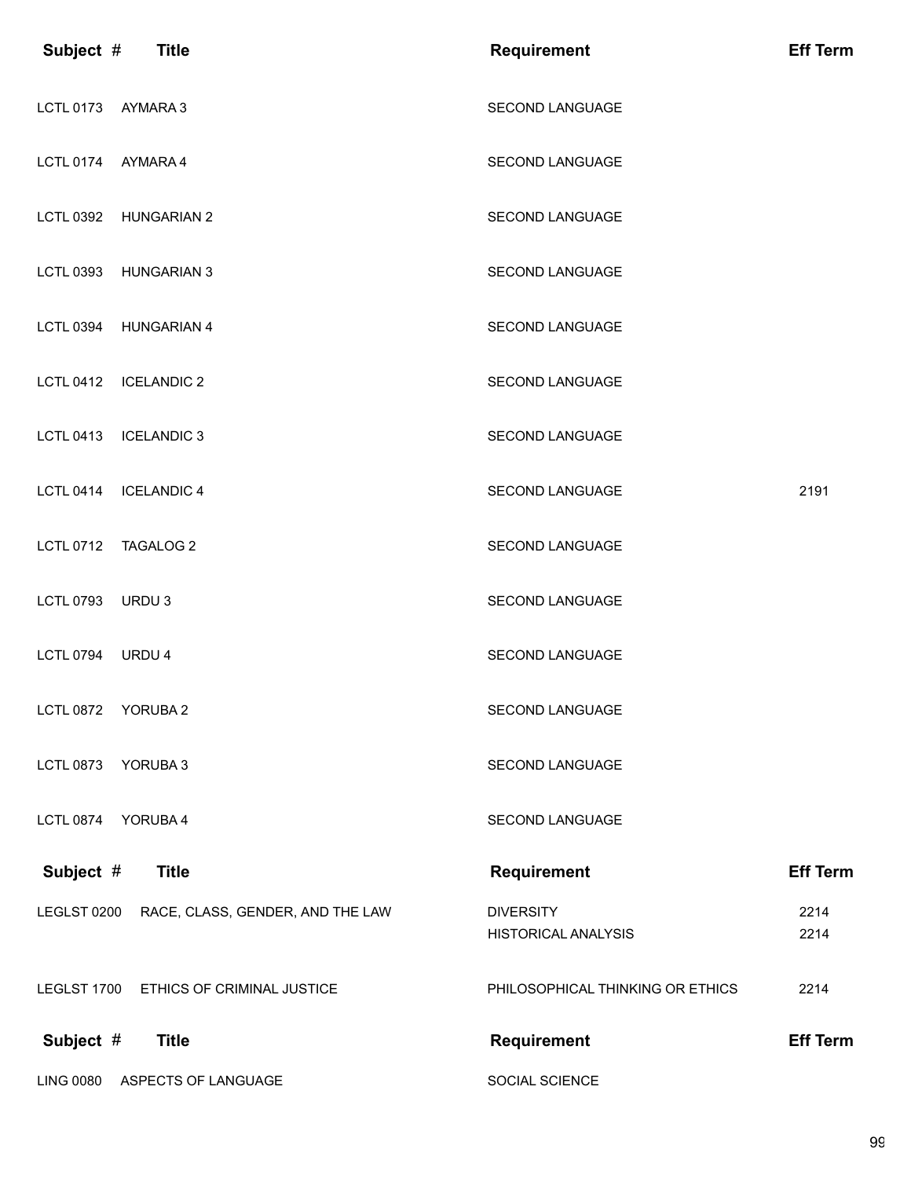| Subject # | Title | Requirement | Eff Term |
|---|---|---|---|
| LCTL 0173 | AYMARA 3 | SECOND LANGUAGE | |
| LCTL 0174 | AYMARA 4 | SECOND LANGUAGE | |
| LCTL 0392 | HUNGARIAN 2 | SECOND LANGUAGE | |
| LCTL 0393 | HUNGARIAN 3 | SECOND LANGUAGE | |
| LCTL 0394 | HUNGARIAN 4 | SECOND LANGUAGE | |
| LCTL 0412 | ICELANDIC 2 | SECOND LANGUAGE | |
| LCTL 0413 | ICELANDIC 3 | SECOND LANGUAGE | |
| LCTL 0414 | ICELANDIC 4 | SECOND LANGUAGE | 2191 |
| LCTL 0712 | TAGALOG 2 | SECOND LANGUAGE | |
| LCTL 0793 | URDU 3 | SECOND LANGUAGE | |
| LCTL 0794 | URDU 4 | SECOND LANGUAGE | |
| LCTL 0872 | YORUBA 2 | SECOND LANGUAGE | |
| LCTL 0873 | YORUBA 3 | SECOND LANGUAGE | |
| LCTL 0874 | YORUBA 4 | SECOND LANGUAGE | |

| Subject # | Title | Requirement | Eff Term |
|---|---|---|---|
| LEGLST 0200 | RACE, CLASS, GENDER, AND THE LAW | DIVERSITY | 2214 |
| | | HISTORICAL ANALYSIS | 2214 |
| LEGLST 1700 | ETHICS OF CRIMINAL JUSTICE | PHILOSOPHICAL THINKING OR ETHICS | 2214 |

| Subject # | Title | Requirement | Eff Term |
|---|---|---|---|
| LING 0080 | ASPECTS OF LANGUAGE | SOCIAL SCIENCE | |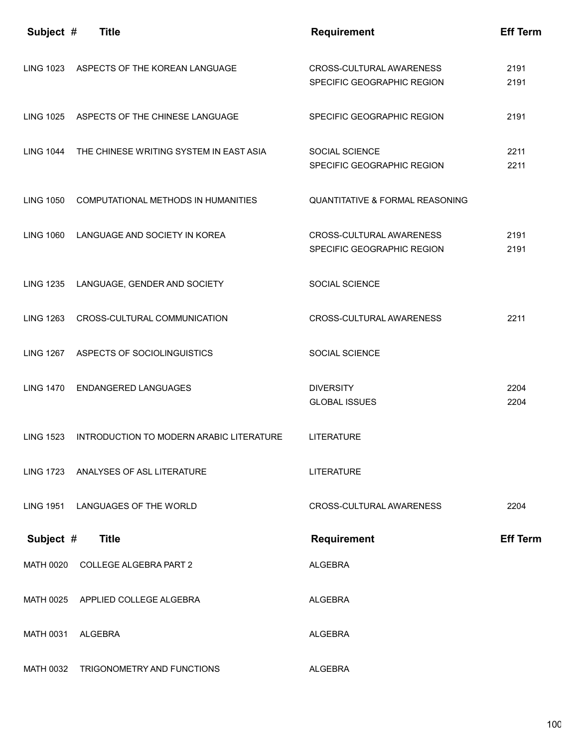| Subject # | Title | Requirement | Eff Term |
|---|---|---|---|
| LING 1023 | ASPECTS OF THE KOREAN LANGUAGE | CROSS-CULTURAL AWARENESS | 2191 |
| | | SPECIFIC GEOGRAPHIC REGION | 2191 |
| LING 1025 | ASPECTS OF THE CHINESE LANGUAGE | SPECIFIC GEOGRAPHIC REGION | 2191 |
| LING 1044 | THE CHINESE WRITING SYSTEM IN EAST ASIA | SOCIAL SCIENCE | 2211 |
| | | SPECIFIC GEOGRAPHIC REGION | 2211 |
| LING 1050 | COMPUTATIONAL METHODS IN HUMANITIES | QUANTITATIVE & FORMAL REASONING | |
| LING 1060 | LANGUAGE AND SOCIETY IN KOREA | CROSS-CULTURAL AWARENESS | 2191 |
| | | SPECIFIC GEOGRAPHIC REGION | 2191 |
| LING 1235 | LANGUAGE, GENDER AND SOCIETY | SOCIAL SCIENCE | |
| LING 1263 | CROSS-CULTURAL COMMUNICATION | CROSS-CULTURAL AWARENESS | 2211 |
| LING 1267 | ASPECTS OF SOCIOLINGUISTICS | SOCIAL SCIENCE | |
| LING 1470 | ENDANGERED LANGUAGES | DIVERSITY | 2204 |
| | | GLOBAL ISSUES | 2204 |
| LING 1523 | INTRODUCTION TO MODERN ARABIC LITERATURE | LITERATURE | |
| LING 1723 | ANALYSES OF ASL LITERATURE | LITERATURE | |
| LING 1951 | LANGUAGES OF THE WORLD | CROSS-CULTURAL AWARENESS | 2204 |

| Subject # | Title | Requirement | Eff Term |
|---|---|---|---|
| MATH 0020 | COLLEGE ALGEBRA PART 2 | ALGEBRA | |
| MATH 0025 | APPLIED COLLEGE ALGEBRA | ALGEBRA | |
| MATH 0031 | ALGEBRA | ALGEBRA | |
| MATH 0032 | TRIGONOMETRY AND FUNCTIONS | ALGEBRA | |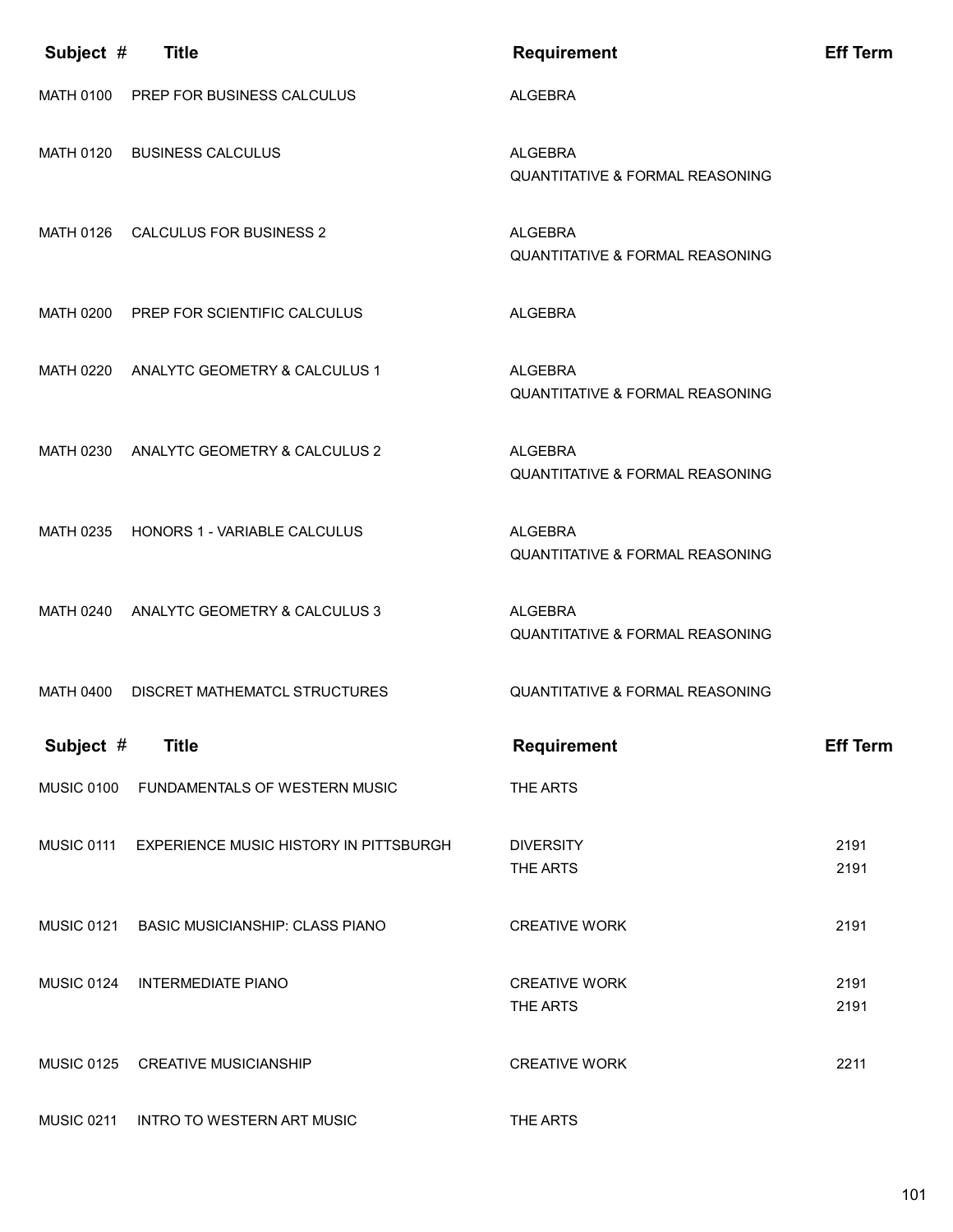| Subject # | Title | Requirement | Eff Term |
|---|---|---|---|
| MATH 0100 | PREP FOR BUSINESS CALCULUS | ALGEBRA | |
| MATH 0120 | BUSINESS CALCULUS | ALGEBRA | |
| | | QUANTITATIVE & FORMAL REASONING | |
| MATH 0126 | CALCULUS FOR BUSINESS 2 | ALGEBRA | |
| | | QUANTITATIVE & FORMAL REASONING | |
| MATH 0200 | PREP FOR SCIENTIFIC CALCULUS | ALGEBRA | |
| MATH 0220 | ANALYTC GEOMETRY & CALCULUS 1 | ALGEBRA | |
| | | QUANTITATIVE & FORMAL REASONING | |
| MATH 0230 | ANALYTC GEOMETRY & CALCULUS 2 | ALGEBRA | |
| | | QUANTITATIVE & FORMAL REASONING | |
| MATH 0235 | HONORS 1 - VARIABLE CALCULUS | ALGEBRA | |
| | | QUANTITATIVE & FORMAL REASONING | |
| MATH 0240 | ANALYTC GEOMETRY & CALCULUS 3 | ALGEBRA | |
| | | QUANTITATIVE & FORMAL REASONING | |
| MATH 0400 | DISCRET MATHEMATCL STRUCTURES | QUANTITATIVE & FORMAL REASONING | |

| Subject # | Title | Requirement | Eff Term |
|---|---|---|---|
| MUSIC 0100 | FUNDAMENTALS OF WESTERN MUSIC | THE ARTS | |
| MUSIC 0111 | EXPERIENCE MUSIC HISTORY IN PITTSBURGH | DIVERSITY | 2191 |
| | | THE ARTS | 2191 |
| MUSIC 0121 | BASIC MUSICIANSHIP: CLASS PIANO | CREATIVE WORK | 2191 |
| MUSIC 0124 | INTERMEDIATE PIANO | CREATIVE WORK | 2191 |
| | | THE ARTS | 2191 |
| MUSIC 0125 | CREATIVE MUSICIANSHIP | CREATIVE WORK | 2211 |
| MUSIC 0211 | INTRO TO WESTERN ART MUSIC | THE ARTS | |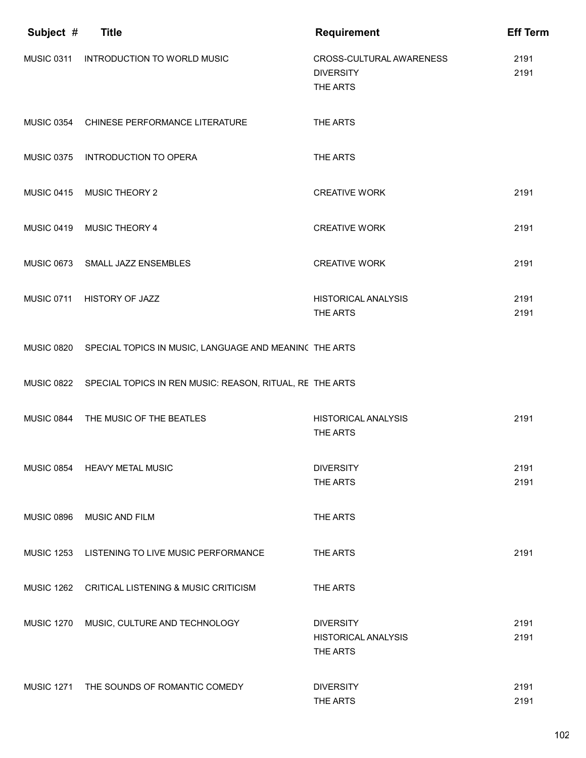| Subject # | Title | Requirement | Eff Term |
|---|---|---|---|
| MUSIC 0311 | INTRODUCTION TO WORLD MUSIC | CROSS-CULTURAL AWARENESS | 2191 |
| | | DIVERSITY | 2191 |
| | | THE ARTS | |
| MUSIC 0354 | CHINESE PERFORMANCE LITERATURE | THE ARTS | |
| MUSIC 0375 | INTRODUCTION TO OPERA | THE ARTS | |
| MUSIC 0415 | MUSIC THEORY 2 | CREATIVE WORK | 2191 |
| MUSIC 0419 | MUSIC THEORY 4 | CREATIVE WORK | 2191 |
| MUSIC 0673 | SMALL JAZZ ENSEMBLES | CREATIVE WORK | 2191 |
| MUSIC 0711 | HISTORY OF JAZZ | HISTORICAL ANALYSIS | 2191 |
| | | THE ARTS | 2191 |
| MUSIC 0820 | SPECIAL TOPICS IN MUSIC, LANGUAGE AND MEANINC | THE ARTS | |
| MUSIC 0822 | SPECIAL TOPICS IN REN MUSIC: REASON, RITUAL, RE | THE ARTS | |
| MUSIC 0844 | THE MUSIC OF THE BEATLES | HISTORICAL ANALYSIS | 2191 |
| | | THE ARTS | |
| MUSIC 0854 | HEAVY METAL MUSIC | DIVERSITY | 2191 |
| | | THE ARTS | 2191 |
| MUSIC 0896 | MUSIC AND FILM | THE ARTS | |
| MUSIC 1253 | LISTENING TO LIVE MUSIC PERFORMANCE | THE ARTS | 2191 |
| MUSIC 1262 | CRITICAL LISTENING & MUSIC CRITICISM | THE ARTS | |
| MUSIC 1270 | MUSIC, CULTURE AND TECHNOLOGY | DIVERSITY | 2191 |
| | | HISTORICAL ANALYSIS | 2191 |
| | | THE ARTS | |
| MUSIC 1271 | THE SOUNDS OF ROMANTIC COMEDY | DIVERSITY | 2191 |
| | | THE ARTS | 2191 |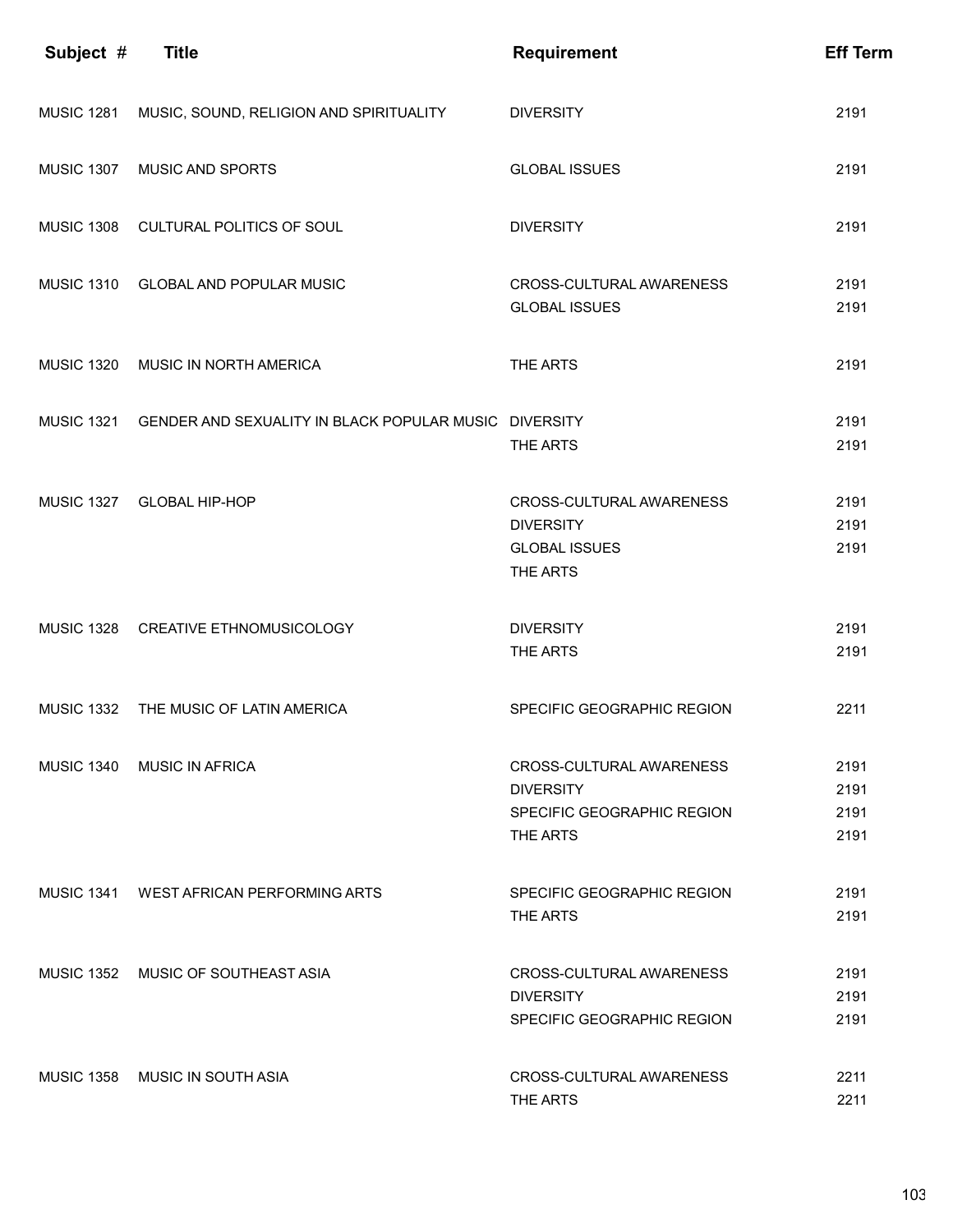| Subject # | Title | Requirement | Eff Term |
| --- | --- | --- | --- |
| MUSIC 1281 | MUSIC, SOUND, RELIGION AND SPIRITUALITY | DIVERSITY | 2191 |
| MUSIC 1307 | MUSIC AND SPORTS | GLOBAL ISSUES | 2191 |
| MUSIC 1308 | CULTURAL POLITICS OF SOUL | DIVERSITY | 2191 |
| MUSIC 1310 | GLOBAL AND POPULAR MUSIC | CROSS-CULTURAL AWARENESS | 2191 |
| | | GLOBAL ISSUES | 2191 |
| MUSIC 1320 | MUSIC IN NORTH AMERICA | THE ARTS | 2191 |
| MUSIC 1321 | GENDER AND SEXUALITY IN BLACK POPULAR MUSIC | DIVERSITY | 2191 |
| | | THE ARTS | 2191 |
| MUSIC 1327 | GLOBAL HIP-HOP | CROSS-CULTURAL AWARENESS | 2191 |
| | | DIVERSITY | 2191 |
| | | GLOBAL ISSUES | 2191 |
| | | THE ARTS | |
| MUSIC 1328 | CREATIVE ETHNOMUSICOLOGY | DIVERSITY | 2191 |
| | | THE ARTS | 2191 |
| MUSIC 1332 | THE MUSIC OF LATIN AMERICA | SPECIFIC GEOGRAPHIC REGION | 2211 |
| MUSIC 1340 | MUSIC IN AFRICA | CROSS-CULTURAL AWARENESS | 2191 |
| | | DIVERSITY | 2191 |
| | | SPECIFIC GEOGRAPHIC REGION | 2191 |
| | | THE ARTS | 2191 |
| MUSIC 1341 | WEST AFRICAN PERFORMING ARTS | SPECIFIC GEOGRAPHIC REGION | 2191 |
| | | THE ARTS | 2191 |
| MUSIC 1352 | MUSIC OF SOUTHEAST ASIA | CROSS-CULTURAL AWARENESS | 2191 |
| | | DIVERSITY | 2191 |
| | | SPECIFIC GEOGRAPHIC REGION | 2191 |
| MUSIC 1358 | MUSIC IN SOUTH ASIA | CROSS-CULTURAL AWARENESS | 2211 |
| | | THE ARTS | 2211 |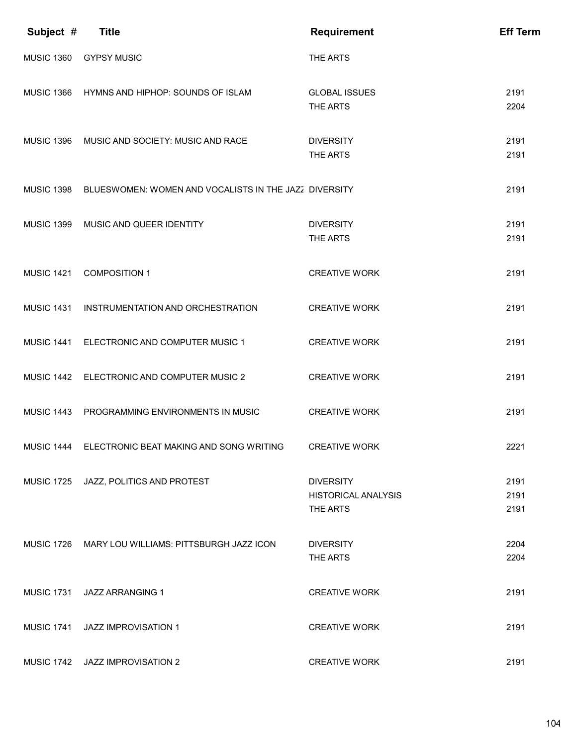| Subject # | Title | Requirement | Eff Term |
| --- | --- | --- | --- |
| MUSIC 1360 | GYPSY MUSIC | THE ARTS | |
| MUSIC 1366 | HYMNS AND HIPHOP: SOUNDS OF ISLAM | GLOBAL ISSUES | 2191 |
| | | THE ARTS | 2204 |
| MUSIC 1396 | MUSIC AND SOCIETY: MUSIC AND RACE | DIVERSITY | 2191 |
| | | THE ARTS | 2191 |
| MUSIC 1398 | BLUESWOMEN: WOMEN AND VOCALISTS IN THE JAZZ | DIVERSITY | 2191 |
| MUSIC 1399 | MUSIC AND QUEER IDENTITY | DIVERSITY | 2191 |
| | | THE ARTS | 2191 |
| MUSIC 1421 | COMPOSITION 1 | CREATIVE WORK | 2191 |
| MUSIC 1431 | INSTRUMENTATION AND ORCHESTRATION | CREATIVE WORK | 2191 |
| MUSIC 1441 | ELECTRONIC AND COMPUTER MUSIC 1 | CREATIVE WORK | 2191 |
| MUSIC 1442 | ELECTRONIC AND COMPUTER MUSIC 2 | CREATIVE WORK | 2191 |
| MUSIC 1443 | PROGRAMMING ENVIRONMENTS IN MUSIC | CREATIVE WORK | 2191 |
| MUSIC 1444 | ELECTRONIC BEAT MAKING AND SONG WRITING | CREATIVE WORK | 2221 |
| MUSIC 1725 | JAZZ, POLITICS AND PROTEST | DIVERSITY | 2191 |
| | | HISTORICAL ANALYSIS | 2191 |
| | | THE ARTS | 2191 |
| MUSIC 1726 | MARY LOU WILLIAMS: PITTSBURGH JAZZ ICON | DIVERSITY | 2204 |
| | | THE ARTS | 2204 |
| MUSIC 1731 | JAZZ ARRANGING 1 | CREATIVE WORK | 2191 |
| MUSIC 1741 | JAZZ IMPROVISATION 1 | CREATIVE WORK | 2191 |
| MUSIC 1742 | JAZZ IMPROVISATION 2 | CREATIVE WORK | 2191 |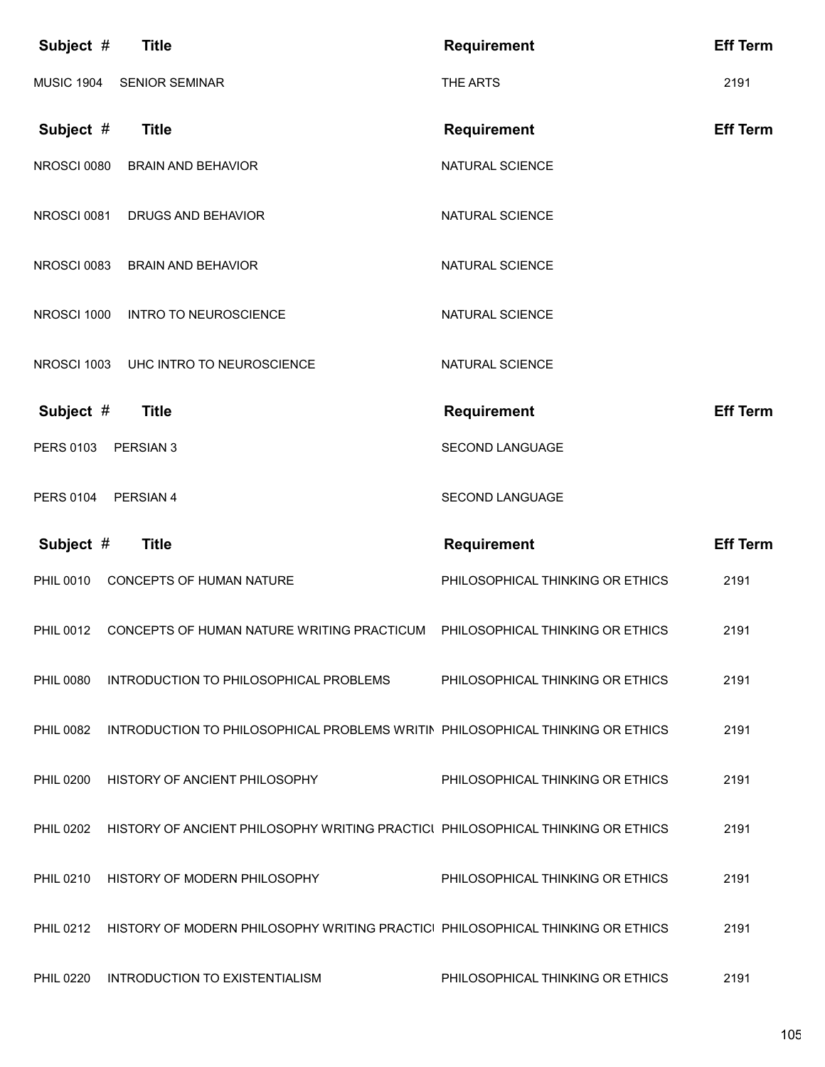| Subject # | Title | Requirement | Eff Term |
|---|---|---|---|
| MUSIC 1904 | SENIOR SEMINAR | THE ARTS | 2191 |

| Subject # | Title | Requirement | Eff Term |
|---|---|---|---|
| NROSCI 0080 | BRAIN AND BEHAVIOR | NATURAL SCIENCE | |
| NROSCI 0081 | DRUGS AND BEHAVIOR | NATURAL SCIENCE | |
| NROSCI 0083 | BRAIN AND BEHAVIOR | NATURAL SCIENCE | |
| NROSCI 1000 | INTRO TO NEUROSCIENCE | NATURAL SCIENCE | |
| NROSCI 1003 | UHC INTRO TO NEUROSCIENCE | NATURAL SCIENCE | |

| Subject # | Title | Requirement | Eff Term |
|---|---|---|---|
| PERS 0103 | PERSIAN 3 | SECOND LANGUAGE | |
| PERS 0104 | PERSIAN 4 | SECOND LANGUAGE | |

| Subject # | Title | Requirement | Eff Term |
|---|---|---|---|
| PHIL 0010 | CONCEPTS OF HUMAN NATURE | PHILOSOPHICAL THINKING OR ETHICS | 2191 |
| PHIL 0012 | CONCEPTS OF HUMAN NATURE WRITING PRACTICUM | PHILOSOPHICAL THINKING OR ETHICS | 2191 |
| PHIL 0080 | INTRODUCTION TO PHILOSOPHICAL PROBLEMS | PHILOSOPHICAL THINKING OR ETHICS | 2191 |
| PHIL 0082 | INTRODUCTION TO PHILOSOPHICAL PROBLEMS WRITIN | PHILOSOPHICAL THINKING OR ETHICS | 2191 |
| PHIL 0200 | HISTORY OF ANCIENT PHILOSOPHY | PHILOSOPHICAL THINKING OR ETHICS | 2191 |
| PHIL 0202 | HISTORY OF ANCIENT PHILOSOPHY WRITING PRACTICI | PHILOSOPHICAL THINKING OR ETHICS | 2191 |
| PHIL 0210 | HISTORY OF MODERN PHILOSOPHY | PHILOSOPHICAL THINKING OR ETHICS | 2191 |
| PHIL 0212 | HISTORY OF MODERN PHILOSOPHY WRITING PRACTICI | PHILOSOPHICAL THINKING OR ETHICS | 2191 |
| PHIL 0220 | INTRODUCTION TO EXISTENTIALISM | PHILOSOPHICAL THINKING OR ETHICS | 2191 |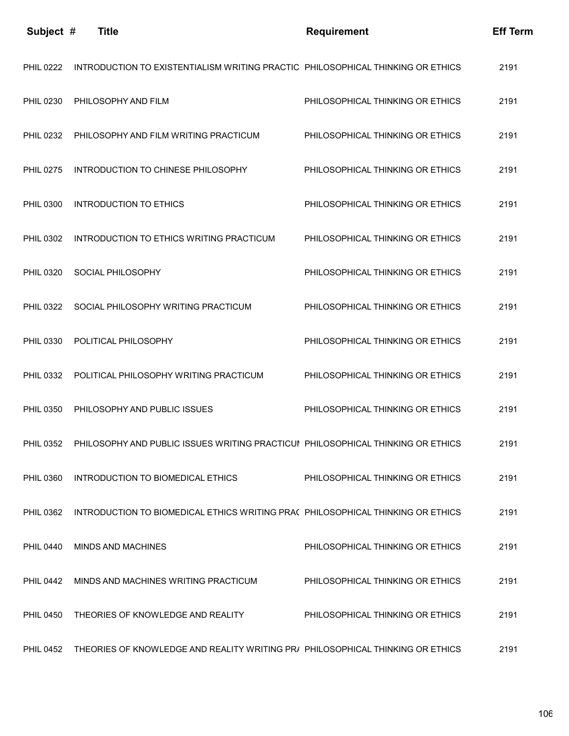| Subject # | Title | Requirement | Eff Term |
|---|---|---|---|
| PHIL 0222 | INTRODUCTION TO EXISTENTIALISM WRITING PRACTIC | PHILOSOPHICAL THINKING OR ETHICS | 2191 |
| PHIL 0230 | PHILOSOPHY AND FILM | PHILOSOPHICAL THINKING OR ETHICS | 2191 |
| PHIL 0232 | PHILOSOPHY AND FILM WRITING PRACTICUM | PHILOSOPHICAL THINKING OR ETHICS | 2191 |
| PHIL 0275 | INTRODUCTION TO CHINESE PHILOSOPHY | PHILOSOPHICAL THINKING OR ETHICS | 2191 |
| PHIL 0300 | INTRODUCTION TO ETHICS | PHILOSOPHICAL THINKING OR ETHICS | 2191 |
| PHIL 0302 | INTRODUCTION TO ETHICS WRITING PRACTICUM | PHILOSOPHICAL THINKING OR ETHICS | 2191 |
| PHIL 0320 | SOCIAL PHILOSOPHY | PHILOSOPHICAL THINKING OR ETHICS | 2191 |
| PHIL 0322 | SOCIAL PHILOSOPHY WRITING PRACTICUM | PHILOSOPHICAL THINKING OR ETHICS | 2191 |
| PHIL 0330 | POLITICAL PHILOSOPHY | PHILOSOPHICAL THINKING OR ETHICS | 2191 |
| PHIL 0332 | POLITICAL PHILOSOPHY WRITING PRACTICUM | PHILOSOPHICAL THINKING OR ETHICS | 2191 |
| PHIL 0350 | PHILOSOPHY AND PUBLIC ISSUES | PHILOSOPHICAL THINKING OR ETHICS | 2191 |
| PHIL 0352 | PHILOSOPHY AND PUBLIC ISSUES WRITING PRACTICUI | PHILOSOPHICAL THINKING OR ETHICS | 2191 |
| PHIL 0360 | INTRODUCTION TO BIOMEDICAL ETHICS | PHILOSOPHICAL THINKING OR ETHICS | 2191 |
| PHIL 0362 | INTRODUCTION TO BIOMEDICAL ETHICS WRITING PRA( | PHILOSOPHICAL THINKING OR ETHICS | 2191 |
| PHIL 0440 | MINDS AND MACHINES | PHILOSOPHICAL THINKING OR ETHICS | 2191 |
| PHIL 0442 | MINDS AND MACHINES WRITING PRACTICUM | PHILOSOPHICAL THINKING OR ETHICS | 2191 |
| PHIL 0450 | THEORIES OF KNOWLEDGE AND REALITY | PHILOSOPHICAL THINKING OR ETHICS | 2191 |
| PHIL 0452 | THEORIES OF KNOWLEDGE AND REALITY WRITING PR/ | PHILOSOPHICAL THINKING OR ETHICS | 2191 |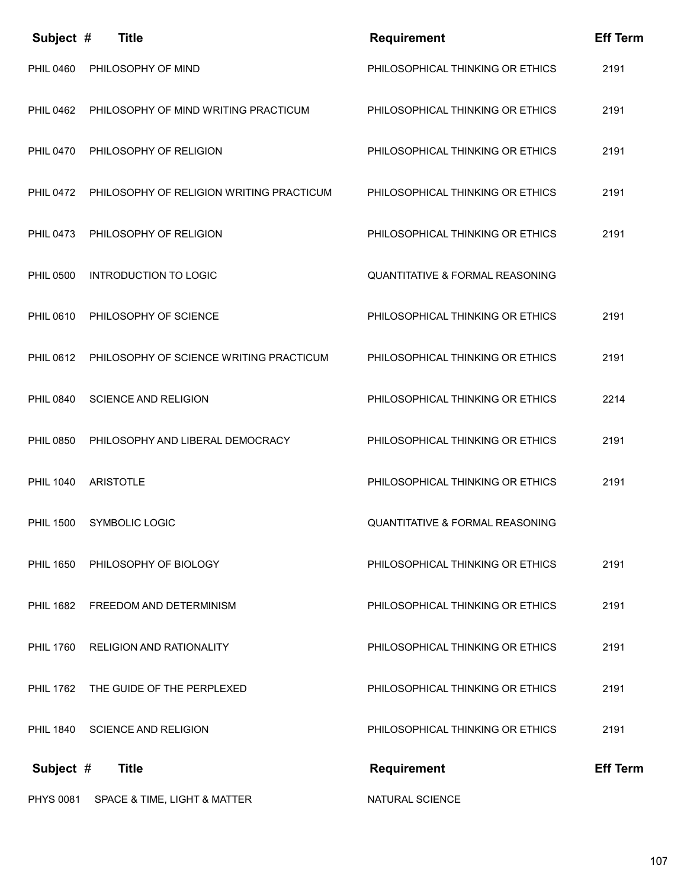| Subject # | Title | Requirement | Eff Term |
|---|---|---|---|
| PHIL 0460 | PHILOSOPHY OF MIND | PHILOSOPHICAL THINKING OR ETHICS | 2191 |
| PHIL 0462 | PHILOSOPHY OF MIND WRITING PRACTICUM | PHILOSOPHICAL THINKING OR ETHICS | 2191 |
| PHIL 0470 | PHILOSOPHY OF RELIGION | PHILOSOPHICAL THINKING OR ETHICS | 2191 |
| PHIL 0472 | PHILOSOPHY OF RELIGION WRITING PRACTICUM | PHILOSOPHICAL THINKING OR ETHICS | 2191 |
| PHIL 0473 | PHILOSOPHY OF RELIGION | PHILOSOPHICAL THINKING OR ETHICS | 2191 |
| PHIL 0500 | INTRODUCTION TO LOGIC | QUANTITATIVE & FORMAL REASONING | |
| PHIL 0610 | PHILOSOPHY OF SCIENCE | PHILOSOPHICAL THINKING OR ETHICS | 2191 |
| PHIL 0612 | PHILOSOPHY OF SCIENCE WRITING PRACTICUM | PHILOSOPHICAL THINKING OR ETHICS | 2191 |
| PHIL 0840 | SCIENCE AND RELIGION | PHILOSOPHICAL THINKING OR ETHICS | 2214 |
| PHIL 0850 | PHILOSOPHY AND LIBERAL DEMOCRACY | PHILOSOPHICAL THINKING OR ETHICS | 2191 |
| PHIL 1040 | ARISTOTLE | PHILOSOPHICAL THINKING OR ETHICS | 2191 |
| PHIL 1500 | SYMBOLIC LOGIC | QUANTITATIVE & FORMAL REASONING | |
| PHIL 1650 | PHILOSOPHY OF BIOLOGY | PHILOSOPHICAL THINKING OR ETHICS | 2191 |
| PHIL 1682 | FREEDOM AND DETERMINISM | PHILOSOPHICAL THINKING OR ETHICS | 2191 |
| PHIL 1760 | RELIGION AND RATIONALITY | PHILOSOPHICAL THINKING OR ETHICS | 2191 |
| PHIL 1762 | THE GUIDE OF THE PERPLEXED | PHILOSOPHICAL THINKING OR ETHICS | 2191 |
| PHIL 1840 | SCIENCE AND RELIGION | PHILOSOPHICAL THINKING OR ETHICS | 2191 |

| Subject # | Title | Requirement | Eff Term |
|---|---|---|---|
| PHYS 0081 | SPACE & TIME, LIGHT & MATTER | NATURAL SCIENCE | |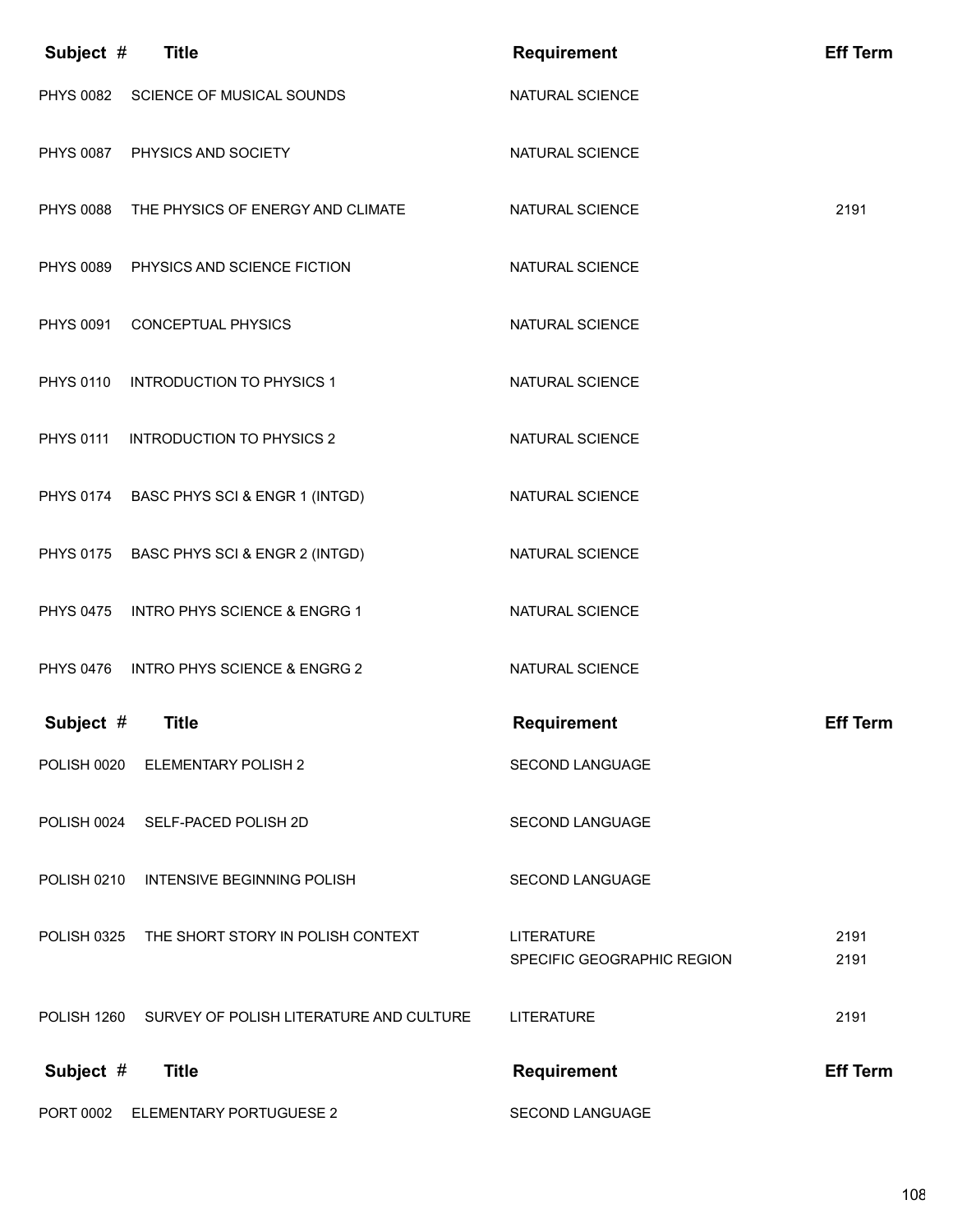| Subject # | Title | Requirement | Eff Term |
|---|---|---|---|
| PHYS 0082 | SCIENCE OF MUSICAL SOUNDS | NATURAL SCIENCE | |
| PHYS 0087 | PHYSICS AND SOCIETY | NATURAL SCIENCE | |
| PHYS 0088 | THE PHYSICS OF ENERGY AND CLIMATE | NATURAL SCIENCE | 2191 |
| PHYS 0089 | PHYSICS AND SCIENCE FICTION | NATURAL SCIENCE | |
| PHYS 0091 | CONCEPTUAL PHYSICS | NATURAL SCIENCE | |
| PHYS 0110 | INTRODUCTION TO PHYSICS 1 | NATURAL SCIENCE | |
| PHYS 0111 | INTRODUCTION TO PHYSICS 2 | NATURAL SCIENCE | |
| PHYS 0174 | BASC PHYS SCI & ENGR 1 (INTGD) | NATURAL SCIENCE | |
| PHYS 0175 | BASC PHYS SCI & ENGR 2 (INTGD) | NATURAL SCIENCE | |
| PHYS 0475 | INTRO PHYS SCIENCE & ENGRG 1 | NATURAL SCIENCE | |
| PHYS 0476 | INTRO PHYS SCIENCE & ENGRG 2 | NATURAL SCIENCE | |

| Subject # | Title | Requirement | Eff Term |
|---|---|---|---|
| POLISH 0020 | ELEMENTARY POLISH 2 | SECOND LANGUAGE | |
| POLISH 0024 | SELF-PACED POLISH 2D | SECOND LANGUAGE | |
| POLISH 0210 | INTENSIVE BEGINNING POLISH | SECOND LANGUAGE | |
| POLISH 0325 | THE SHORT STORY IN POLISH CONTEXT | LITERATURE | 2191 |
| | | SPECIFIC GEOGRAPHIC REGION | 2191 |
| POLISH 1260 | SURVEY OF POLISH LITERATURE AND CULTURE | LITERATURE | 2191 |

| Subject # | Title | Requirement | Eff Term |
|---|---|---|---|
| PORT 0002 | ELEMENTARY PORTUGUESE 2 | SECOND LANGUAGE | |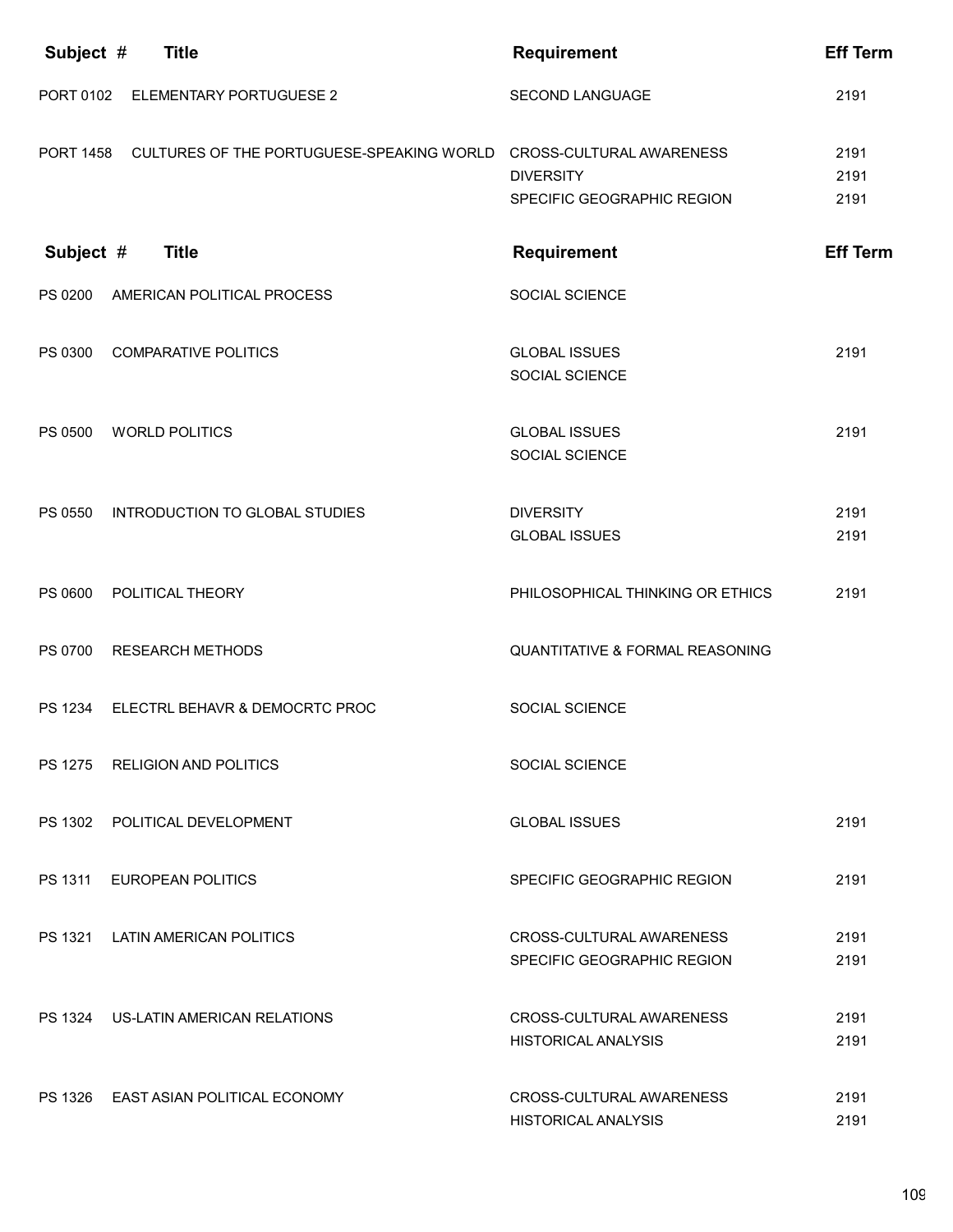| Subject # | Title | Requirement | Eff Term |
|---|---|---|---|
| PORT 0102 | ELEMENTARY PORTUGUESE 2 | SECOND LANGUAGE | 2191 |
| PORT 1458 | CULTURES OF THE PORTUGUESE-SPEAKING WORLD | CROSS-CULTURAL AWARENESS | 2191 |
| | | DIVERSITY | 2191 |
| | | SPECIFIC GEOGRAPHIC REGION | 2191 |

| Subject # | Title | Requirement | Eff Term |
|---|---|---|---|
| PS 0200 | AMERICAN POLITICAL PROCESS | SOCIAL SCIENCE | |
| PS 0300 | COMPARATIVE POLITICS | GLOBAL ISSUES | 2191 |
| | | SOCIAL SCIENCE | |
| PS 0500 | WORLD POLITICS | GLOBAL ISSUES | 2191 |
| | | SOCIAL SCIENCE | |
| PS 0550 | INTRODUCTION TO GLOBAL STUDIES | DIVERSITY | 2191 |
| | | GLOBAL ISSUES | 2191 |
| PS 0600 | POLITICAL THEORY | PHILOSOPHICAL THINKING OR ETHICS | 2191 |
| PS 0700 | RESEARCH METHODS | QUANTITATIVE & FORMAL REASONING | |
| PS 1234 | ELECTRL BEHAVR & DEMOCRTC PROC | SOCIAL SCIENCE | |
| PS 1275 | RELIGION AND POLITICS | SOCIAL SCIENCE | |
| PS 1302 | POLITICAL DEVELOPMENT | GLOBAL ISSUES | 2191 |
| PS 1311 | EUROPEAN POLITICS | SPECIFIC GEOGRAPHIC REGION | 2191 |
| PS 1321 | LATIN AMERICAN POLITICS | CROSS-CULTURAL AWARENESS | 2191 |
| | | SPECIFIC GEOGRAPHIC REGION | 2191 |
| PS 1324 | US-LATIN AMERICAN RELATIONS | CROSS-CULTURAL AWARENESS | 2191 |
| | | HISTORICAL ANALYSIS | 2191 |
| PS 1326 | EAST ASIAN POLITICAL ECONOMY | CROSS-CULTURAL AWARENESS | 2191 |
| | | HISTORICAL ANALYSIS | 2191 |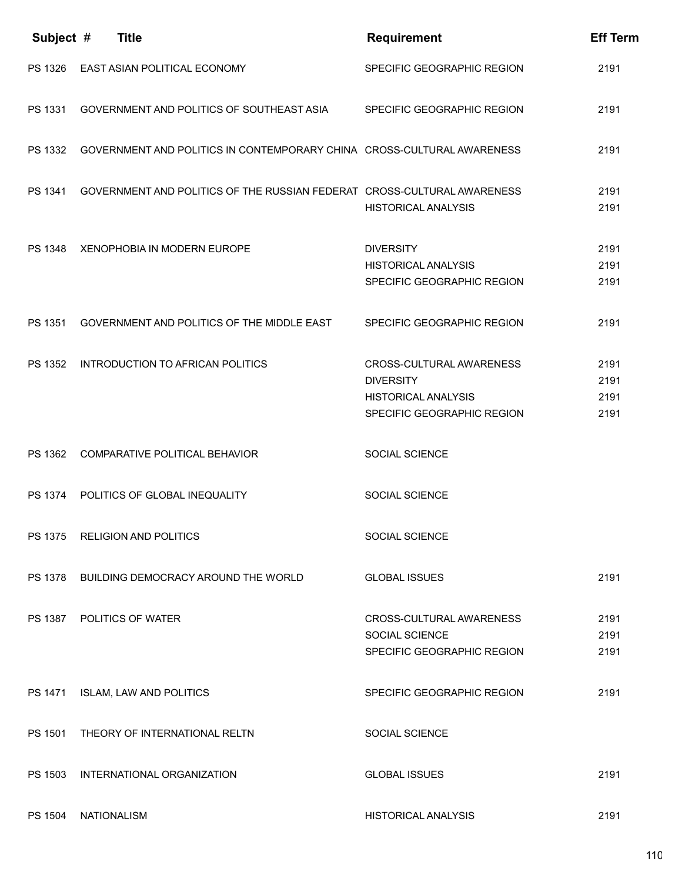| Subject # | Title | Requirement | Eff Term |
|---|---|---|---|
| PS 1326 | EAST ASIAN POLITICAL ECONOMY | SPECIFIC GEOGRAPHIC REGION | 2191 |
| PS 1331 | GOVERNMENT AND POLITICS OF SOUTHEAST ASIA | SPECIFIC GEOGRAPHIC REGION | 2191 |
| PS 1332 | GOVERNMENT AND POLITICS IN CONTEMPORARY CHINA | CROSS-CULTURAL AWARENESS | 2191 |
| PS 1341 | GOVERNMENT AND POLITICS OF THE RUSSIAN FEDERAT | CROSS-CULTURAL AWARENESS | 2191 |
| | | HISTORICAL ANALYSIS | 2191 |
| PS 1348 | XENOPHOBIA IN MODERN EUROPE | DIVERSITY | 2191 |
| | | HISTORICAL ANALYSIS | 2191 |
| | | SPECIFIC GEOGRAPHIC REGION | 2191 |
| PS 1351 | GOVERNMENT AND POLITICS OF THE MIDDLE EAST | SPECIFIC GEOGRAPHIC REGION | 2191 |
| PS 1352 | INTRODUCTION TO AFRICAN POLITICS | CROSS-CULTURAL AWARENESS | 2191 |
| | | DIVERSITY | 2191 |
| | | HISTORICAL ANALYSIS | 2191 |
| | | SPECIFIC GEOGRAPHIC REGION | 2191 |
| PS 1362 | COMPARATIVE POLITICAL BEHAVIOR | SOCIAL SCIENCE | |
| PS 1374 | POLITICS OF GLOBAL INEQUALITY | SOCIAL SCIENCE | |
| PS 1375 | RELIGION AND POLITICS | SOCIAL SCIENCE | |
| PS 1378 | BUILDING DEMOCRACY AROUND THE WORLD | GLOBAL ISSUES | 2191 |
| PS 1387 | POLITICS OF WATER | CROSS-CULTURAL AWARENESS | 2191 |
| | | SOCIAL SCIENCE | 2191 |
| | | SPECIFIC GEOGRAPHIC REGION | 2191 |
| PS 1471 | ISLAM, LAW AND POLITICS | SPECIFIC GEOGRAPHIC REGION | 2191 |
| PS 1501 | THEORY OF INTERNATIONAL RELTN | SOCIAL SCIENCE | |
| PS 1503 | INTERNATIONAL ORGANIZATION | GLOBAL ISSUES | 2191 |
| PS 1504 | NATIONALISM | HISTORICAL ANALYSIS | 2191 |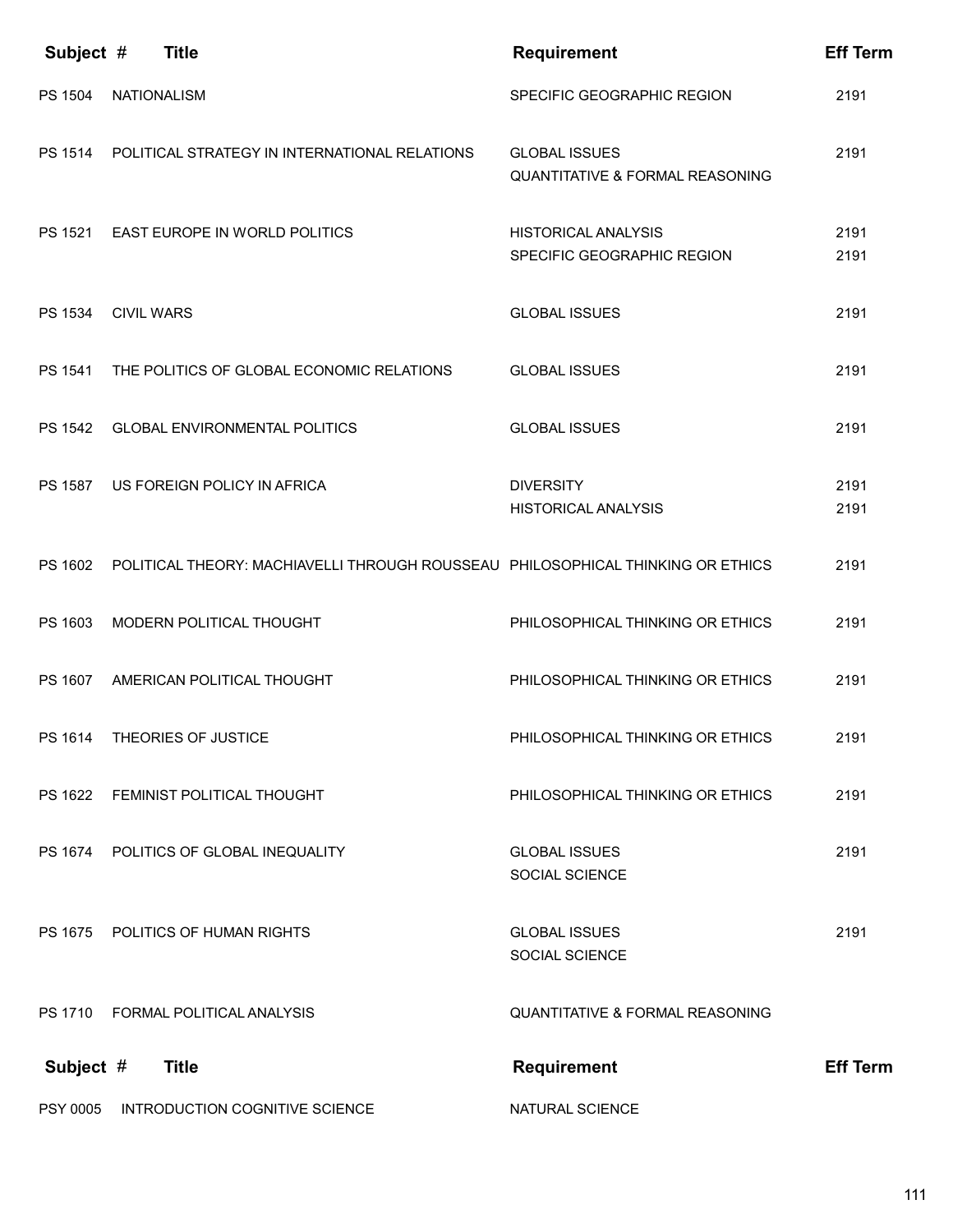| Subject # | Title | Requirement | Eff Term |
| --- | --- | --- | --- |
| PS 1504 | NATIONALISM | SPECIFIC GEOGRAPHIC REGION | 2191 |
| PS 1514 | POLITICAL STRATEGY IN INTERNATIONAL RELATIONS | GLOBAL ISSUES<br>QUANTITATIVE & FORMAL REASONING | 2191 |
| PS 1521 | EAST EUROPE IN WORLD POLITICS | HISTORICAL ANALYSIS<br>SPECIFIC GEOGRAPHIC REGION | 2191<br>2191 |
| PS 1534 | CIVIL WARS | GLOBAL ISSUES | 2191 |
| PS 1541 | THE POLITICS OF GLOBAL ECONOMIC RELATIONS | GLOBAL ISSUES | 2191 |
| PS 1542 | GLOBAL ENVIRONMENTAL POLITICS | GLOBAL ISSUES | 2191 |
| PS 1587 | US FOREIGN POLICY IN AFRICA | DIVERSITY<br>HISTORICAL ANALYSIS | 2191<br>2191 |
| PS 1602 | POLITICAL THEORY: MACHIAVELLI THROUGH ROUSSEAU | PHILOSOPHICAL THINKING OR ETHICS | 2191 |
| PS 1603 | MODERN POLITICAL THOUGHT | PHILOSOPHICAL THINKING OR ETHICS | 2191 |
| PS 1607 | AMERICAN POLITICAL THOUGHT | PHILOSOPHICAL THINKING OR ETHICS | 2191 |
| PS 1614 | THEORIES OF JUSTICE | PHILOSOPHICAL THINKING OR ETHICS | 2191 |
| PS 1622 | FEMINIST POLITICAL THOUGHT | PHILOSOPHICAL THINKING OR ETHICS | 2191 |
| PS 1674 | POLITICS OF GLOBAL INEQUALITY | GLOBAL ISSUES<br>SOCIAL SCIENCE | 2191 |
| PS 1675 | POLITICS OF HUMAN RIGHTS | GLOBAL ISSUES<br>SOCIAL SCIENCE | 2191 |
| PS 1710 | FORMAL POLITICAL ANALYSIS | QUANTITATIVE & FORMAL REASONING | |

| Subject # | Title | Requirement | Eff Term |
| --- | --- | --- | --- |
| PSY 0005 | INTRODUCTION COGNITIVE SCIENCE | NATURAL SCIENCE | |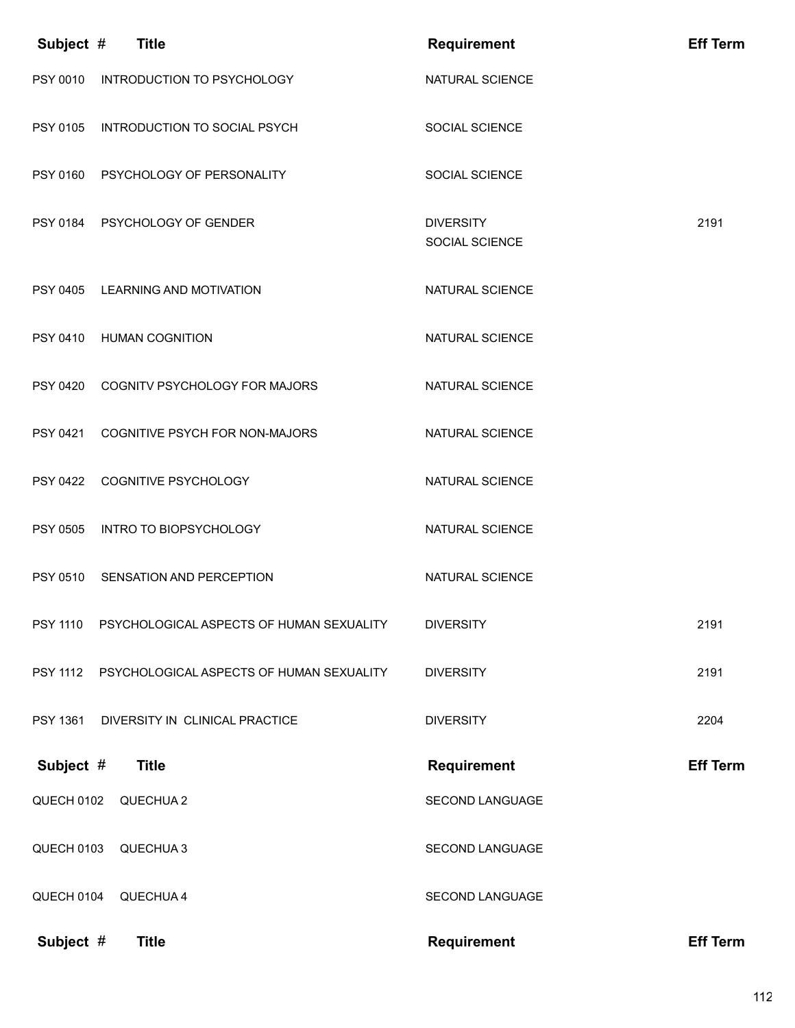| Subject # | Title | Requirement | Eff Term |
|---|---|---|---|
| PSY 0010 | INTRODUCTION TO PSYCHOLOGY | NATURAL SCIENCE | |
| PSY 0105 | INTRODUCTION TO SOCIAL PSYCH | SOCIAL SCIENCE | |
| PSY 0160 | PSYCHOLOGY OF PERSONALITY | SOCIAL SCIENCE | |
| PSY 0184 | PSYCHOLOGY OF GENDER | DIVERSITY<br>SOCIAL SCIENCE | 2191 |
| PSY 0405 | LEARNING AND MOTIVATION | NATURAL SCIENCE | |
| PSY 0410 | HUMAN COGNITION | NATURAL SCIENCE | |
| PSY 0420 | COGNITV PSYCHOLOGY FOR MAJORS | NATURAL SCIENCE | |
| PSY 0421 | COGNITIVE PSYCH FOR NON-MAJORS | NATURAL SCIENCE | |
| PSY 0422 | COGNITIVE PSYCHOLOGY | NATURAL SCIENCE | |
| PSY 0505 | INTRO TO BIOPSYCHOLOGY | NATURAL SCIENCE | |
| PSY 0510 | SENSATION AND PERCEPTION | NATURAL SCIENCE | |
| PSY 1110 | PSYCHOLOGICAL ASPECTS OF HUMAN SEXUALITY | DIVERSITY | 2191 |
| PSY 1112 | PSYCHOLOGICAL ASPECTS OF HUMAN SEXUALITY | DIVERSITY | 2191 |
| PSY 1361 | DIVERSITY IN CLINICAL PRACTICE | DIVERSITY | 2204 |

| Subject # | Title | Requirement | Eff Term |
|---|---|---|---|
| QUECH 0102 | QUECHUA 2 | SECOND LANGUAGE | |
| QUECH 0103 | QUECHUA 3 | SECOND LANGUAGE | |
| QUECH 0104 | QUECHUA 4 | SECOND LANGUAGE | |

| Subject # | Title | Requirement | Eff Term |
|---|---|---|---|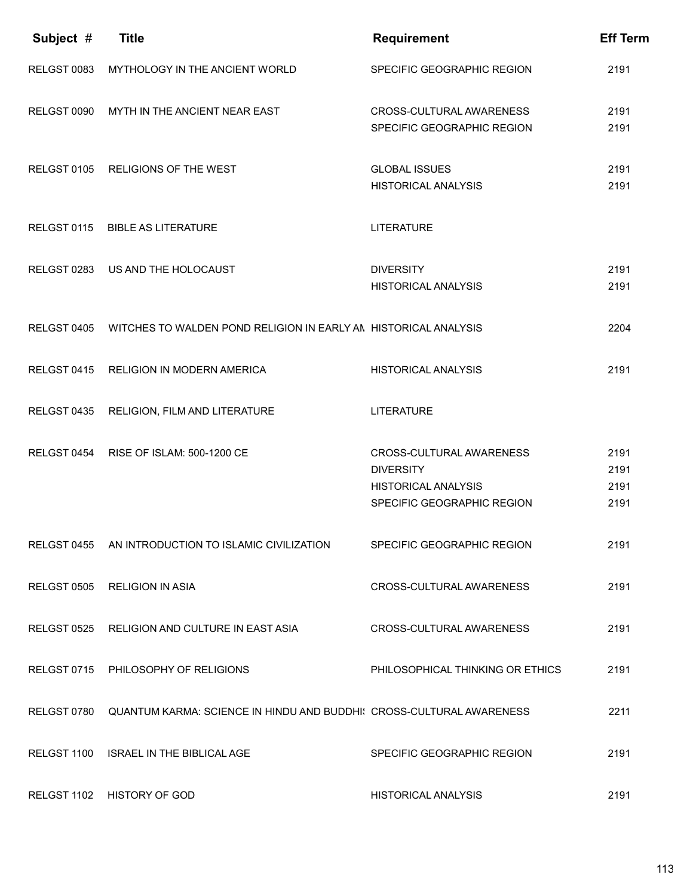| Subject # | Title | Requirement | Eff Term |
|---|---|---|---|
| RELGST 0083 | MYTHOLOGY IN THE ANCIENT WORLD | SPECIFIC GEOGRAPHIC REGION | 2191 |
| RELGST 0090 | MYTH IN THE ANCIENT NEAR EAST | CROSS-CULTURAL AWARENESS | 2191 |
| | | SPECIFIC GEOGRAPHIC REGION | 2191 |
| RELGST 0105 | RELIGIONS OF THE WEST | GLOBAL ISSUES | 2191 |
| | | HISTORICAL ANALYSIS | 2191 |
| RELGST 0115 | BIBLE AS LITERATURE | LITERATURE | |
| RELGST 0283 | US AND THE HOLOCAUST | DIVERSITY | 2191 |
| | | HISTORICAL ANALYSIS | 2191 |
| RELGST 0405 | WITCHES TO WALDEN POND RELIGION IN EARLY AM | HISTORICAL ANALYSIS | 2204 |
| RELGST 0415 | RELIGION IN MODERN AMERICA | HISTORICAL ANALYSIS | 2191 |
| RELGST 0435 | RELIGION, FILM AND LITERATURE | LITERATURE | |
| RELGST 0454 | RISE OF ISLAM: 500-1200 CE | CROSS-CULTURAL AWARENESS | 2191 |
| | | DIVERSITY | 2191 |
| | | HISTORICAL ANALYSIS | 2191 |
| | | SPECIFIC GEOGRAPHIC REGION | 2191 |
| RELGST 0455 | AN INTRODUCTION TO ISLAMIC CIVILIZATION | SPECIFIC GEOGRAPHIC REGION | 2191 |
| RELGST 0505 | RELIGION IN ASIA | CROSS-CULTURAL AWARENESS | 2191 |
| RELGST 0525 | RELIGION AND CULTURE IN EAST ASIA | CROSS-CULTURAL AWARENESS | 2191 |
| RELGST 0715 | PHILOSOPHY OF RELIGIONS | PHILOSOPHICAL THINKING OR ETHICS | 2191 |
| RELGST 0780 | QUANTUM KARMA: SCIENCE IN HINDU AND BUDDHIS | CROSS-CULTURAL AWARENESS | 2211 |
| RELGST 1100 | ISRAEL IN THE BIBLICAL AGE | SPECIFIC GEOGRAPHIC REGION | 2191 |
| RELGST 1102 | HISTORY OF GOD | HISTORICAL ANALYSIS | 2191 |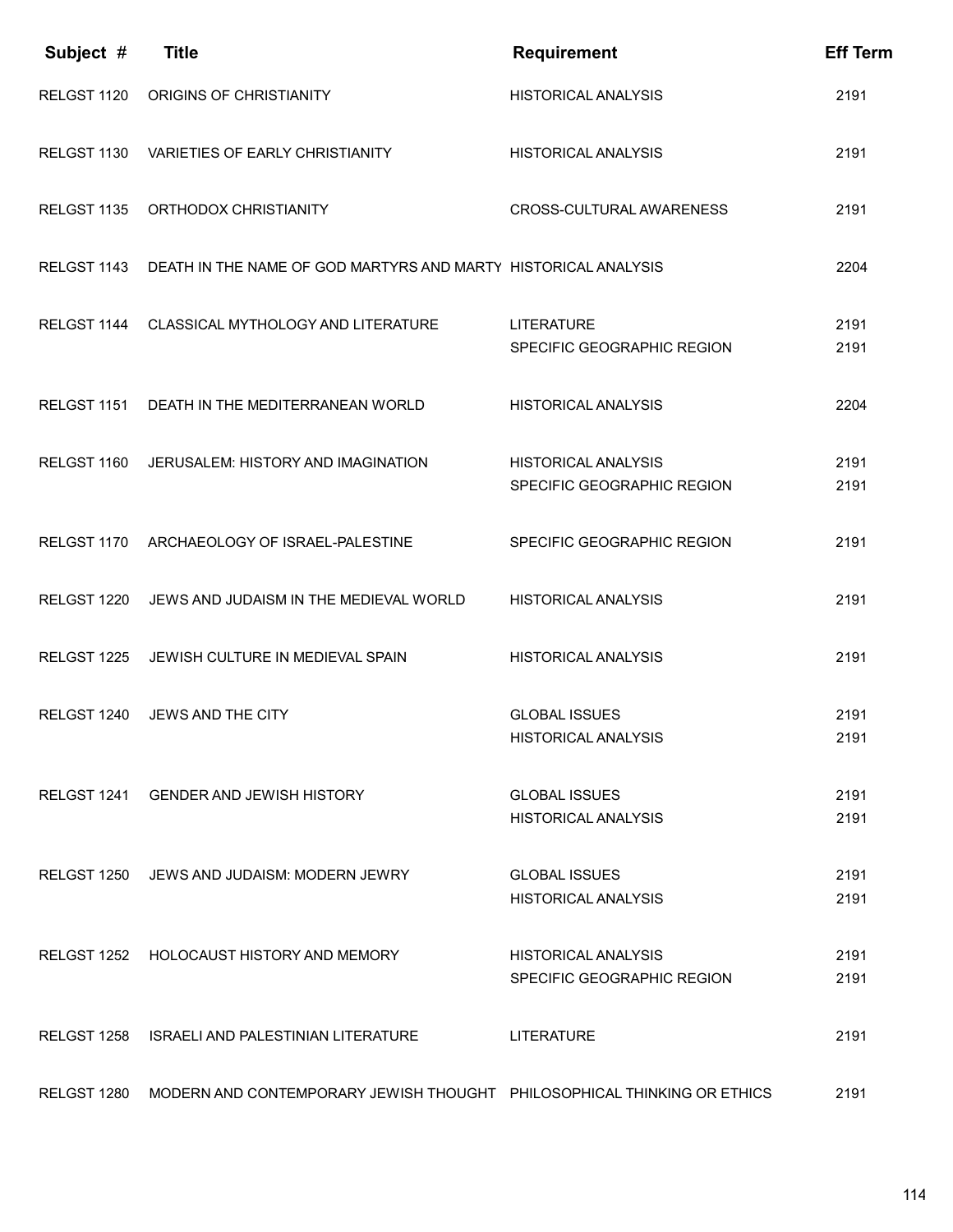| Subject # | Title | Requirement | Eff Term |
|---|---|---|---|
| RELGST 1120 | ORIGINS OF CHRISTIANITY | HISTORICAL ANALYSIS | 2191 |
| RELGST 1130 | VARIETIES OF EARLY CHRISTIANITY | HISTORICAL ANALYSIS | 2191 |
| RELGST 1135 | ORTHODOX CHRISTIANITY | CROSS-CULTURAL AWARENESS | 2191 |
| RELGST 1143 | DEATH IN THE NAME OF GOD MARTYRS AND MARTY | HISTORICAL ANALYSIS | 2204 |
| RELGST 1144 | CLASSICAL MYTHOLOGY AND LITERATURE | LITERATURE | 2191 |
| | | SPECIFIC GEOGRAPHIC REGION | 2191 |
| RELGST 1151 | DEATH IN THE MEDITERRANEAN WORLD | HISTORICAL ANALYSIS | 2204 |
| RELGST 1160 | JERUSALEM: HISTORY AND IMAGINATION | HISTORICAL ANALYSIS | 2191 |
| | | SPECIFIC GEOGRAPHIC REGION | 2191 |
| RELGST 1170 | ARCHAEOLOGY OF ISRAEL-PALESTINE | SPECIFIC GEOGRAPHIC REGION | 2191 |
| RELGST 1220 | JEWS AND JUDAISM IN THE MEDIEVAL WORLD | HISTORICAL ANALYSIS | 2191 |
| RELGST 1225 | JEWISH CULTURE IN MEDIEVAL SPAIN | HISTORICAL ANALYSIS | 2191 |
| RELGST 1240 | JEWS AND THE CITY | GLOBAL ISSUES | 2191 |
| | | HISTORICAL ANALYSIS | 2191 |
| RELGST 1241 | GENDER AND JEWISH HISTORY | GLOBAL ISSUES | 2191 |
| | | HISTORICAL ANALYSIS | 2191 |
| RELGST 1250 | JEWS AND JUDAISM: MODERN JEWRY | GLOBAL ISSUES | 2191 |
| | | HISTORICAL ANALYSIS | 2191 |
| RELGST 1252 | HOLOCAUST HISTORY AND MEMORY | HISTORICAL ANALYSIS | 2191 |
| | | SPECIFIC GEOGRAPHIC REGION | 2191 |
| RELGST 1258 | ISRAELI AND PALESTINIAN LITERATURE | LITERATURE | 2191 |
| RELGST 1280 | MODERN AND CONTEMPORARY JEWISH THOUGHT | PHILOSOPHICAL THINKING OR ETHICS | 2191 |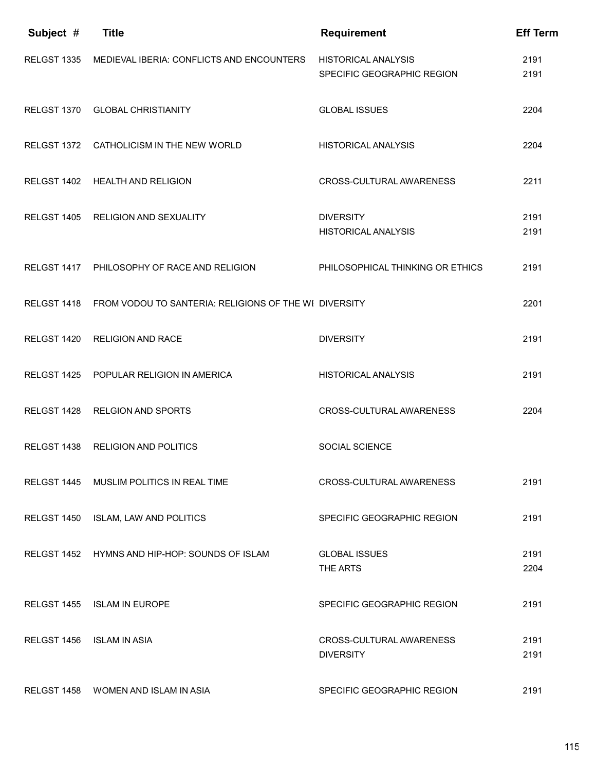| Subject # | Title | Requirement | Eff Term |
|---|---|---|---|
| RELGST 1335 | MEDIEVAL IBERIA: CONFLICTS AND ENCOUNTERS | HISTORICAL ANALYSIS | 2191 |
| | | SPECIFIC GEOGRAPHIC REGION | 2191 |
| RELGST 1370 | GLOBAL CHRISTIANITY | GLOBAL ISSUES | 2204 |
| RELGST 1372 | CATHOLICISM IN THE NEW WORLD | HISTORICAL ANALYSIS | 2204 |
| RELGST 1402 | HEALTH AND RELIGION | CROSS-CULTURAL AWARENESS | 2211 |
| RELGST 1405 | RELIGION AND SEXUALITY | DIVERSITY | 2191 |
| | | HISTORICAL ANALYSIS | 2191 |
| RELGST 1417 | PHILOSOPHY OF RACE AND RELIGION | PHILOSOPHICAL THINKING OR ETHICS | 2191 |
| RELGST 1418 | FROM VODOU TO SANTERIA: RELIGIONS OF THE WI | DIVERSITY | 2201 |
| RELGST 1420 | RELIGION AND RACE | DIVERSITY | 2191 |
| RELGST 1425 | POPULAR RELIGION IN AMERICA | HISTORICAL ANALYSIS | 2191 |
| RELGST 1428 | RELGION AND SPORTS | CROSS-CULTURAL AWARENESS | 2204 |
| RELGST 1438 | RELIGION AND POLITICS | SOCIAL SCIENCE | |
| RELGST 1445 | MUSLIM POLITICS IN REAL TIME | CROSS-CULTURAL AWARENESS | 2191 |
| RELGST 1450 | ISLAM, LAW AND POLITICS | SPECIFIC GEOGRAPHIC REGION | 2191 |
| RELGST 1452 | HYMNS AND HIP-HOP: SOUNDS OF ISLAM | GLOBAL ISSUES | 2191 |
| | | THE ARTS | 2204 |
| RELGST 1455 | ISLAM IN EUROPE | SPECIFIC GEOGRAPHIC REGION | 2191 |
| RELGST 1456 | ISLAM IN ASIA | CROSS-CULTURAL AWARENESS | 2191 |
| | | DIVERSITY | 2191 |
| RELGST 1458 | WOMEN AND ISLAM IN ASIA | SPECIFIC GEOGRAPHIC REGION | 2191 |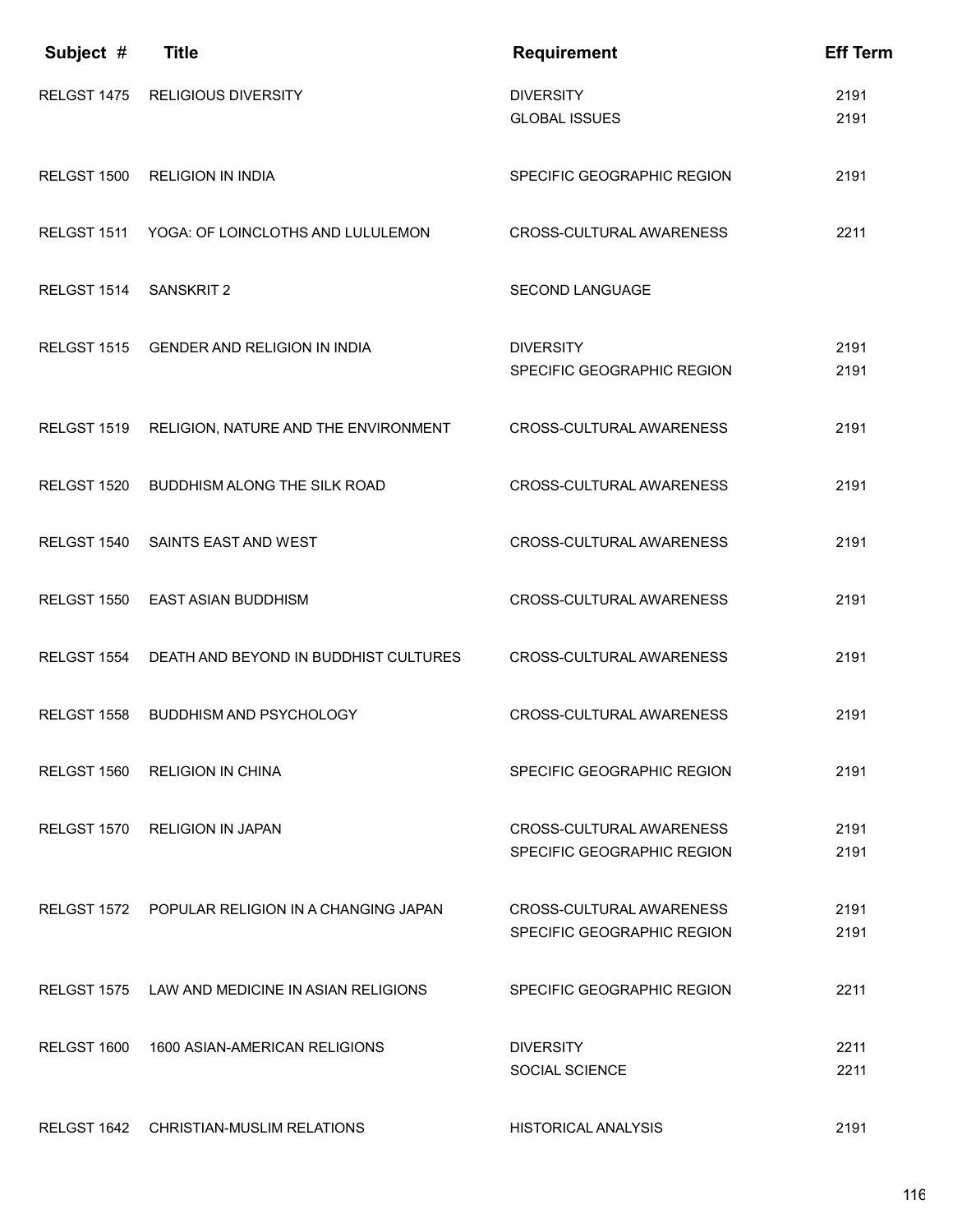| Subject # | Title | Requirement | Eff Term |
|---|---|---|---|
| RELGST 1475 | RELIGIOUS DIVERSITY | DIVERSITY | 2191 |
| | | GLOBAL ISSUES | 2191 |
| RELGST 1500 | RELIGION IN INDIA | SPECIFIC GEOGRAPHIC REGION | 2191 |
| RELGST 1511 | YOGA: OF LOINCLOTHS AND LULULEMON | CROSS-CULTURAL AWARENESS | 2211 |
| RELGST 1514 | SANSKRIT 2 | SECOND LANGUAGE | |
| RELGST 1515 | GENDER AND RELIGION IN INDIA | DIVERSITY | 2191 |
| | | SPECIFIC GEOGRAPHIC REGION | 2191 |
| RELGST 1519 | RELIGION, NATURE AND THE ENVIRONMENT | CROSS-CULTURAL AWARENESS | 2191 |
| RELGST 1520 | BUDDHISM ALONG THE SILK ROAD | CROSS-CULTURAL AWARENESS | 2191 |
| RELGST 1540 | SAINTS EAST AND WEST | CROSS-CULTURAL AWARENESS | 2191 |
| RELGST 1550 | EAST ASIAN BUDDHISM | CROSS-CULTURAL AWARENESS | 2191 |
| RELGST 1554 | DEATH AND BEYOND IN BUDDHIST CULTURES | CROSS-CULTURAL AWARENESS | 2191 |
| RELGST 1558 | BUDDHISM AND PSYCHOLOGY | CROSS-CULTURAL AWARENESS | 2191 |
| RELGST 1560 | RELIGION IN CHINA | SPECIFIC GEOGRAPHIC REGION | 2191 |
| RELGST 1570 | RELIGION IN JAPAN | CROSS-CULTURAL AWARENESS | 2191 |
| | | SPECIFIC GEOGRAPHIC REGION | 2191 |
| RELGST 1572 | POPULAR RELIGION IN A CHANGING JAPAN | CROSS-CULTURAL AWARENESS | 2191 |
| | | SPECIFIC GEOGRAPHIC REGION | 2191 |
| RELGST 1575 | LAW AND MEDICINE IN ASIAN RELIGIONS | SPECIFIC GEOGRAPHIC REGION | 2211 |
| RELGST 1600 | 1600 ASIAN-AMERICAN RELIGIONS | DIVERSITY | 2211 |
| | | SOCIAL SCIENCE | 2211 |
| RELGST 1642 | CHRISTIAN-MUSLIM RELATIONS | HISTORICAL ANALYSIS | 2191 |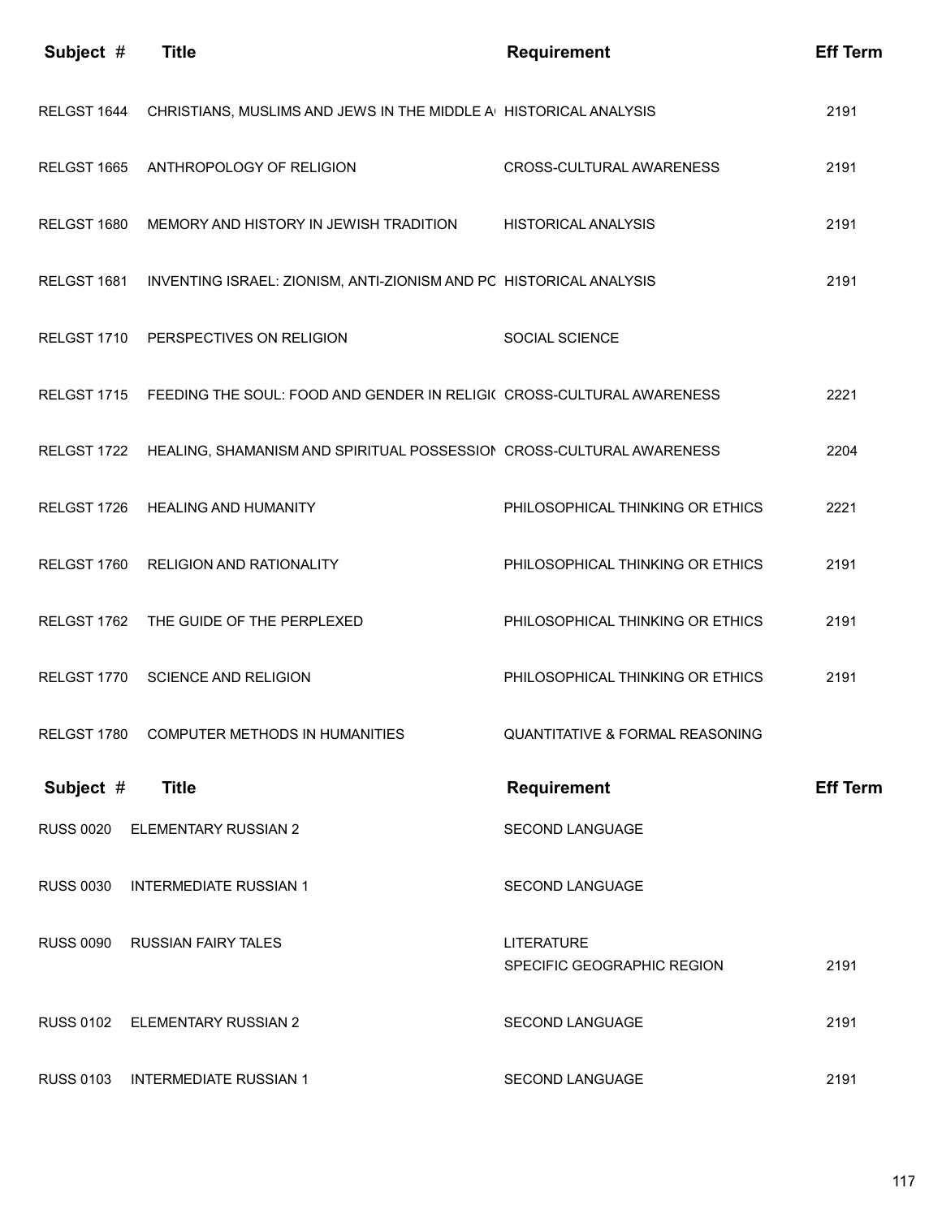| Subject # | Title | Requirement | Eff Term |
|---|---|---|---|
| RELGST 1644 | CHRISTIANS, MUSLIMS AND JEWS IN THE MIDDLE A | HISTORICAL ANALYSIS | 2191 |
| RELGST 1665 | ANTHROPOLOGY OF RELIGION | CROSS-CULTURAL AWARENESS | 2191 |
| RELGST 1680 | MEMORY AND HISTORY IN JEWISH TRADITION | HISTORICAL ANALYSIS | 2191 |
| RELGST 1681 | INVENTING ISRAEL: ZIONISM, ANTI-ZIONISM AND PC | HISTORICAL ANALYSIS | 2191 |
| RELGST 1710 | PERSPECTIVES ON RELIGION | SOCIAL SCIENCE | |
| RELGST 1715 | FEEDING THE SOUL: FOOD AND GENDER IN RELIGI( | CROSS-CULTURAL AWARENESS | 2221 |
| RELGST 1722 | HEALING, SHAMANISM AND SPIRITUAL POSSESSION | CROSS-CULTURAL AWARENESS | 2204 |
| RELGST 1726 | HEALING AND HUMANITY | PHILOSOPHICAL THINKING OR ETHICS | 2221 |
| RELGST 1760 | RELIGION AND RATIONALITY | PHILOSOPHICAL THINKING OR ETHICS | 2191 |
| RELGST 1762 | THE GUIDE OF THE PERPLEXED | PHILOSOPHICAL THINKING OR ETHICS | 2191 |
| RELGST 1770 | SCIENCE AND RELIGION | PHILOSOPHICAL THINKING OR ETHICS | 2191 |
| RELGST 1780 | COMPUTER METHODS IN HUMANITIES | QUANTITATIVE & FORMAL REASONING | |

| Subject # | Title | Requirement | Eff Term |
|---|---|---|---|
| RUSS 0020 | ELEMENTARY RUSSIAN 2 | SECOND LANGUAGE | |
| RUSS 0030 | INTERMEDIATE RUSSIAN 1 | SECOND LANGUAGE | |
| RUSS 0090 | RUSSIAN FAIRY TALES | LITERATURE<br>SPECIFIC GEOGRAPHIC REGION | 2191 |
| RUSS 0102 | ELEMENTARY RUSSIAN 2 | SECOND LANGUAGE | 2191 |
| RUSS 0103 | INTERMEDIATE RUSSIAN 1 | SECOND LANGUAGE | 2191 |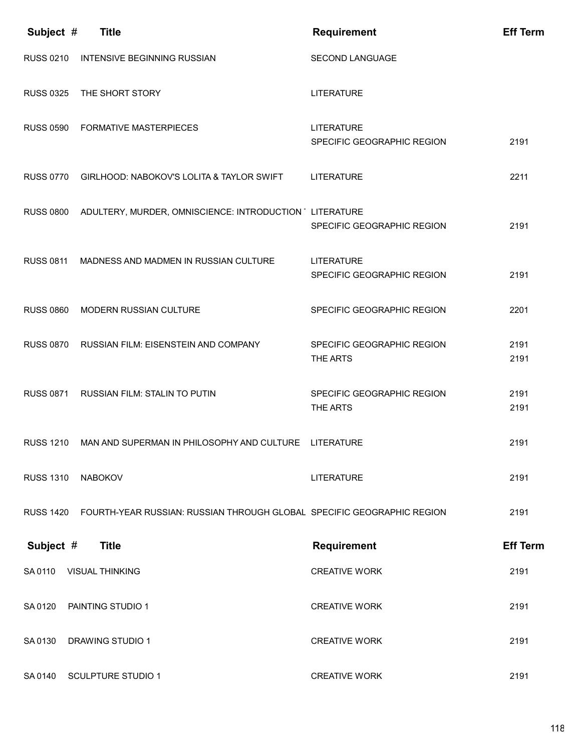| Subject # | Title | Requirement | Eff Term |
| --- | --- | --- | --- |
| RUSS 0210 | INTENSIVE BEGINNING RUSSIAN | SECOND LANGUAGE | |
| RUSS 0325 | THE SHORT STORY | LITERATURE | |
| RUSS 0590 | FORMATIVE MASTERPIECES | LITERATURE | |
| | | SPECIFIC GEOGRAPHIC REGION | 2191 |
| RUSS 0770 | GIRLHOOD: NABOKOV'S LOLITA & TAYLOR SWIFT | LITERATURE | 2211 |
| RUSS 0800 | ADULTERY, MURDER, OMNISCIENCE: INTRODUCTION | LITERATURE | |
| | | SPECIFIC GEOGRAPHIC REGION | 2191 |
| RUSS 0811 | MADNESS AND MADMEN IN RUSSIAN CULTURE | LITERATURE | |
| | | SPECIFIC GEOGRAPHIC REGION | 2191 |
| RUSS 0860 | MODERN RUSSIAN CULTURE | SPECIFIC GEOGRAPHIC REGION | 2201 |
| RUSS 0870 | RUSSIAN FILM: EISENSTEIN AND COMPANY | SPECIFIC GEOGRAPHIC REGION | 2191 |
| | | THE ARTS | 2191 |
| RUSS 0871 | RUSSIAN FILM: STALIN TO PUTIN | SPECIFIC GEOGRAPHIC REGION | 2191 |
| | | THE ARTS | 2191 |
| RUSS 1210 | MAN AND SUPERMAN IN PHILOSOPHY AND CULTURE | LITERATURE | 2191 |
| RUSS 1310 | NABOKOV | LITERATURE | 2191 |
| RUSS 1420 | FOURTH-YEAR RUSSIAN: RUSSIAN THROUGH GLOBAL | SPECIFIC GEOGRAPHIC REGION | 2191 |

| Subject # | Title | Requirement | Eff Term |
| --- | --- | --- | --- |
| SA 0110 | VISUAL THINKING | CREATIVE WORK | 2191 |
| SA 0120 | PAINTING STUDIO 1 | CREATIVE WORK | 2191 |
| SA 0130 | DRAWING STUDIO 1 | CREATIVE WORK | 2191 |
| SA 0140 | SCULPTURE STUDIO 1 | CREATIVE WORK | 2191 |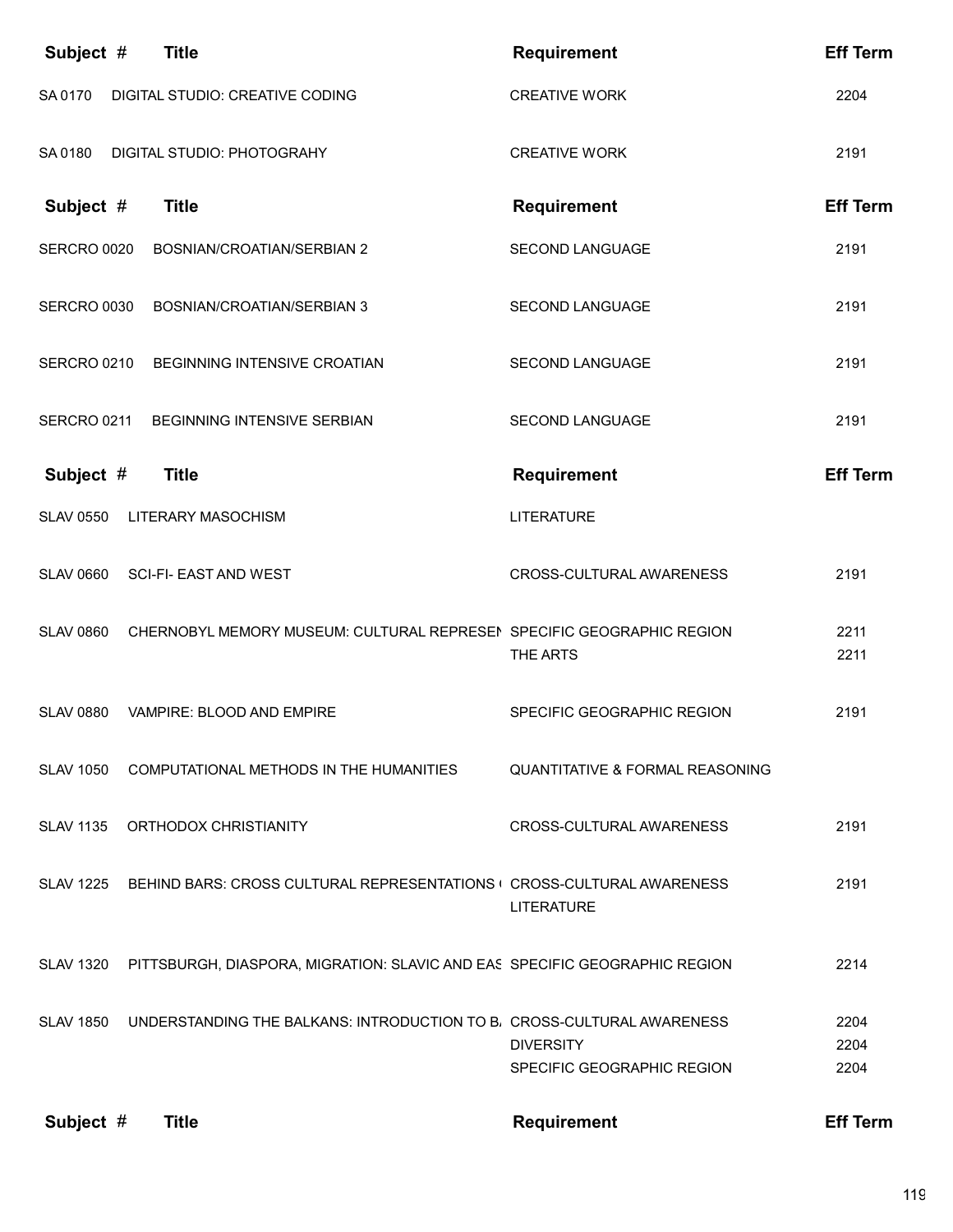| Subject # | Title | Requirement | Eff Term |
|---|---|---|---|
| SA 0170 | DIGITAL STUDIO: CREATIVE CODING | CREATIVE WORK | 2204 |
| SA 0180 | DIGITAL STUDIO: PHOTOGRAHY | CREATIVE WORK | 2191 |

| Subject # | Title | Requirement | Eff Term |
|---|---|---|---|
| SERCRO 0020 | BOSNIAN/CROATIAN/SERBIAN 2 | SECOND LANGUAGE | 2191 |
| SERCRO 0030 | BOSNIAN/CROATIAN/SERBIAN 3 | SECOND LANGUAGE | 2191 |
| SERCRO 0210 | BEGINNING INTENSIVE CROATIAN | SECOND LANGUAGE | 2191 |
| SERCRO 0211 | BEGINNING INTENSIVE SERBIAN | SECOND LANGUAGE | 2191 |

| Subject # | Title | Requirement | Eff Term |
|---|---|---|---|
| SLAV 0550 | LITERARY MASOCHISM | LITERATURE | |
| SLAV 0660 | SCI-FI- EAST AND WEST | CROSS-CULTURAL AWARENESS | 2191 |
| SLAV 0860 | CHERNOBYL MEMORY MUSEUM: CULTURAL REPRESEN | SPECIFIC GEOGRAPHIC REGION | 2211 |
| | | THE ARTS | 2211 |
| SLAV 0880 | VAMPIRE: BLOOD AND EMPIRE | SPECIFIC GEOGRAPHIC REGION | 2191 |
| SLAV 1050 | COMPUTATIONAL METHODS IN THE HUMANITIES | QUANTITATIVE & FORMAL REASONING | |
| SLAV 1135 | ORTHODOX CHRISTIANITY | CROSS-CULTURAL AWARENESS | 2191 |
| SLAV 1225 | BEHIND BARS: CROSS CULTURAL REPRESENTATIONS ( | CROSS-CULTURAL AWARENESS | 2191 |
| | | LITERATURE | |
| SLAV 1320 | PITTSBURGH, DIASPORA, MIGRATION: SLAVIC AND EAS | SPECIFIC GEOGRAPHIC REGION | 2214 |
| SLAV 1850 | UNDERSTANDING THE BALKANS: INTRODUCTION TO B | CROSS-CULTURAL AWARENESS | 2204 |
| | | DIVERSITY | 2204 |
| | | SPECIFIC GEOGRAPHIC REGION | 2204 |

| Subject # | Title | Requirement | Eff Term |
|---|---|---|---|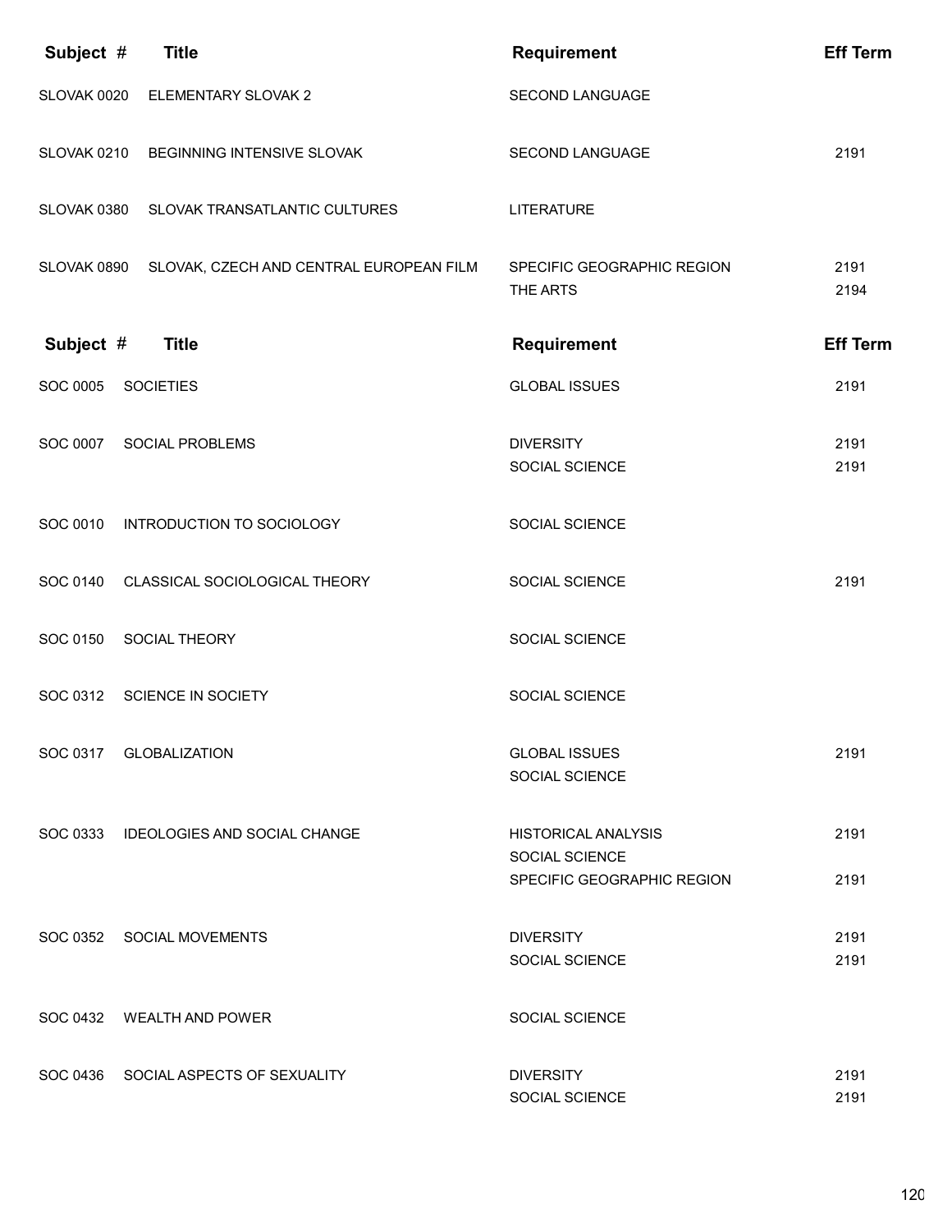| Subject # | Title | Requirement | Eff Term |
|---|---|---|---|
| SLOVAK 0020 | ELEMENTARY SLOVAK 2 | SECOND LANGUAGE | |
| SLOVAK 0210 | BEGINNING INTENSIVE SLOVAK | SECOND LANGUAGE | 2191 |
| SLOVAK 0380 | SLOVAK TRANSATLANTIC CULTURES | LITERATURE | |
| SLOVAK 0890 | SLOVAK, CZECH AND CENTRAL EUROPEAN FILM | SPECIFIC GEOGRAPHIC REGION | 2191 |
| | | THE ARTS | 2194 |

| Subject # | Title | Requirement | Eff Term |
|---|---|---|---|
| SOC 0005 | SOCIETIES | GLOBAL ISSUES | 2191 |
| SOC 0007 | SOCIAL PROBLEMS | DIVERSITY | 2191 |
| | | SOCIAL SCIENCE | 2191 |
| SOC 0010 | INTRODUCTION TO SOCIOLOGY | SOCIAL SCIENCE | |
| SOC 0140 | CLASSICAL SOCIOLOGICAL THEORY | SOCIAL SCIENCE | 2191 |
| SOC 0150 | SOCIAL THEORY | SOCIAL SCIENCE | |
| SOC 0312 | SCIENCE IN SOCIETY | SOCIAL SCIENCE | |
| SOC 0317 | GLOBALIZATION | GLOBAL ISSUES | 2191 |
| | | SOCIAL SCIENCE | |
| SOC 0333 | IDEOLOGIES AND SOCIAL CHANGE | HISTORICAL ANALYSIS | 2191 |
| | | SOCIAL SCIENCE | |
| | | SPECIFIC GEOGRAPHIC REGION | 2191 |
| SOC 0352 | SOCIAL MOVEMENTS | DIVERSITY | 2191 |
| | | SOCIAL SCIENCE | 2191 |
| SOC 0432 | WEALTH AND POWER | SOCIAL SCIENCE | |
| SOC 0436 | SOCIAL ASPECTS OF SEXUALITY | DIVERSITY | 2191 |
| | | SOCIAL SCIENCE | 2191 |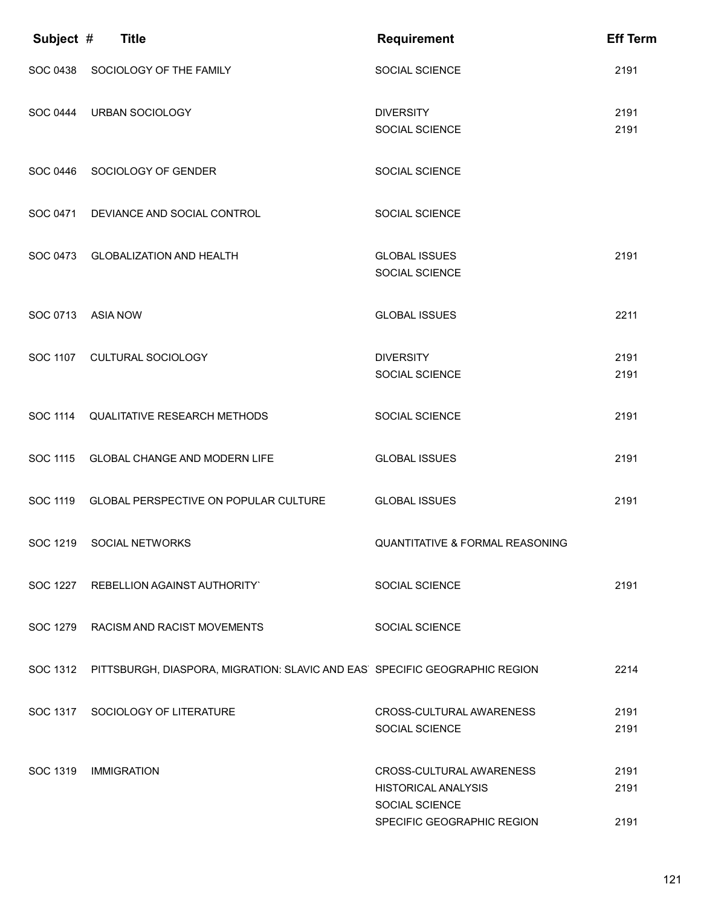| Subject # | Title | Requirement | Eff Term |
|---|---|---|---|
| SOC 0438 | SOCIOLOGY OF THE FAMILY | SOCIAL SCIENCE | 2191 |
| SOC 0444 | URBAN SOCIOLOGY | DIVERSITY | 2191 |
| | | SOCIAL SCIENCE | 2191 |
| SOC 0446 | SOCIOLOGY OF GENDER | SOCIAL SCIENCE | |
| SOC 0471 | DEVIANCE AND SOCIAL CONTROL | SOCIAL SCIENCE | |
| SOC 0473 | GLOBALIZATION AND HEALTH | GLOBAL ISSUES | 2191 |
| | | SOCIAL SCIENCE | |
| SOC 0713 | ASIA NOW | GLOBAL ISSUES | 2211 |
| SOC 1107 | CULTURAL SOCIOLOGY | DIVERSITY | 2191 |
| | | SOCIAL SCIENCE | 2191 |
| SOC 1114 | QUALITATIVE RESEARCH METHODS | SOCIAL SCIENCE | 2191 |
| SOC 1115 | GLOBAL CHANGE AND MODERN LIFE | GLOBAL ISSUES | 2191 |
| SOC 1119 | GLOBAL PERSPECTIVE ON POPULAR CULTURE | GLOBAL ISSUES | 2191 |
| SOC 1219 | SOCIAL NETWORKS | QUANTITATIVE & FORMAL REASONING | |
| SOC 1227 | REBELLION AGAINST AUTHORITY` | SOCIAL SCIENCE | 2191 |
| SOC 1279 | RACISM AND RACIST MOVEMENTS | SOCIAL SCIENCE | |
| SOC 1312 | PITTSBURGH, DIASPORA, MIGRATION: SLAVIC AND EAS | SPECIFIC GEOGRAPHIC REGION | 2214 |
| SOC 1317 | SOCIOLOGY OF LITERATURE | CROSS-CULTURAL AWARENESS | 2191 |
| | | SOCIAL SCIENCE | 2191 |
| SOC 1319 | IMMIGRATION | CROSS-CULTURAL AWARENESS | 2191 |
| | | HISTORICAL ANALYSIS | 2191 |
| | | SOCIAL SCIENCE | |
| | | SPECIFIC GEOGRAPHIC REGION | 2191 |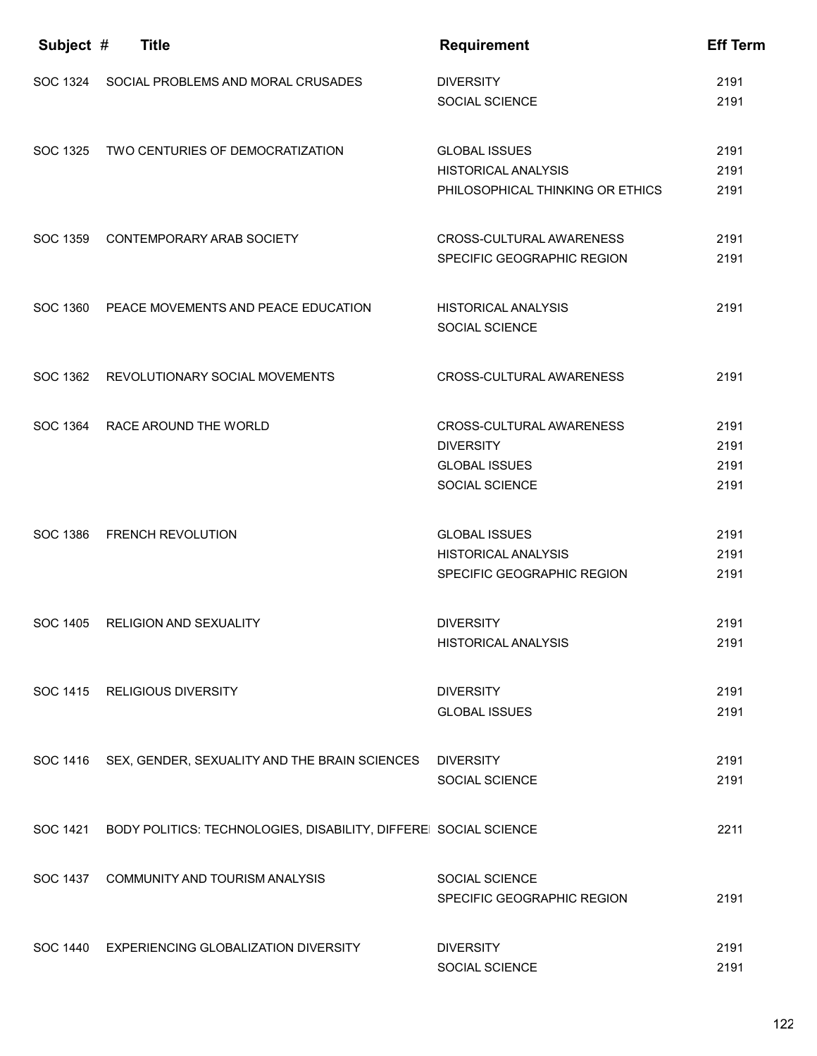| Subject # | Title | Requirement | Eff Term |
|---|---|---|---|
| SOC 1324 | SOCIAL PROBLEMS AND MORAL CRUSADES | DIVERSITY | 2191 |
| | | SOCIAL SCIENCE | 2191 |
| SOC 1325 | TWO CENTURIES OF DEMOCRATIZATION | GLOBAL ISSUES | 2191 |
| | | HISTORICAL ANALYSIS | 2191 |
| | | PHILOSOPHICAL THINKING OR ETHICS | 2191 |
| SOC 1359 | CONTEMPORARY ARAB SOCIETY | CROSS-CULTURAL AWARENESS | 2191 |
| | | SPECIFIC GEOGRAPHIC REGION | 2191 |
| SOC 1360 | PEACE MOVEMENTS AND PEACE EDUCATION | HISTORICAL ANALYSIS | 2191 |
| | | SOCIAL SCIENCE | |
| SOC 1362 | REVOLUTIONARY SOCIAL MOVEMENTS | CROSS-CULTURAL AWARENESS | 2191 |
| SOC 1364 | RACE AROUND THE WORLD | CROSS-CULTURAL AWARENESS | 2191 |
| | | DIVERSITY | 2191 |
| | | GLOBAL ISSUES | 2191 |
| | | SOCIAL SCIENCE | 2191 |
| SOC 1386 | FRENCH REVOLUTION | GLOBAL ISSUES | 2191 |
| | | HISTORICAL ANALYSIS | 2191 |
| | | SPECIFIC GEOGRAPHIC REGION | 2191 |
| SOC 1405 | RELIGION AND SEXUALITY | DIVERSITY | 2191 |
| | | HISTORICAL ANALYSIS | 2191 |
| SOC 1415 | RELIGIOUS DIVERSITY | DIVERSITY | 2191 |
| | | GLOBAL ISSUES | 2191 |
| SOC 1416 | SEX, GENDER, SEXUALITY AND THE BRAIN SCIENCES | DIVERSITY | 2191 |
| | | SOCIAL SCIENCE | 2191 |
| SOC 1421 | BODY POLITICS: TECHNOLOGIES, DISABILITY, DIFFERE | SOCIAL SCIENCE | 2211 |
| SOC 1437 | COMMUNITY AND TOURISM ANALYSIS | SOCIAL SCIENCE | |
| | | SPECIFIC GEOGRAPHIC REGION | 2191 |
| SOC 1440 | EXPERIENCING GLOBALIZATION DIVERSITY | DIVERSITY | 2191 |
| | | SOCIAL SCIENCE | 2191 |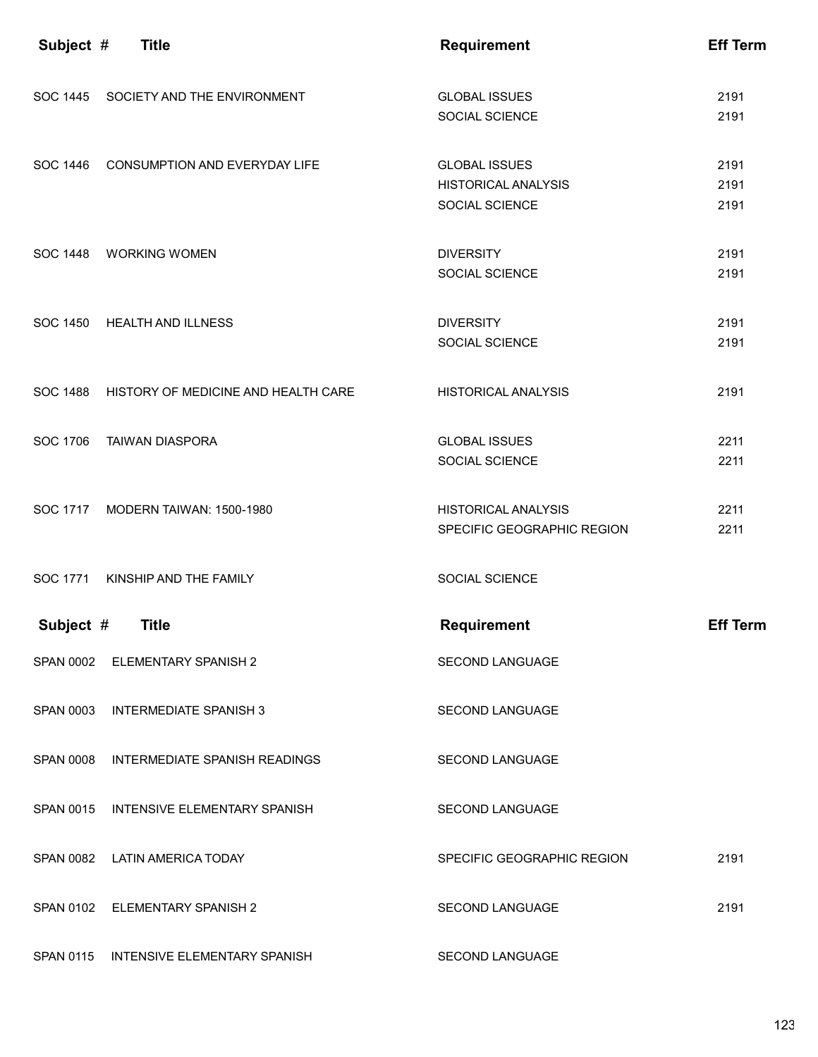| Subject # | Title | Requirement | Eff Term |
|---|---|---|---|
| SOC 1445 | SOCIETY AND THE ENVIRONMENT | GLOBAL ISSUES | 2191 |
| | | SOCIAL SCIENCE | 2191 |
| SOC 1446 | CONSUMPTION AND EVERYDAY LIFE | GLOBAL ISSUES | 2191 |
| | | HISTORICAL ANALYSIS | 2191 |
| | | SOCIAL SCIENCE | 2191 |
| SOC 1448 | WORKING WOMEN | DIVERSITY | 2191 |
| | | SOCIAL SCIENCE | 2191 |
| SOC 1450 | HEALTH AND ILLNESS | DIVERSITY | 2191 |
| | | SOCIAL SCIENCE | 2191 |
| SOC 1488 | HISTORY OF MEDICINE AND HEALTH CARE | HISTORICAL ANALYSIS | 2191 |
| SOC 1706 | TAIWAN DIASPORA | GLOBAL ISSUES | 2211 |
| | | SOCIAL SCIENCE | 2211 |
| SOC 1717 | MODERN TAIWAN: 1500-1980 | HISTORICAL ANALYSIS | 2211 |
| | | SPECIFIC GEOGRAPHIC REGION | 2211 |
| SOC 1771 | KINSHIP AND THE FAMILY | SOCIAL SCIENCE | |

| Subject # | Title | Requirement | Eff Term |
|---|---|---|---|
| SPAN 0002 | ELEMENTARY SPANISH 2 | SECOND LANGUAGE | |
| SPAN 0003 | INTERMEDIATE SPANISH 3 | SECOND LANGUAGE | |
| SPAN 0008 | INTERMEDIATE SPANISH READINGS | SECOND LANGUAGE | |
| SPAN 0015 | INTENSIVE ELEMENTARY SPANISH | SECOND LANGUAGE | |
| SPAN 0082 | LATIN AMERICA TODAY | SPECIFIC GEOGRAPHIC REGION | 2191 |
| SPAN 0102 | ELEMENTARY SPANISH 2 | SECOND LANGUAGE | 2191 |
| SPAN 0115 | INTENSIVE ELEMENTARY SPANISH | SECOND LANGUAGE | |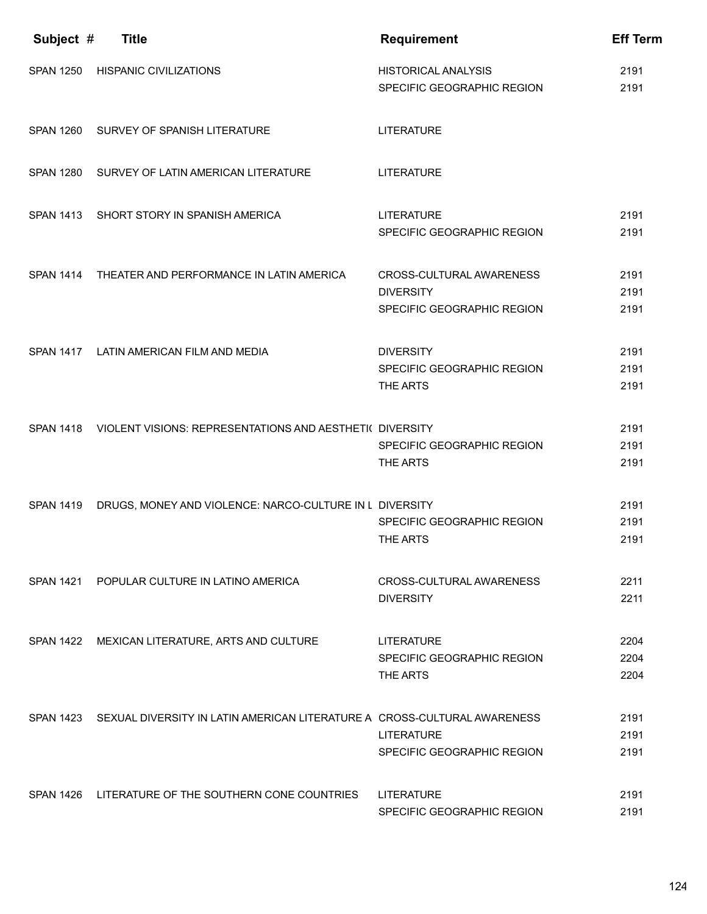| Subject # | Title | Requirement | Eff Term |
|---|---|---|---|
| SPAN 1250 | HISPANIC CIVILIZATIONS | HISTORICAL ANALYSIS | 2191 |
| | | SPECIFIC GEOGRAPHIC REGION | 2191 |
| SPAN 1260 | SURVEY OF SPANISH LITERATURE | LITERATURE | |
| SPAN 1280 | SURVEY OF LATIN AMERICAN LITERATURE | LITERATURE | |
| SPAN 1413 | SHORT STORY IN SPANISH AMERICA | LITERATURE | 2191 |
| | | SPECIFIC GEOGRAPHIC REGION | 2191 |
| SPAN 1414 | THEATER AND PERFORMANCE IN LATIN AMERICA | CROSS-CULTURAL AWARENESS | 2191 |
| | | DIVERSITY | 2191 |
| | | SPECIFIC GEOGRAPHIC REGION | 2191 |
| SPAN 1417 | LATIN AMERICAN FILM AND MEDIA | DIVERSITY | 2191 |
| | | SPECIFIC GEOGRAPHIC REGION | 2191 |
| | | THE ARTS | 2191 |
| SPAN 1418 | VIOLENT VISIONS: REPRESENTATIONS AND AESTHETI( | DIVERSITY | 2191 |
| | | SPECIFIC GEOGRAPHIC REGION | 2191 |
| | | THE ARTS | 2191 |
| SPAN 1419 | DRUGS, MONEY AND VIOLENCE: NARCO-CULTURE IN L | DIVERSITY | 2191 |
| | | SPECIFIC GEOGRAPHIC REGION | 2191 |
| | | THE ARTS | 2191 |
| SPAN 1421 | POPULAR CULTURE IN LATINO AMERICA | CROSS-CULTURAL AWARENESS | 2211 |
| | | DIVERSITY | 2211 |
| SPAN 1422 | MEXICAN LITERATURE, ARTS AND CULTURE | LITERATURE | 2204 |
| | | SPECIFIC GEOGRAPHIC REGION | 2204 |
| | | THE ARTS | 2204 |
| SPAN 1423 | SEXUAL DIVERSITY IN LATIN AMERICAN LITERATURE A | CROSS-CULTURAL AWARENESS | 2191 |
| | | LITERATURE | 2191 |
| | | SPECIFIC GEOGRAPHIC REGION | 2191 |
| SPAN 1426 | LITERATURE OF THE SOUTHERN CONE COUNTRIES | LITERATURE | 2191 |
| | | SPECIFIC GEOGRAPHIC REGION | 2191 |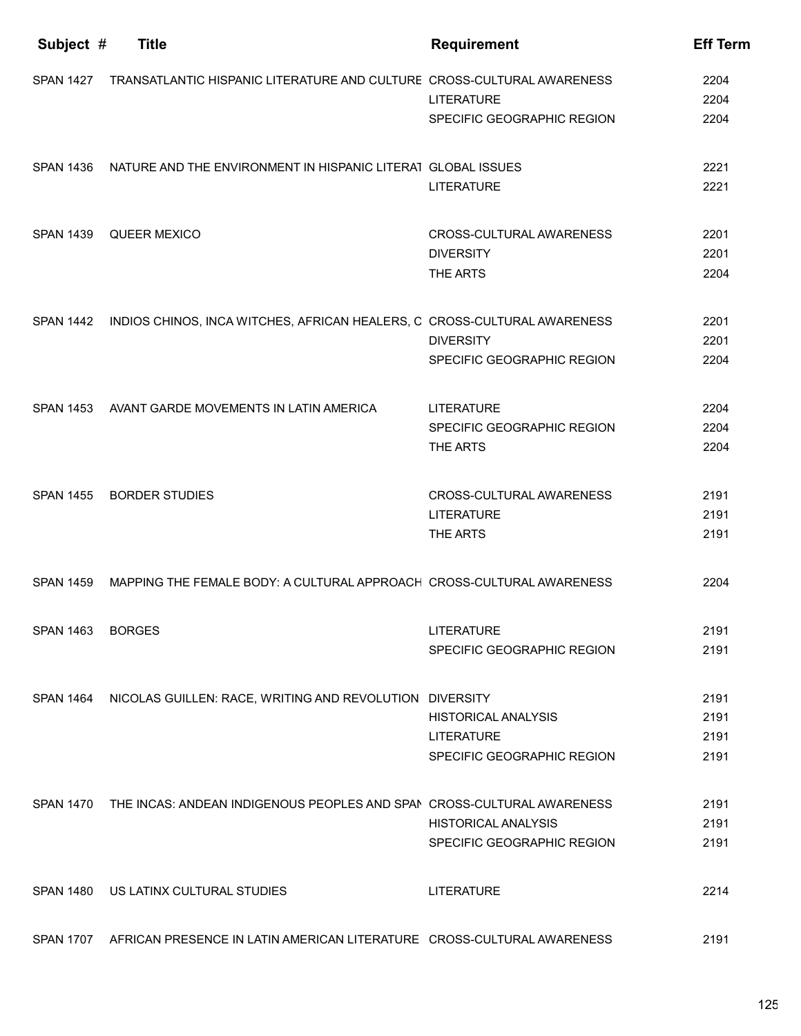| Subject # | Title | Requirement | Eff Term |
|---|---|---|---|
| SPAN 1427 | TRANSATLANTIC HISPANIC LITERATURE AND CULTURE | CROSS-CULTURAL AWARENESS | 2204 |
| | | LITERATURE | 2204 |
| | | SPECIFIC GEOGRAPHIC REGION | 2204 |
| SPAN 1436 | NATURE AND THE ENVIRONMENT IN HISPANIC LITERAT | GLOBAL ISSUES | 2221 |
| | | LITERATURE | 2221 |
| SPAN 1439 | QUEER MEXICO | CROSS-CULTURAL AWARENESS | 2201 |
| | | DIVERSITY | 2201 |
| | | THE ARTS | 2204 |
| SPAN 1442 | INDIOS CHINOS, INCA WITCHES, AFRICAN HEALERS, C | CROSS-CULTURAL AWARENESS | 2201 |
| | | DIVERSITY | 2201 |
| | | SPECIFIC GEOGRAPHIC REGION | 2204 |
| SPAN 1453 | AVANT GARDE MOVEMENTS IN LATIN AMERICA | LITERATURE | 2204 |
| | | SPECIFIC GEOGRAPHIC REGION | 2204 |
| | | THE ARTS | 2204 |
| SPAN 1455 | BORDER STUDIES | CROSS-CULTURAL AWARENESS | 2191 |
| | | LITERATURE | 2191 |
| | | THE ARTS | 2191 |
| SPAN 1459 | MAPPING THE FEMALE BODY: A CULTURAL APPROACH | CROSS-CULTURAL AWARENESS | 2204 |
| SPAN 1463 | BORGES | LITERATURE | 2191 |
| | | SPECIFIC GEOGRAPHIC REGION | 2191 |
| SPAN 1464 | NICOLAS GUILLEN: RACE, WRITING AND REVOLUTION | DIVERSITY | 2191 |
| | | HISTORICAL ANALYSIS | 2191 |
| | | LITERATURE | 2191 |
| | | SPECIFIC GEOGRAPHIC REGION | 2191 |
| SPAN 1470 | THE INCAS: ANDEAN INDIGENOUS PEOPLES AND SPAN | CROSS-CULTURAL AWARENESS | 2191 |
| | | HISTORICAL ANALYSIS | 2191 |
| | | SPECIFIC GEOGRAPHIC REGION | 2191 |
| SPAN 1480 | US LATINX CULTURAL STUDIES | LITERATURE | 2214 |
| SPAN 1707 | AFRICAN PRESENCE IN LATIN AMERICAN LITERATURE | CROSS-CULTURAL AWARENESS | 2191 |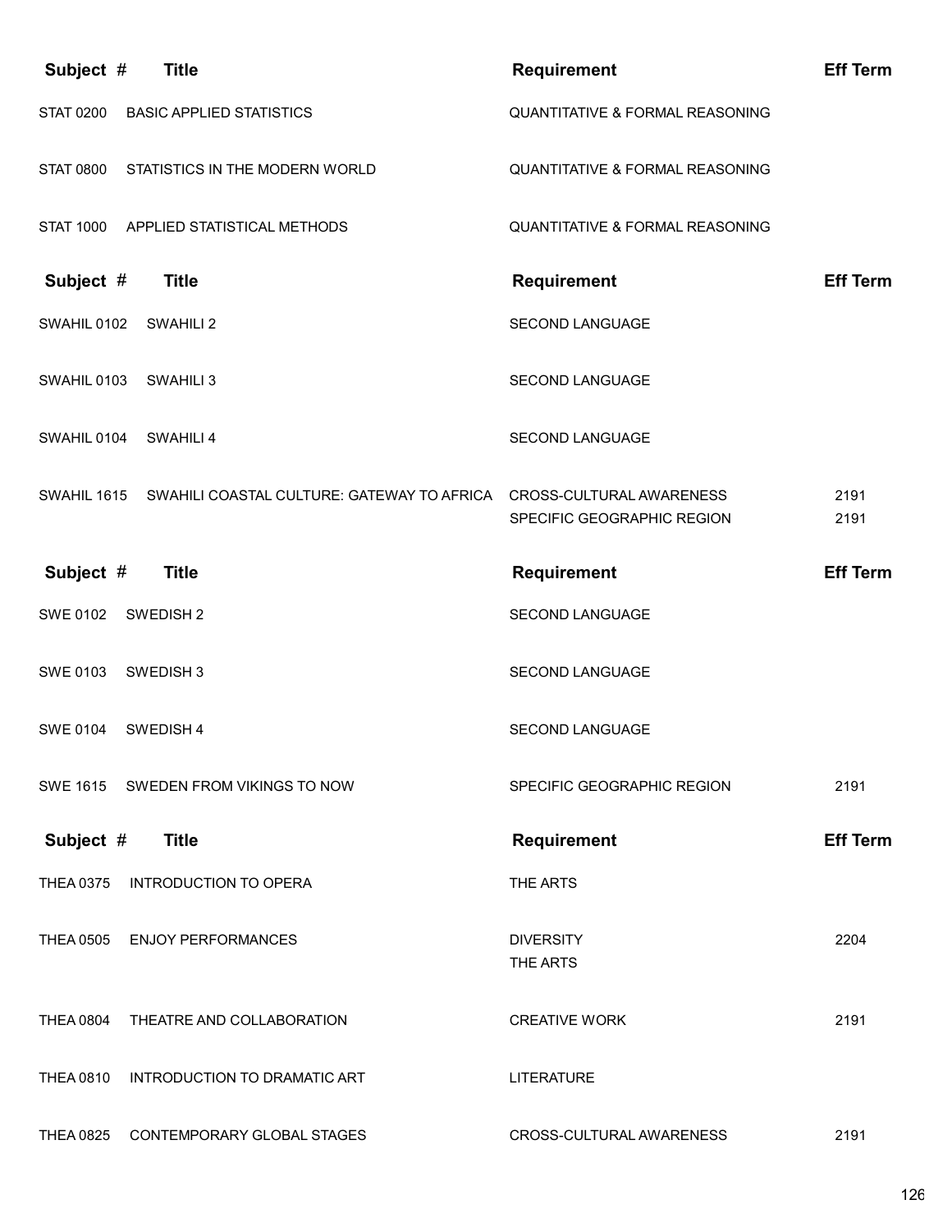| Subject # | Title | Requirement | Eff Term |
|---|---|---|---|
| STAT 0200 | BASIC APPLIED STATISTICS | QUANTITATIVE & FORMAL REASONING | |
| STAT 0800 | STATISTICS IN THE MODERN WORLD | QUANTITATIVE & FORMAL REASONING | |
| STAT 1000 | APPLIED STATISTICAL METHODS | QUANTITATIVE & FORMAL REASONING | |

| Subject # | Title | Requirement | Eff Term |
|---|---|---|---|
| SWAHIL 0102 | SWAHILI 2 | SECOND LANGUAGE | |
| SWAHIL 0103 | SWAHILI 3 | SECOND LANGUAGE | |
| SWAHIL 0104 | SWAHILI 4 | SECOND LANGUAGE | |
| SWAHIL 1615 | SWAHILI COASTAL CULTURE: GATEWAY TO AFRICA | CROSS-CULTURAL AWARENESS<br>SPECIFIC GEOGRAPHIC REGION | 2191<br>2191 |

| Subject # | Title | Requirement | Eff Term |
|---|---|---|---|
| SWE 0102 | SWEDISH 2 | SECOND LANGUAGE | |
| SWE 0103 | SWEDISH 3 | SECOND LANGUAGE | |
| SWE 0104 | SWEDISH 4 | SECOND LANGUAGE | |
| SWE 1615 | SWEDEN FROM VIKINGS TO NOW | SPECIFIC GEOGRAPHIC REGION | 2191 |

| Subject # | Title | Requirement | Eff Term |
|---|---|---|---|
| THEA 0375 | INTRODUCTION TO OPERA | THE ARTS | |
| THEA 0505 | ENJOY PERFORMANCES | DIVERSITY<br>THE ARTS | 2204 |
| THEA 0804 | THEATRE AND COLLABORATION | CREATIVE WORK | 2191 |
| THEA 0810 | INTRODUCTION TO DRAMATIC ART | LITERATURE | |
| THEA 0825 | CONTEMPORARY GLOBAL STAGES | CROSS-CULTURAL AWARENESS | 2191 |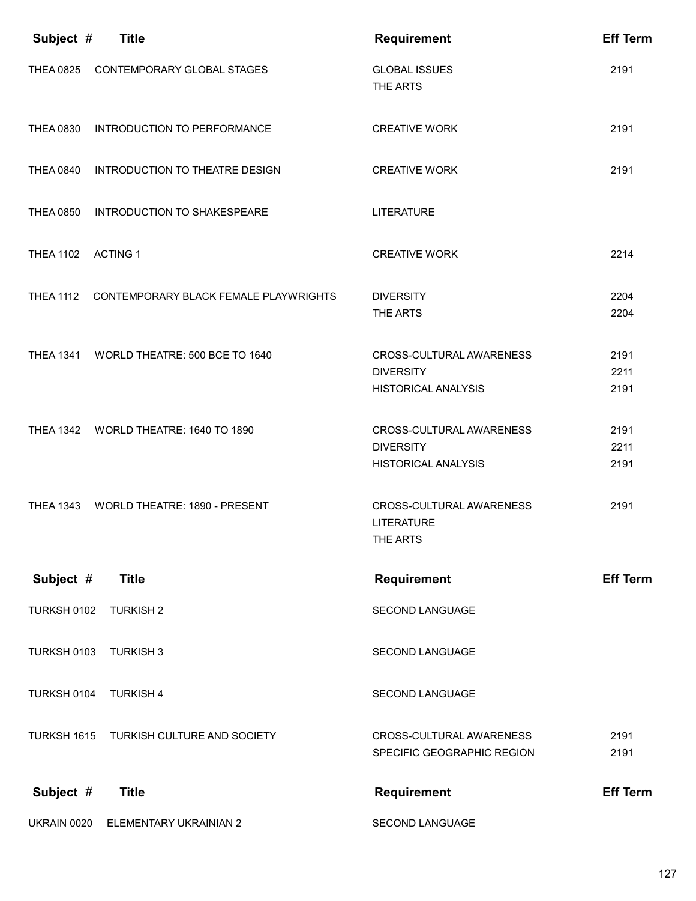| Subject # | Title | Requirement | Eff Term |
|---|---|---|---|
| THEA 0825 | CONTEMPORARY GLOBAL STAGES | GLOBAL ISSUES | 2191 |
| | | THE ARTS | |
| THEA 0830 | INTRODUCTION TO PERFORMANCE | CREATIVE WORK | 2191 |
| THEA 0840 | INTRODUCTION TO THEATRE DESIGN | CREATIVE WORK | 2191 |
| THEA 0850 | INTRODUCTION TO SHAKESPEARE | LITERATURE | |
| THEA 1102 | ACTING 1 | CREATIVE WORK | 2214 |
| THEA 1112 | CONTEMPORARY BLACK FEMALE PLAYWRIGHTS | DIVERSITY | 2204 |
| | | THE ARTS | 2204 |
| THEA 1341 | WORLD THEATRE: 500 BCE TO 1640 | CROSS-CULTURAL AWARENESS | 2191 |
| | | DIVERSITY | 2211 |
| | | HISTORICAL ANALYSIS | 2191 |
| THEA 1342 | WORLD THEATRE: 1640 TO 1890 | CROSS-CULTURAL AWARENESS | 2191 |
| | | DIVERSITY | 2211 |
| | | HISTORICAL ANALYSIS | 2191 |
| THEA 1343 | WORLD THEATRE: 1890 - PRESENT | CROSS-CULTURAL AWARENESS | 2191 |
| | | LITERATURE | |
| | | THE ARTS | |

| Subject # | Title | Requirement | Eff Term |
|---|---|---|---|
| TURKSH 0102 | TURKISH 2 | SECOND LANGUAGE | |
| TURKSH 0103 | TURKISH 3 | SECOND LANGUAGE | |
| TURKSH 0104 | TURKISH 4 | SECOND LANGUAGE | |
| TURKSH 1615 | TURKISH CULTURE AND SOCIETY | CROSS-CULTURAL AWARENESS | 2191 |
| | | SPECIFIC GEOGRAPHIC REGION | 2191 |

| Subject # | Title | Requirement | Eff Term |
|---|---|---|---|
| UKRAIN 0020 | ELEMENTARY UKRAINIAN 2 | SECOND LANGUAGE | |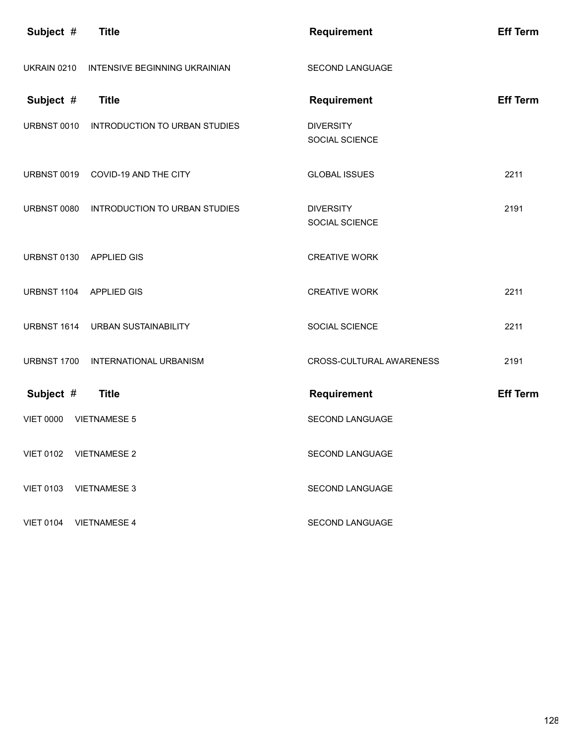| Subject # | Title | Requirement | Eff Term |
|---|---|---|---|
| UKRAIN 0210 | INTENSIVE BEGINNING UKRAINIAN | SECOND LANGUAGE | |

| Subject # | Title | Requirement | Eff Term |
|---|---|---|---|
| URBNST 0010 | INTRODUCTION TO URBAN STUDIES | DIVERSITY<br>SOCIAL SCIENCE | |
| URBNST 0019 | COVID-19 AND THE CITY | GLOBAL ISSUES | 2211 |
| URBNST 0080 | INTRODUCTION TO URBAN STUDIES | DIVERSITY<br>SOCIAL SCIENCE | 2191 |
| URBNST 0130 | APPLIED GIS | CREATIVE WORK | |
| URBNST 1104 | APPLIED GIS | CREATIVE WORK | 2211 |
| URBNST 1614 | URBAN SUSTAINABILITY | SOCIAL SCIENCE | 2211 |
| URBNST 1700 | INTERNATIONAL URBANISM | CROSS-CULTURAL AWARENESS | 2191 |

| Subject # | Title | Requirement | Eff Term |
|---|---|---|---|
| VIET 0000 | VIETNAMESE 5 | SECOND LANGUAGE | |
| VIET 0102 | VIETNAMESE 2 | SECOND LANGUAGE | |
| VIET 0103 | VIETNAMESE 3 | SECOND LANGUAGE | |
| VIET 0104 | VIETNAMESE 4 | SECOND LANGUAGE | |